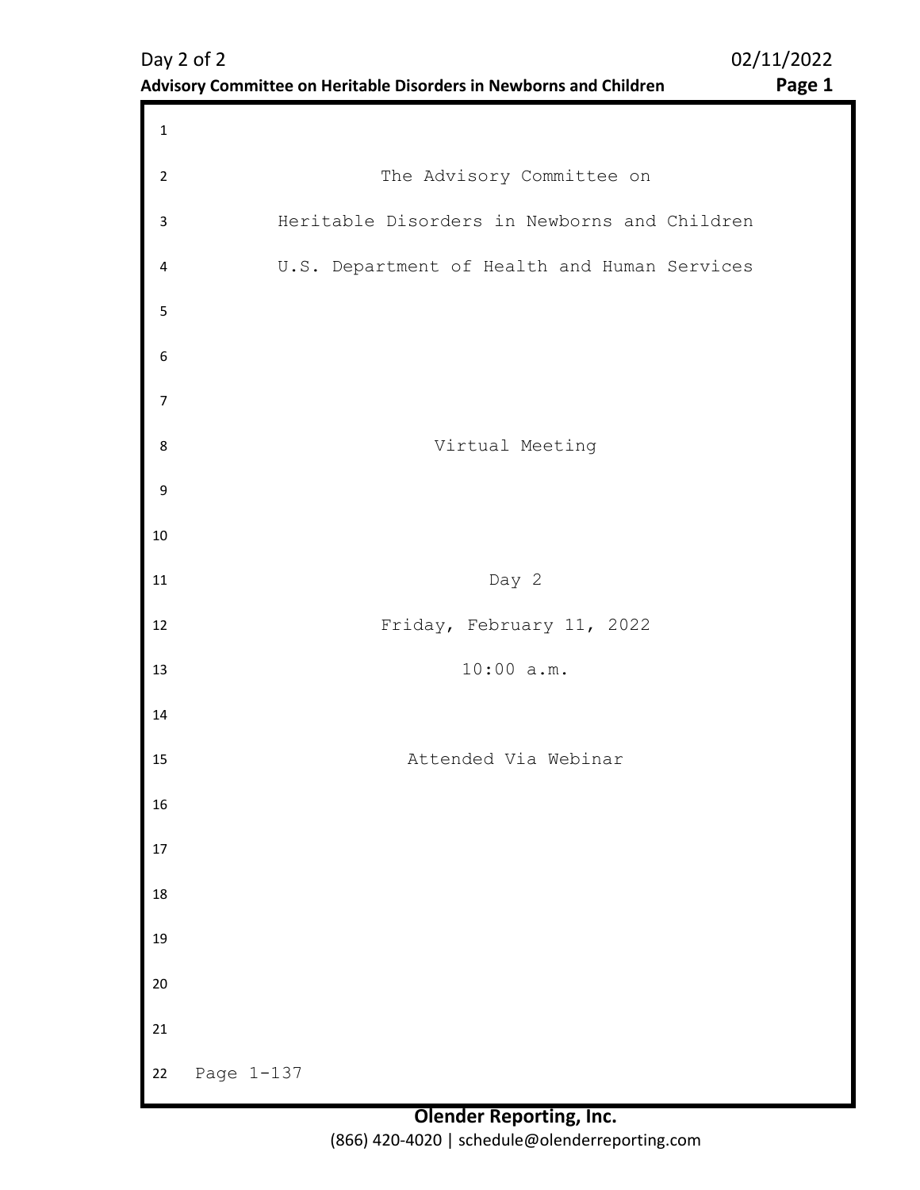The Advisory Committee on

Heritable Disorders in Newborns and Children

U.S. Department of Health and Human Services

Virtual Meeting

Day 2

Friday, February 11, 2022

10:00 a.m.

Attended Via Webinar

Page 1-137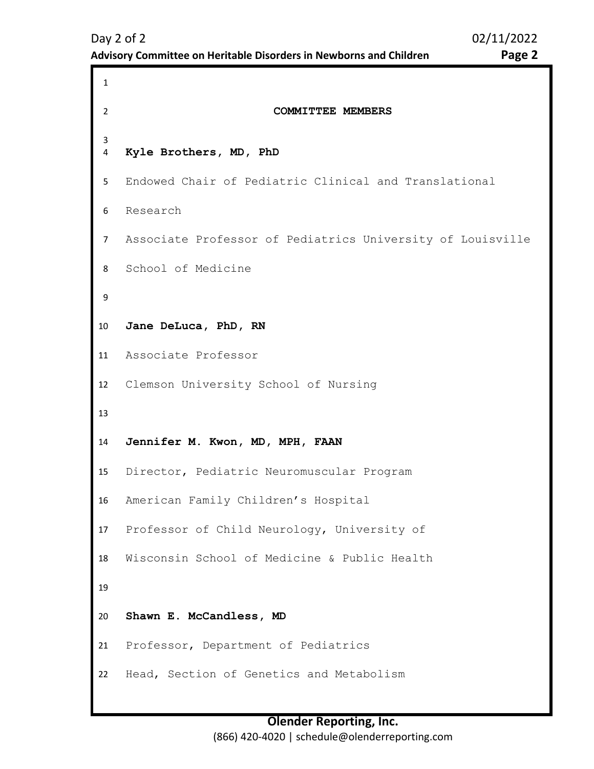## COMMITTEE MEMBERS

**Kyle Brothers, MD, PhD**

Endowed Chair of Pediatric Clinical and Translational Research

Associate Professor of Pediatrics University of Louisville School of Medicine

**Jane DeLuca, PhD, RN**

Associate Professor

Clemson University School of Nursing

**Jennifer M. Kwon, MD, MPH, FAAN**

Director, Pediatric Neuromuscular Program

American Family Children's Hospital

Professor of Child Neurology, University of Wisconsin School of Medicine & Public Health

**Shawn E. McCandless, MD**

Professor, Department of Pediatrics

Head, Section of Genetics and Metabolism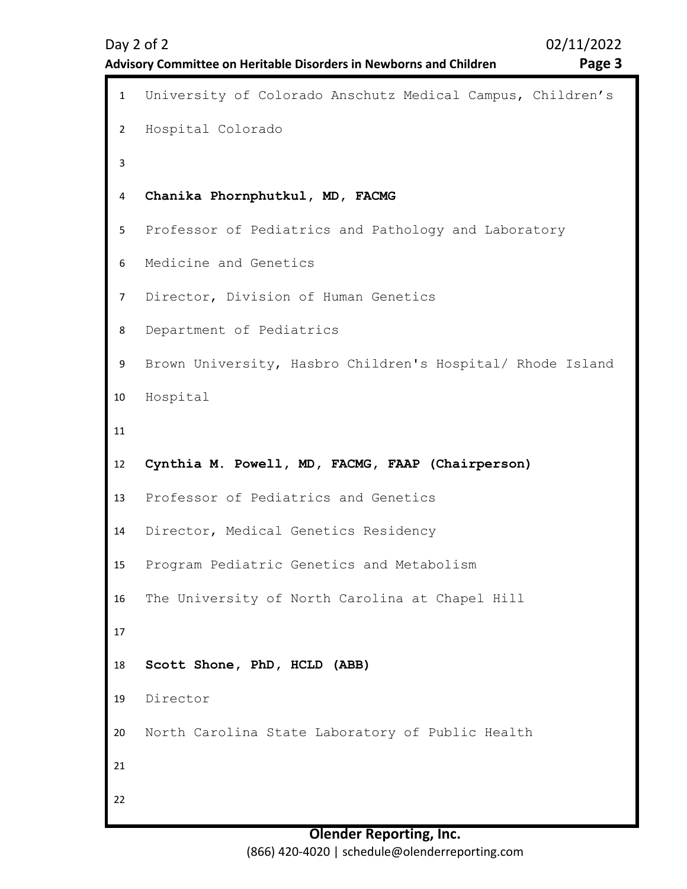University of Colorado Anschutz Medical Campus, Children's Hospital Colorado

**Chanika Phornphutkul, MD, FACMG**

Professor of Pediatrics and Pathology and Laboratory Medicine and Genetics

Director, Division of Human Genetics

Department of Pediatrics

Brown University, Hasbro Children's Hospital/ Rhode Island Hospital

**Cynthia M. Powell, MD, FACMG, FAAP (Chairperson)**

Professor of Pediatrics and Genetics

Director, Medical Genetics Residency

Program Pediatric Genetics and Metabolism

The University of North Carolina at Chapel Hill

**Scott Shone, PhD, HCLD (ABB)**

Director

North Carolina State Laboratory of Public Health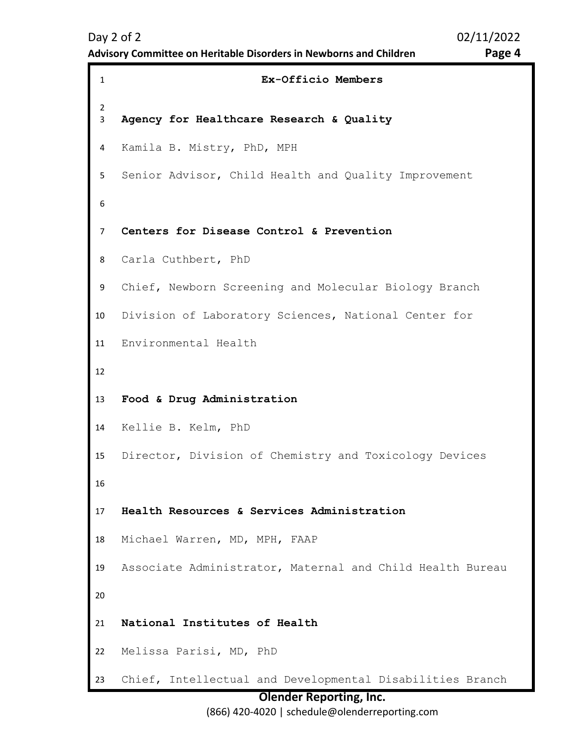## Ex-Officio Members

**Agency for Healthcare Research & Quality**

Kamila B. Mistry, PhD, MPH

Senior Advisor, Child Health and Quality Improvement

**Centers for Disease Control & Prevention**

Carla Cuthbert, PhD

Chief, Newborn Screening and Molecular Biology Branch

Division of Laboratory Sciences, National Center for Environmental Health

**Food & Drug Administration**

Kellie B. Kelm, PhD

Director, Division of Chemistry and Toxicology Devices

**Health Resources & Services Administration**

Michael Warren, MD, MPH, FAAP

Associate Administrator, Maternal and Child Health Bureau

**National Institutes of Health**

Melissa Parisi, MD, PhD

Chief, Intellectual and Developmental Disabilities Branch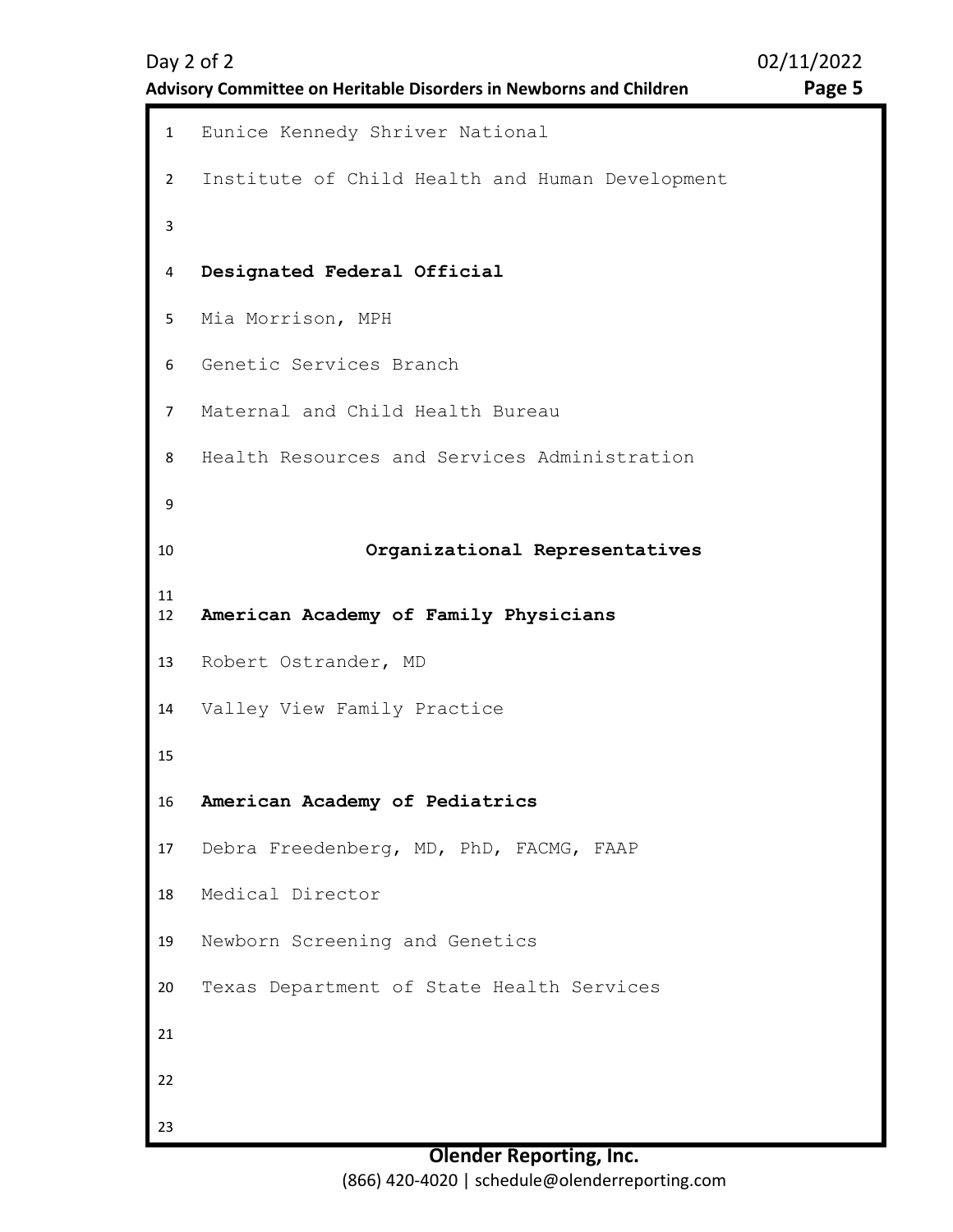Eunice Kennedy Shriver National
Institute of Child Health and Human Development

**Designated Federal Official**

Mia Morrison, MPH
Genetic Services Branch
Maternal and Child Health Bureau
Health Resources and Services Administration

## Organizational Representatives

**American Academy of Family Physicians**

Robert Ostrander, MD
Valley View Family Practice

**American Academy of Pediatrics**

Debra Freedenberg, MD, PhD, FACMG, FAAP
Medical Director
Newborn Screening and Genetics
Texas Department of State Health Services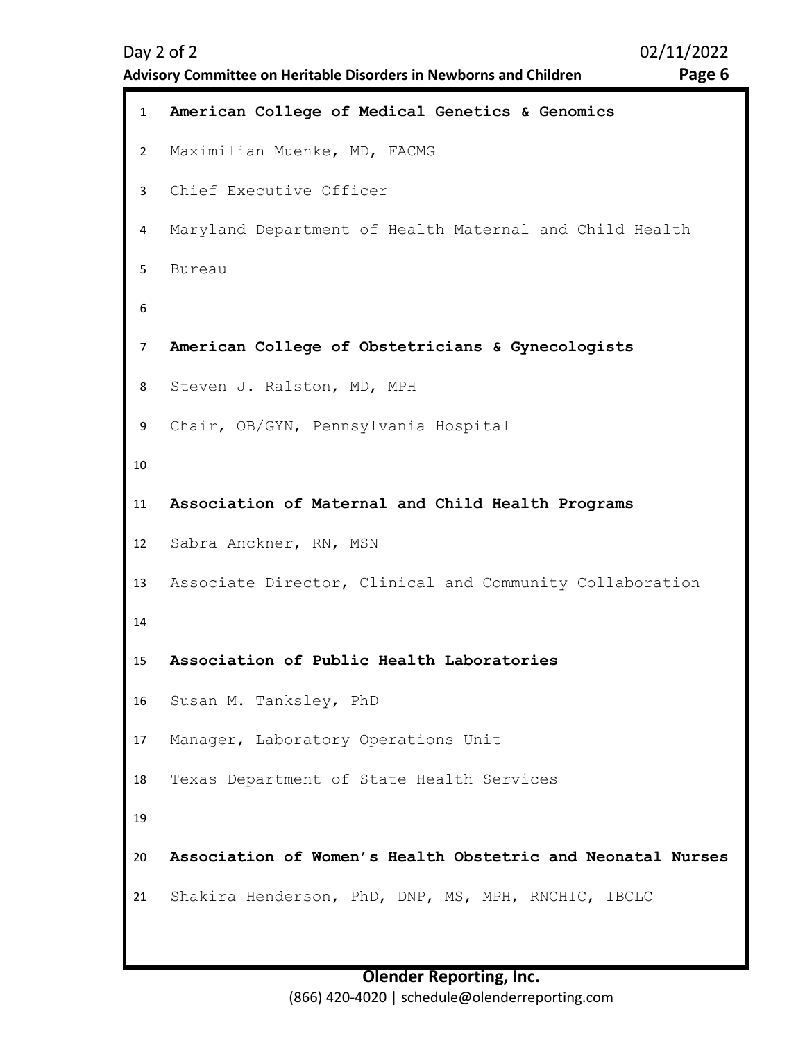**American College of Medical Genetics & Genomics**

Maximilian Muenke, MD, FACMG

Chief Executive Officer

Maryland Department of Health Maternal and Child Health Bureau

**American College of Obstetricians & Gynecologists**

Steven J. Ralston, MD, MPH

Chair, OB/GYN, Pennsylvania Hospital

**Association of Maternal and Child Health Programs**

Sabra Anckner, RN, MSN

Associate Director, Clinical and Community Collaboration

**Association of Public Health Laboratories**

Susan M. Tanksley, PhD

Manager, Laboratory Operations Unit

Texas Department of State Health Services

**Association of Women's Health Obstetric and Neonatal Nurses**

Shakira Henderson, PhD, DNP, MS, MPH, RNCHIC, IBCLC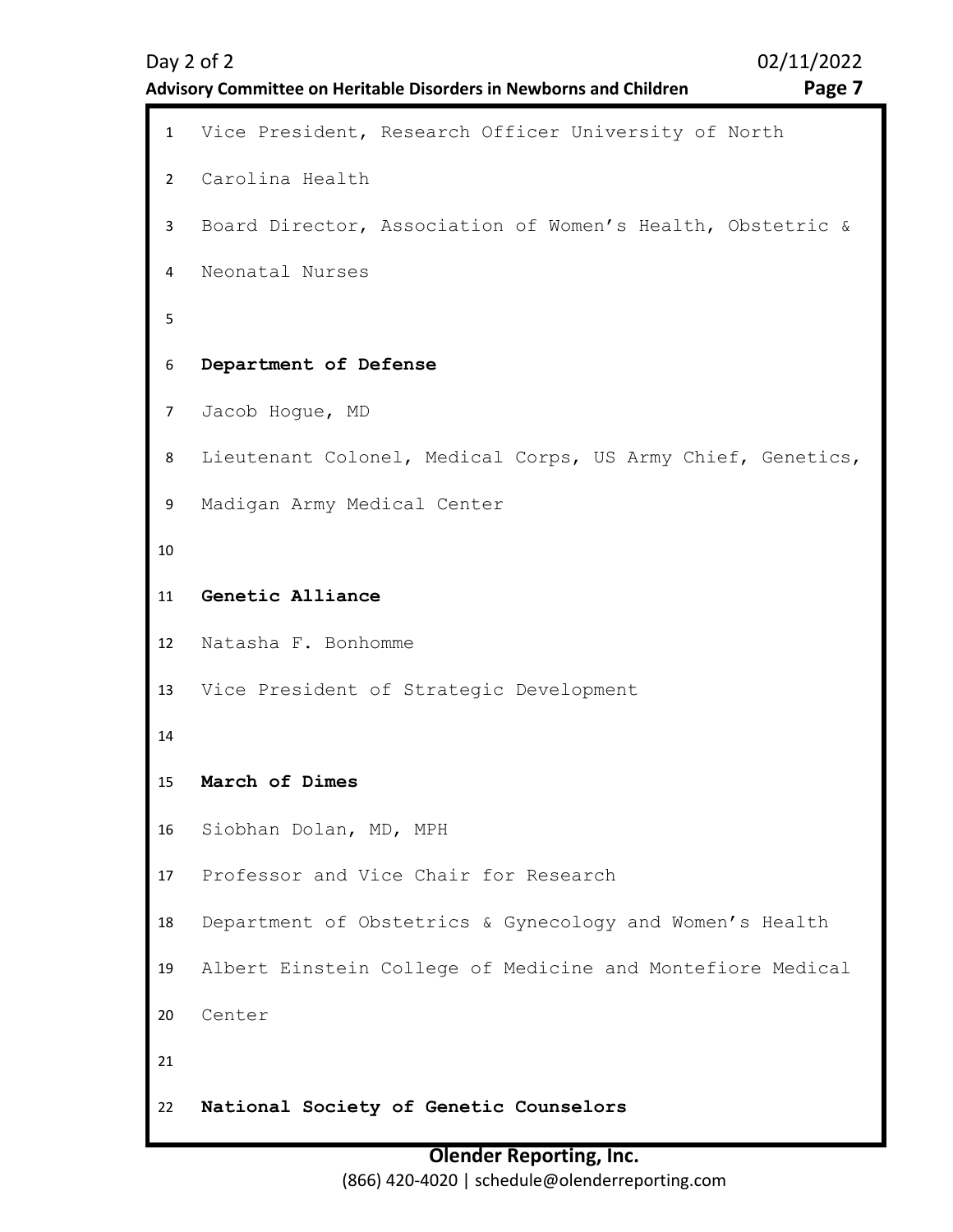Vice President, Research Officer University of North Carolina Health

Board Director, Association of Women's Health, Obstetric & Neonatal Nurses

**Department of Defense**

Jacob Hogue, MD

Lieutenant Colonel, Medical Corps, US Army Chief, Genetics, Madigan Army Medical Center

**Genetic Alliance**

Natasha F. Bonhomme

Vice President of Strategic Development

**March of Dimes**

Siobhan Dolan, MD, MPH

Professor and Vice Chair for Research

Department of Obstetrics & Gynecology and Women's Health

Albert Einstein College of Medicine and Montefiore Medical Center

**National Society of Genetic Counselors**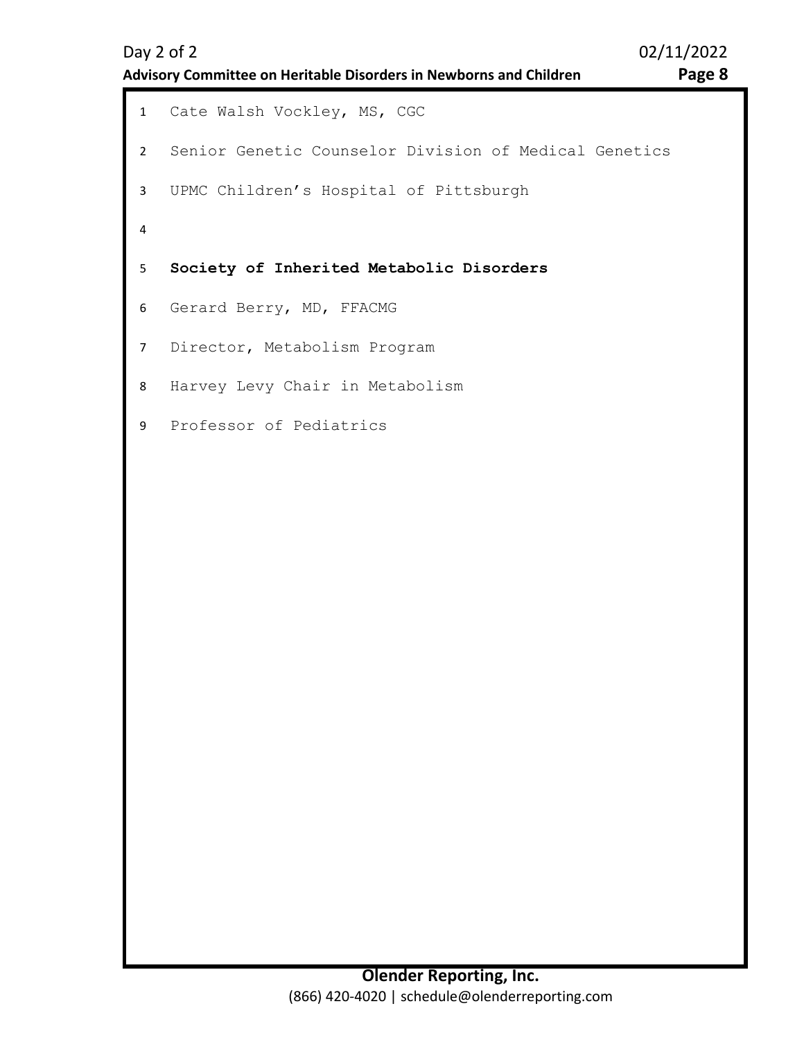Cate Walsh Vockley, MS, CGC

Senior Genetic Counselor Division of Medical Genetics

UPMC Children's Hospital of Pittsburgh

**Society of Inherited Metabolic Disorders**

Gerard Berry, MD, FFACMG

Director, Metabolism Program

Harvey Levy Chair in Metabolism

Professor of Pediatrics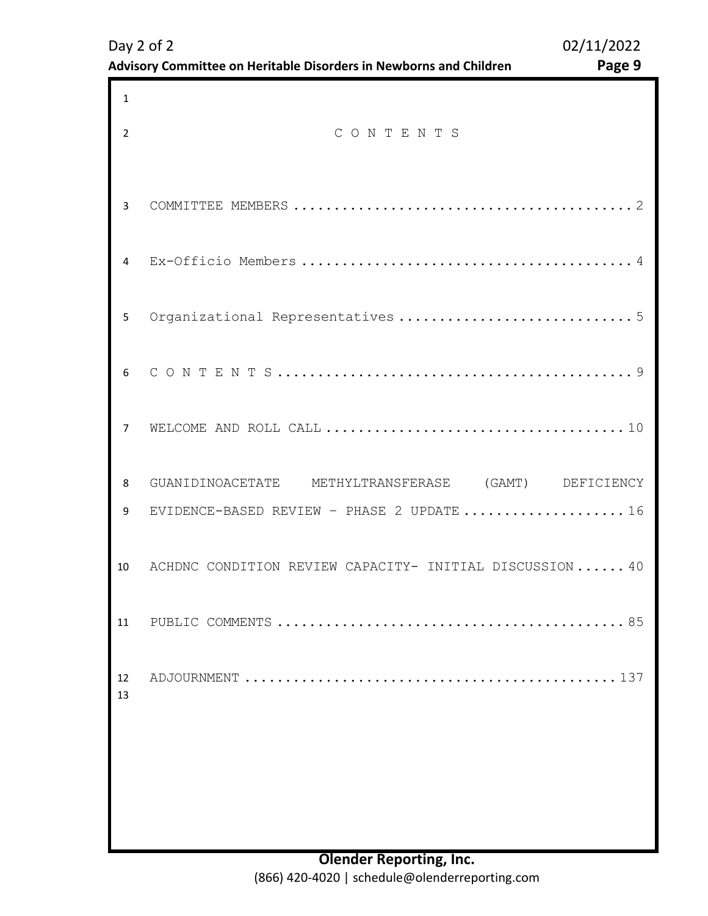# C O N T E N T S

COMMITTEE MEMBERS .......................................... 2

Ex-Officio Members ......................................... 4

Organizational Representatives ............................. 5

C O N T E N T S ............................................ 9

WELCOME AND ROLL CALL ...................................... 10

GUANIDINOACETATE METHYLTRANSFERASE (GAMT) DEFICIENCY EVIDENCE-BASED REVIEW – PHASE 2 UPDATE ..................... 16

ACHDNC CONDITION REVIEW CAPACITY- INITIAL DISCUSSION ...... 40

PUBLIC COMMENTS ............................................ 85

ADJOURNMENT ................................................ 137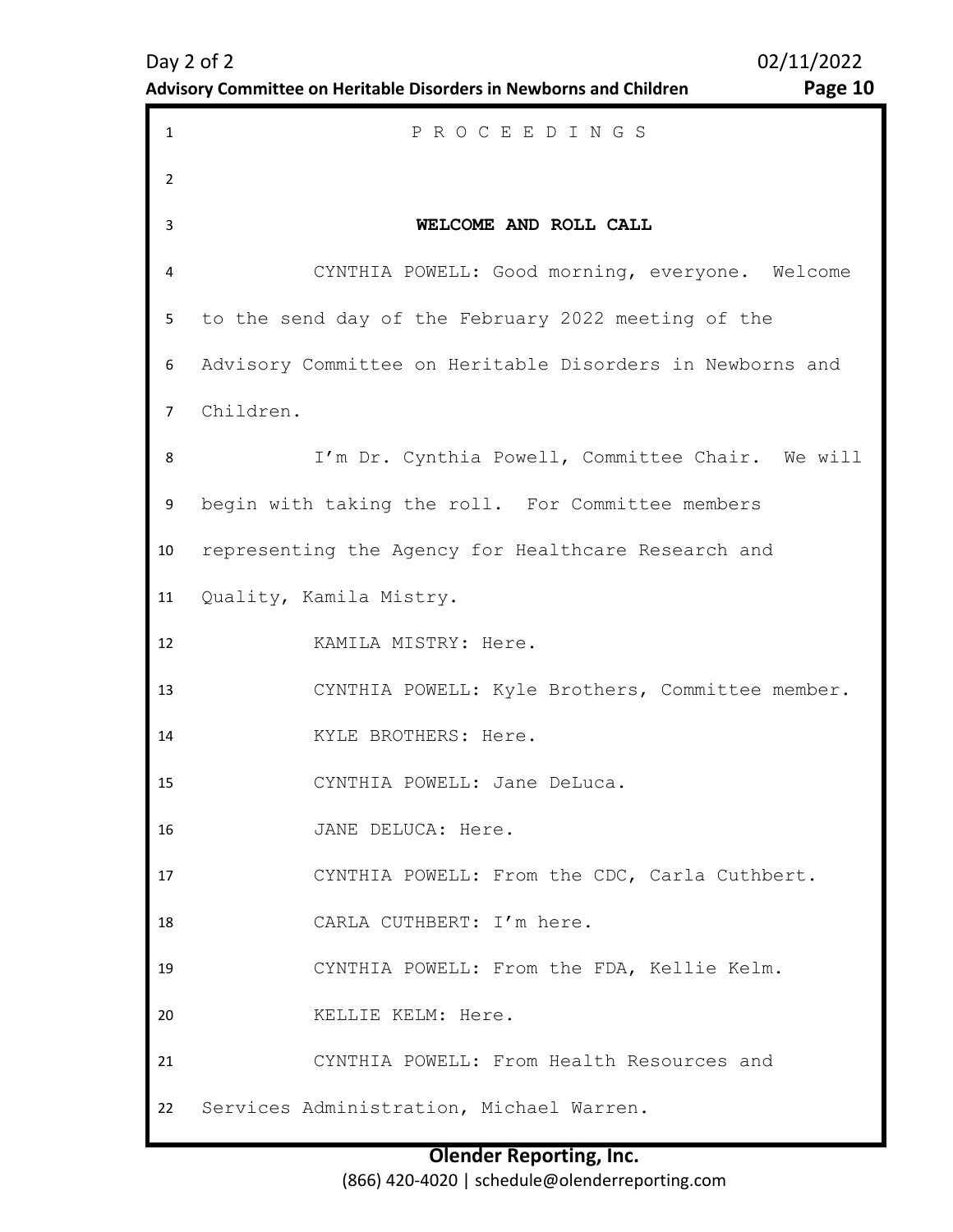P R O C E E D I N G S

**WELCOME AND ROLL CALL**

CYNTHIA POWELL: Good morning, everyone. Welcome to the send day of the February 2022 meeting of the Advisory Committee on Heritable Disorders in Newborns and Children.

I'm Dr. Cynthia Powell, Committee Chair. We will begin with taking the roll. For Committee members representing the Agency for Healthcare Research and Quality, Kamila Mistry.

KAMILA MISTRY: Here.

CYNTHIA POWELL: Kyle Brothers, Committee member.

KYLE BROTHERS: Here.

CYNTHIA POWELL: Jane DeLuca.

JANE DELUCA: Here.

CYNTHIA POWELL: From the CDC, Carla Cuthbert.

CARLA CUTHBERT: I'm here.

CYNTHIA POWELL: From the FDA, Kellie Kelm.

KELLIE KELM: Here.

CYNTHIA POWELL: From Health Resources and Services Administration, Michael Warren.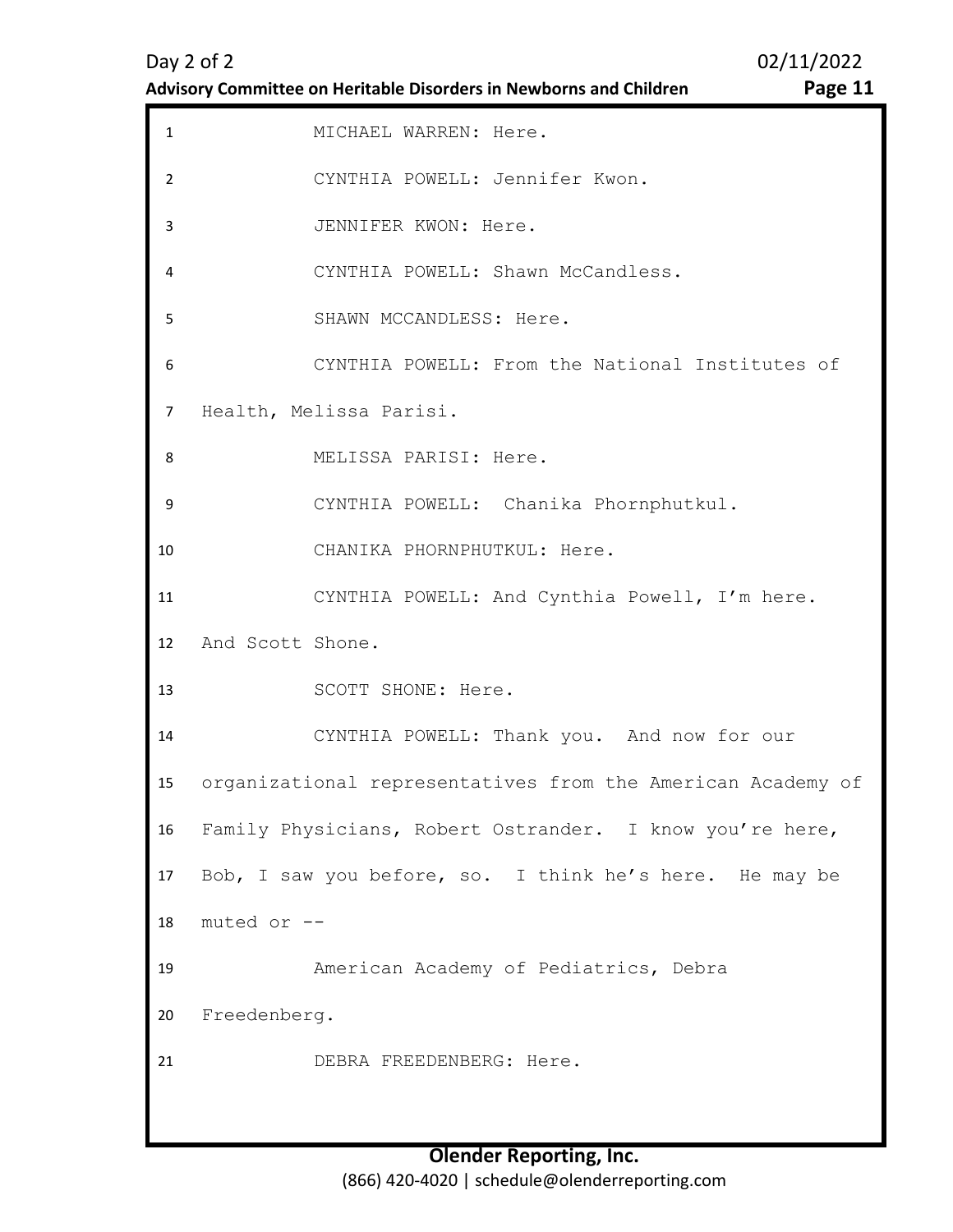MICHAEL WARREN: Here.

CYNTHIA POWELL: Jennifer Kwon.

JENNIFER KWON: Here.

CYNTHIA POWELL: Shawn McCandless.

SHAWN MCCANDLESS: Here.

CYNTHIA POWELL: From the National Institutes of Health, Melissa Parisi.

MELISSA PARISI: Here.

CYNTHIA POWELL: Chanika Phornphutkul.

CHANIKA PHORNPHUTKUL: Here.

CYNTHIA POWELL: And Cynthia Powell, I'm here. And Scott Shone.

SCOTT SHONE: Here.

CYNTHIA POWELL: Thank you. And now for our organizational representatives from the American Academy of Family Physicians, Robert Ostrander. I know you're here, Bob, I saw you before, so. I think he's here. He may be muted or --

American Academy of Pediatrics, Debra Freedenberg.

DEBRA FREEDENBERG: Here.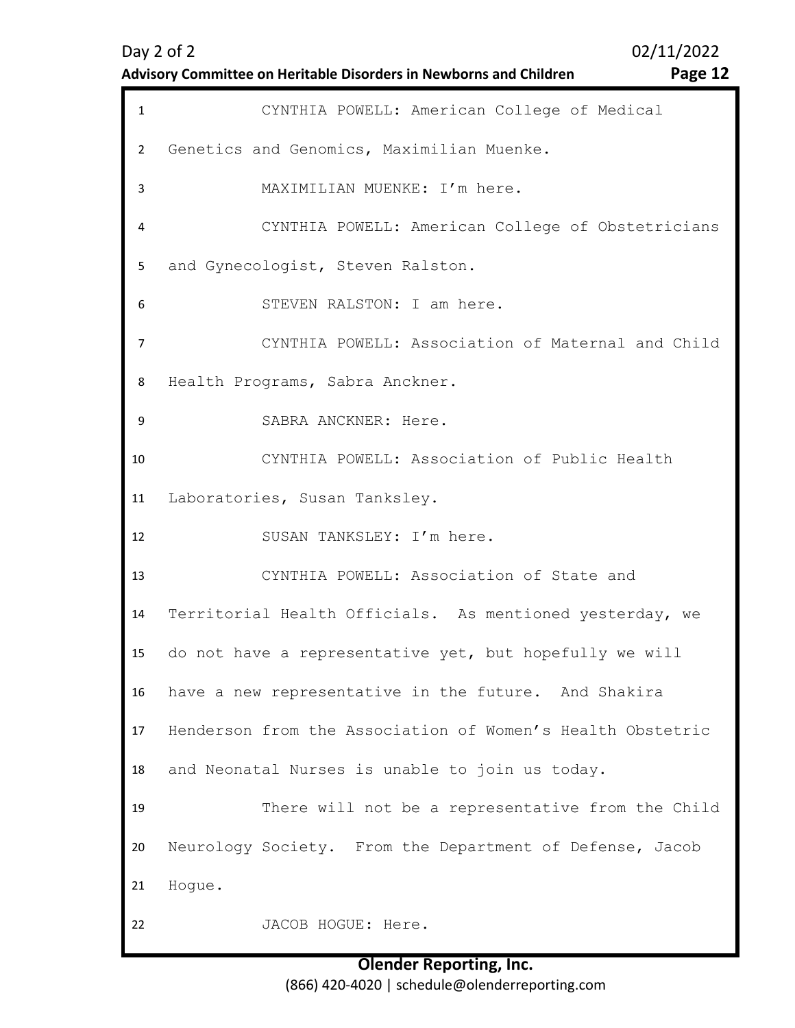CYNTHIA POWELL: American College of Medical Genetics and Genomics, Maximilian Muenke.

MAXIMILIAN MUENKE: I'm here.

CYNTHIA POWELL: American College of Obstetricians and Gynecologist, Steven Ralston.

STEVEN RALSTON: I am here.

CYNTHIA POWELL: Association of Maternal and Child Health Programs, Sabra Anckner.

SABRA ANCKNER: Here.

CYNTHIA POWELL: Association of Public Health Laboratories, Susan Tanksley.

SUSAN TANKSLEY: I'm here.

CYNTHIA POWELL: Association of State and Territorial Health Officials. As mentioned yesterday, we do not have a representative yet, but hopefully we will have a new representative in the future. And Shakira Henderson from the Association of Women's Health Obstetric and Neonatal Nurses is unable to join us today.

There will not be a representative from the Child Neurology Society. From the Department of Defense, Jacob Hogue.

JACOB HOGUE: Here.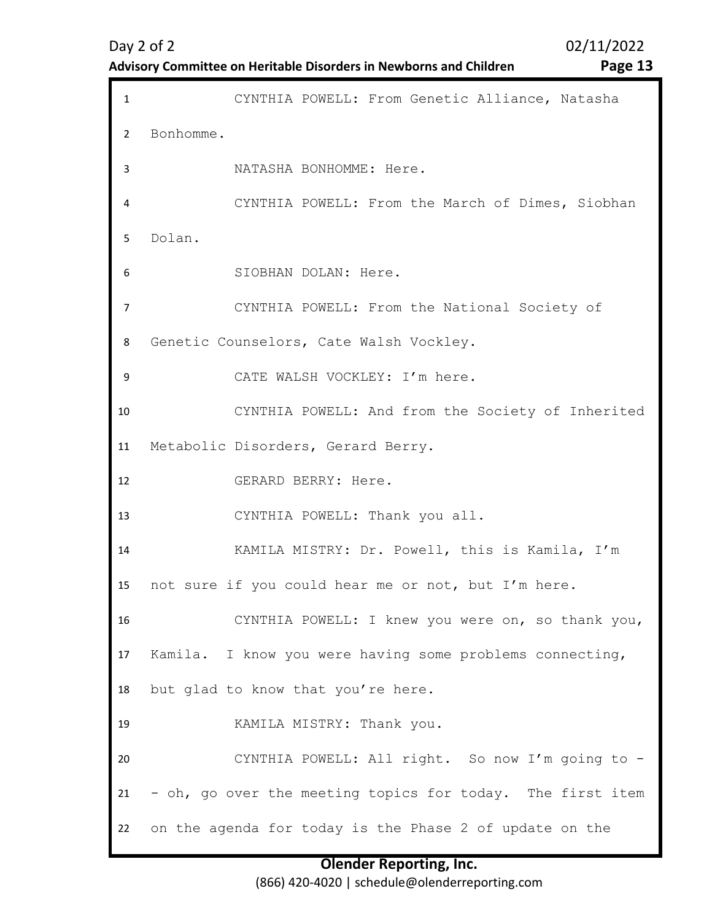CYNTHIA POWELL: From Genetic Alliance, Natasha Bonhomme.

NATASHA BONHOMME: Here.

CYNTHIA POWELL: From the March of Dimes, Siobhan Dolan.

SIOBHAN DOLAN: Here.

CYNTHIA POWELL: From the National Society of Genetic Counselors, Cate Walsh Vockley.

CATE WALSH VOCKLEY: I'm here.

CYNTHIA POWELL: And from the Society of Inherited Metabolic Disorders, Gerard Berry.

GERARD BERRY: Here.

CYNTHIA POWELL: Thank you all.

KAMILA MISTRY: Dr. Powell, this is Kamila, I'm not sure if you could hear me or not, but I'm here.

CYNTHIA POWELL: I knew you were on, so thank you, Kamila. I know you were having some problems connecting, but glad to know that you're here.

KAMILA MISTRY: Thank you.

CYNTHIA POWELL: All right. So now I'm going to -- oh, go over the meeting topics for today. The first item on the agenda for today is the Phase 2 of update on the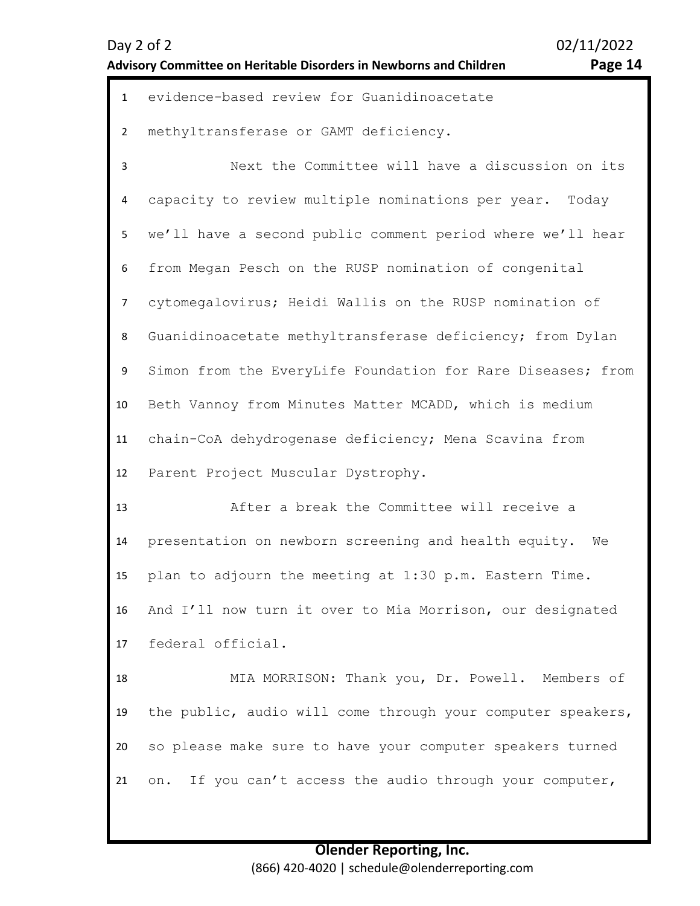evidence-based review for Guanidinoacetate methyltransferase or GAMT deficiency.

Next the Committee will have a discussion on its capacity to review multiple nominations per year. Today we'll have a second public comment period where we'll hear from Megan Pesch on the RUSP nomination of congenital cytomegalovirus; Heidi Wallis on the RUSP nomination of Guanidinoacetate methyltransferase deficiency; from Dylan Simon from the EveryLife Foundation for Rare Diseases; from Beth Vannoy from Minutes Matter MCADD, which is medium chain-CoA dehydrogenase deficiency; Mena Scavina from Parent Project Muscular Dystrophy.

After a break the Committee will receive a presentation on newborn screening and health equity. We plan to adjourn the meeting at 1:30 p.m. Eastern Time. And I'll now turn it over to Mia Morrison, our designated federal official.

MIA MORRISON: Thank you, Dr. Powell. Members of the public, audio will come through your computer speakers, so please make sure to have your computer speakers turned on. If you can't access the audio through your computer,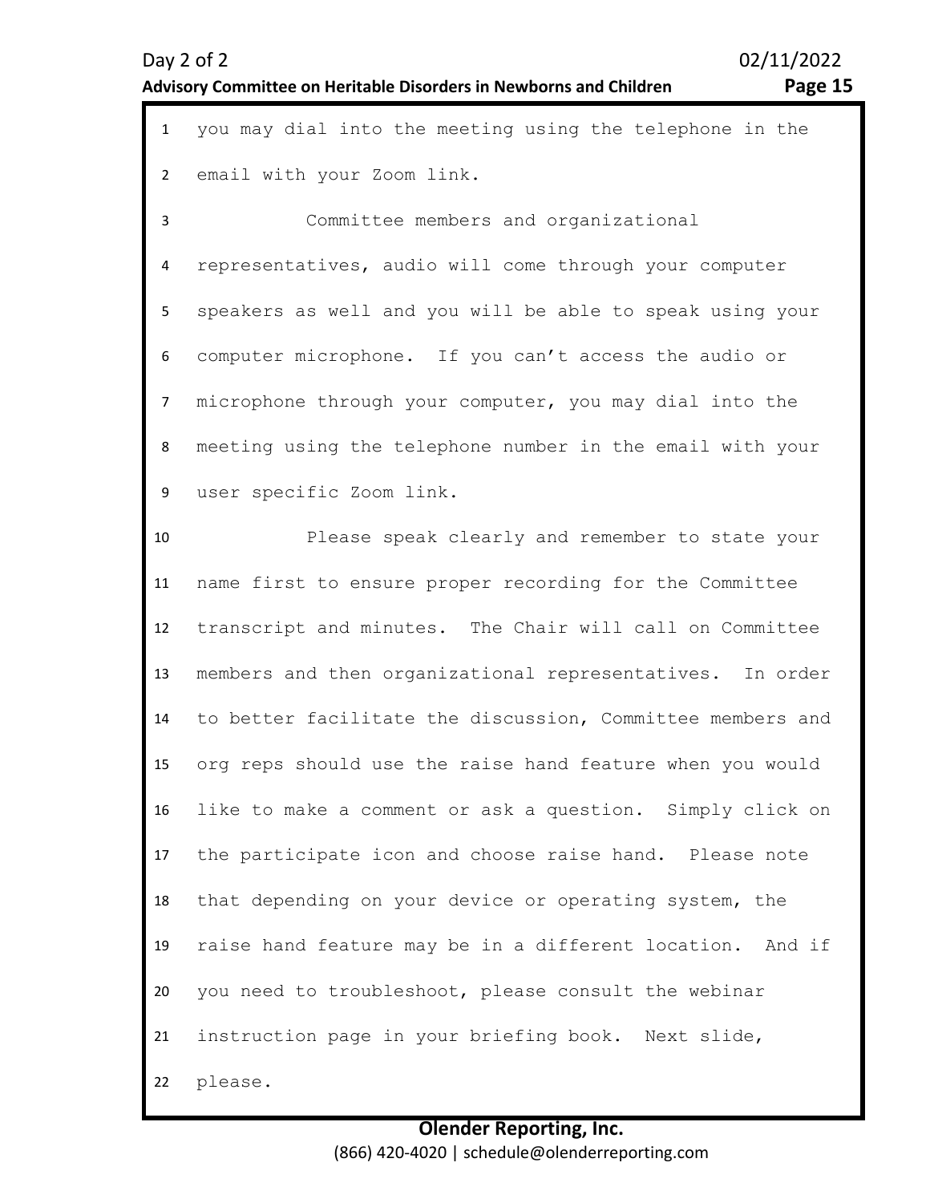you may dial into the meeting using the telephone in the email with your Zoom link.

Committee members and organizational representatives, audio will come through your computer speakers as well and you will be able to speak using your computer microphone. If you can't access the audio or microphone through your computer, you may dial into the meeting using the telephone number in the email with your user specific Zoom link.

Please speak clearly and remember to state your name first to ensure proper recording for the Committee transcript and minutes. The Chair will call on Committee members and then organizational representatives. In order to better facilitate the discussion, Committee members and org reps should use the raise hand feature when you would like to make a comment or ask a question. Simply click on the participate icon and choose raise hand. Please note that depending on your device or operating system, the raise hand feature may be in a different location. And if you need to troubleshoot, please consult the webinar instruction page in your briefing book. Next slide, please.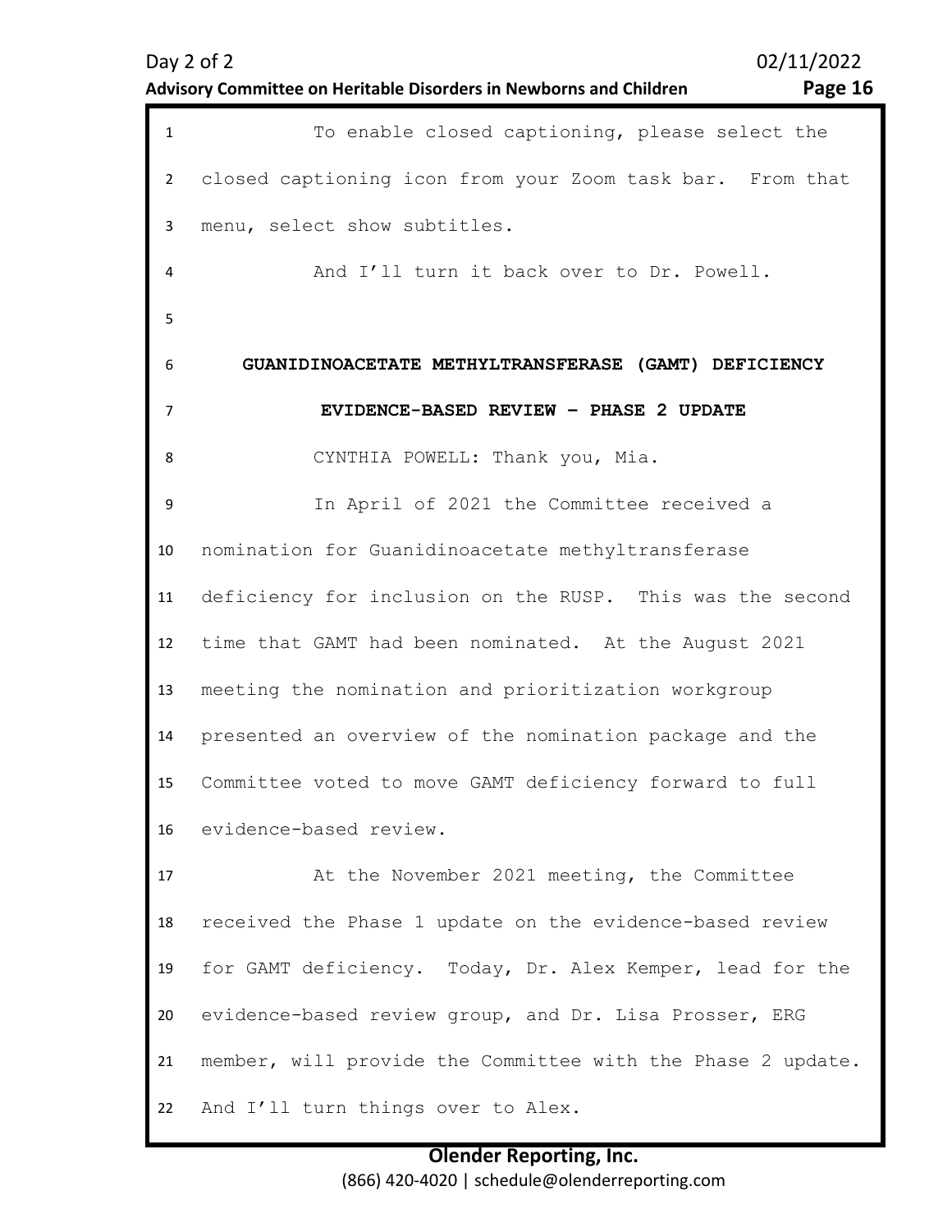To enable closed captioning, please select the closed captioning icon from your Zoom task bar. From that menu, select show subtitles.

And I'll turn it back over to Dr. Powell.

## GUANIDINOACETATE METHYLTRANSFERASE (GAMT) DEFICIENCY EVIDENCE-BASED REVIEW – PHASE 2 UPDATE

CYNTHIA POWELL: Thank you, Mia.

In April of 2021 the Committee received a nomination for Guanidinoacetate methyltransferase deficiency for inclusion on the RUSP. This was the second time that GAMT had been nominated. At the August 2021 meeting the nomination and prioritization workgroup presented an overview of the nomination package and the Committee voted to move GAMT deficiency forward to full evidence-based review.

At the November 2021 meeting, the Committee received the Phase 1 update on the evidence-based review for GAMT deficiency. Today, Dr. Alex Kemper, lead for the evidence-based review group, and Dr. Lisa Prosser, ERG member, will provide the Committee with the Phase 2 update. And I'll turn things over to Alex.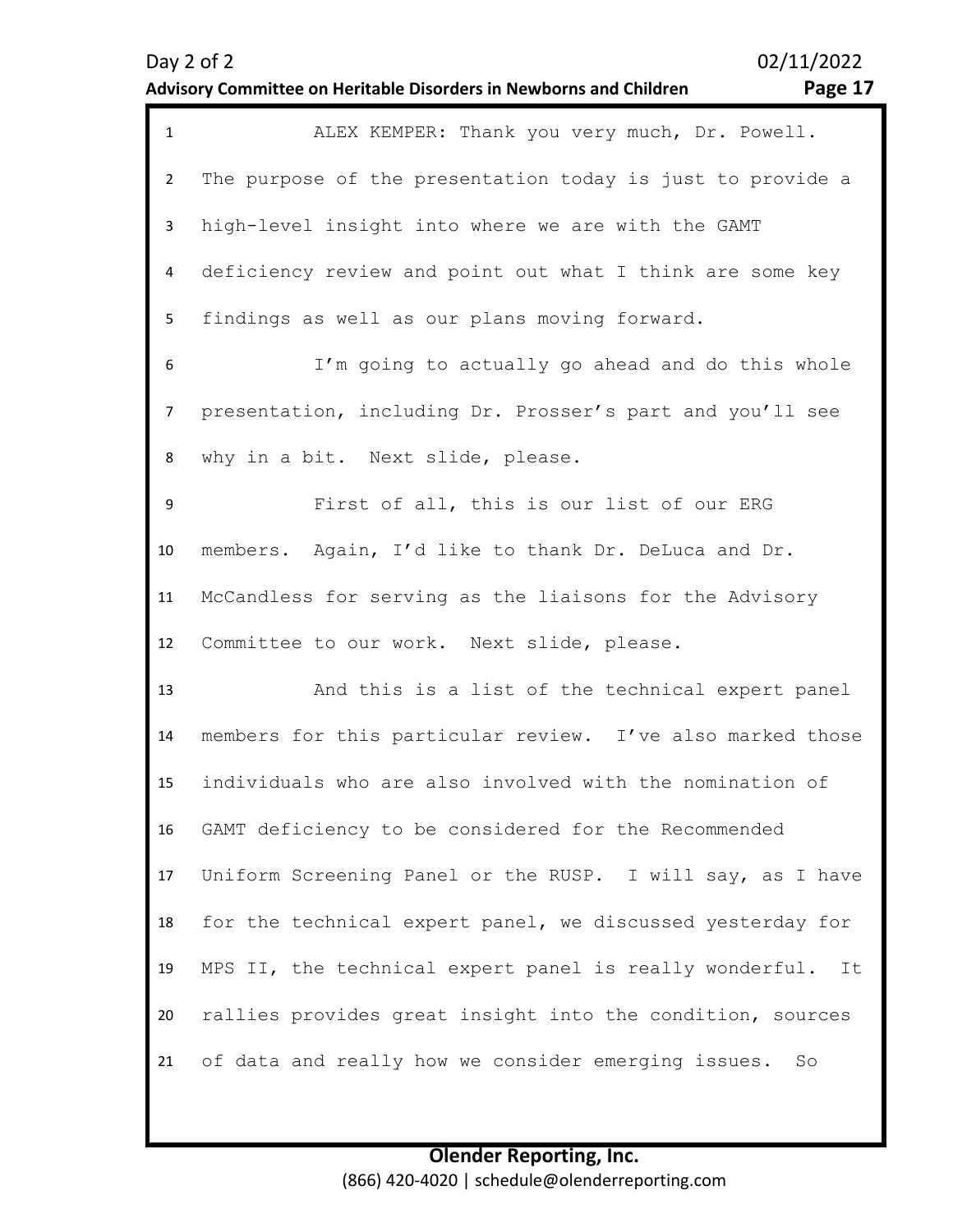ALEX KEMPER: Thank you very much, Dr. Powell. The purpose of the presentation today is just to provide a high-level insight into where we are with the GAMT deficiency review and point out what I think are some key findings as well as our plans moving forward.

I'm going to actually go ahead and do this whole presentation, including Dr. Prosser's part and you'll see why in a bit. Next slide, please.

First of all, this is our list of our ERG members. Again, I'd like to thank Dr. DeLuca and Dr. McCandless for serving as the liaisons for the Advisory Committee to our work. Next slide, please.

And this is a list of the technical expert panel members for this particular review. I've also marked those individuals who are also involved with the nomination of GAMT deficiency to be considered for the Recommended Uniform Screening Panel or the RUSP. I will say, as I have for the technical expert panel, we discussed yesterday for MPS II, the technical expert panel is really wonderful. It rallies provides great insight into the condition, sources of data and really how we consider emerging issues. So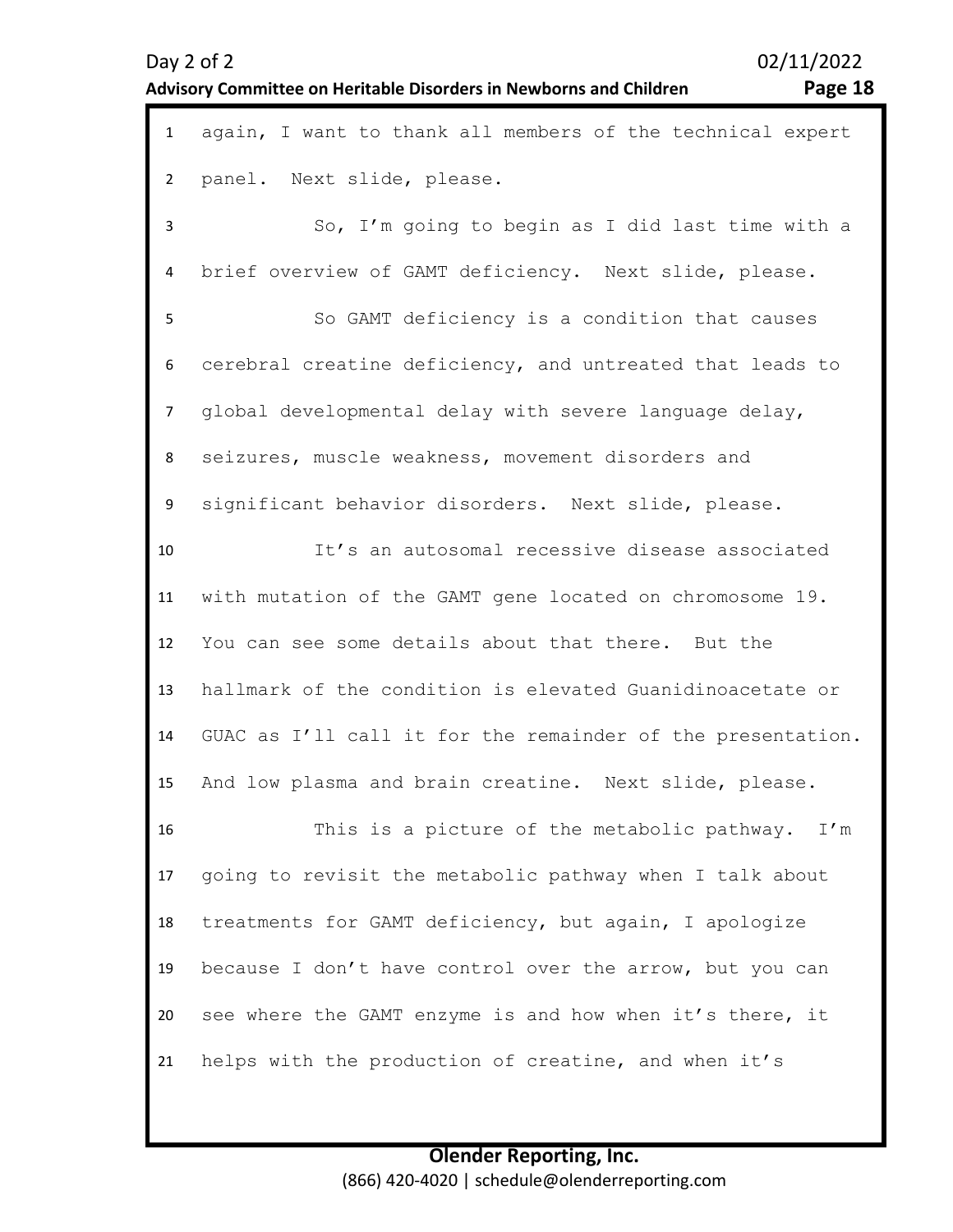again, I want to thank all members of the technical expert panel. Next slide, please.

So, I'm going to begin as I did last time with a brief overview of GAMT deficiency. Next slide, please.

So GAMT deficiency is a condition that causes cerebral creatine deficiency, and untreated that leads to global developmental delay with severe language delay, seizures, muscle weakness, movement disorders and significant behavior disorders. Next slide, please.

It's an autosomal recessive disease associated with mutation of the GAMT gene located on chromosome 19. You can see some details about that there. But the hallmark of the condition is elevated Guanidinoacetate or GUAC as I'll call it for the remainder of the presentation. And low plasma and brain creatine. Next slide, please.

This is a picture of the metabolic pathway. I'm going to revisit the metabolic pathway when I talk about treatments for GAMT deficiency, but again, I apologize because I don't have control over the arrow, but you can see where the GAMT enzyme is and how when it's there, it helps with the production of creatine, and when it's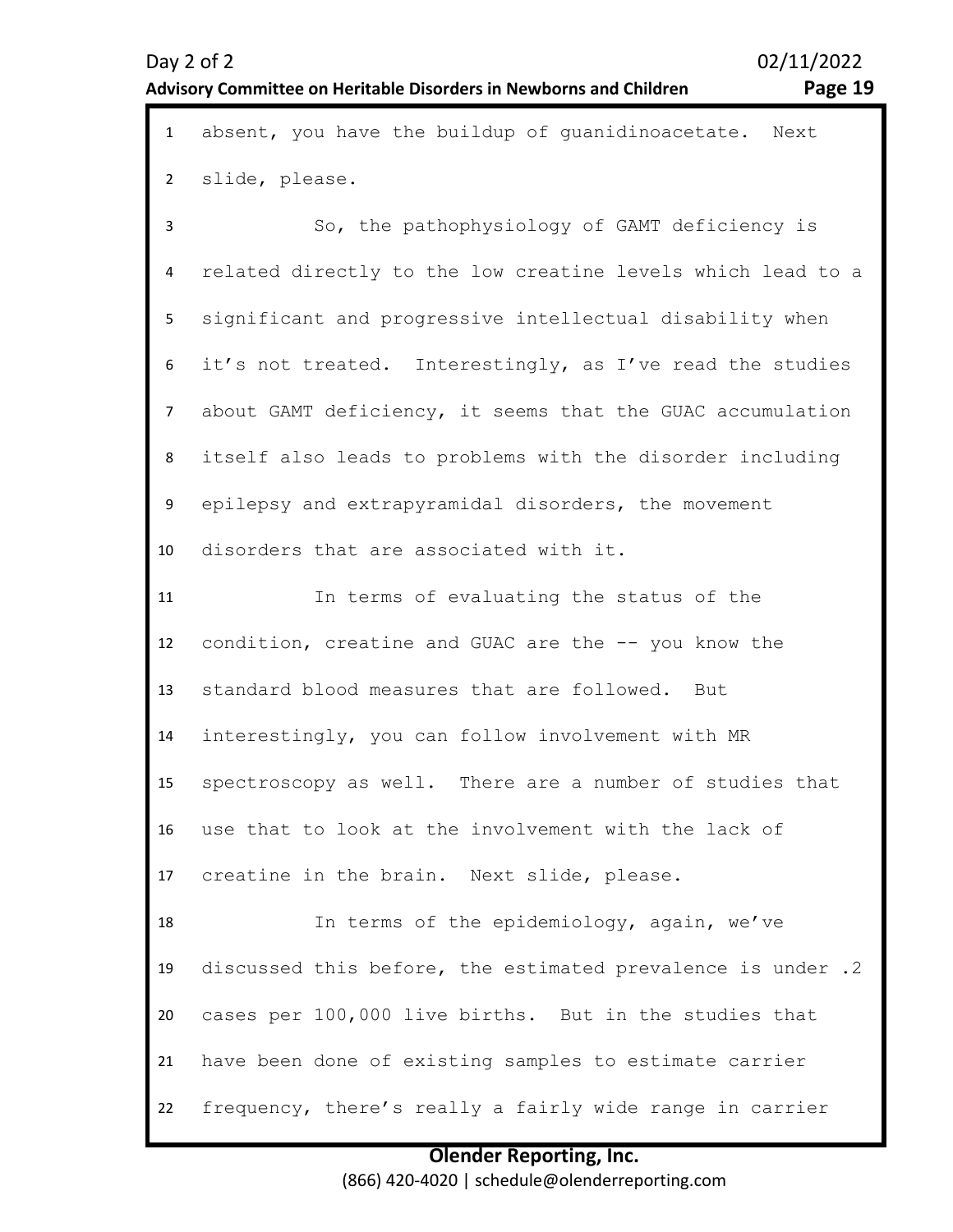absent, you have the buildup of guanidinoacetate. Next slide, please.

So, the pathophysiology of GAMT deficiency is related directly to the low creatine levels which lead to a significant and progressive intellectual disability when it's not treated. Interestingly, as I've read the studies about GAMT deficiency, it seems that the GUAC accumulation itself also leads to problems with the disorder including epilepsy and extrapyramidal disorders, the movement disorders that are associated with it.

In terms of evaluating the status of the condition, creatine and GUAC are the -- you know the standard blood measures that are followed. But interestingly, you can follow involvement with MR spectroscopy as well. There are a number of studies that use that to look at the involvement with the lack of creatine in the brain. Next slide, please.

In terms of the epidemiology, again, we've discussed this before, the estimated prevalence is under .2 cases per 100,000 live births. But in the studies that have been done of existing samples to estimate carrier frequency, there's really a fairly wide range in carrier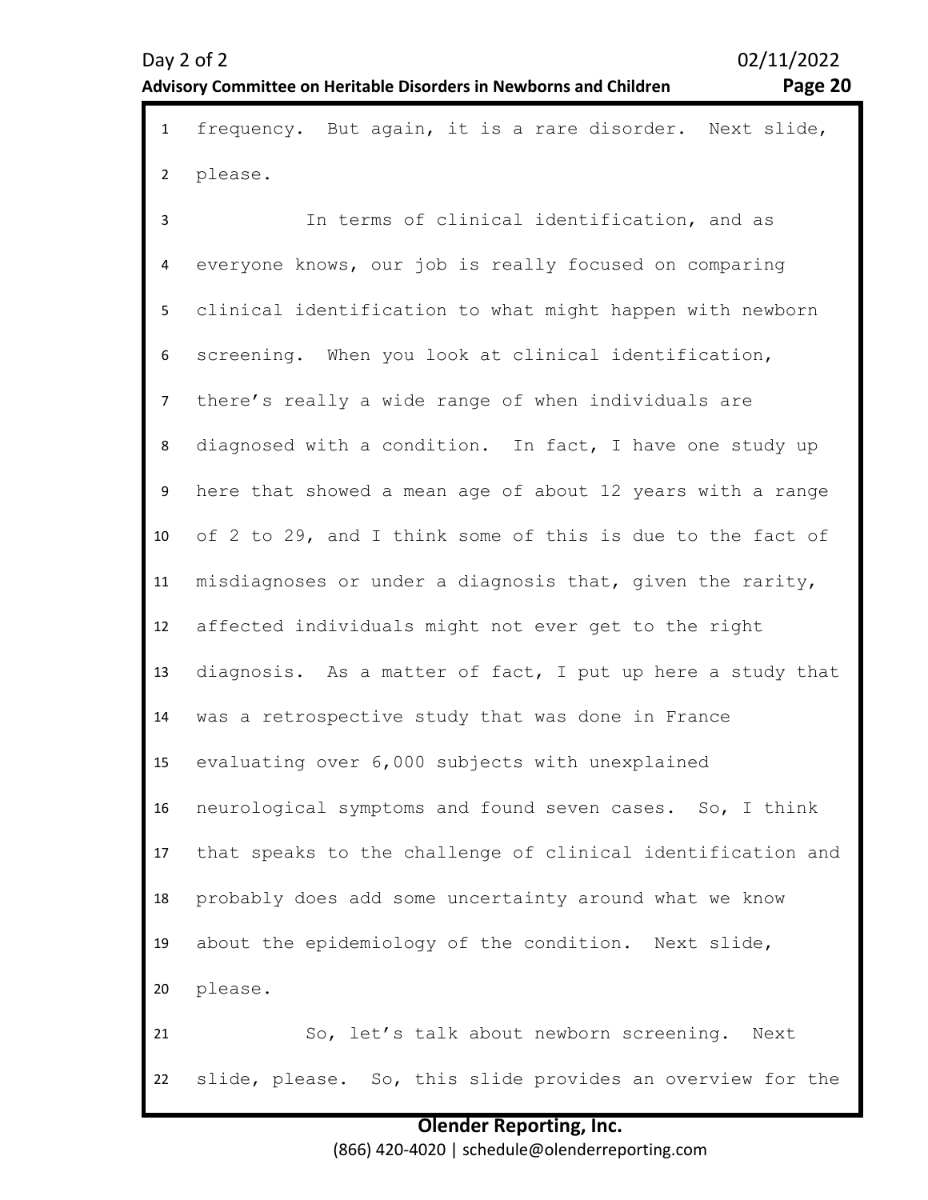frequency. But again, it is a rare disorder. Next slide, please.

In terms of clinical identification, and as everyone knows, our job is really focused on comparing clinical identification to what might happen with newborn screening. When you look at clinical identification, there’s really a wide range of when individuals are diagnosed with a condition. In fact, I have one study up here that showed a mean age of about 12 years with a range of 2 to 29, and I think some of this is due to the fact of misdiagnoses or under a diagnosis that, given the rarity, affected individuals might not ever get to the right diagnosis. As a matter of fact, I put up here a study that was a retrospective study that was done in France evaluating over 6,000 subjects with unexplained neurological symptoms and found seven cases. So, I think that speaks to the challenge of clinical identification and probably does add some uncertainty around what we know about the epidemiology of the condition. Next slide, please.

So, let’s talk about newborn screening. Next slide, please. So, this slide provides an overview for the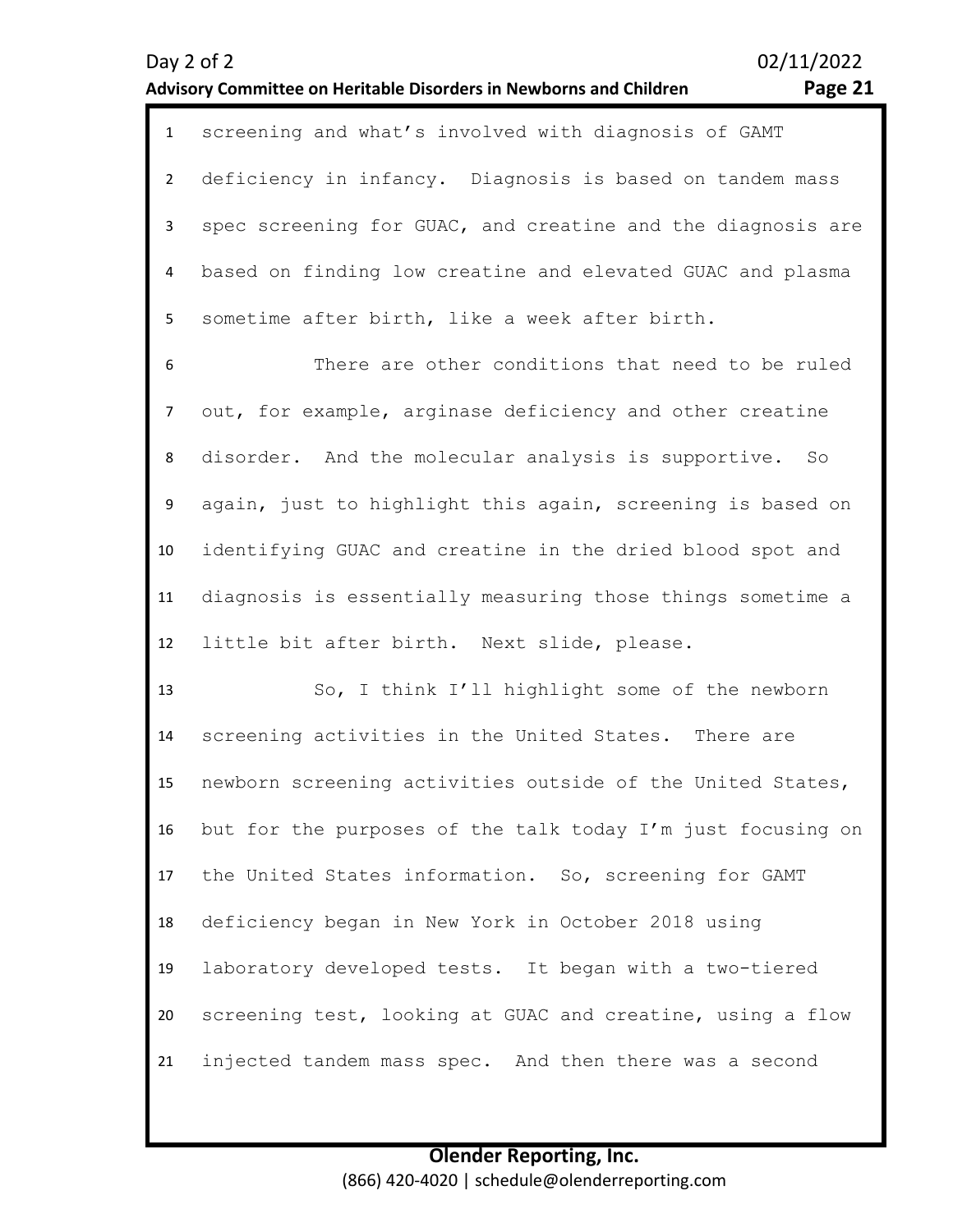screening and what's involved with diagnosis of GAMT deficiency in infancy. Diagnosis is based on tandem mass spec screening for GUAC, and creatine and the diagnosis are based on finding low creatine and elevated GUAC and plasma sometime after birth, like a week after birth.

There are other conditions that need to be ruled out, for example, arginase deficiency and other creatine disorder. And the molecular analysis is supportive. So again, just to highlight this again, screening is based on identifying GUAC and creatine in the dried blood spot and diagnosis is essentially measuring those things sometime a little bit after birth. Next slide, please.

So, I think I'll highlight some of the newborn screening activities in the United States. There are newborn screening activities outside of the United States, but for the purposes of the talk today I'm just focusing on the United States information. So, screening for GAMT deficiency began in New York in October 2018 using laboratory developed tests. It began with a two-tiered screening test, looking at GUAC and creatine, using a flow injected tandem mass spec. And then there was a second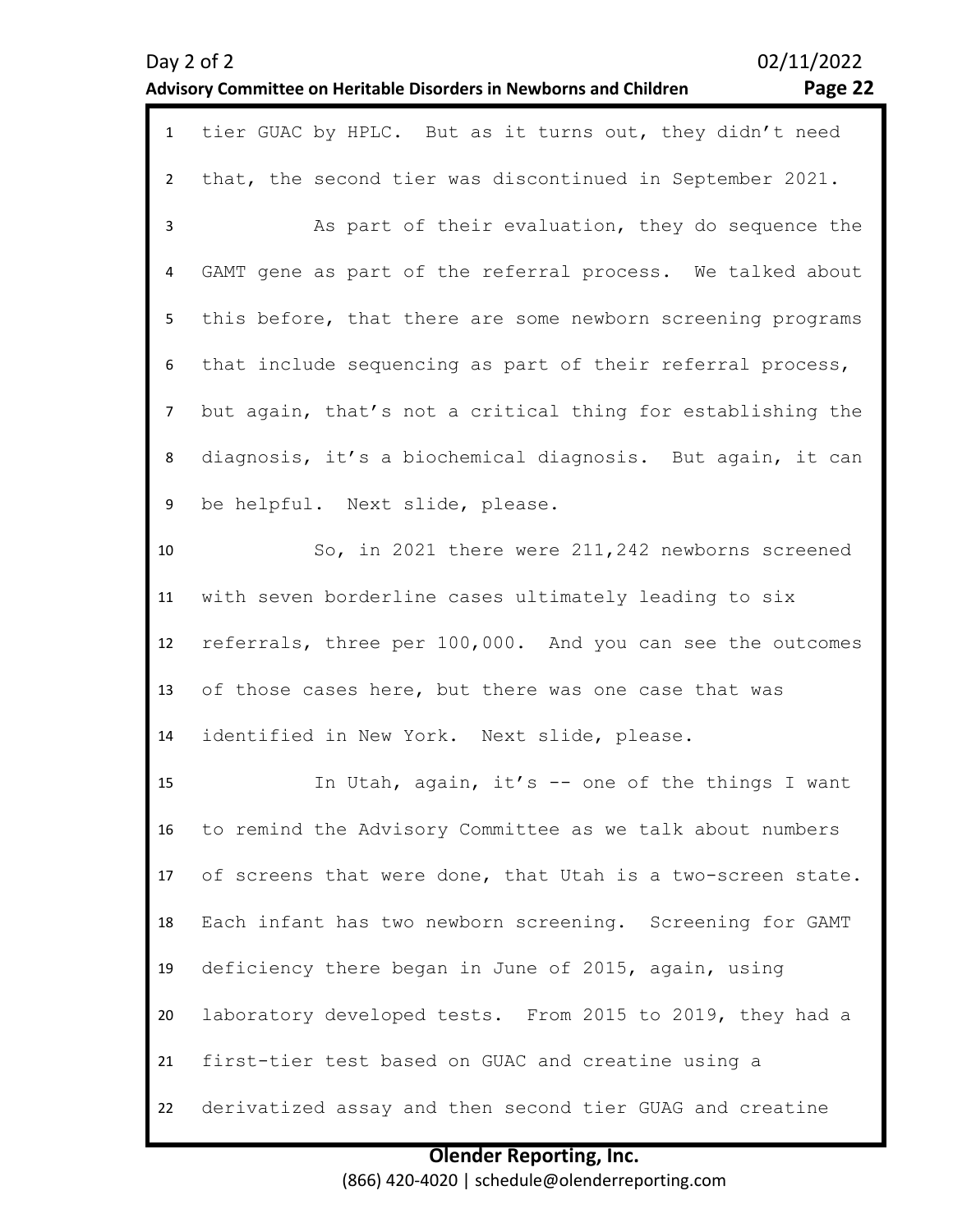tier GUAC by HPLC. But as it turns out, they didn't need that, the second tier was discontinued in September 2021.

As part of their evaluation, they do sequence the GAMT gene as part of the referral process. We talked about this before, that there are some newborn screening programs that include sequencing as part of their referral process, but again, that's not a critical thing for establishing the diagnosis, it's a biochemical diagnosis. But again, it can be helpful. Next slide, please.

So, in 2021 there were 211,242 newborns screened with seven borderline cases ultimately leading to six referrals, three per 100,000. And you can see the outcomes of those cases here, but there was one case that was identified in New York. Next slide, please.

In Utah, again, it's -- one of the things I want to remind the Advisory Committee as we talk about numbers of screens that were done, that Utah is a two-screen state. Each infant has two newborn screening. Screening for GAMT deficiency there began in June of 2015, again, using laboratory developed tests. From 2015 to 2019, they had a first-tier test based on GUAC and creatine using a derivatized assay and then second tier GUAG and creatine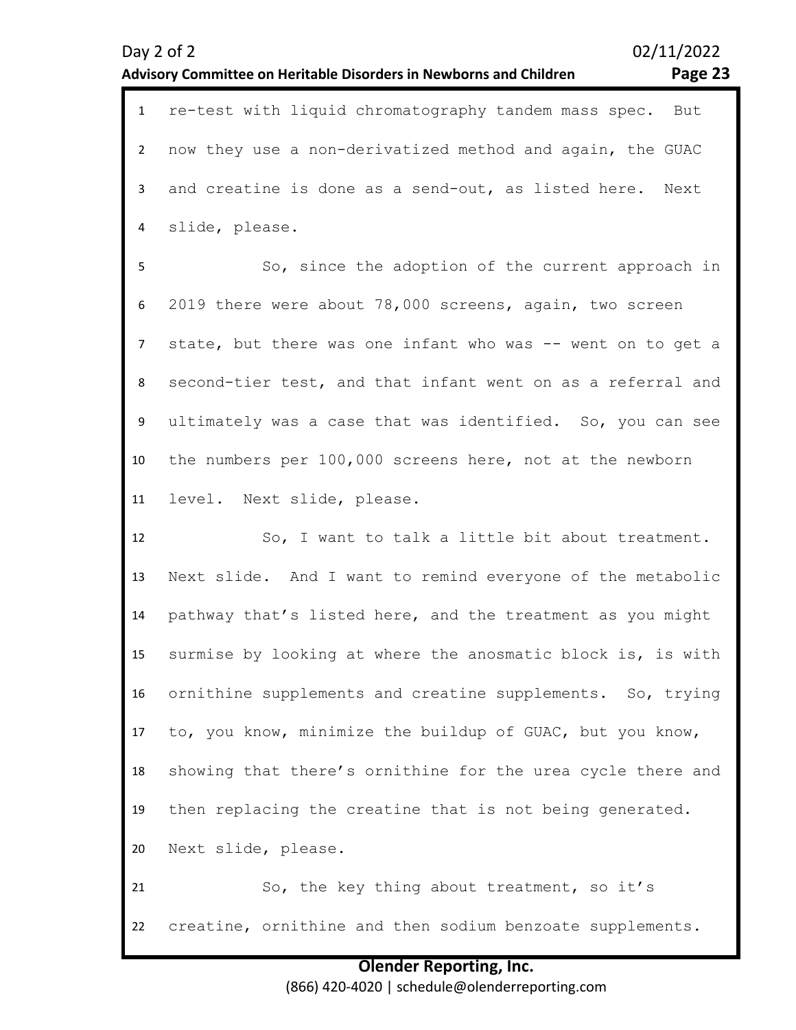re-test with liquid chromatography tandem mass spec. But now they use a non-derivatized method and again, the GUAC and creatine is done as a send-out, as listed here. Next slide, please.

So, since the adoption of the current approach in 2019 there were about 78,000 screens, again, two screen state, but there was one infant who was -- went on to get a second-tier test, and that infant went on as a referral and ultimately was a case that was identified. So, you can see the numbers per 100,000 screens here, not at the newborn level. Next slide, please.

So, I want to talk a little bit about treatment. Next slide. And I want to remind everyone of the metabolic pathway that's listed here, and the treatment as you might surmise by looking at where the anosmatic block is, is with ornithine supplements and creatine supplements. So, trying to, you know, minimize the buildup of GUAC, but you know, showing that there's ornithine for the urea cycle there and then replacing the creatine that is not being generated. Next slide, please.

So, the key thing about treatment, so it's creatine, ornithine and then sodium benzoate supplements.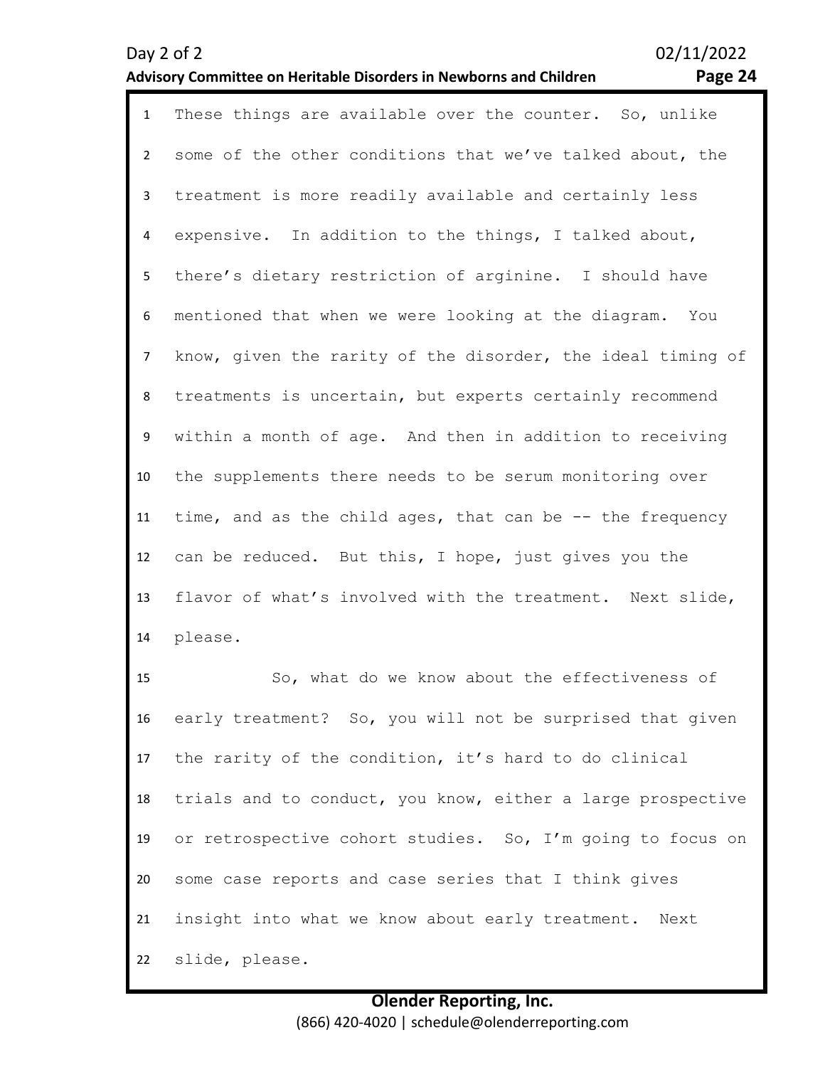These things are available over the counter. So, unlike some of the other conditions that we've talked about, the treatment is more readily available and certainly less expensive. In addition to the things, I talked about, there's dietary restriction of arginine. I should have mentioned that when we were looking at the diagram. You know, given the rarity of the disorder, the ideal timing of treatments is uncertain, but experts certainly recommend within a month of age. And then in addition to receiving the supplements there needs to be serum monitoring over time, and as the child ages, that can be -- the frequency can be reduced. But this, I hope, just gives you the flavor of what's involved with the treatment. Next slide, please.

So, what do we know about the effectiveness of early treatment? So, you will not be surprised that given the rarity of the condition, it's hard to do clinical trials and to conduct, you know, either a large prospective or retrospective cohort studies. So, I'm going to focus on some case reports and case series that I think gives insight into what we know about early treatment. Next slide, please.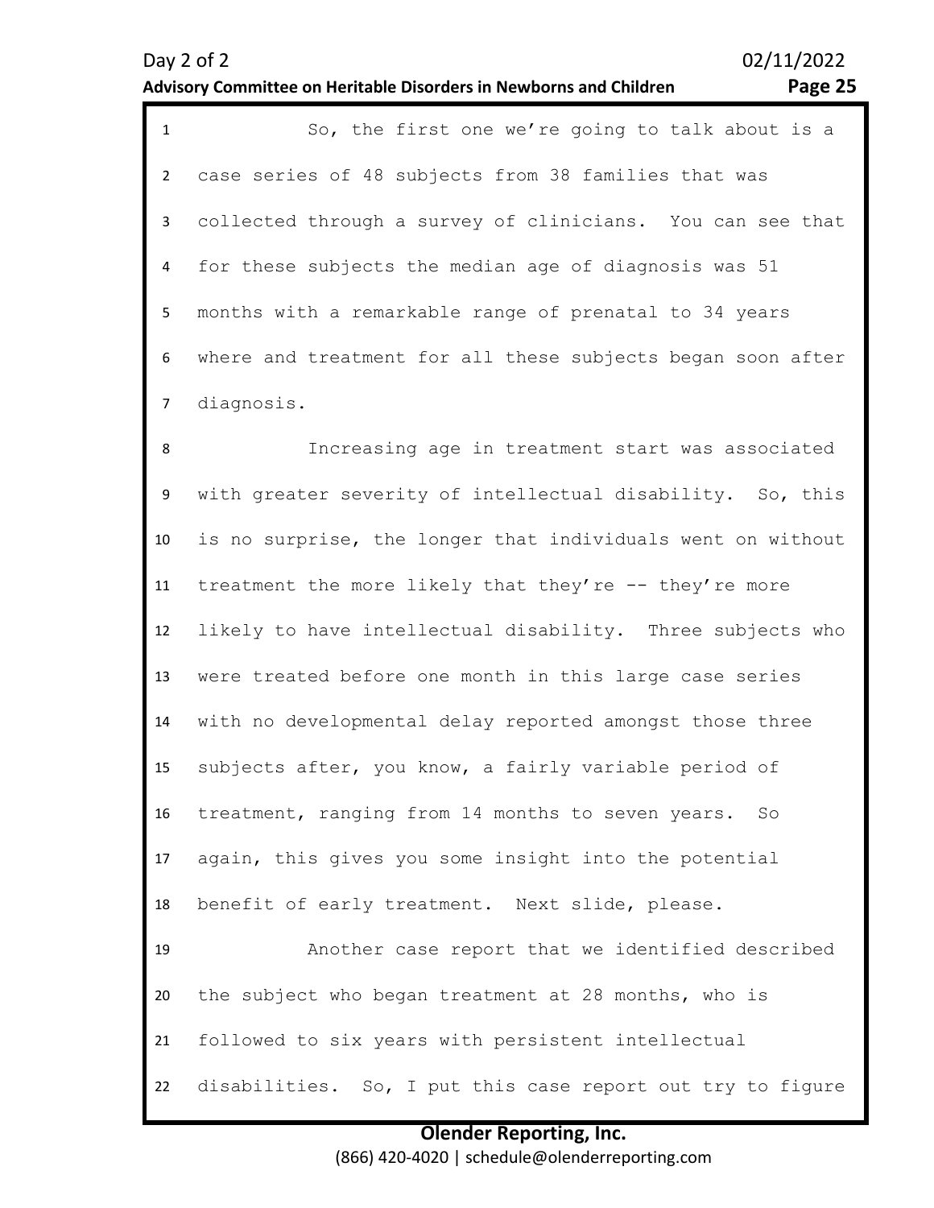So, the first one we're going to talk about is a case series of 48 subjects from 38 families that was collected through a survey of clinicians. You can see that for these subjects the median age of diagnosis was 51 months with a remarkable range of prenatal to 34 years where and treatment for all these subjects began soon after diagnosis.

Increasing age in treatment start was associated with greater severity of intellectual disability. So, this is no surprise, the longer that individuals went on without treatment the more likely that they're -- they're more likely to have intellectual disability. Three subjects who were treated before one month in this large case series with no developmental delay reported amongst those three subjects after, you know, a fairly variable period of treatment, ranging from 14 months to seven years. So again, this gives you some insight into the potential benefit of early treatment. Next slide, please.

Another case report that we identified described the subject who began treatment at 28 months, who is followed to six years with persistent intellectual disabilities. So, I put this case report out try to figure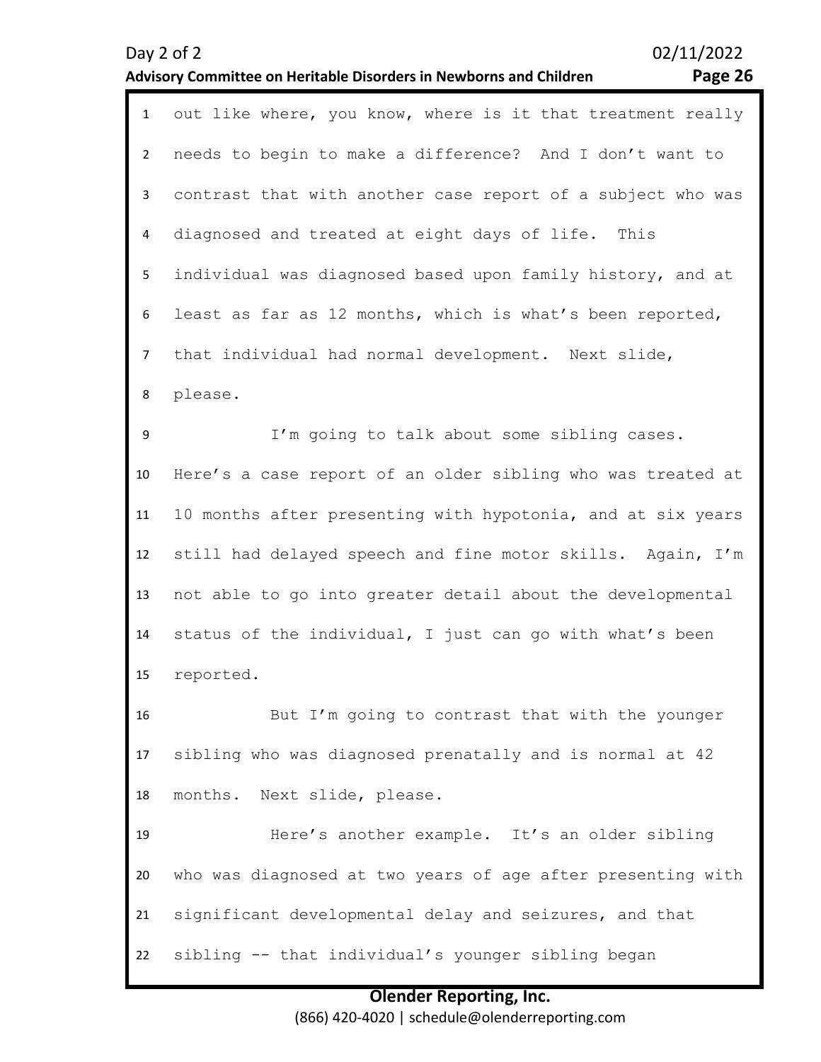out like where, you know, where is it that treatment really needs to begin to make a difference? And I don't want to contrast that with another case report of a subject who was diagnosed and treated at eight days of life. This individual was diagnosed based upon family history, and at least as far as 12 months, which is what's been reported, that individual had normal development. Next slide, please.

I'm going to talk about some sibling cases. Here's a case report of an older sibling who was treated at 10 months after presenting with hypotonia, and at six years still had delayed speech and fine motor skills. Again, I'm not able to go into greater detail about the developmental status of the individual, I just can go with what's been reported.

But I'm going to contrast that with the younger sibling who was diagnosed prenatally and is normal at 42 months. Next slide, please.

Here's another example. It's an older sibling who was diagnosed at two years of age after presenting with significant developmental delay and seizures, and that sibling -- that individual's younger sibling began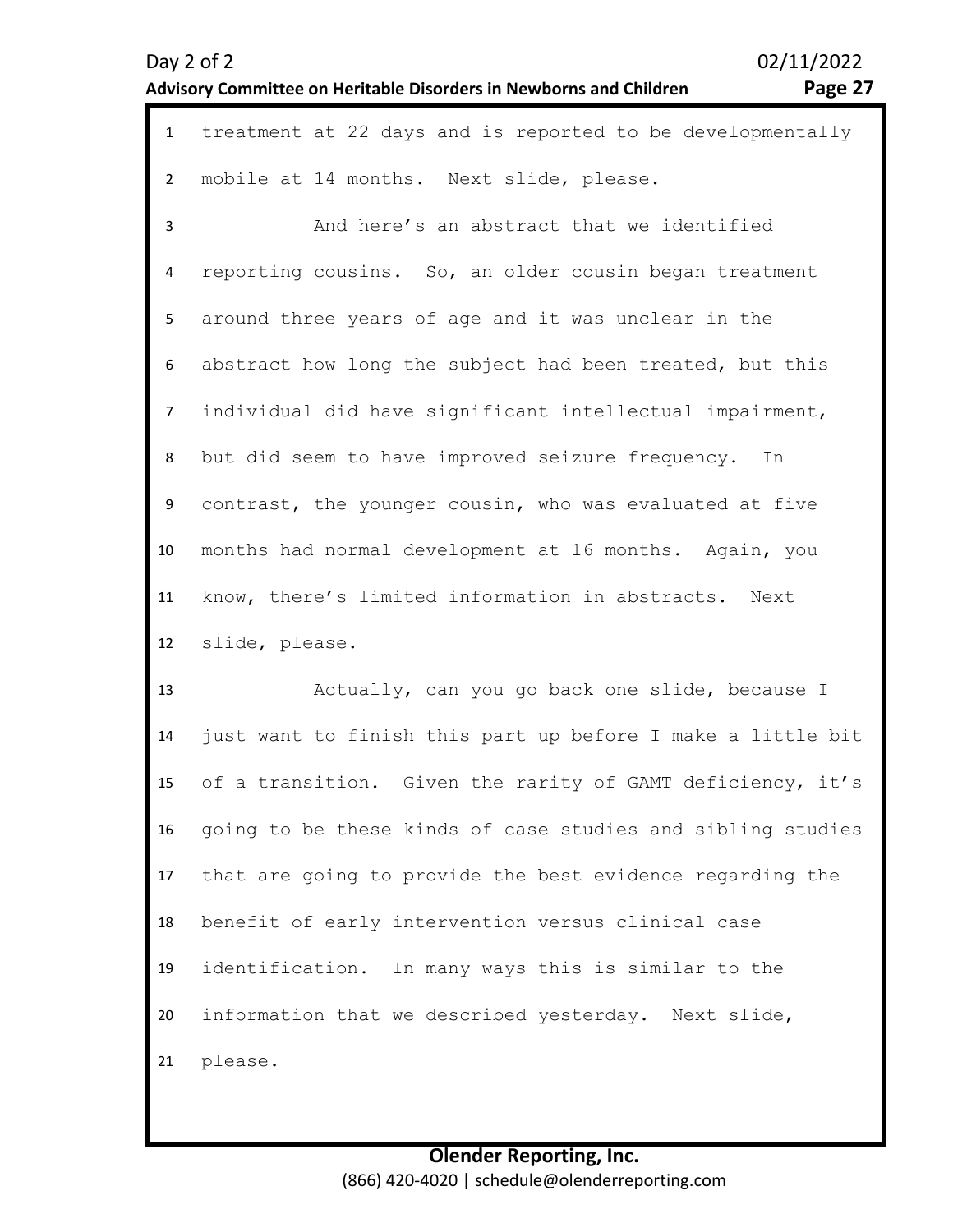treatment at 22 days and is reported to be developmentally mobile at 14 months. Next slide, please.

And here's an abstract that we identified reporting cousins. So, an older cousin began treatment around three years of age and it was unclear in the abstract how long the subject had been treated, but this individual did have significant intellectual impairment, but did seem to have improved seizure frequency. In contrast, the younger cousin, who was evaluated at five months had normal development at 16 months. Again, you know, there's limited information in abstracts. Next slide, please.

Actually, can you go back one slide, because I just want to finish this part up before I make a little bit of a transition. Given the rarity of GAMT deficiency, it's going to be these kinds of case studies and sibling studies that are going to provide the best evidence regarding the benefit of early intervention versus clinical case identification. In many ways this is similar to the information that we described yesterday. Next slide, please.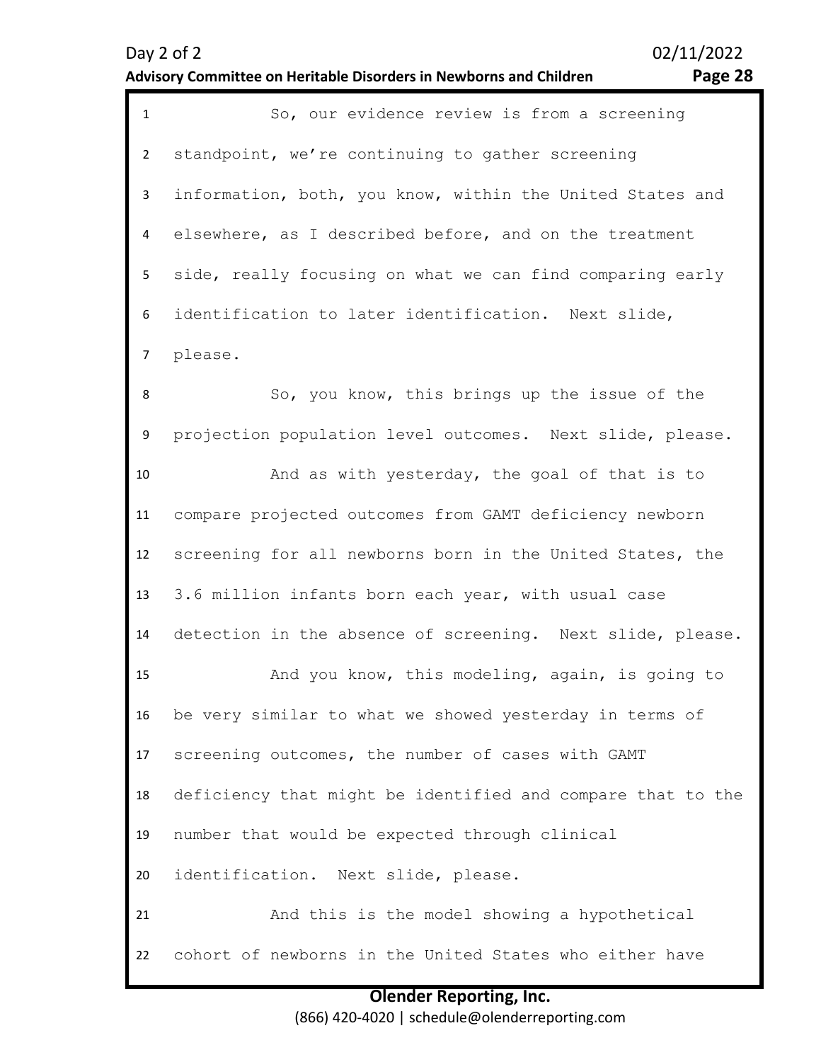So, our evidence review is from a screening standpoint, we're continuing to gather screening information, both, you know, within the United States and elsewhere, as I described before, and on the treatment side, really focusing on what we can find comparing early identification to later identification. Next slide, please.

So, you know, this brings up the issue of the projection population level outcomes. Next slide, please.

And as with yesterday, the goal of that is to compare projected outcomes from GAMT deficiency newborn screening for all newborns born in the United States, the 3.6 million infants born each year, with usual case detection in the absence of screening. Next slide, please.

And you know, this modeling, again, is going to be very similar to what we showed yesterday in terms of screening outcomes, the number of cases with GAMT deficiency that might be identified and compare that to the number that would be expected through clinical identification. Next slide, please.

And this is the model showing a hypothetical cohort of newborns in the United States who either have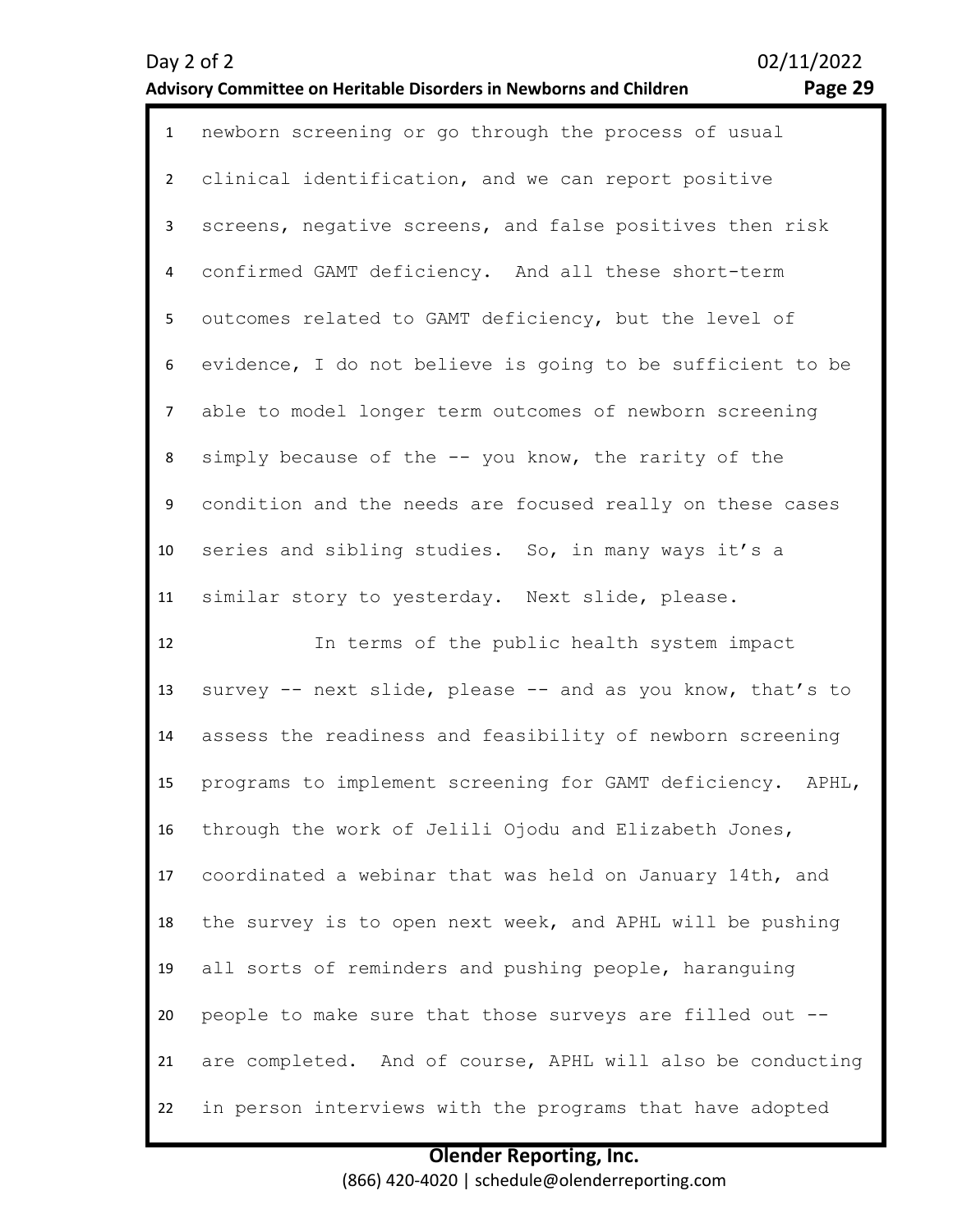1 newborn screening or go through the process of usual

2 clinical identification, and we can report positive

3 screens, negative screens, and false positives then risk

4 confirmed GAMT deficiency. And all these short-term

5 outcomes related to GAMT deficiency, but the level of

6 evidence, I do not believe is going to be sufficient to be

7 able to model longer term outcomes of newborn screening

8 simply because of the -- you know, the rarity of the

9 condition and the needs are focused really on these cases

10 series and sibling studies. So, in many ways it's a

11 similar story to yesterday. Next slide, please.

12 In terms of the public health system impact

13 survey -- next slide, please -- and as you know, that's to

14 assess the readiness and feasibility of newborn screening

15 programs to implement screening for GAMT deficiency. APHL,

16 through the work of Jelili Ojodu and Elizabeth Jones,

17 coordinated a webinar that was held on January 14th, and

18 the survey is to open next week, and APHL will be pushing

19 all sorts of reminders and pushing people, haranguing

20 people to make sure that those surveys are filled out --

21 are completed. And of course, APHL will also be conducting

22 in person interviews with the programs that have adopted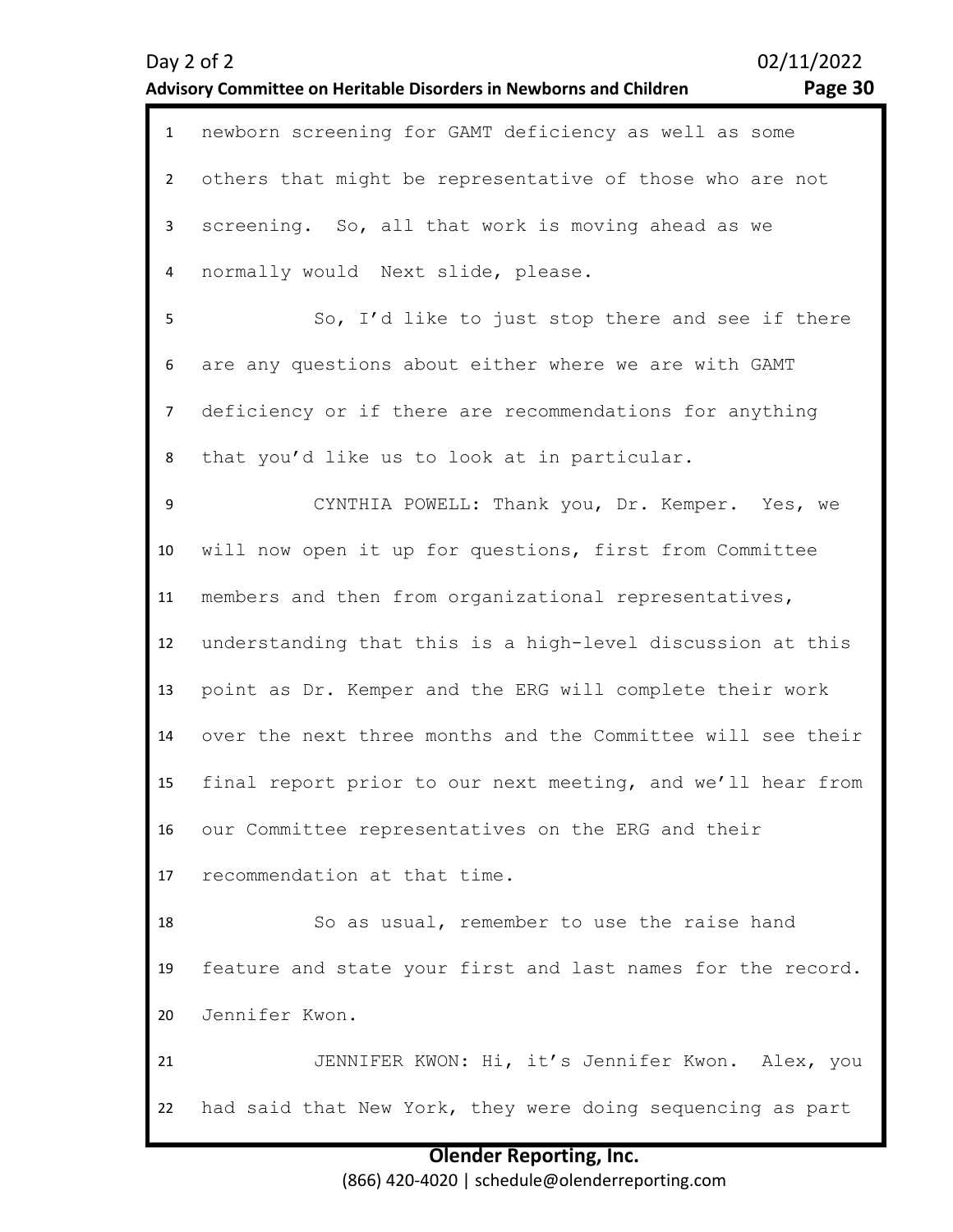newborn screening for GAMT deficiency as well as some others that might be representative of those who are not screening. So, all that work is moving ahead as we normally would Next slide, please.

So, I'd like to just stop there and see if there are any questions about either where we are with GAMT deficiency or if there are recommendations for anything that you'd like us to look at in particular.

CYNTHIA POWELL: Thank you, Dr. Kemper. Yes, we will now open it up for questions, first from Committee members and then from organizational representatives, understanding that this is a high-level discussion at this point as Dr. Kemper and the ERG will complete their work over the next three months and the Committee will see their final report prior to our next meeting, and we'll hear from our Committee representatives on the ERG and their recommendation at that time.

So as usual, remember to use the raise hand feature and state your first and last names for the record. Jennifer Kwon.

JENNIFER KWON: Hi, it's Jennifer Kwon. Alex, you had said that New York, they were doing sequencing as part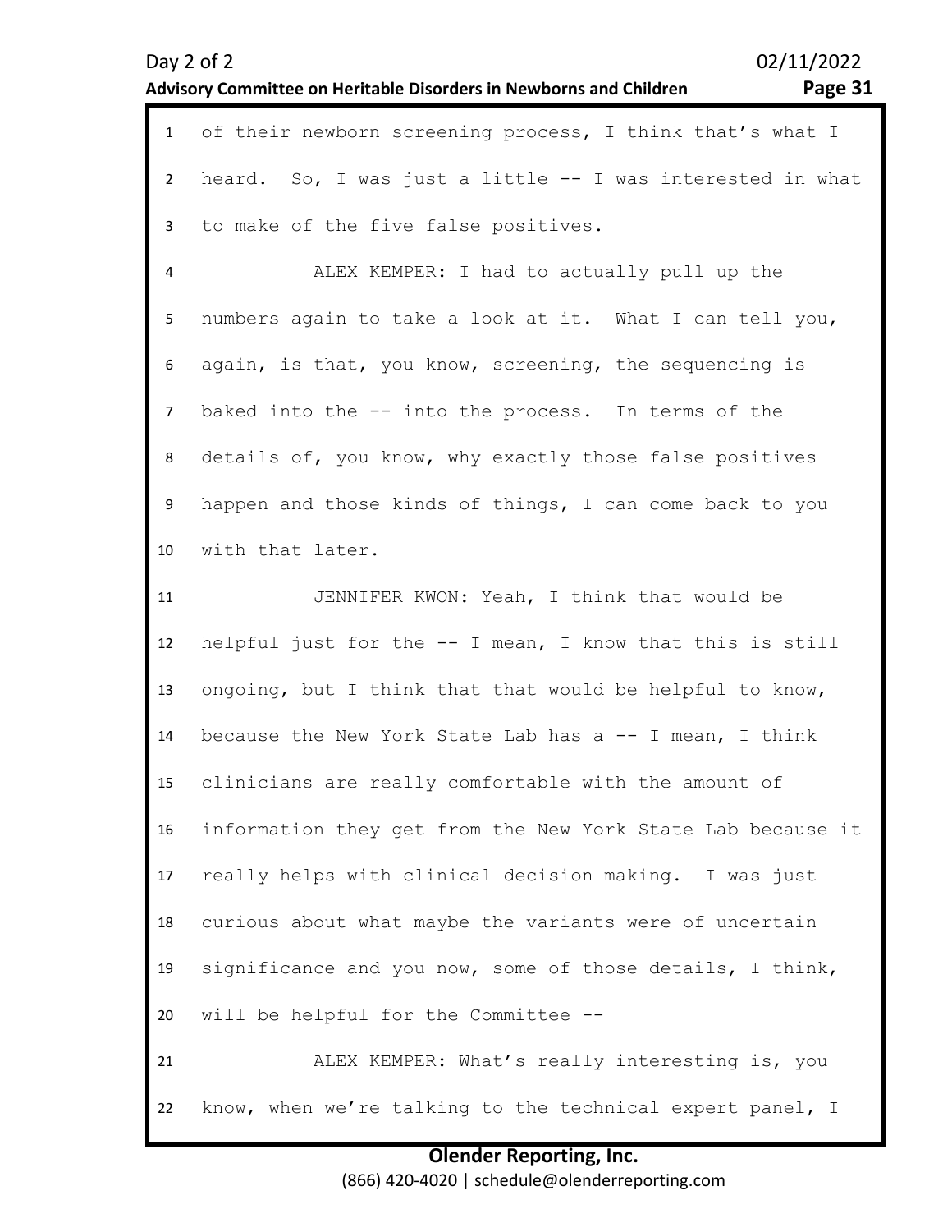of their newborn screening process, I think that's what I heard. So, I was just a little -- I was interested in what to make of the five false positives.

ALEX KEMPER: I had to actually pull up the numbers again to take a look at it. What I can tell you, again, is that, you know, screening, the sequencing is baked into the -- into the process. In terms of the details of, you know, why exactly those false positives happen and those kinds of things, I can come back to you with that later.

JENNIFER KWON: Yeah, I think that would be helpful just for the -- I mean, I know that this is still ongoing, but I think that that would be helpful to know, because the New York State Lab has a -- I mean, I think clinicians are really comfortable with the amount of information they get from the New York State Lab because it really helps with clinical decision making. I was just curious about what maybe the variants were of uncertain significance and you now, some of those details, I think, will be helpful for the Committee --

ALEX KEMPER: What's really interesting is, you know, when we're talking to the technical expert panel, I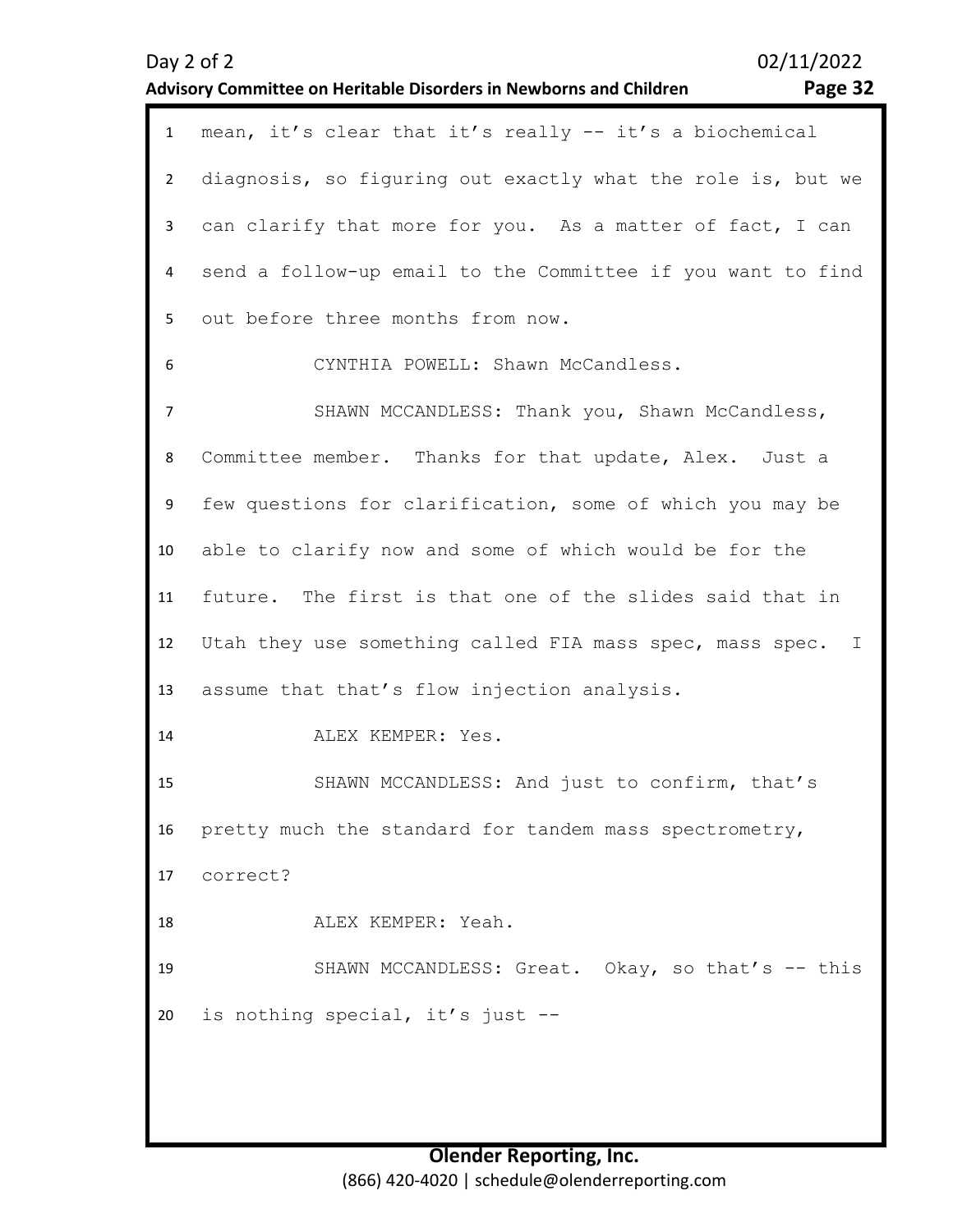mean, it's clear that it's really -- it's a biochemical diagnosis, so figuring out exactly what the role is, but we can clarify that more for you. As a matter of fact, I can send a follow-up email to the Committee if you want to find out before three months from now.

CYNTHIA POWELL: Shawn McCandless.

SHAWN MCCANDLESS: Thank you, Shawn McCandless, Committee member. Thanks for that update, Alex. Just a few questions for clarification, some of which you may be able to clarify now and some of which would be for the future. The first is that one of the slides said that in Utah they use something called FIA mass spec, mass spec. I assume that that's flow injection analysis.

ALEX KEMPER: Yes.

SHAWN MCCANDLESS: And just to confirm, that's pretty much the standard for tandem mass spectrometry, correct?

ALEX KEMPER: Yeah.

SHAWN MCCANDLESS: Great. Okay, so that's -- this is nothing special, it's just --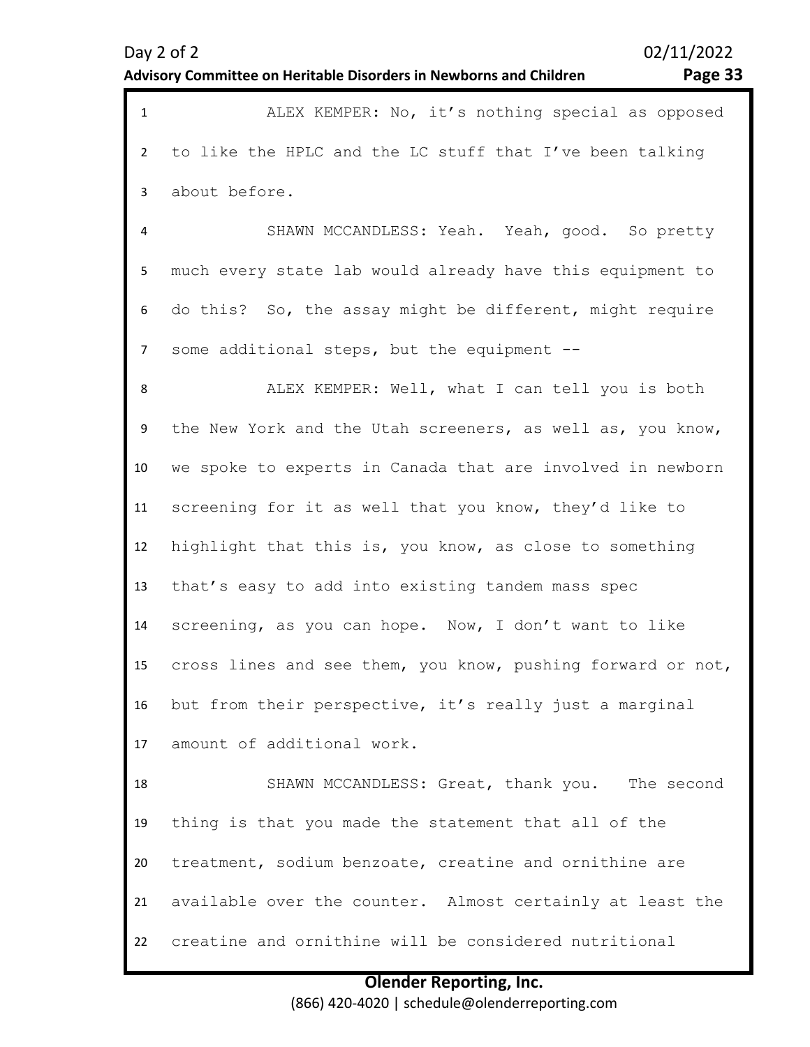ALEX KEMPER: No, it's nothing special as opposed to like the HPLC and the LC stuff that I've been talking about before.

SHAWN MCCANDLESS: Yeah. Yeah, good. So pretty much every state lab would already have this equipment to do this? So, the assay might be different, might require some additional steps, but the equipment --

ALEX KEMPER: Well, what I can tell you is both the New York and the Utah screeners, as well as, you know, we spoke to experts in Canada that are involved in newborn screening for it as well that you know, they'd like to highlight that this is, you know, as close to something that's easy to add into existing tandem mass spec screening, as you can hope. Now, I don't want to like cross lines and see them, you know, pushing forward or not, but from their perspective, it's really just a marginal amount of additional work.

SHAWN MCCANDLESS: Great, thank you. The second thing is that you made the statement that all of the treatment, sodium benzoate, creatine and ornithine are available over the counter. Almost certainly at least the creatine and ornithine will be considered nutritional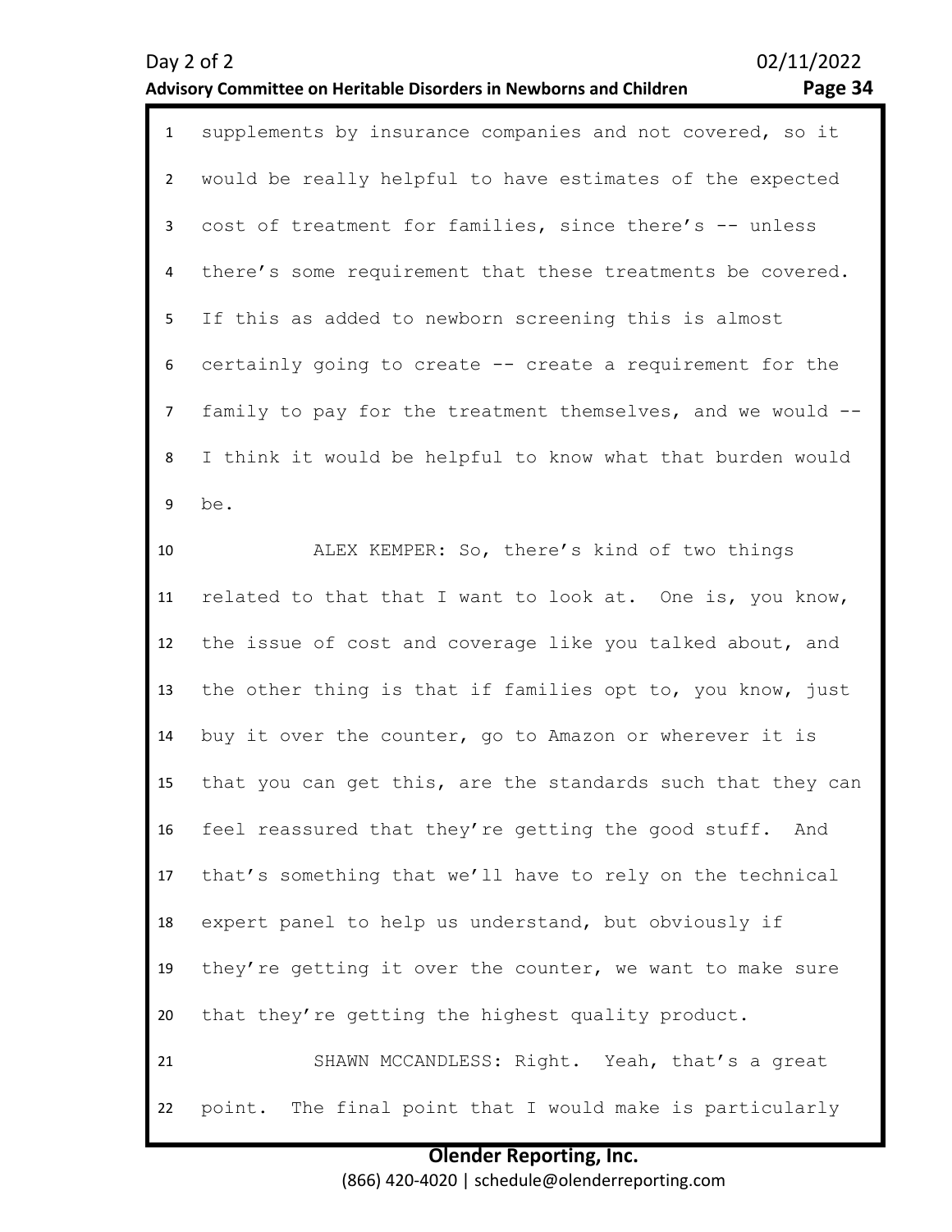supplements by insurance companies and not covered, so it would be really helpful to have estimates of the expected cost of treatment for families, since there's -- unless there's some requirement that these treatments be covered. If this as added to newborn screening this is almost certainly going to create -- create a requirement for the family to pay for the treatment themselves, and we would -- I think it would be helpful to know what that burden would be.

ALEX KEMPER: So, there's kind of two things related to that that I want to look at. One is, you know, the issue of cost and coverage like you talked about, and the other thing is that if families opt to, you know, just buy it over the counter, go to Amazon or wherever it is that you can get this, are the standards such that they can feel reassured that they're getting the good stuff. And that's something that we'll have to rely on the technical expert panel to help us understand, but obviously if they're getting it over the counter, we want to make sure that they're getting the highest quality product.

SHAWN MCCANDLESS: Right. Yeah, that's a great point. The final point that I would make is particularly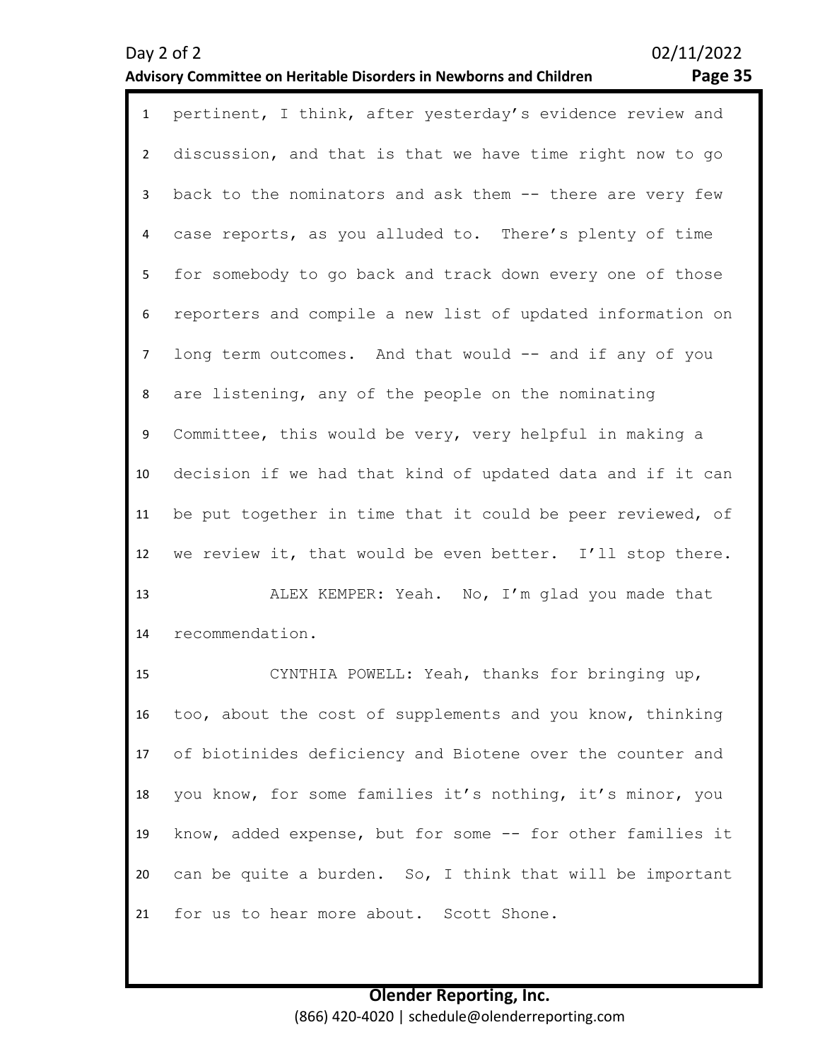pertinent, I think, after yesterday's evidence review and discussion, and that is that we have time right now to go back to the nominators and ask them -- there are very few case reports, as you alluded to. There's plenty of time for somebody to go back and track down every one of those reporters and compile a new list of updated information on long term outcomes. And that would -- and if any of you are listening, any of the people on the nominating Committee, this would be very, very helpful in making a decision if we had that kind of updated data and if it can be put together in time that it could be peer reviewed, of we review it, that would be even better. I'll stop there.

ALEX KEMPER: Yeah. No, I'm glad you made that recommendation.

CYNTHIA POWELL: Yeah, thanks for bringing up, too, about the cost of supplements and you know, thinking of biotinides deficiency and Biotene over the counter and you know, for some families it's nothing, it's minor, you know, added expense, but for some -- for other families it can be quite a burden. So, I think that will be important for us to hear more about. Scott Shone.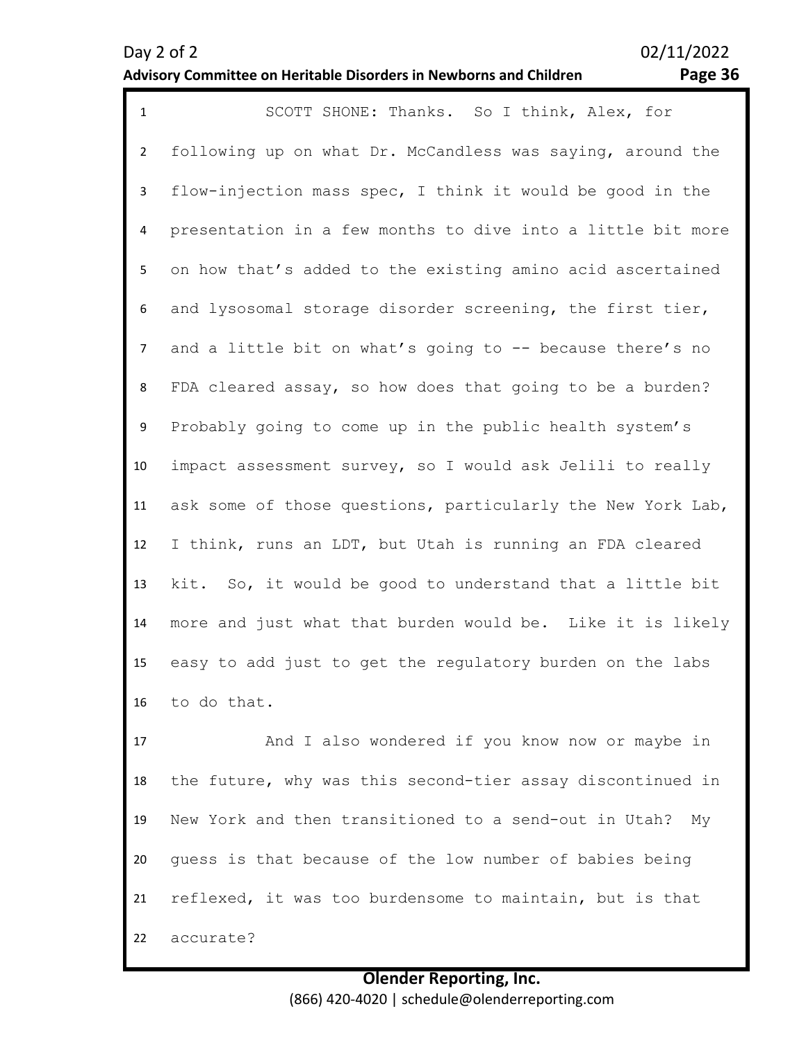SCOTT SHONE: Thanks. So I think, Alex, for following up on what Dr. McCandless was saying, around the flow-injection mass spec, I think it would be good in the presentation in a few months to dive into a little bit more on how that's added to the existing amino acid ascertained and lysosomal storage disorder screening, the first tier, and a little bit on what's going to -- because there's no FDA cleared assay, so how does that going to be a burden? Probably going to come up in the public health system's impact assessment survey, so I would ask Jelili to really ask some of those questions, particularly the New York Lab, I think, runs an LDT, but Utah is running an FDA cleared kit. So, it would be good to understand that a little bit more and just what that burden would be. Like it is likely easy to add just to get the regulatory burden on the labs to do that.

And I also wondered if you know now or maybe in the future, why was this second-tier assay discontinued in New York and then transitioned to a send-out in Utah? My guess is that because of the low number of babies being reflexed, it was too burdensome to maintain, but is that accurate?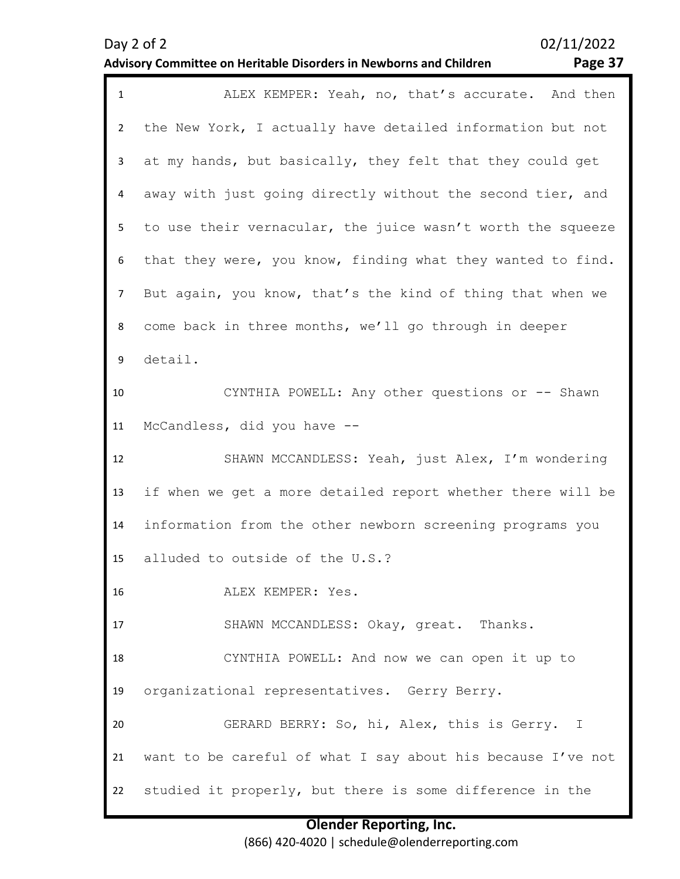ALEX KEMPER: Yeah, no, that's accurate. And then the New York, I actually have detailed information but not at my hands, but basically, they felt that they could get away with just going directly without the second tier, and to use their vernacular, the juice wasn't worth the squeeze that they were, you know, finding what they wanted to find. But again, you know, that's the kind of thing that when we come back in three months, we'll go through in deeper detail.

CYNTHIA POWELL: Any other questions or -- Shawn McCandless, did you have --

SHAWN MCCANDLESS: Yeah, just Alex, I'm wondering if when we get a more detailed report whether there will be information from the other newborn screening programs you alluded to outside of the U.S.?

ALEX KEMPER: Yes.

SHAWN MCCANDLESS: Okay, great. Thanks.

CYNTHIA POWELL: And now we can open it up to organizational representatives. Gerry Berry.

GERARD BERRY: So, hi, Alex, this is Gerry. I want to be careful of what I say about his because I've not studied it properly, but there is some difference in the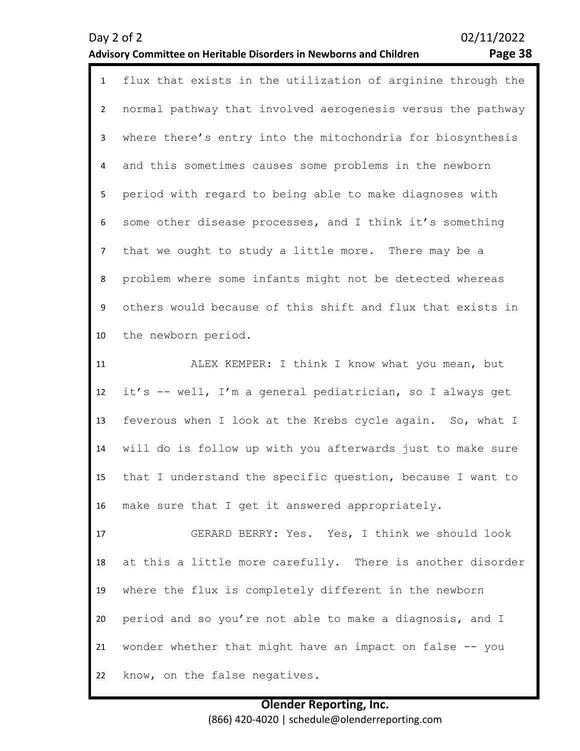flux that exists in the utilization of arginine through the normal pathway that involved aerogenesis versus the pathway where there's entry into the mitochondria for biosynthesis and this sometimes causes some problems in the newborn period with regard to being able to make diagnoses with some other disease processes, and I think it's something that we ought to study a little more. There may be a problem where some infants might not be detected whereas others would because of this shift and flux that exists in the newborn period.

ALEX KEMPER: I think I know what you mean, but it's -- well, I'm a general pediatrician, so I always get feverous when I look at the Krebs cycle again. So, what I will do is follow up with you afterwards just to make sure that I understand the specific question, because I want to make sure that I get it answered appropriately.

GERARD BERRY: Yes. Yes, I think we should look at this a little more carefully. There is another disorder where the flux is completely different in the newborn period and so you're not able to make a diagnosis, and I wonder whether that might have an impact on false -- you know, on the false negatives.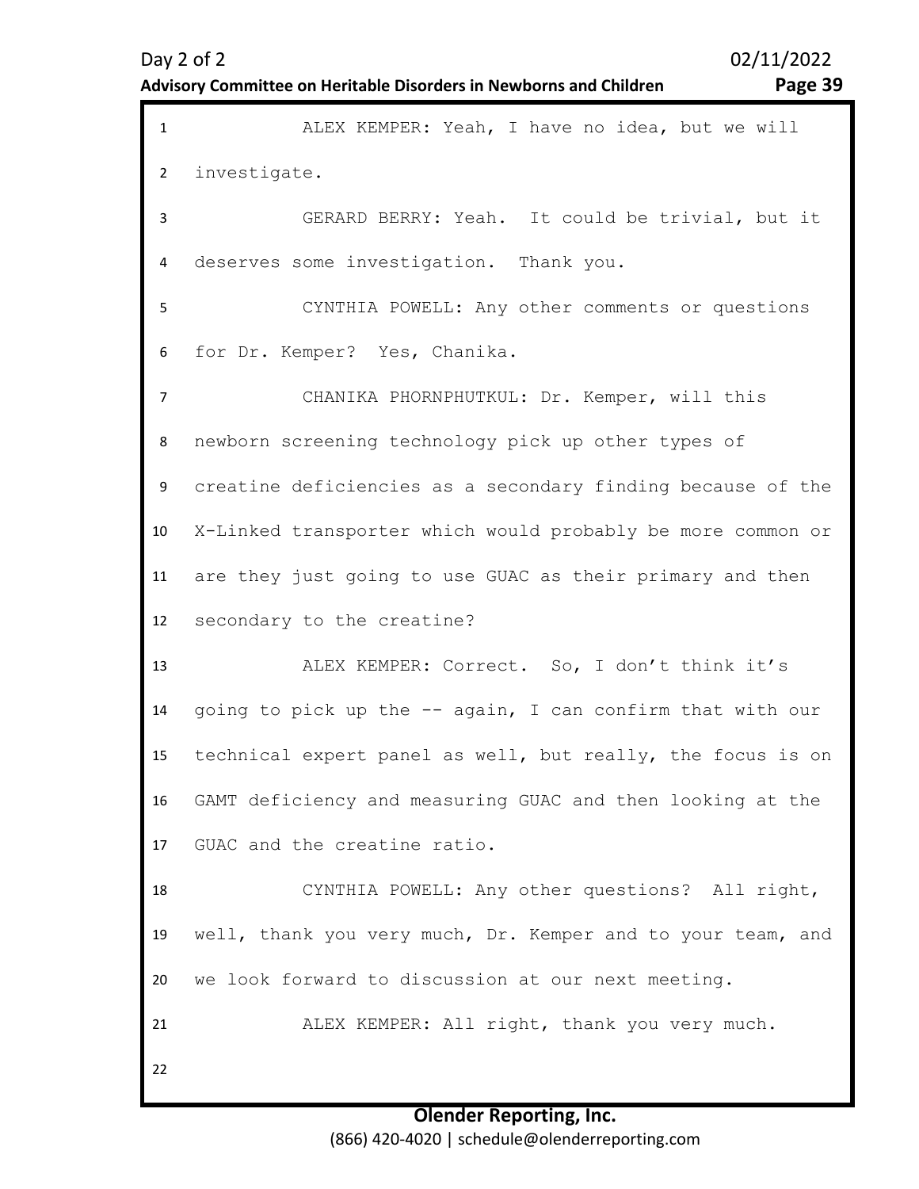ALEX KEMPER: Yeah, I have no idea, but we will investigate.

GERARD BERRY: Yeah. It could be trivial, but it deserves some investigation. Thank you.

CYNTHIA POWELL: Any other comments or questions for Dr. Kemper? Yes, Chanika.

CHANIKA PHORNPHUTKUL: Dr. Kemper, will this newborn screening technology pick up other types of creatine deficiencies as a secondary finding because of the X-Linked transporter which would probably be more common or are they just going to use GUAC as their primary and then secondary to the creatine?

ALEX KEMPER: Correct. So, I don't think it's going to pick up the -- again, I can confirm that with our technical expert panel as well, but really, the focus is on GAMT deficiency and measuring GUAC and then looking at the GUAC and the creatine ratio.

CYNTHIA POWELL: Any other questions? All right, well, thank you very much, Dr. Kemper and to your team, and we look forward to discussion at our next meeting.

ALEX KEMPER: All right, thank you very much.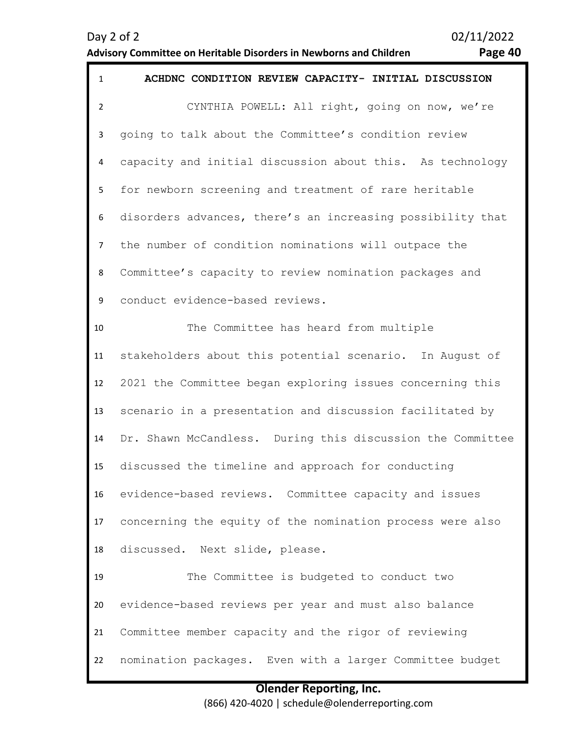## ACHDNC CONDITION REVIEW CAPACITY- INITIAL DISCUSSION

CYNTHIA POWELL: All right, going on now, we're going to talk about the Committee's condition review capacity and initial discussion about this. As technology for newborn screening and treatment of rare heritable disorders advances, there's an increasing possibility that the number of condition nominations will outpace the Committee's capacity to review nomination packages and conduct evidence-based reviews.

The Committee has heard from multiple stakeholders about this potential scenario. In August of 2021 the Committee began exploring issues concerning this scenario in a presentation and discussion facilitated by Dr. Shawn McCandless. During this discussion the Committee discussed the timeline and approach for conducting evidence-based reviews. Committee capacity and issues concerning the equity of the nomination process were also discussed. Next slide, please.

The Committee is budgeted to conduct two evidence-based reviews per year and must also balance Committee member capacity and the rigor of reviewing nomination packages. Even with a larger Committee budget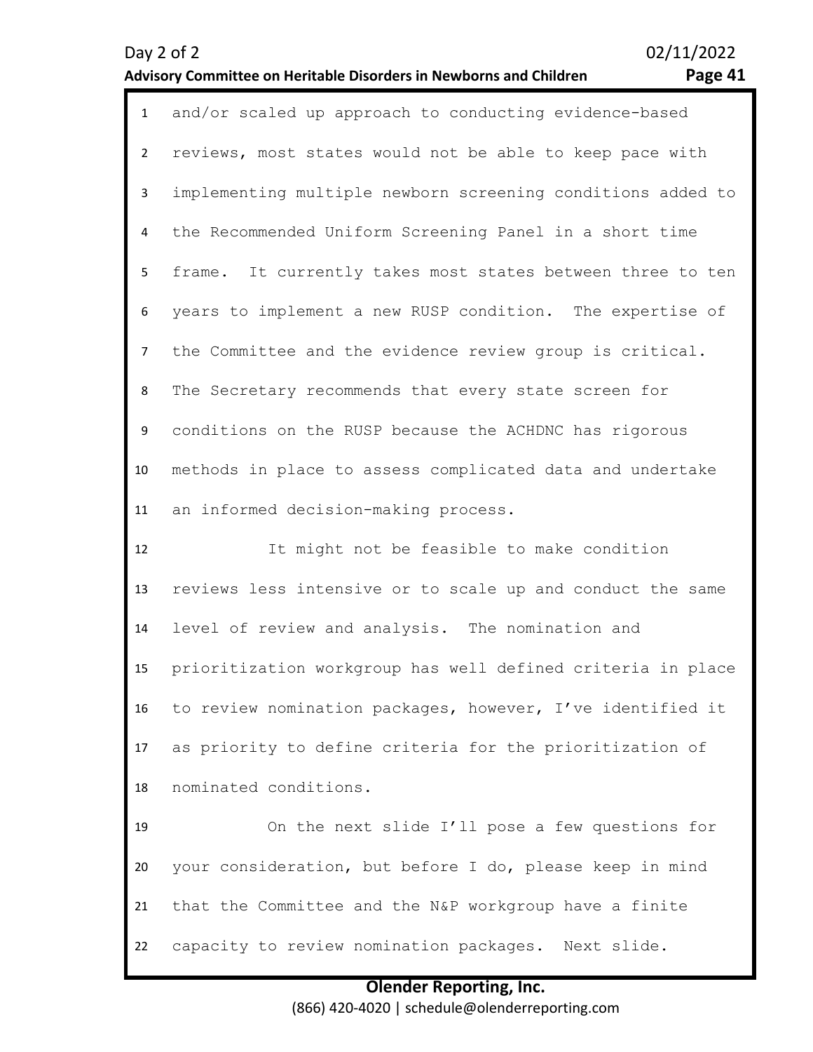and/or scaled up approach to conducting evidence-based reviews, most states would not be able to keep pace with implementing multiple newborn screening conditions added to the Recommended Uniform Screening Panel in a short time frame. It currently takes most states between three to ten years to implement a new RUSP condition. The expertise of the Committee and the evidence review group is critical. The Secretary recommends that every state screen for conditions on the RUSP because the ACHDNC has rigorous methods in place to assess complicated data and undertake an informed decision-making process.

It might not be feasible to make condition reviews less intensive or to scale up and conduct the same level of review and analysis. The nomination and prioritization workgroup has well defined criteria in place to review nomination packages, however, I've identified it as priority to define criteria for the prioritization of nominated conditions.

On the next slide I'll pose a few questions for your consideration, but before I do, please keep in mind that the Committee and the N&P workgroup have a finite capacity to review nomination packages. Next slide.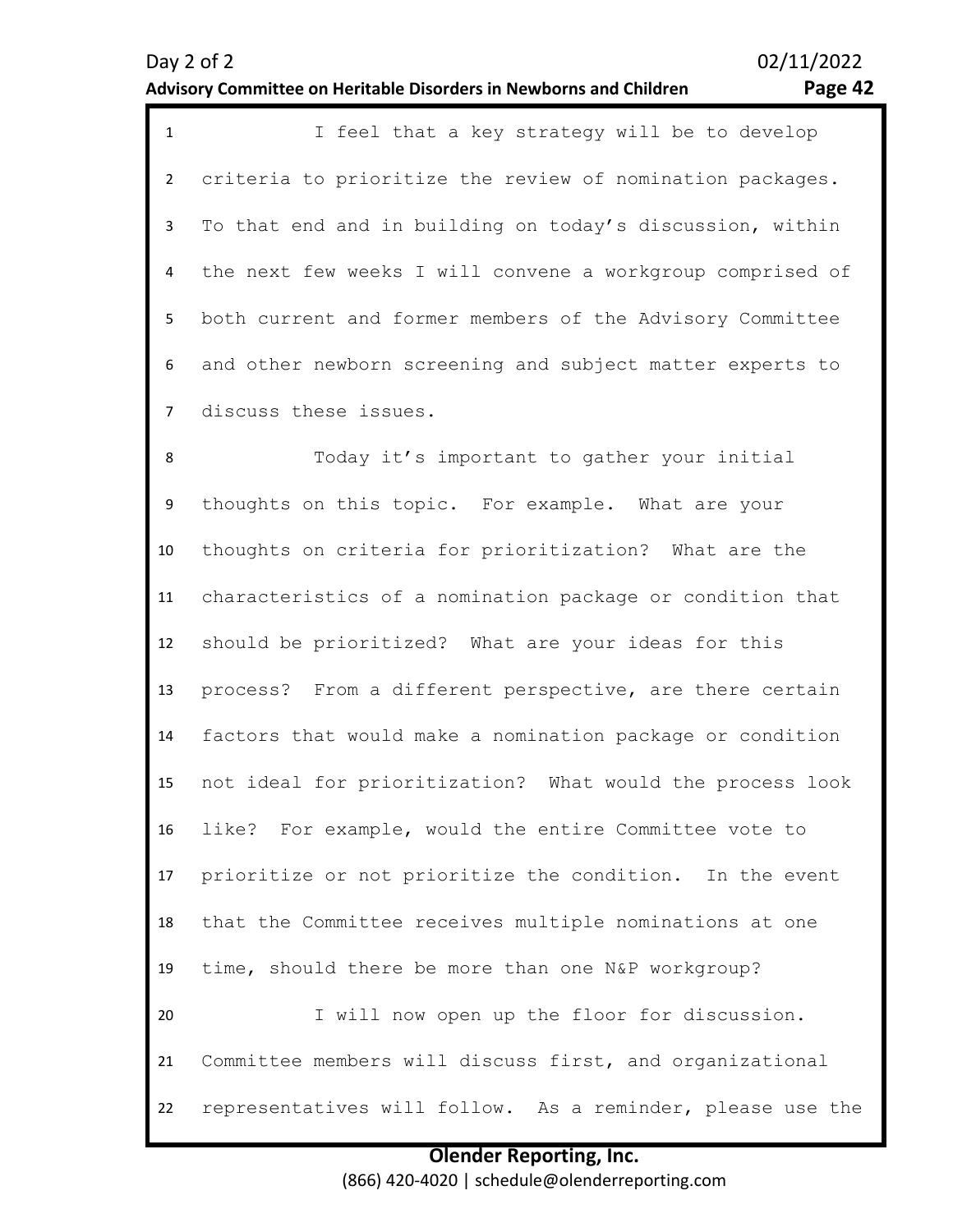I feel that a key strategy will be to develop criteria to prioritize the review of nomination packages. To that end and in building on today's discussion, within the next few weeks I will convene a workgroup comprised of both current and former members of the Advisory Committee and other newborn screening and subject matter experts to discuss these issues.

Today it's important to gather your initial thoughts on this topic. For example. What are your thoughts on criteria for prioritization? What are the characteristics of a nomination package or condition that should be prioritized? What are your ideas for this process? From a different perspective, are there certain factors that would make a nomination package or condition not ideal for prioritization? What would the process look like? For example, would the entire Committee vote to prioritize or not prioritize the condition. In the event that the Committee receives multiple nominations at one time, should there be more than one N&P workgroup?

I will now open up the floor for discussion. Committee members will discuss first, and organizational representatives will follow. As a reminder, please use the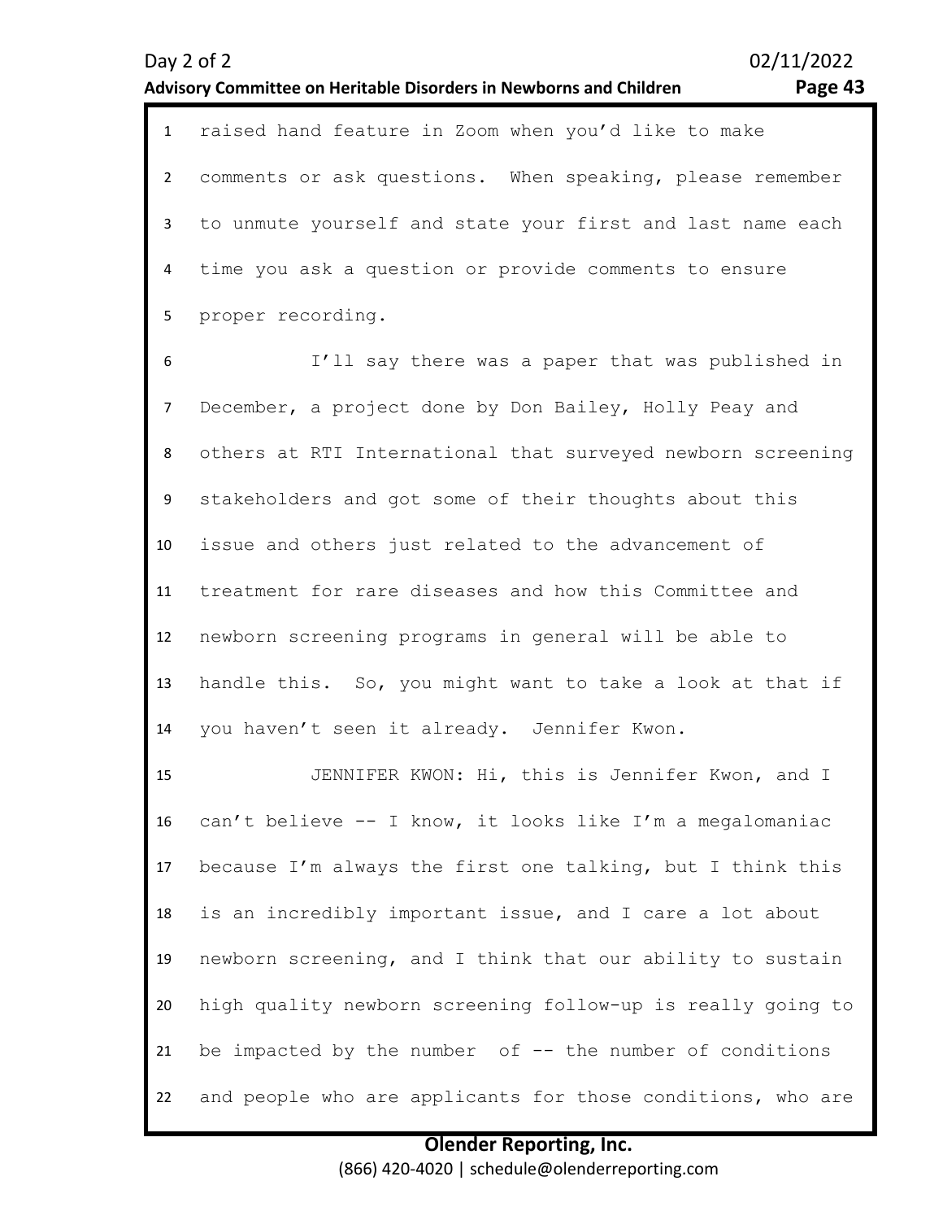raised hand feature in Zoom when you'd like to make comments or ask questions. When speaking, please remember to unmute yourself and state your first and last name each time you ask a question or provide comments to ensure proper recording.

I'll say there was a paper that was published in December, a project done by Don Bailey, Holly Peay and others at RTI International that surveyed newborn screening stakeholders and got some of their thoughts about this issue and others just related to the advancement of treatment for rare diseases and how this Committee and newborn screening programs in general will be able to handle this. So, you might want to take a look at that if you haven't seen it already. Jennifer Kwon.

JENNIFER KWON: Hi, this is Jennifer Kwon, and I can't believe -- I know, it looks like I'm a megalomaniac because I'm always the first one talking, but I think this is an incredibly important issue, and I care a lot about newborn screening, and I think that our ability to sustain high quality newborn screening follow-up is really going to be impacted by the number of -- the number of conditions and people who are applicants for those conditions, who are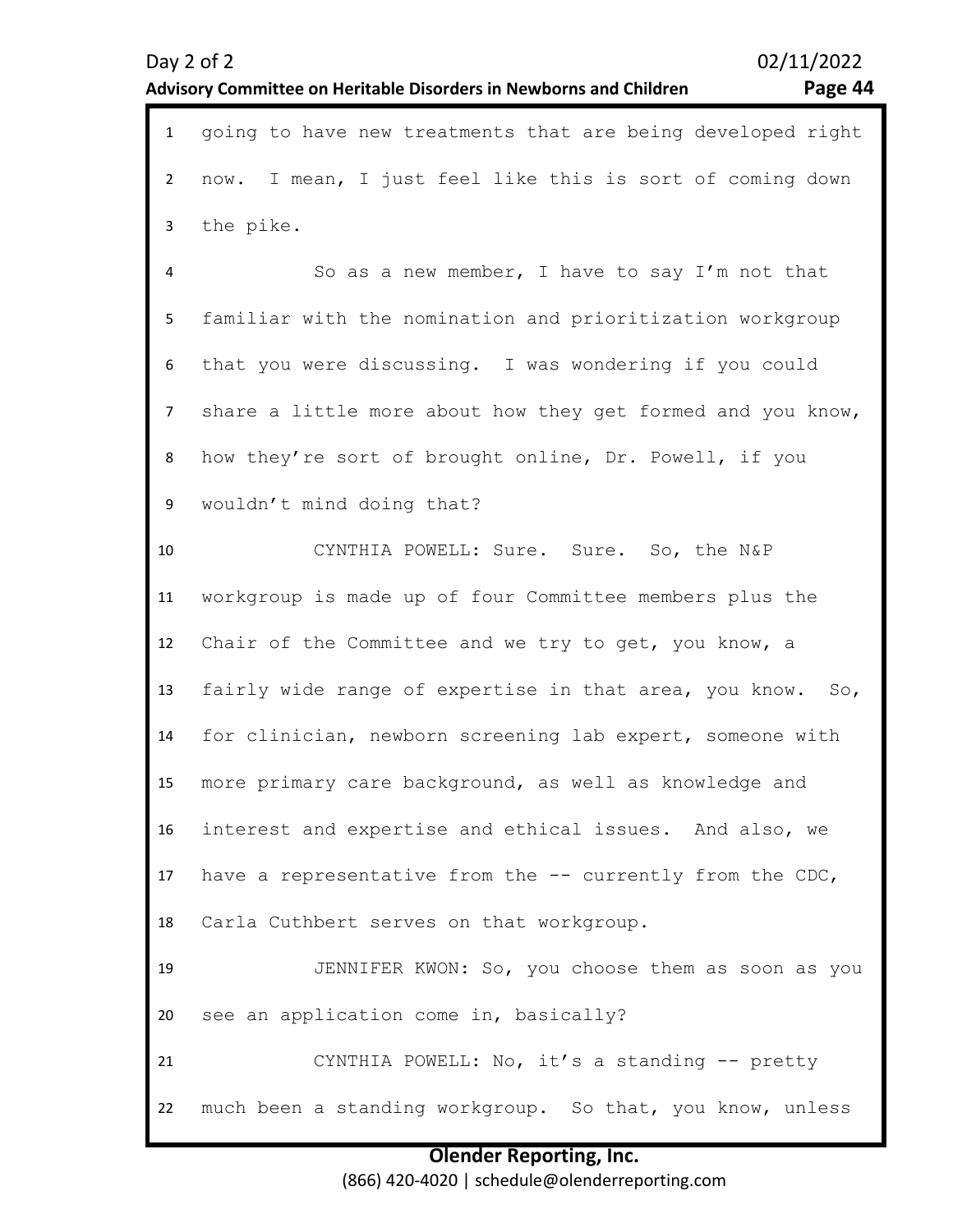going to have new treatments that are being developed right now. I mean, I just feel like this is sort of coming down the pike.

So as a new member, I have to say I'm not that familiar with the nomination and prioritization workgroup that you were discussing. I was wondering if you could share a little more about how they get formed and you know, how they're sort of brought online, Dr. Powell, if you wouldn't mind doing that?

CYNTHIA POWELL: Sure. Sure. So, the N&P workgroup is made up of four Committee members plus the Chair of the Committee and we try to get, you know, a fairly wide range of expertise in that area, you know. So, for clinician, newborn screening lab expert, someone with more primary care background, as well as knowledge and interest and expertise and ethical issues. And also, we have a representative from the -- currently from the CDC, Carla Cuthbert serves on that workgroup.

JENNIFER KWON: So, you choose them as soon as you see an application come in, basically?

CYNTHIA POWELL: No, it's a standing -- pretty much been a standing workgroup. So that, you know, unless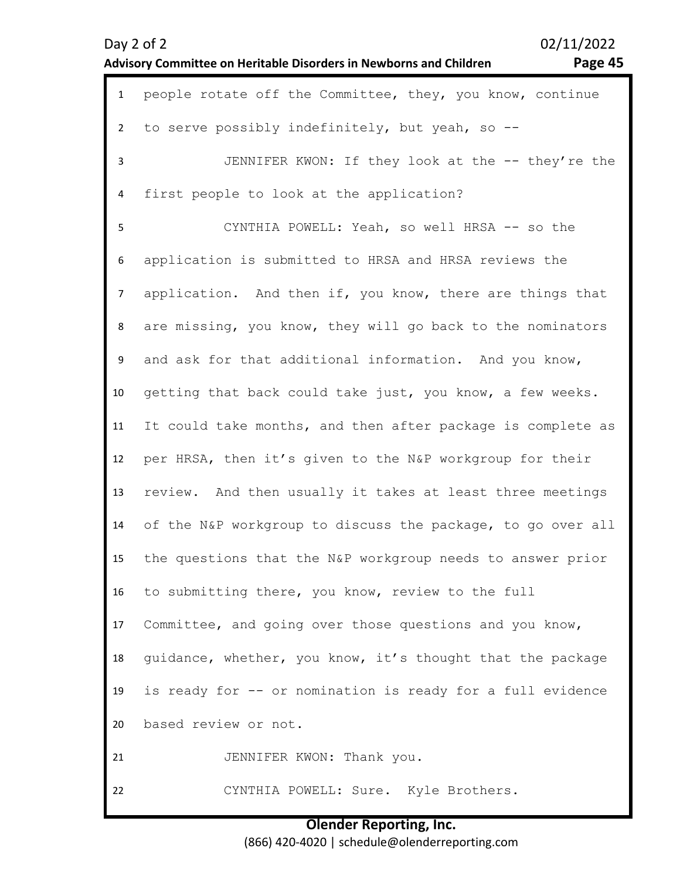people rotate off the Committee, they, you know, continue to serve possibly indefinitely, but yeah, so --

JENNIFER KWON: If they look at the -- they're the first people to look at the application?

CYNTHIA POWELL: Yeah, so well HRSA -- so the application is submitted to HRSA and HRSA reviews the application. And then if, you know, there are things that are missing, you know, they will go back to the nominators and ask for that additional information. And you know, getting that back could take just, you know, a few weeks. It could take months, and then after package is complete as per HRSA, then it's given to the N&P workgroup for their review. And then usually it takes at least three meetings of the N&P workgroup to discuss the package, to go over all the questions that the N&P workgroup needs to answer prior to submitting there, you know, review to the full Committee, and going over those questions and you know, guidance, whether, you know, it's thought that the package is ready for -- or nomination is ready for a full evidence based review or not.

JENNIFER KWON: Thank you.

CYNTHIA POWELL: Sure. Kyle Brothers.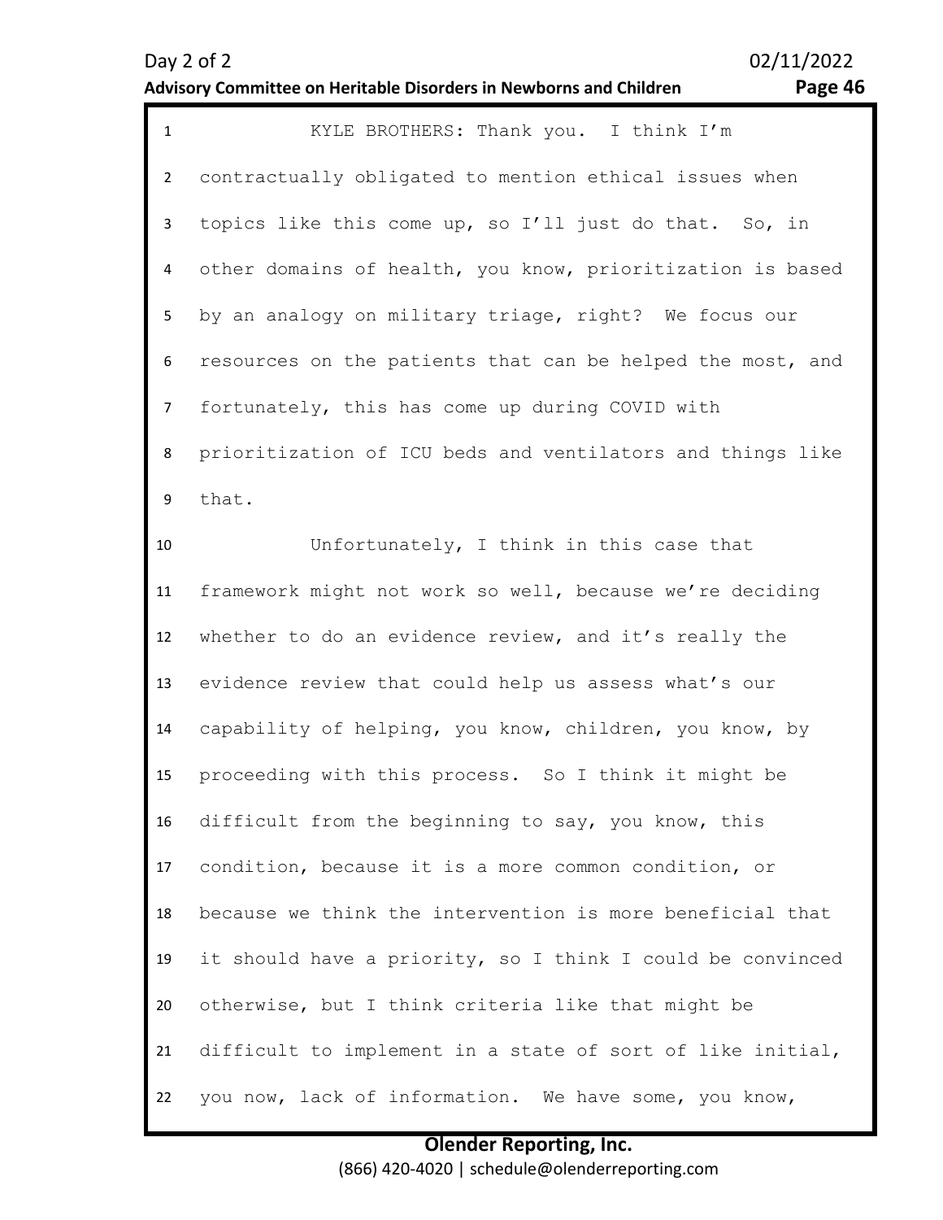KYLE BROTHERS: Thank you. I think I'm contractually obligated to mention ethical issues when topics like this come up, so I'll just do that. So, in other domains of health, you know, prioritization is based by an analogy on military triage, right? We focus our resources on the patients that can be helped the most, and fortunately, this has come up during COVID with prioritization of ICU beds and ventilators and things like that.

Unfortunately, I think in this case that framework might not work so well, because we're deciding whether to do an evidence review, and it's really the evidence review that could help us assess what's our capability of helping, you know, children, you know, by proceeding with this process. So I think it might be difficult from the beginning to say, you know, this condition, because it is a more common condition, or because we think the intervention is more beneficial that it should have a priority, so I think I could be convinced otherwise, but I think criteria like that might be difficult to implement in a state of sort of like initial, you now, lack of information. We have some, you know,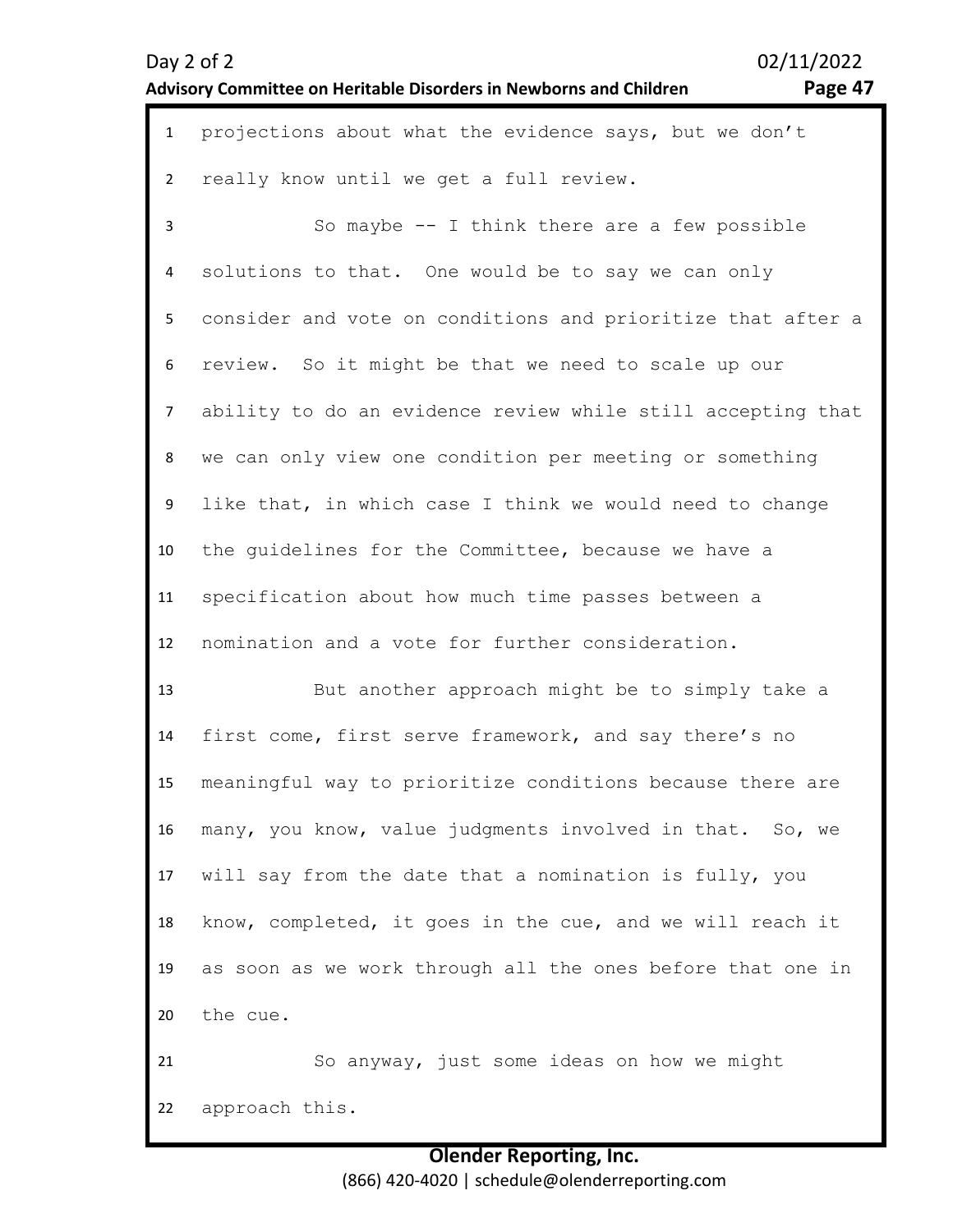projections about what the evidence says, but we don't really know until we get a full review.

So maybe -- I think there are a few possible solutions to that. One would be to say we can only consider and vote on conditions and prioritize that after a review. So it might be that we need to scale up our ability to do an evidence review while still accepting that we can only view one condition per meeting or something like that, in which case I think we would need to change the guidelines for the Committee, because we have a specification about how much time passes between a nomination and a vote for further consideration.

But another approach might be to simply take a first come, first serve framework, and say there's no meaningful way to prioritize conditions because there are many, you know, value judgments involved in that. So, we will say from the date that a nomination is fully, you know, completed, it goes in the cue, and we will reach it as soon as we work through all the ones before that one in the cue.

So anyway, just some ideas on how we might approach this.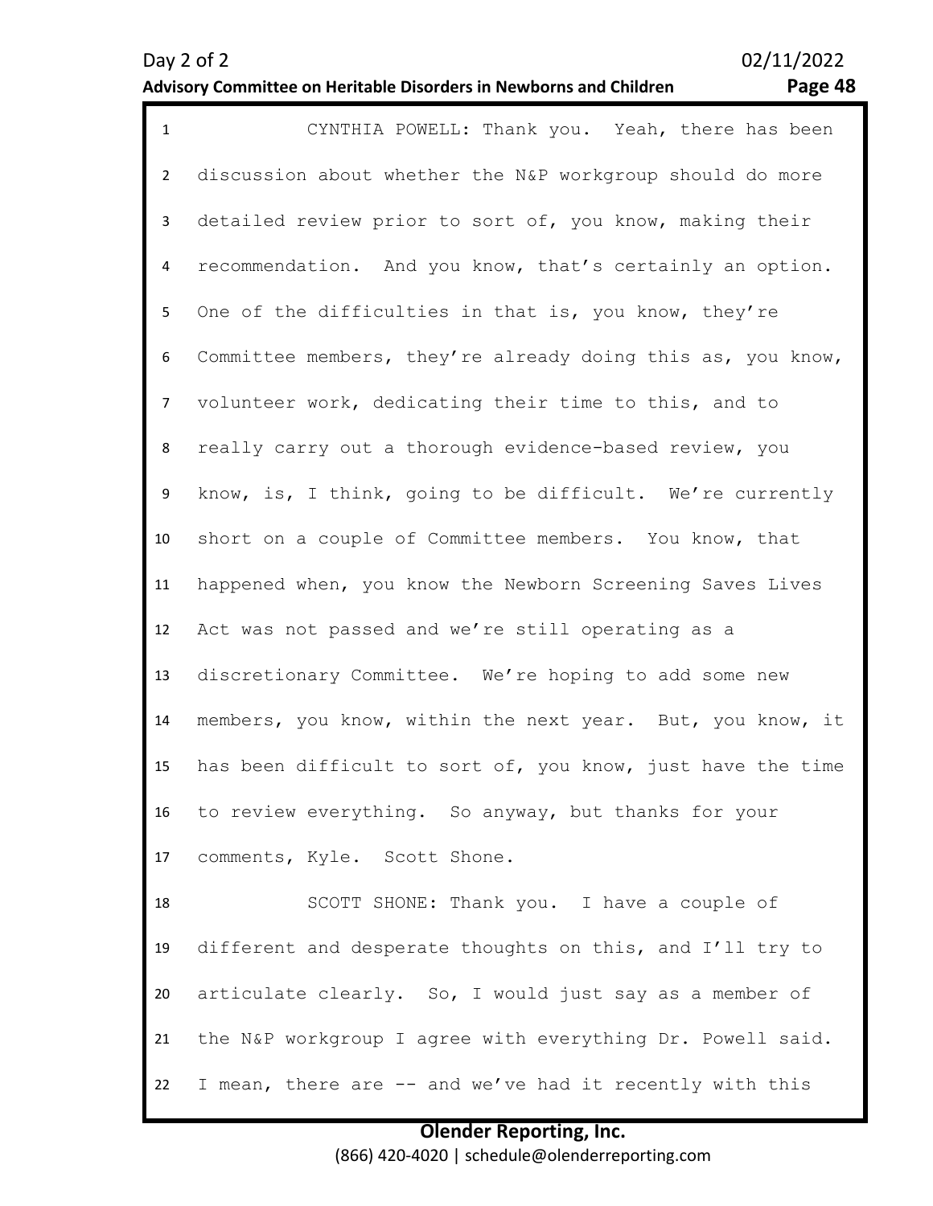CYNTHIA POWELL: Thank you. Yeah, there has been discussion about whether the N&P workgroup should do more detailed review prior to sort of, you know, making their recommendation. And you know, that's certainly an option. One of the difficulties in that is, you know, they're Committee members, they're already doing this as, you know, volunteer work, dedicating their time to this, and to really carry out a thorough evidence-based review, you know, is, I think, going to be difficult. We're currently short on a couple of Committee members. You know, that happened when, you know the Newborn Screening Saves Lives Act was not passed and we're still operating as a discretionary Committee. We're hoping to add some new members, you know, within the next year. But, you know, it has been difficult to sort of, you know, just have the time to review everything. So anyway, but thanks for your comments, Kyle. Scott Shone.

SCOTT SHONE: Thank you. I have a couple of different and desperate thoughts on this, and I'll try to articulate clearly. So, I would just say as a member of the N&P workgroup I agree with everything Dr. Powell said. I mean, there are -- and we've had it recently with this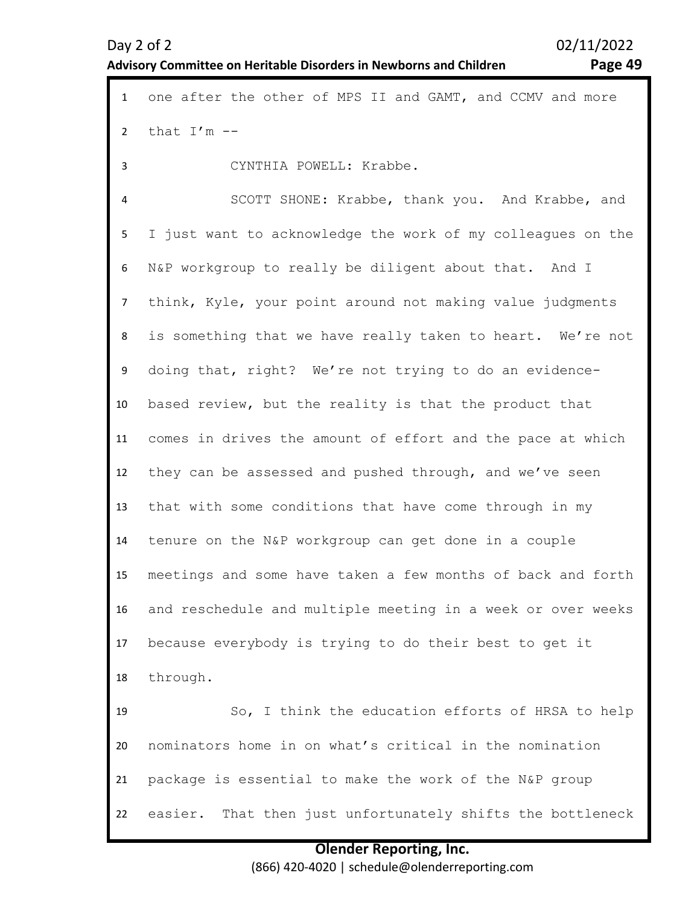one after the other of MPS II and GAMT, and CCMV and more that I'm --

CYNTHIA POWELL: Krabbe.

SCOTT SHONE: Krabbe, thank you. And Krabbe, and I just want to acknowledge the work of my colleagues on the N&P workgroup to really be diligent about that. And I think, Kyle, your point around not making value judgments is something that we have really taken to heart. We're not doing that, right? We're not trying to do an evidence-based review, but the reality is that the product that comes in drives the amount of effort and the pace at which they can be assessed and pushed through, and we've seen that with some conditions that have come through in my tenure on the N&P workgroup can get done in a couple meetings and some have taken a few months of back and forth and reschedule and multiple meeting in a week or over weeks because everybody is trying to do their best to get it through.

So, I think the education efforts of HRSA to help nominators home in on what's critical in the nomination package is essential to make the work of the N&P group easier. That then just unfortunately shifts the bottleneck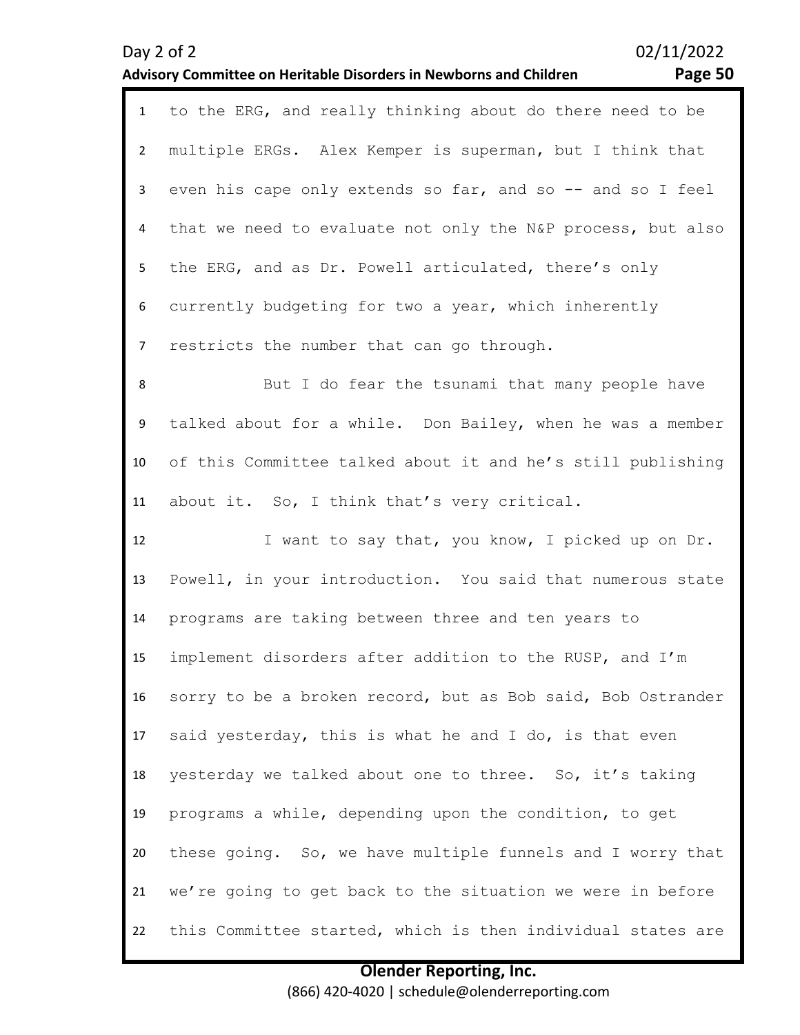to the ERG, and really thinking about do there need to be multiple ERGs. Alex Kemper is superman, but I think that even his cape only extends so far, and so -- and so I feel that we need to evaluate not only the N&P process, but also the ERG, and as Dr. Powell articulated, there's only currently budgeting for two a year, which inherently restricts the number that can go through.

But I do fear the tsunami that many people have talked about for a while. Don Bailey, when he was a member of this Committee talked about it and he's still publishing about it. So, I think that's very critical.

I want to say that, you know, I picked up on Dr. Powell, in your introduction. You said that numerous state programs are taking between three and ten years to implement disorders after addition to the RUSP, and I'm sorry to be a broken record, but as Bob said, Bob Ostrander said yesterday, this is what he and I do, is that even yesterday we talked about one to three. So, it's taking programs a while, depending upon the condition, to get these going. So, we have multiple funnels and I worry that we're going to get back to the situation we were in before this Committee started, which is then individual states are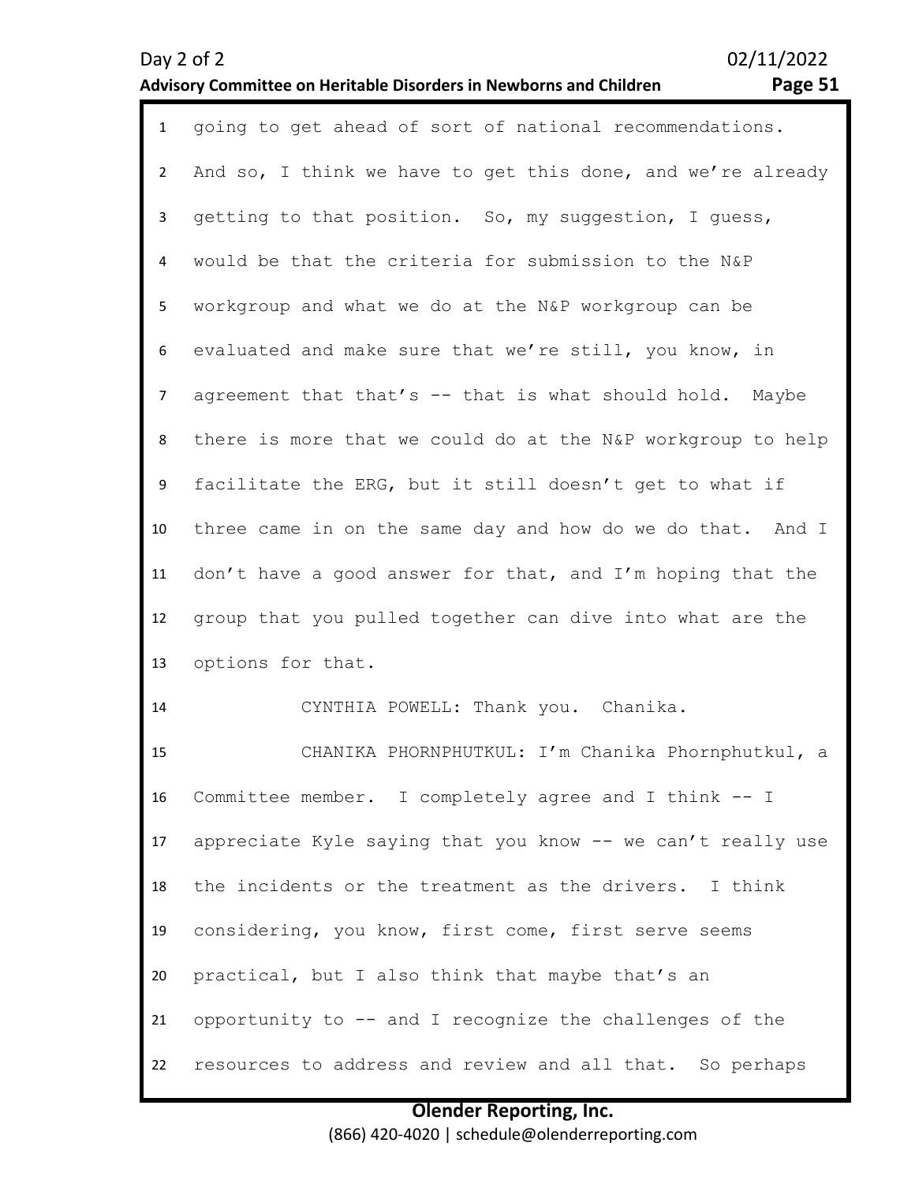going to get ahead of sort of national recommendations. And so, I think we have to get this done, and we're already getting to that position. So, my suggestion, I guess, would be that the criteria for submission to the N&P workgroup and what we do at the N&P workgroup can be evaluated and make sure that we're still, you know, in agreement that that's -- that is what should hold. Maybe there is more that we could do at the N&P workgroup to help facilitate the ERG, but it still doesn't get to what if three came in on the same day and how do we do that. And I don't have a good answer for that, and I'm hoping that the group that you pulled together can dive into what are the options for that.

CYNTHIA POWELL: Thank you. Chanika.

CHANIKA PHORNPHUTKUL: I'm Chanika Phornphutkul, a Committee member. I completely agree and I think -- I appreciate Kyle saying that you know -- we can't really use the incidents or the treatment as the drivers. I think considering, you know, first come, first serve seems practical, but I also think that maybe that's an opportunity to -- and I recognize the challenges of the resources to address and review and all that. So perhaps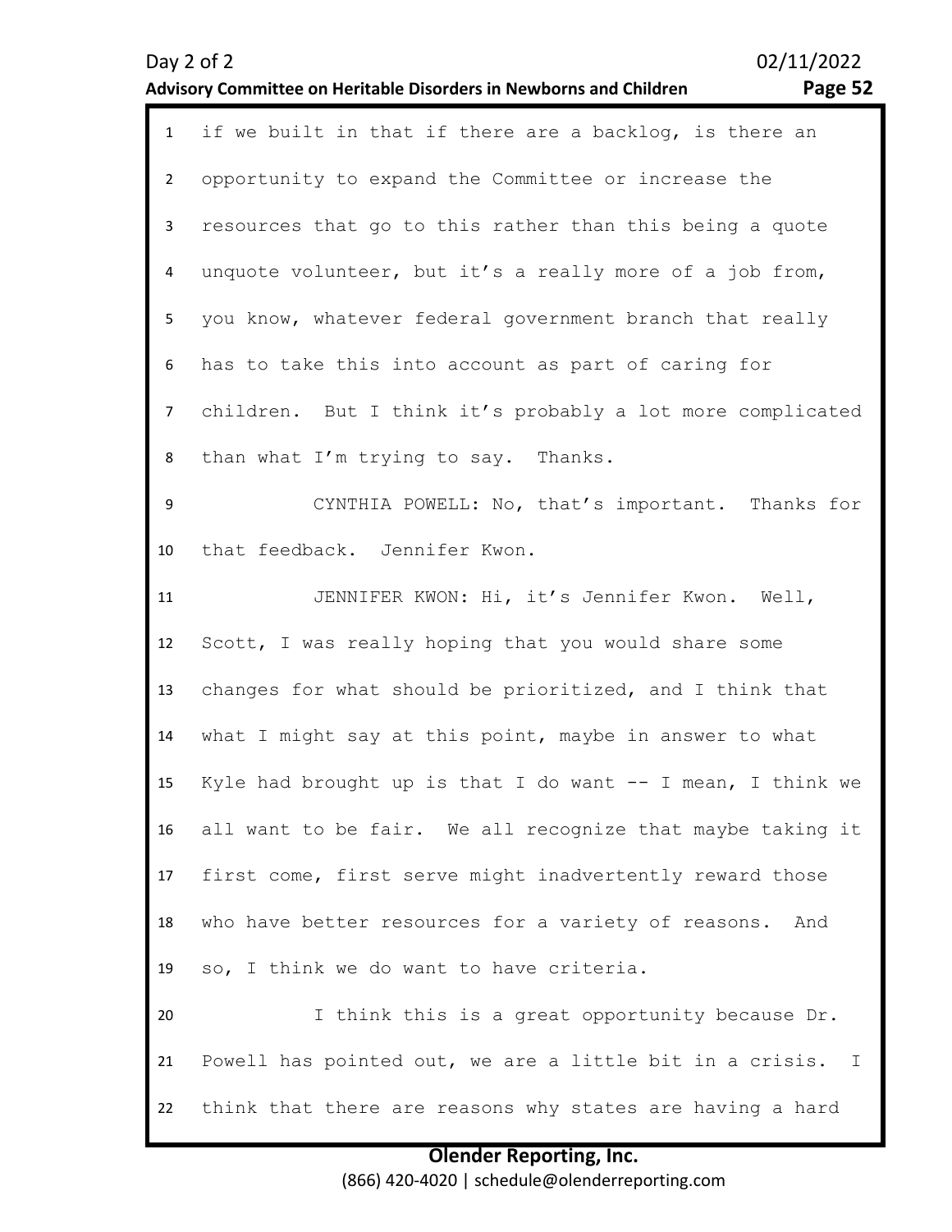if we built in that if there are a backlog, is there an opportunity to expand the Committee or increase the resources that go to this rather than this being a quote unquote volunteer, but it's a really more of a job from, you know, whatever federal government branch that really has to take this into account as part of caring for children. But I think it's probably a lot more complicated than what I'm trying to say. Thanks.

CYNTHIA POWELL: No, that's important. Thanks for that feedback. Jennifer Kwon.

JENNIFER KWON: Hi, it's Jennifer Kwon. Well, Scott, I was really hoping that you would share some changes for what should be prioritized, and I think that what I might say at this point, maybe in answer to what Kyle had brought up is that I do want -- I mean, I think we all want to be fair. We all recognize that maybe taking it first come, first serve might inadvertently reward those who have better resources for a variety of reasons. And so, I think we do want to have criteria.

I think this is a great opportunity because Dr. Powell has pointed out, we are a little bit in a crisis. I think that there are reasons why states are having a hard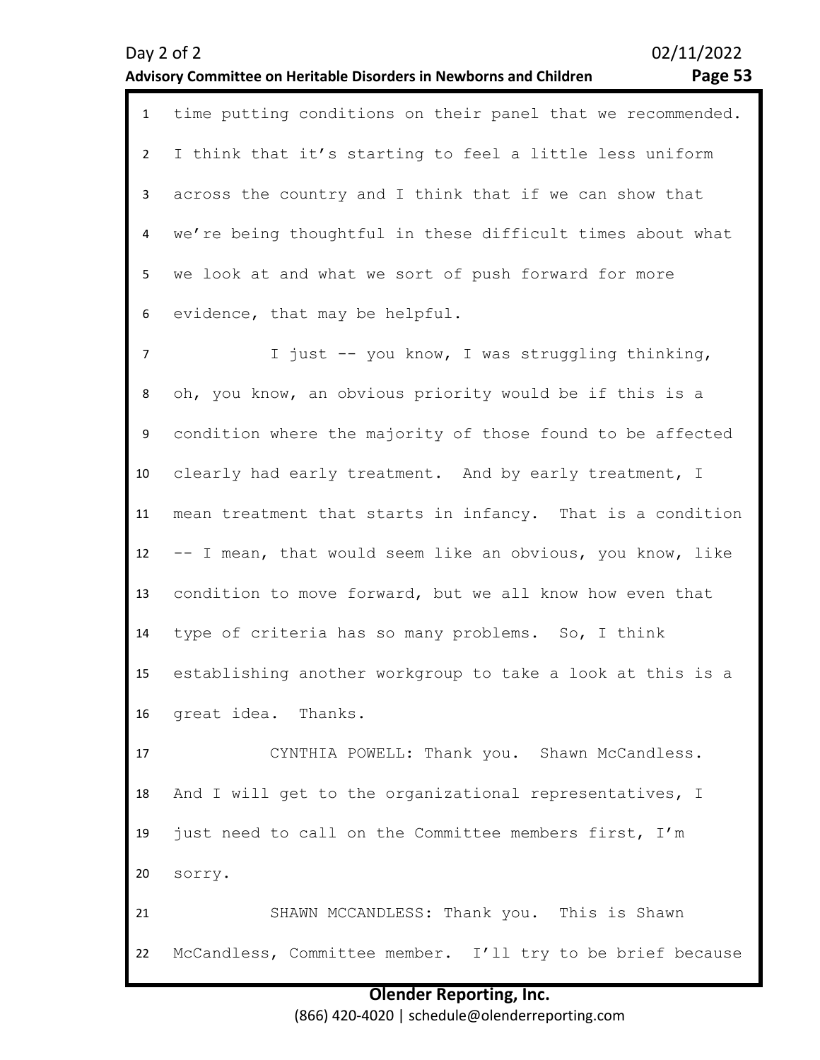time putting conditions on their panel that we recommended. I think that it's starting to feel a little less uniform across the country and I think that if we can show that we're being thoughtful in these difficult times about what we look at and what we sort of push forward for more evidence, that may be helpful.

I just -- you know, I was struggling thinking, oh, you know, an obvious priority would be if this is a condition where the majority of those found to be affected clearly had early treatment. And by early treatment, I mean treatment that starts in infancy. That is a condition -- I mean, that would seem like an obvious, you know, like condition to move forward, but we all know how even that type of criteria has so many problems. So, I think establishing another workgroup to take a look at this is a great idea. Thanks.

CYNTHIA POWELL: Thank you. Shawn McCandless. And I will get to the organizational representatives, I just need to call on the Committee members first, I'm sorry.

SHAWN MCCANDLESS: Thank you. This is Shawn McCandless, Committee member. I'll try to be brief because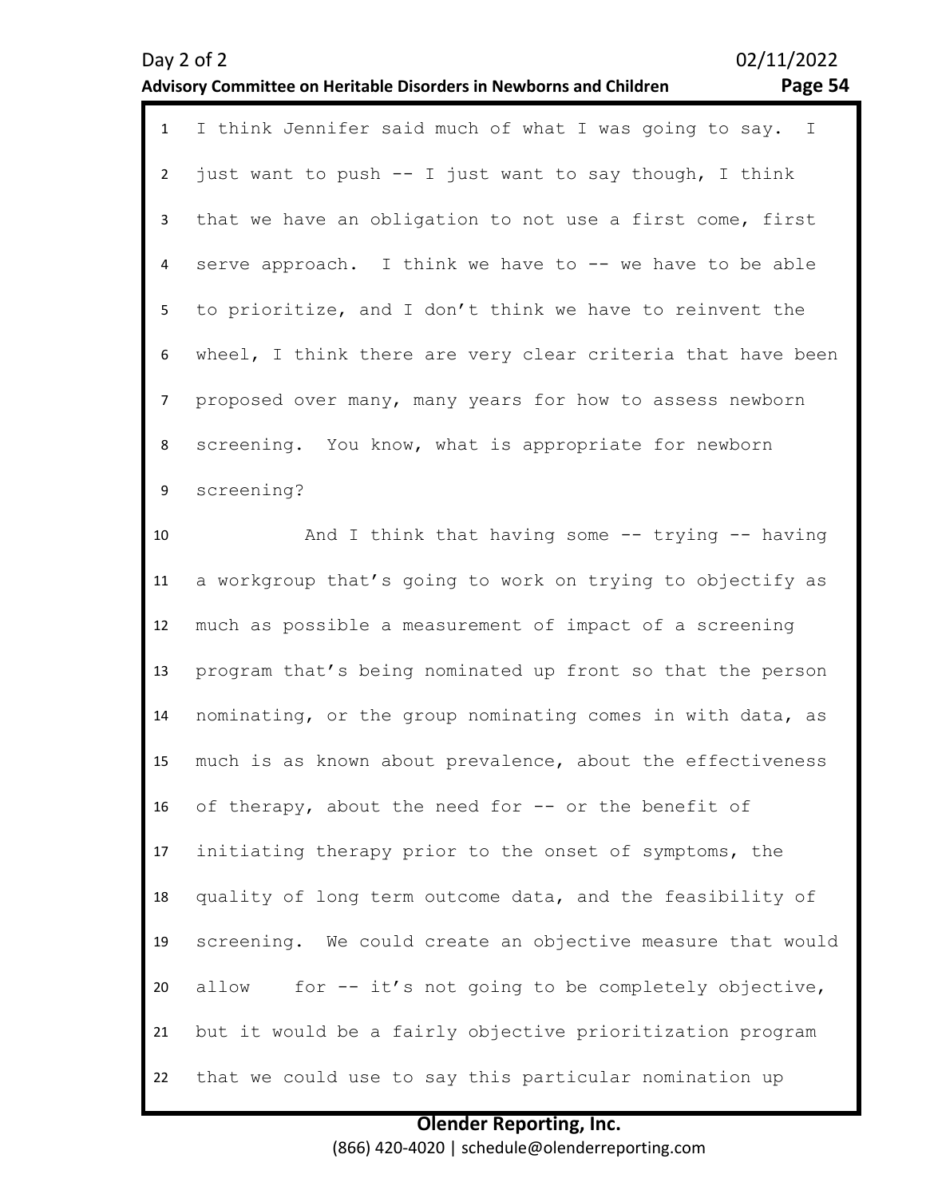I think Jennifer said much of what I was going to say. I just want to push -- I just want to say though, I think that we have an obligation to not use a first come, first serve approach. I think we have to -- we have to be able to prioritize, and I don't think we have to reinvent the wheel, I think there are very clear criteria that have been proposed over many, many years for how to assess newborn screening. You know, what is appropriate for newborn screening?

And I think that having some -- trying -- having a workgroup that's going to work on trying to objectify as much as possible a measurement of impact of a screening program that's being nominated up front so that the person nominating, or the group nominating comes in with data, as much is as known about prevalence, about the effectiveness of therapy, about the need for -- or the benefit of initiating therapy prior to the onset of symptoms, the quality of long term outcome data, and the feasibility of screening. We could create an objective measure that would allow for -- it's not going to be completely objective, but it would be a fairly objective prioritization program that we could use to say this particular nomination up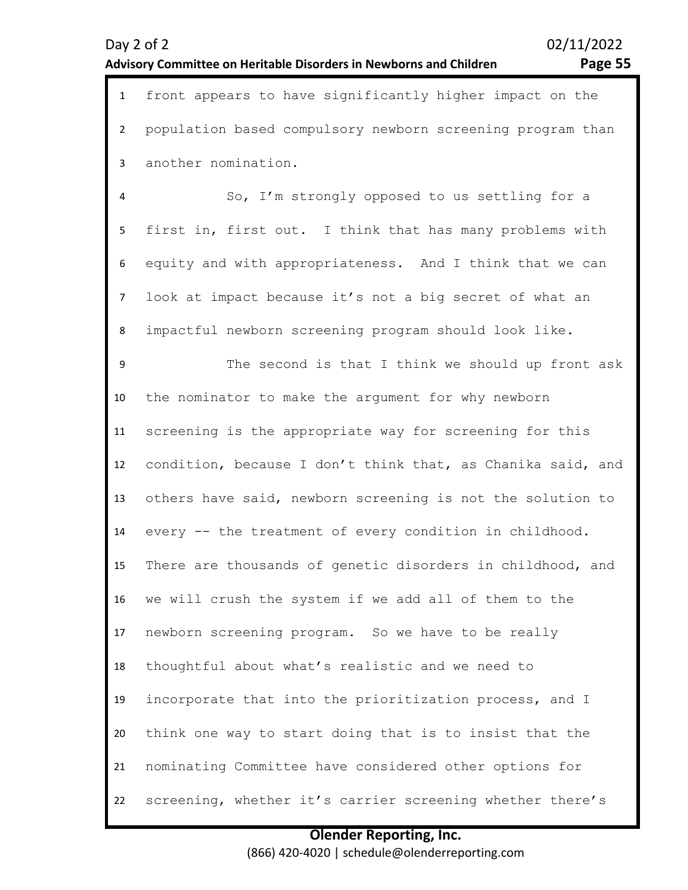front appears to have significantly higher impact on the population based compulsory newborn screening program than another nomination.

So, I'm strongly opposed to us settling for a first in, first out. I think that has many problems with equity and with appropriateness. And I think that we can look at impact because it's not a big secret of what an impactful newborn screening program should look like.

The second is that I think we should up front ask the nominator to make the argument for why newborn screening is the appropriate way for screening for this condition, because I don't think that, as Chanika said, and others have said, newborn screening is not the solution to every -- the treatment of every condition in childhood. There are thousands of genetic disorders in childhood, and we will crush the system if we add all of them to the newborn screening program. So we have to be really thoughtful about what's realistic and we need to incorporate that into the prioritization process, and I think one way to start doing that is to insist that the nominating Committee have considered other options for screening, whether it's carrier screening whether there's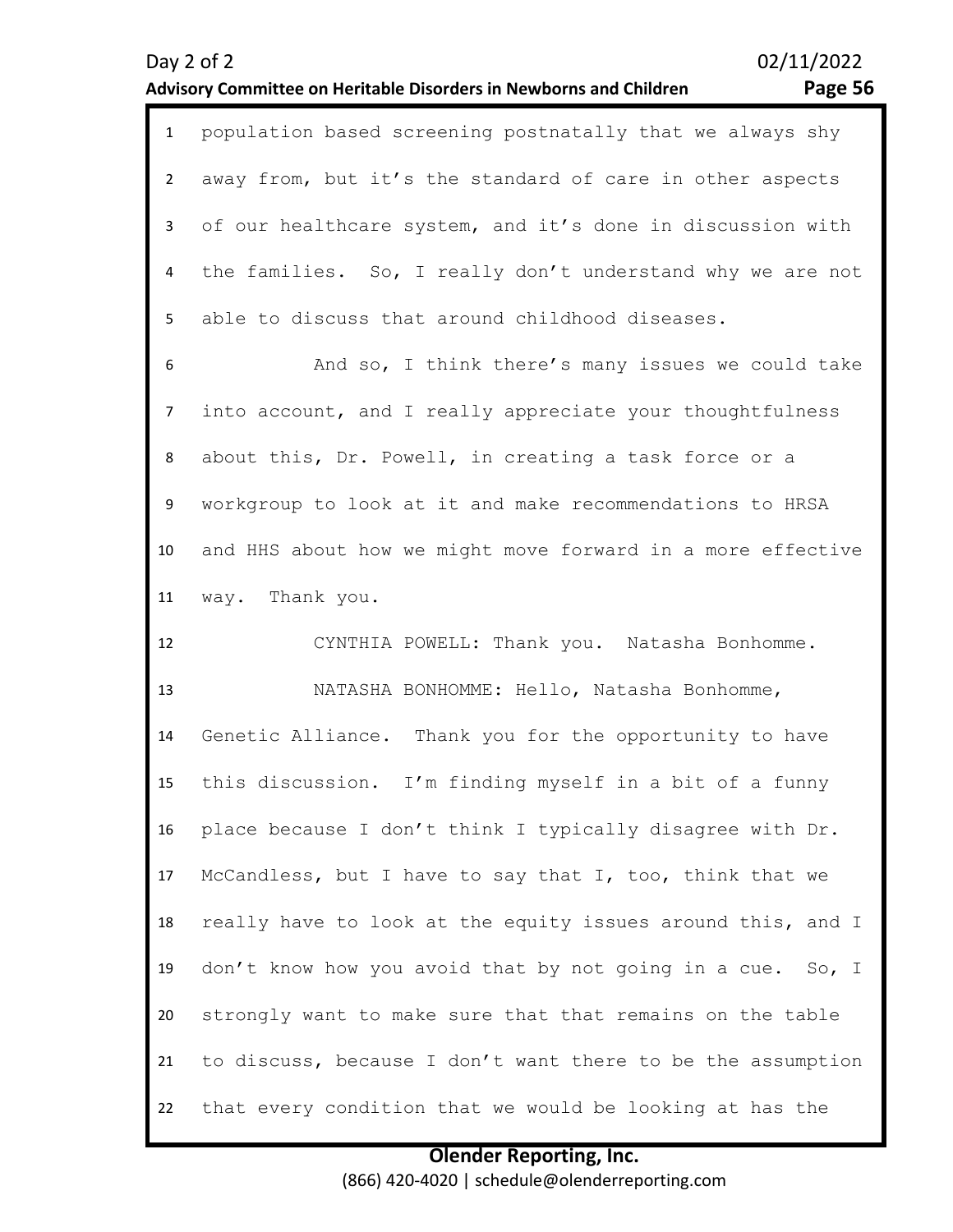population based screening postnatally that we always shy away from, but it's the standard of care in other aspects of our healthcare system, and it's done in discussion with the families. So, I really don't understand why we are not able to discuss that around childhood diseases.

And so, I think there's many issues we could take into account, and I really appreciate your thoughtfulness about this, Dr. Powell, in creating a task force or a workgroup to look at it and make recommendations to HRSA and HHS about how we might move forward in a more effective way. Thank you.

CYNTHIA POWELL: Thank you. Natasha Bonhomme.

NATASHA BONHOMME: Hello, Natasha Bonhomme, Genetic Alliance. Thank you for the opportunity to have this discussion. I'm finding myself in a bit of a funny place because I don't think I typically disagree with Dr. McCandless, but I have to say that I, too, think that we really have to look at the equity issues around this, and I don't know how you avoid that by not going in a cue. So, I strongly want to make sure that that remains on the table to discuss, because I don't want there to be the assumption that every condition that we would be looking at has the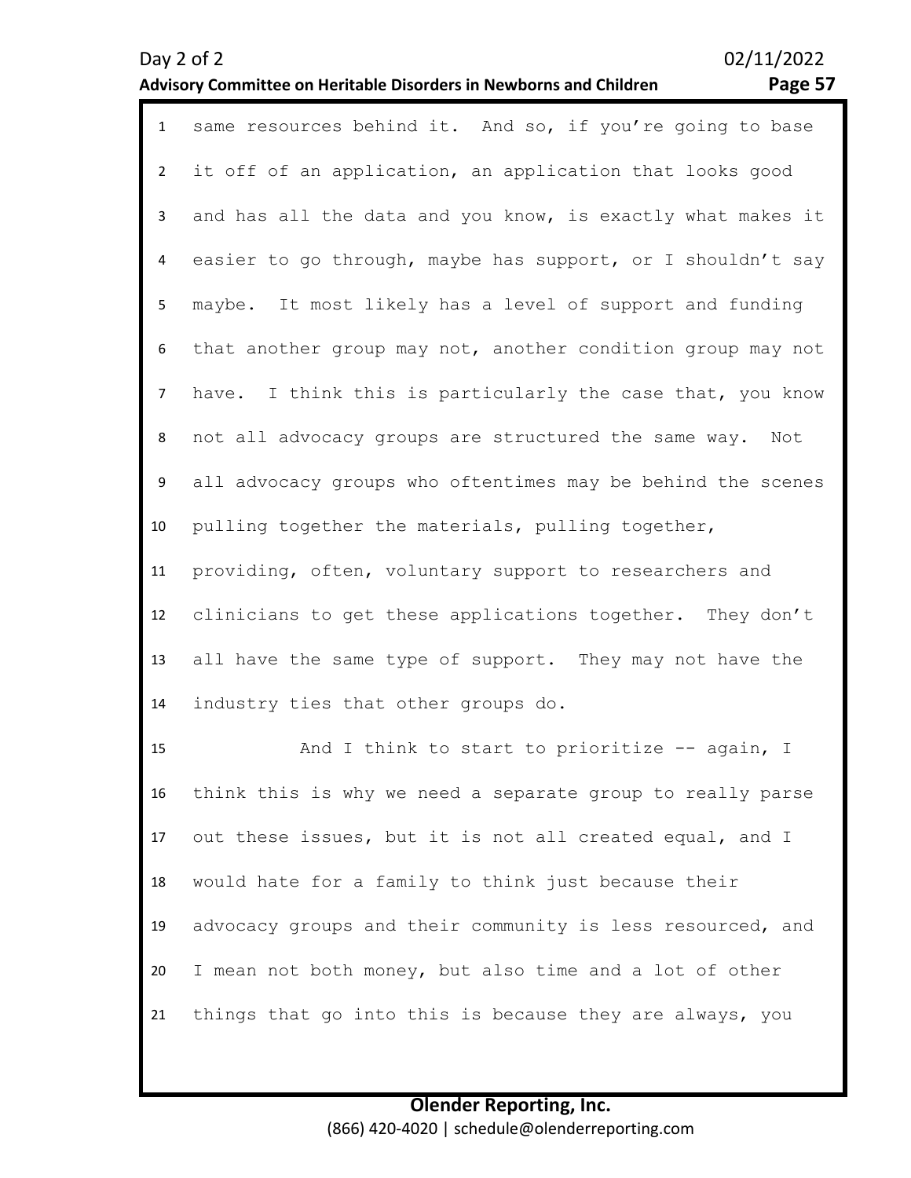same resources behind it. And so, if you're going to base it off of an application, an application that looks good and has all the data and you know, is exactly what makes it easier to go through, maybe has support, or I shouldn't say maybe. It most likely has a level of support and funding that another group may not, another condition group may not have. I think this is particularly the case that, you know not all advocacy groups are structured the same way. Not all advocacy groups who oftentimes may be behind the scenes pulling together the materials, pulling together, providing, often, voluntary support to researchers and clinicians to get these applications together. They don't all have the same type of support. They may not have the industry ties that other groups do.

And I think to start to prioritize -- again, I think this is why we need a separate group to really parse out these issues, but it is not all created equal, and I would hate for a family to think just because their advocacy groups and their community is less resourced, and I mean not both money, but also time and a lot of other things that go into this is because they are always, you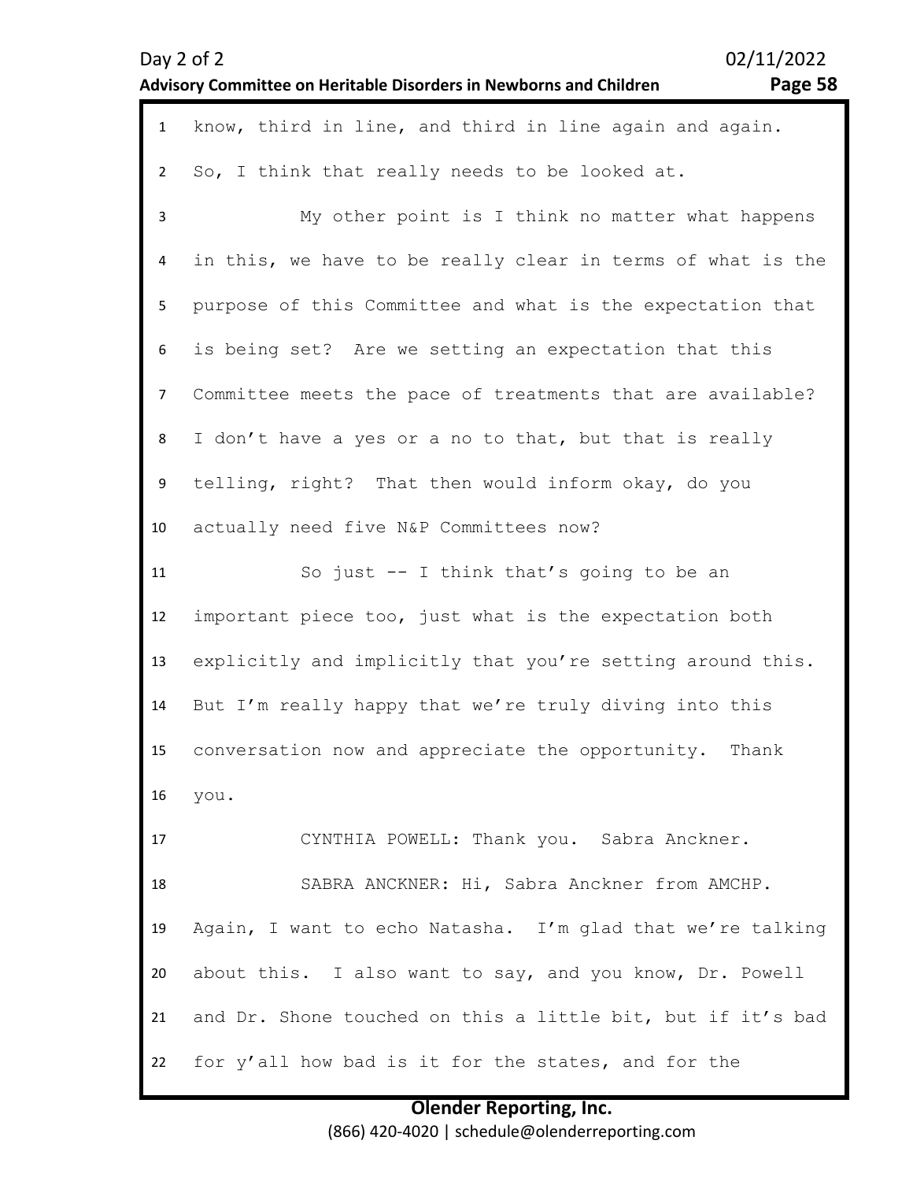know, third in line, and third in line again and again. So, I think that really needs to be looked at.

My other point is I think no matter what happens in this, we have to be really clear in terms of what is the purpose of this Committee and what is the expectation that is being set? Are we setting an expectation that this Committee meets the pace of treatments that are available? I don't have a yes or a no to that, but that is really telling, right? That then would inform okay, do you actually need five N&P Committees now?

So just -- I think that's going to be an important piece too, just what is the expectation both explicitly and implicitly that you're setting around this. But I'm really happy that we're truly diving into this conversation now and appreciate the opportunity. Thank you.

CYNTHIA POWELL: Thank you. Sabra Anckner.

SABRA ANCKNER: Hi, Sabra Anckner from AMCHP. Again, I want to echo Natasha. I'm glad that we're talking about this. I also want to say, and you know, Dr. Powell and Dr. Shone touched on this a little bit, but if it's bad for y'all how bad is it for the states, and for the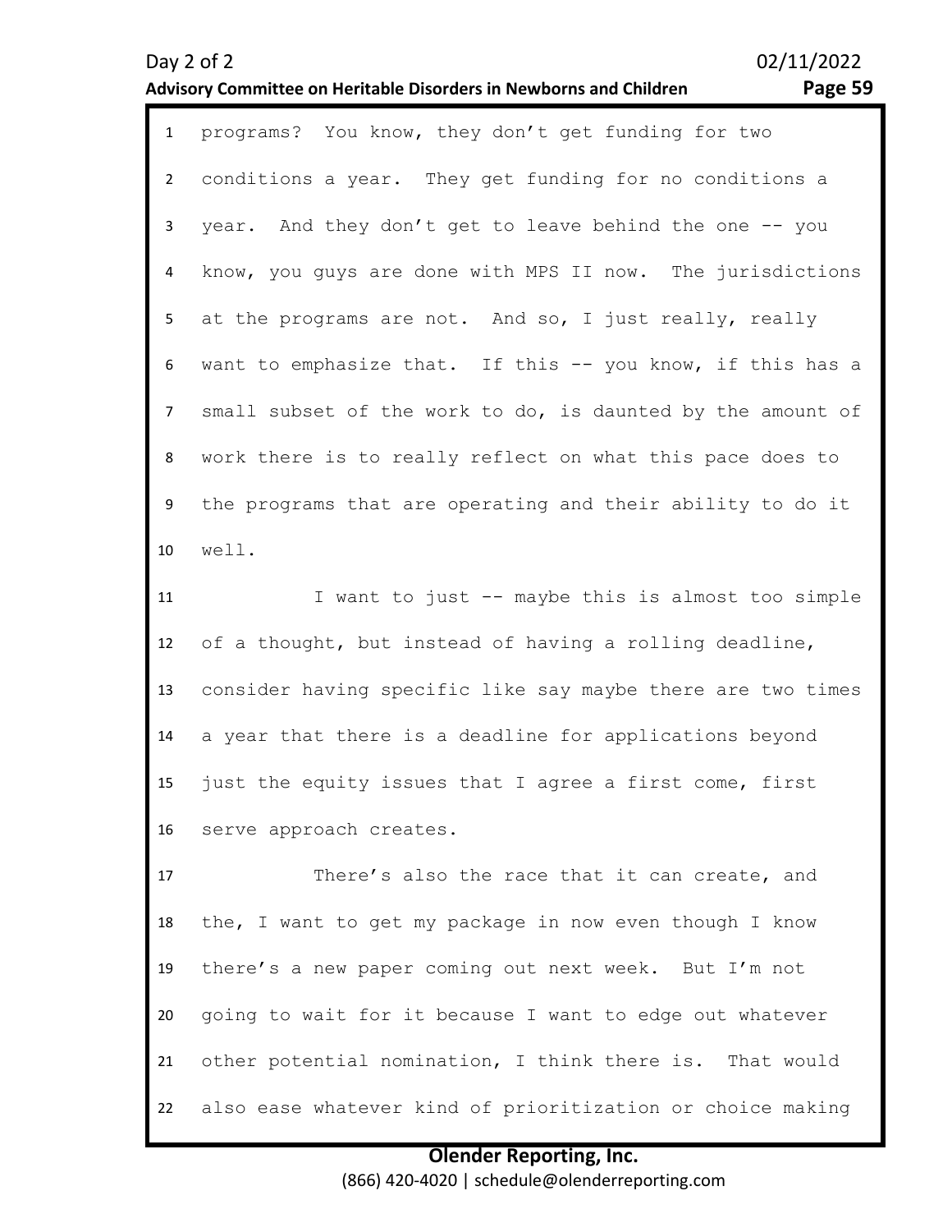programs? You know, they don't get funding for two conditions a year. They get funding for no conditions a year. And they don't get to leave behind the one -- you know, you guys are done with MPS II now. The jurisdictions at the programs are not. And so, I just really, really want to emphasize that. If this -- you know, if this has a small subset of the work to do, is daunted by the amount of work there is to really reflect on what this pace does to the programs that are operating and their ability to do it well.

I want to just -- maybe this is almost too simple of a thought, but instead of having a rolling deadline, consider having specific like say maybe there are two times a year that there is a deadline for applications beyond just the equity issues that I agree a first come, first serve approach creates.

There's also the race that it can create, and the, I want to get my package in now even though I know there's a new paper coming out next week. But I'm not going to wait for it because I want to edge out whatever other potential nomination, I think there is. That would also ease whatever kind of prioritization or choice making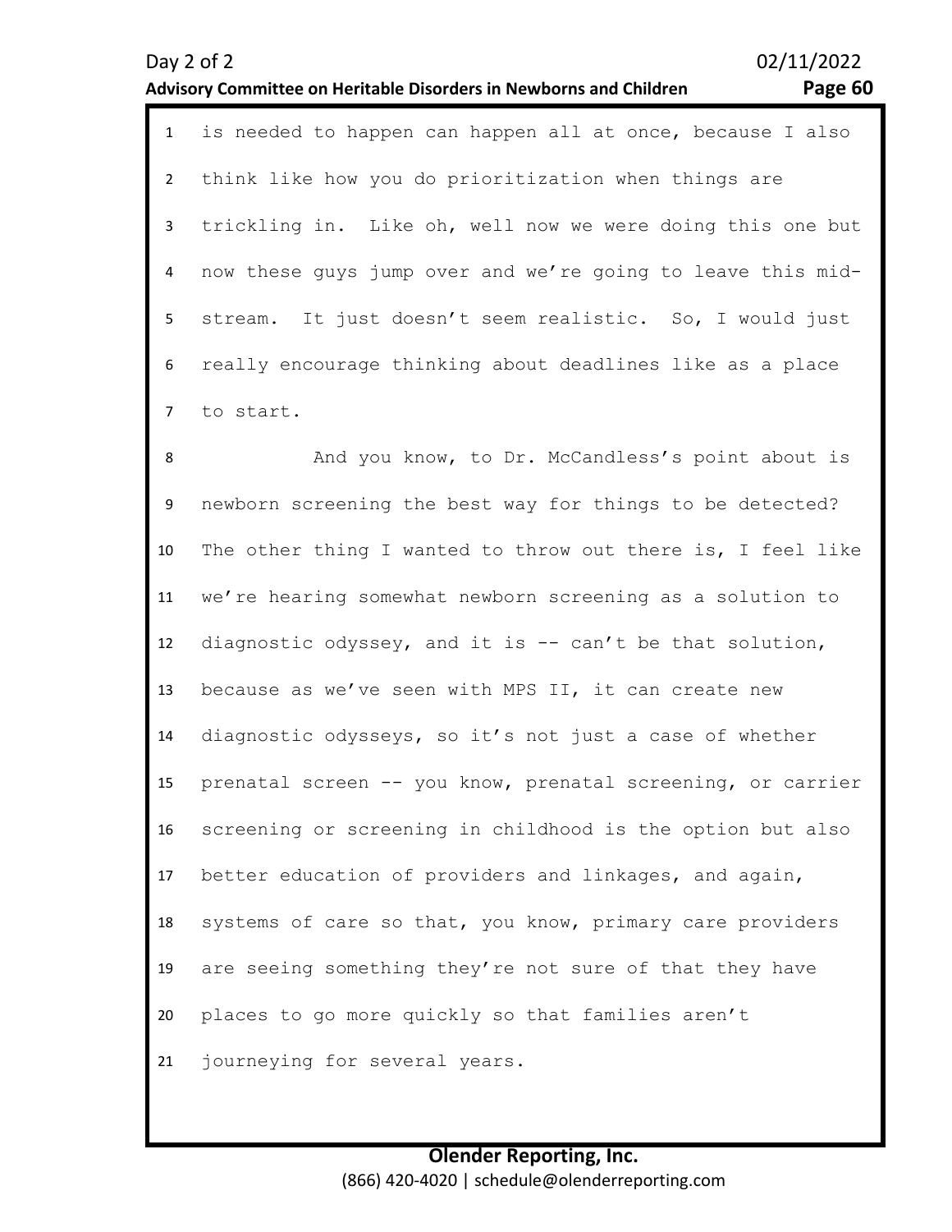is needed to happen can happen all at once, because I also think like how you do prioritization when things are trickling in. Like oh, well now we were doing this one but now these guys jump over and we're going to leave this mid-stream. It just doesn't seem realistic. So, I would just really encourage thinking about deadlines like as a place to start.

And you know, to Dr. McCandless's point about is newborn screening the best way for things to be detected? The other thing I wanted to throw out there is, I feel like we're hearing somewhat newborn screening as a solution to diagnostic odyssey, and it is -- can't be that solution, because as we've seen with MPS II, it can create new diagnostic odysseys, so it's not just a case of whether prenatal screen -- you know, prenatal screening, or carrier screening or screening in childhood is the option but also better education of providers and linkages, and again, systems of care so that, you know, primary care providers are seeing something they're not sure of that they have places to go more quickly so that families aren't journeying for several years.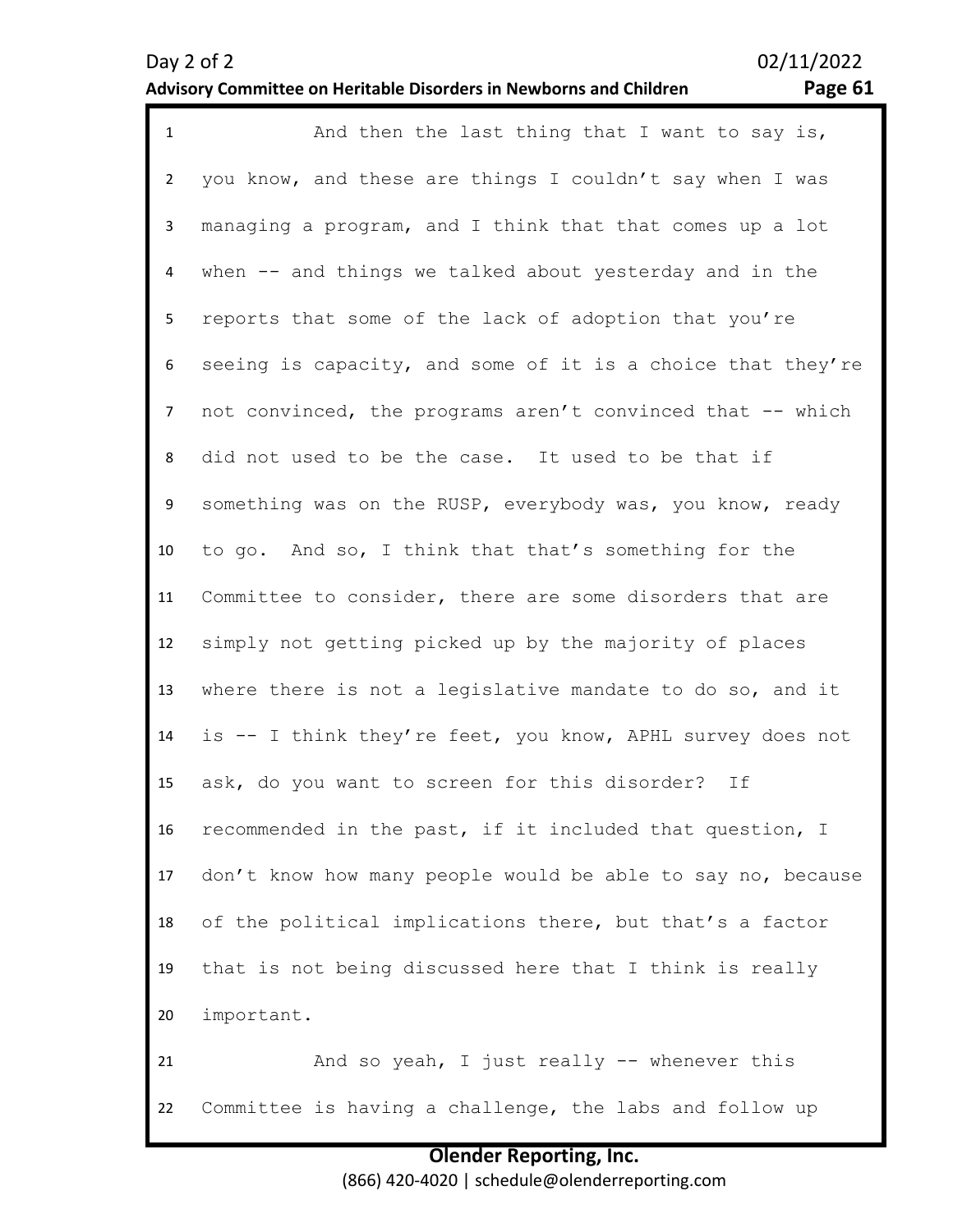And then the last thing that I want to say is, you know, and these are things I couldn't say when I was managing a program, and I think that that comes up a lot when -- and things we talked about yesterday and in the reports that some of the lack of adoption that you're seeing is capacity, and some of it is a choice that they're not convinced, the programs aren't convinced that -- which did not used to be the case. It used to be that if something was on the RUSP, everybody was, you know, ready to go. And so, I think that that's something for the Committee to consider, there are some disorders that are simply not getting picked up by the majority of places where there is not a legislative mandate to do so, and it is -- I think they're feet, you know, APHL survey does not ask, do you want to screen for this disorder? If recommended in the past, if it included that question, I don't know how many people would be able to say no, because of the political implications there, but that's a factor that is not being discussed here that I think is really important.

And so yeah, I just really -- whenever this Committee is having a challenge, the labs and follow up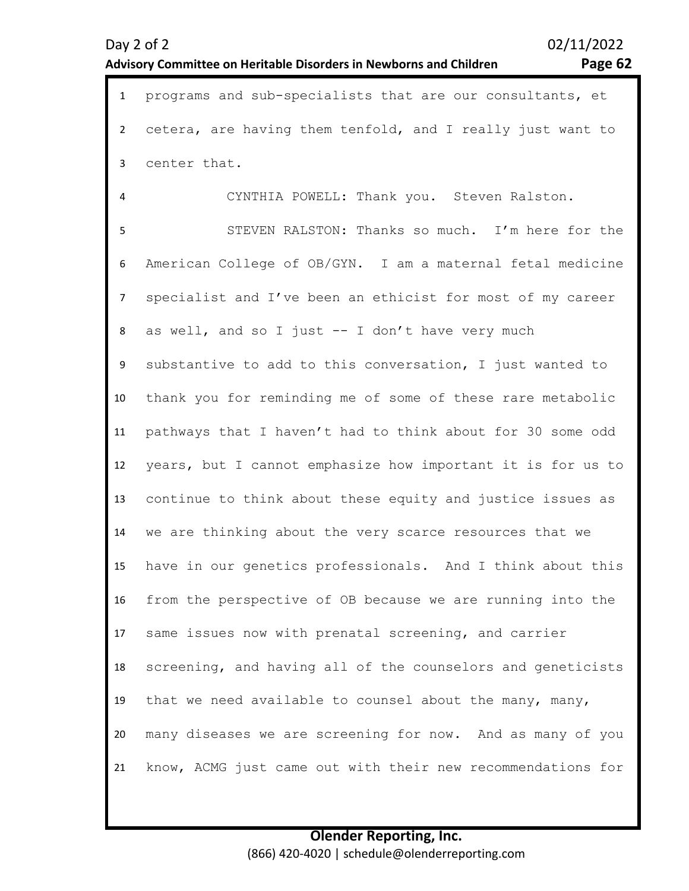programs and sub-specialists that are our consultants, et cetera, are having them tenfold, and I really just want to center that.

CYNTHIA POWELL: Thank you. Steven Ralston.

STEVEN RALSTON: Thanks so much. I'm here for the American College of OB/GYN. I am a maternal fetal medicine specialist and I've been an ethicist for most of my career as well, and so I just -- I don't have very much substantive to add to this conversation, I just wanted to thank you for reminding me of some of these rare metabolic pathways that I haven't had to think about for 30 some odd years, but I cannot emphasize how important it is for us to continue to think about these equity and justice issues as we are thinking about the very scarce resources that we have in our genetics professionals. And I think about this from the perspective of OB because we are running into the same issues now with prenatal screening, and carrier screening, and having all of the counselors and geneticists that we need available to counsel about the many, many, many diseases we are screening for now. And as many of you know, ACMG just came out with their new recommendations for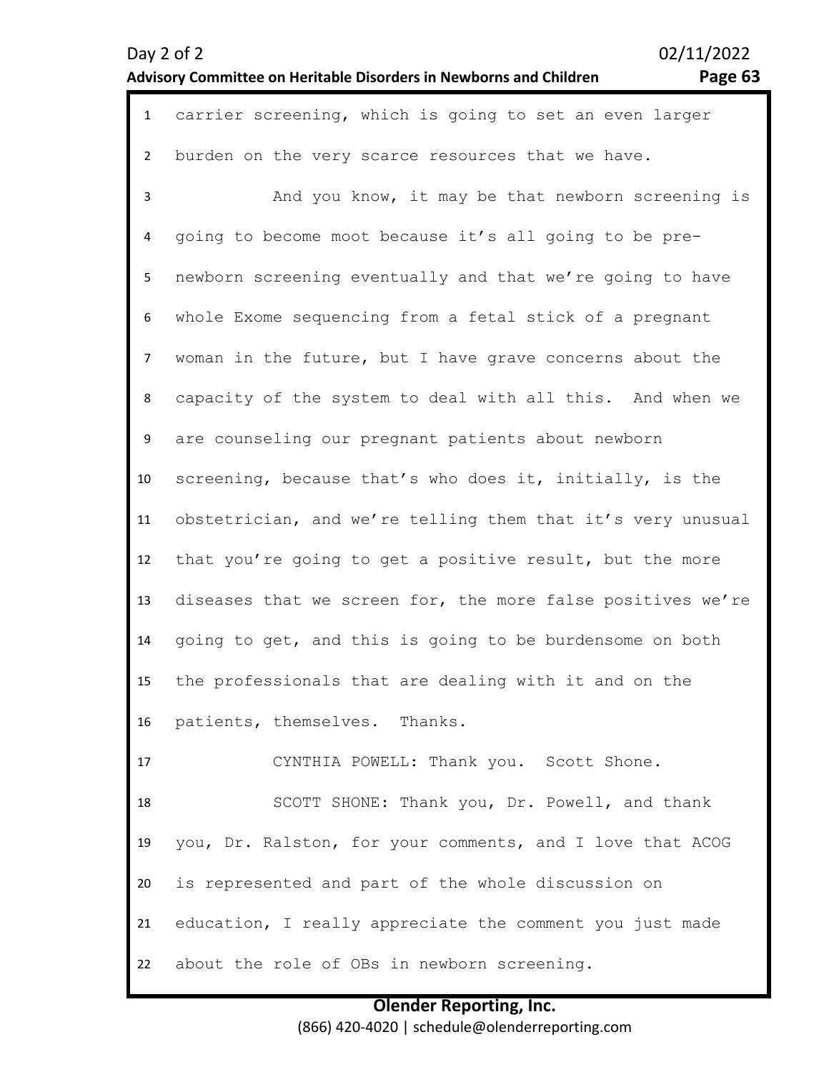carrier screening, which is going to set an even larger burden on the very scarce resources that we have.

And you know, it may be that newborn screening is going to become moot because it's all going to be pre-newborn screening eventually and that we're going to have whole Exome sequencing from a fetal stick of a pregnant woman in the future, but I have grave concerns about the capacity of the system to deal with all this. And when we are counseling our pregnant patients about newborn screening, because that's who does it, initially, is the obstetrician, and we're telling them that it's very unusual that you're going to get a positive result, but the more diseases that we screen for, the more false positives we're going to get, and this is going to be burdensome on both the professionals that are dealing with it and on the patients, themselves. Thanks.

CYNTHIA POWELL: Thank you. Scott Shone.

SCOTT SHONE: Thank you, Dr. Powell, and thank you, Dr. Ralston, for your comments, and I love that ACOG is represented and part of the whole discussion on education, I really appreciate the comment you just made about the role of OBs in newborn screening.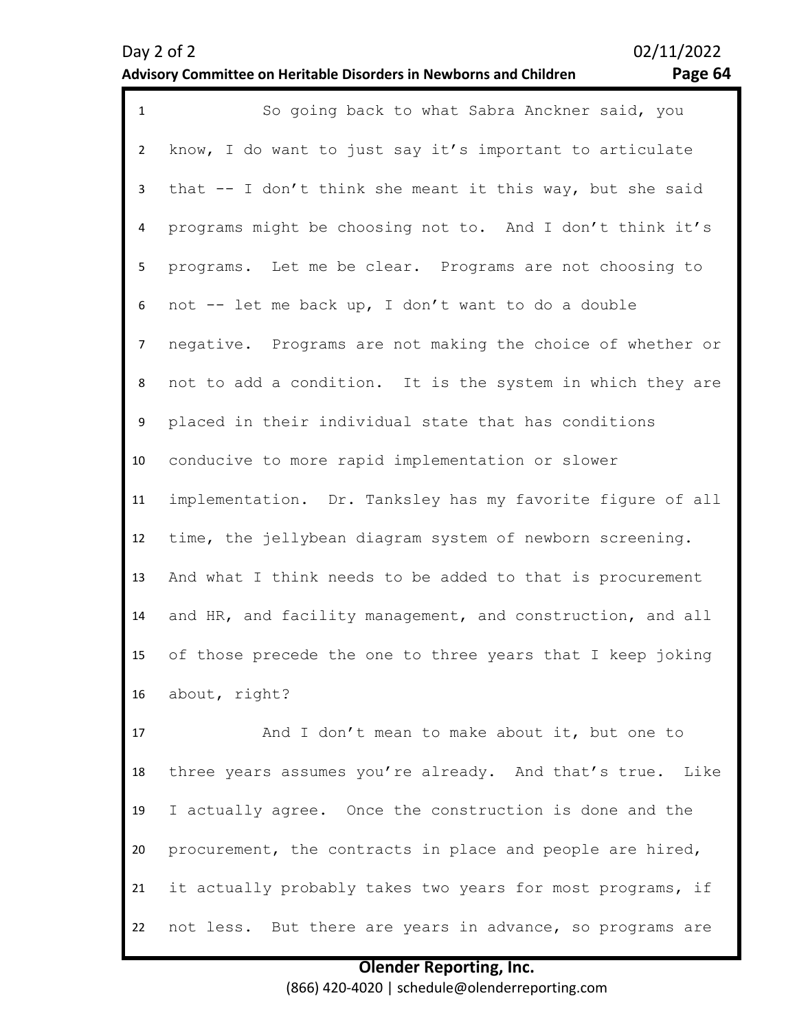So going back to what Sabra Anckner said, you know, I do want to just say it's important to articulate that -- I don't think she meant it this way, but she said programs might be choosing not to. And I don't think it's programs. Let me be clear. Programs are not choosing to not -- let me back up, I don't want to do a double negative. Programs are not making the choice of whether or not to add a condition. It is the system in which they are placed in their individual state that has conditions conducive to more rapid implementation or slower implementation. Dr. Tanksley has my favorite figure of all time, the jellybean diagram system of newborn screening. And what I think needs to be added to that is procurement and HR, and facility management, and construction, and all of those precede the one to three years that I keep joking about, right?

And I don't mean to make about it, but one to three years assumes you're already. And that's true. Like I actually agree. Once the construction is done and the procurement, the contracts in place and people are hired, it actually probably takes two years for most programs, if not less. But there are years in advance, so programs are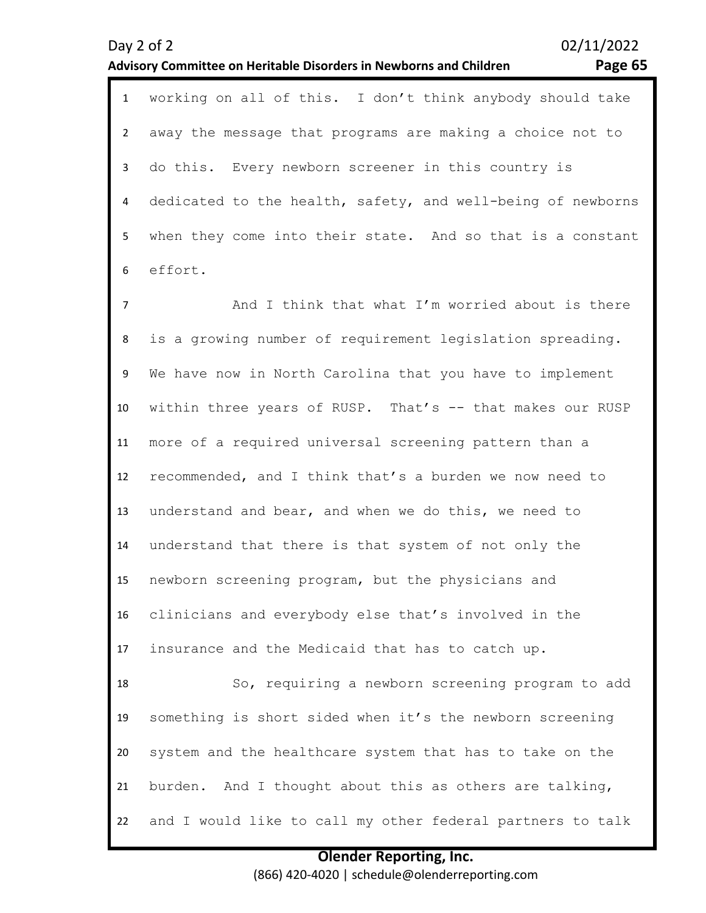working on all of this. I don't think anybody should take away the message that programs are making a choice not to do this. Every newborn screener in this country is dedicated to the health, safety, and well-being of newborns when they come into their state. And so that is a constant effort.

And I think that what I'm worried about is there is a growing number of requirement legislation spreading. We have now in North Carolina that you have to implement within three years of RUSP. That's -- that makes our RUSP more of a required universal screening pattern than a recommended, and I think that's a burden we now need to understand and bear, and when we do this, we need to understand that there is that system of not only the newborn screening program, but the physicians and clinicians and everybody else that's involved in the insurance and the Medicaid that has to catch up.

So, requiring a newborn screening program to add something is short sided when it's the newborn screening system and the healthcare system that has to take on the burden. And I thought about this as others are talking, and I would like to call my other federal partners to talk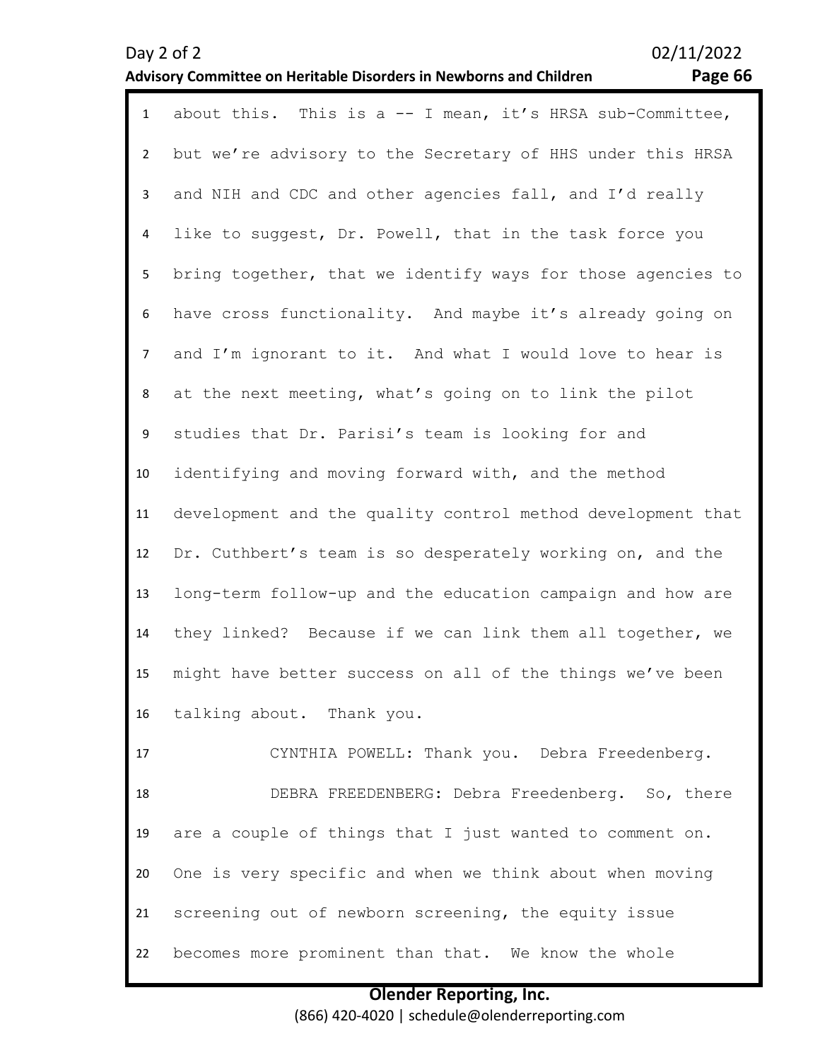about this. This is a -- I mean, it's HRSA sub-Committee, but we're advisory to the Secretary of HHS under this HRSA and NIH and CDC and other agencies fall, and I'd really like to suggest, Dr. Powell, that in the task force you bring together, that we identify ways for those agencies to have cross functionality. And maybe it's already going on and I'm ignorant to it. And what I would love to hear is at the next meeting, what's going on to link the pilot studies that Dr. Parisi's team is looking for and identifying and moving forward with, and the method development and the quality control method development that Dr. Cuthbert's team is so desperately working on, and the long-term follow-up and the education campaign and how are they linked? Because if we can link them all together, we might have better success on all of the things we've been talking about. Thank you.

CYNTHIA POWELL: Thank you. Debra Freedenberg.

DEBRA FREEDENBERG: Debra Freedenberg. So, there are a couple of things that I just wanted to comment on. One is very specific and when we think about when moving screening out of newborn screening, the equity issue becomes more prominent than that. We know the whole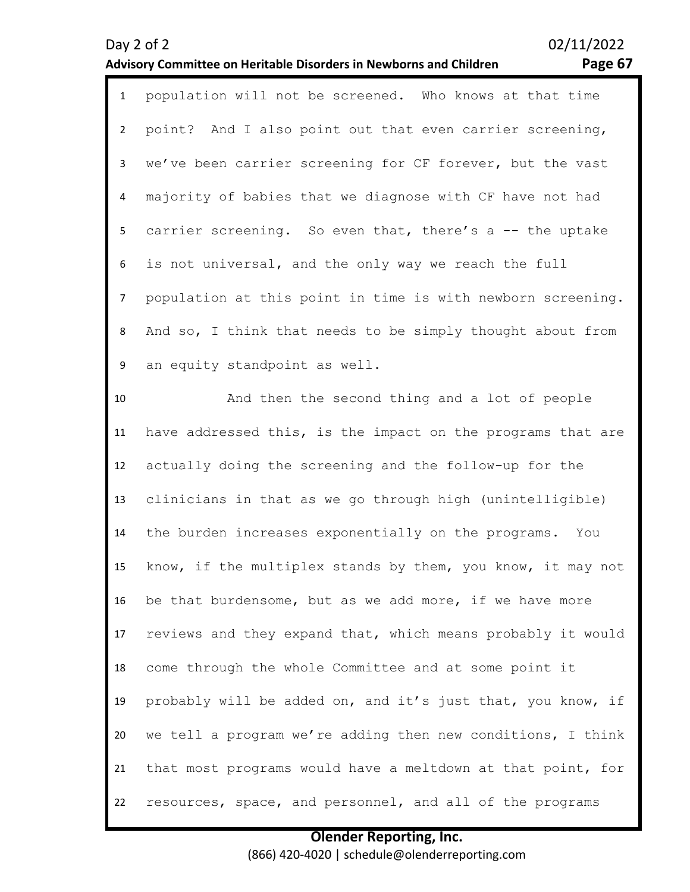population will not be screened. Who knows at that time point? And I also point out that even carrier screening, we've been carrier screening for CF forever, but the vast majority of babies that we diagnose with CF have not had carrier screening. So even that, there's a -- the uptake is not universal, and the only way we reach the full population at this point in time is with newborn screening. And so, I think that needs to be simply thought about from an equity standpoint as well.

And then the second thing and a lot of people have addressed this, is the impact on the programs that are actually doing the screening and the follow-up for the clinicians in that as we go through high (unintelligible) the burden increases exponentially on the programs. You know, if the multiplex stands by them, you know, it may not be that burdensome, but as we add more, if we have more reviews and they expand that, which means probably it would come through the whole Committee and at some point it probably will be added on, and it's just that, you know, if we tell a program we're adding then new conditions, I think that most programs would have a meltdown at that point, for resources, space, and personnel, and all of the programs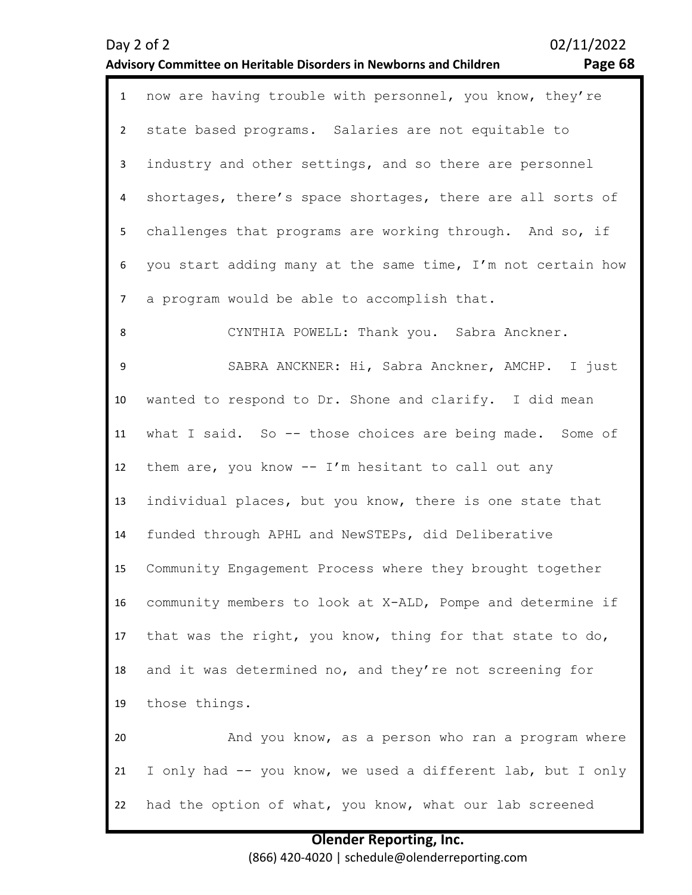now are having trouble with personnel, you know, they're state based programs. Salaries are not equitable to industry and other settings, and so there are personnel shortages, there's space shortages, there are all sorts of challenges that programs are working through. And so, if you start adding many at the same time, I'm not certain how a program would be able to accomplish that.

CYNTHIA POWELL: Thank you. Sabra Anckner.

SABRA ANCKNER: Hi, Sabra Anckner, AMCHP. I just wanted to respond to Dr. Shone and clarify. I did mean what I said. So -- those choices are being made. Some of them are, you know -- I'm hesitant to call out any individual places, but you know, there is one state that funded through APHL and NewSTEPs, did Deliberative Community Engagement Process where they brought together community members to look at X-ALD, Pompe and determine if that was the right, you know, thing for that state to do, and it was determined no, and they're not screening for those things.

And you know, as a person who ran a program where I only had -- you know, we used a different lab, but I only had the option of what, you know, what our lab screened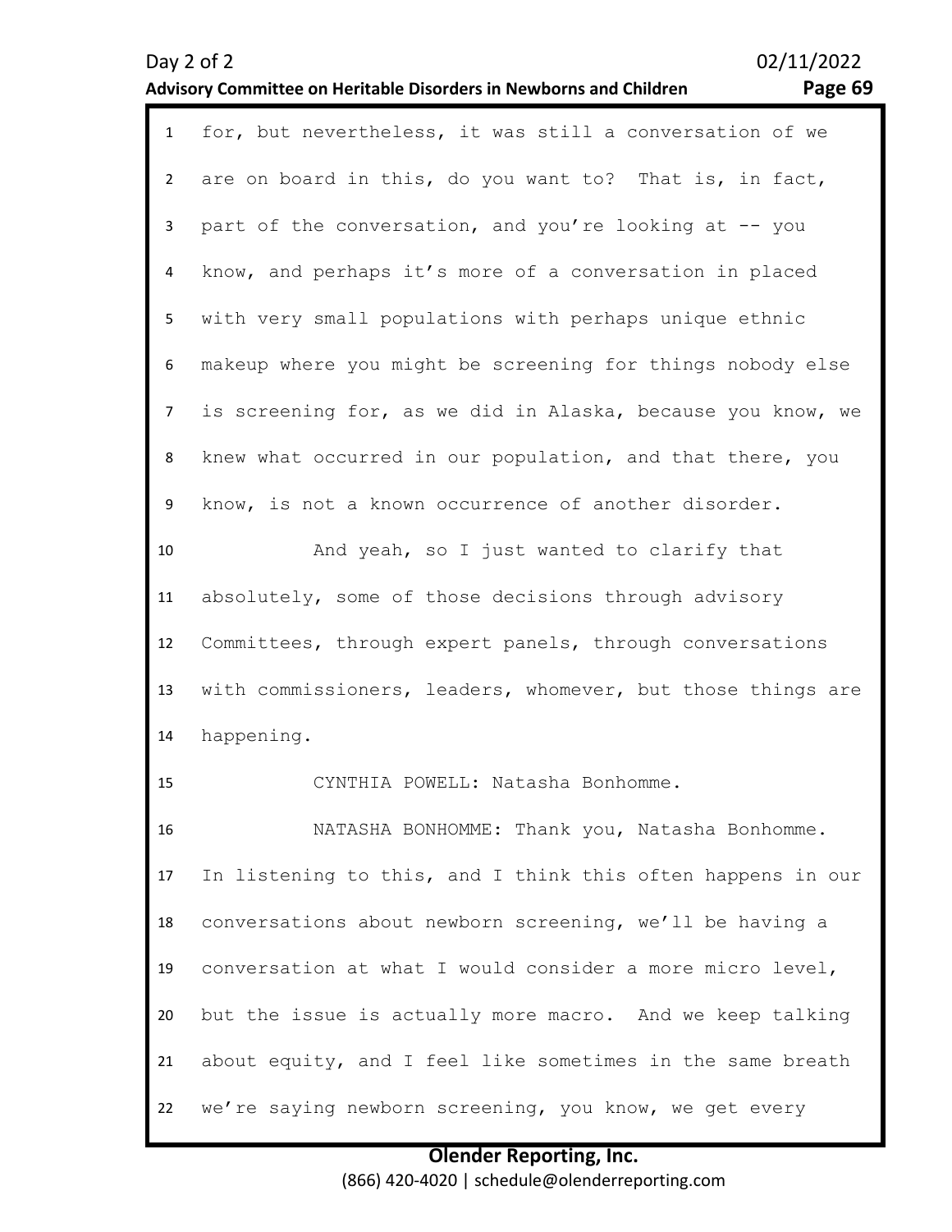for, but nevertheless, it was still a conversation of we are on board in this, do you want to? That is, in fact, part of the conversation, and you're looking at -- you know, and perhaps it's more of a conversation in placed with very small populations with perhaps unique ethnic makeup where you might be screening for things nobody else is screening for, as we did in Alaska, because you know, we knew what occurred in our population, and that there, you know, is not a known occurrence of another disorder.

And yeah, so I just wanted to clarify that absolutely, some of those decisions through advisory Committees, through expert panels, through conversations with commissioners, leaders, whomever, but those things are happening.

CYNTHIA POWELL: Natasha Bonhomme.

NATASHA BONHOMME: Thank you, Natasha Bonhomme. In listening to this, and I think this often happens in our conversations about newborn screening, we'll be having a conversation at what I would consider a more micro level, but the issue is actually more macro. And we keep talking about equity, and I feel like sometimes in the same breath we're saying newborn screening, you know, we get every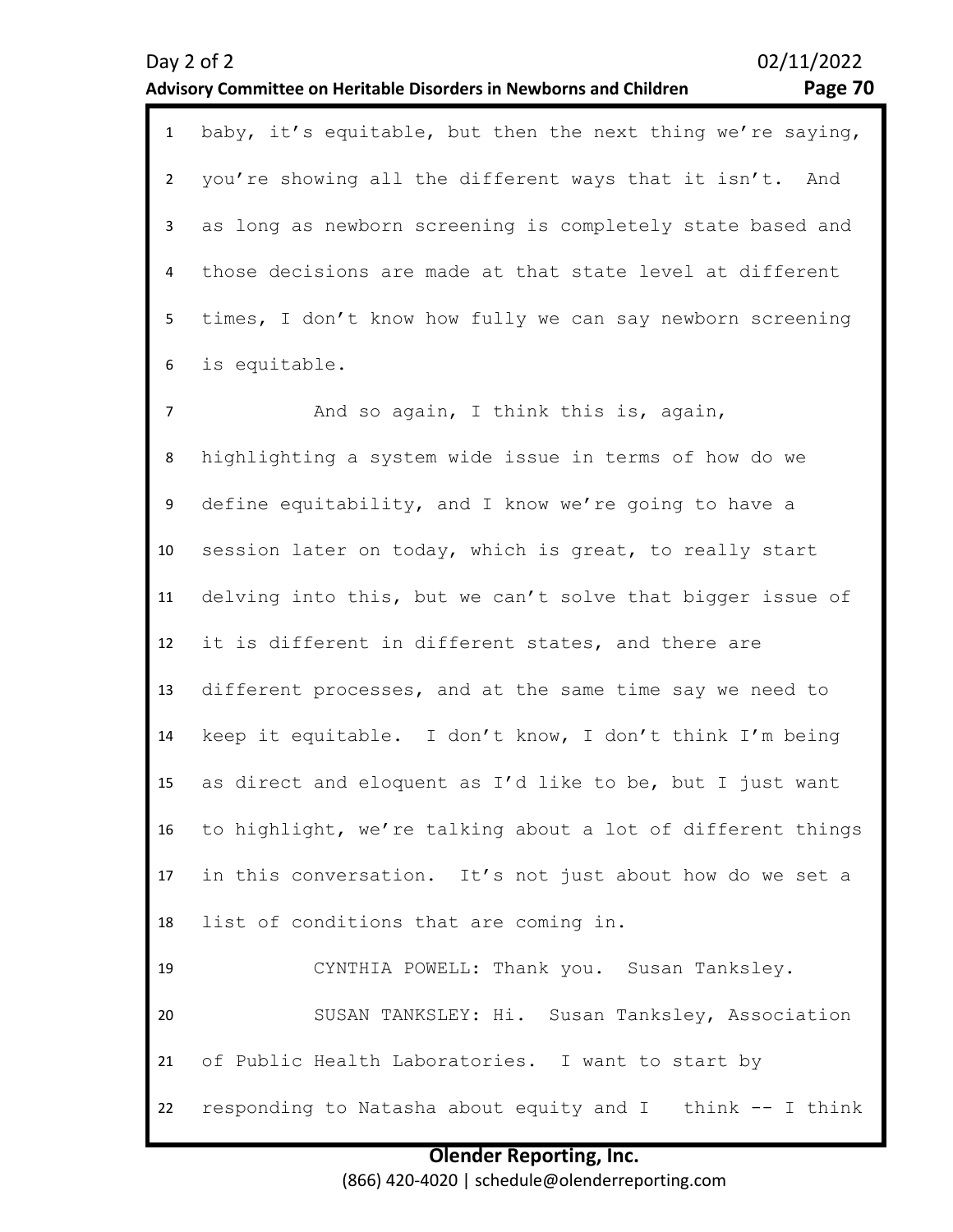baby, it's equitable, but then the next thing we're saying, you're showing all the different ways that it isn't. And as long as newborn screening is completely state based and those decisions are made at that state level at different times, I don't know how fully we can say newborn screening is equitable.

And so again, I think this is, again, highlighting a system wide issue in terms of how do we define equitability, and I know we're going to have a session later on today, which is great, to really start delving into this, but we can't solve that bigger issue of it is different in different states, and there are different processes, and at the same time say we need to keep it equitable. I don't know, I don't think I'm being as direct and eloquent as I'd like to be, but I just want to highlight, we're talking about a lot of different things in this conversation. It's not just about how do we set a list of conditions that are coming in.

CYNTHIA POWELL: Thank you. Susan Tanksley.

SUSAN TANKSLEY: Hi. Susan Tanksley, Association of Public Health Laboratories. I want to start by responding to Natasha about equity and I think -- I think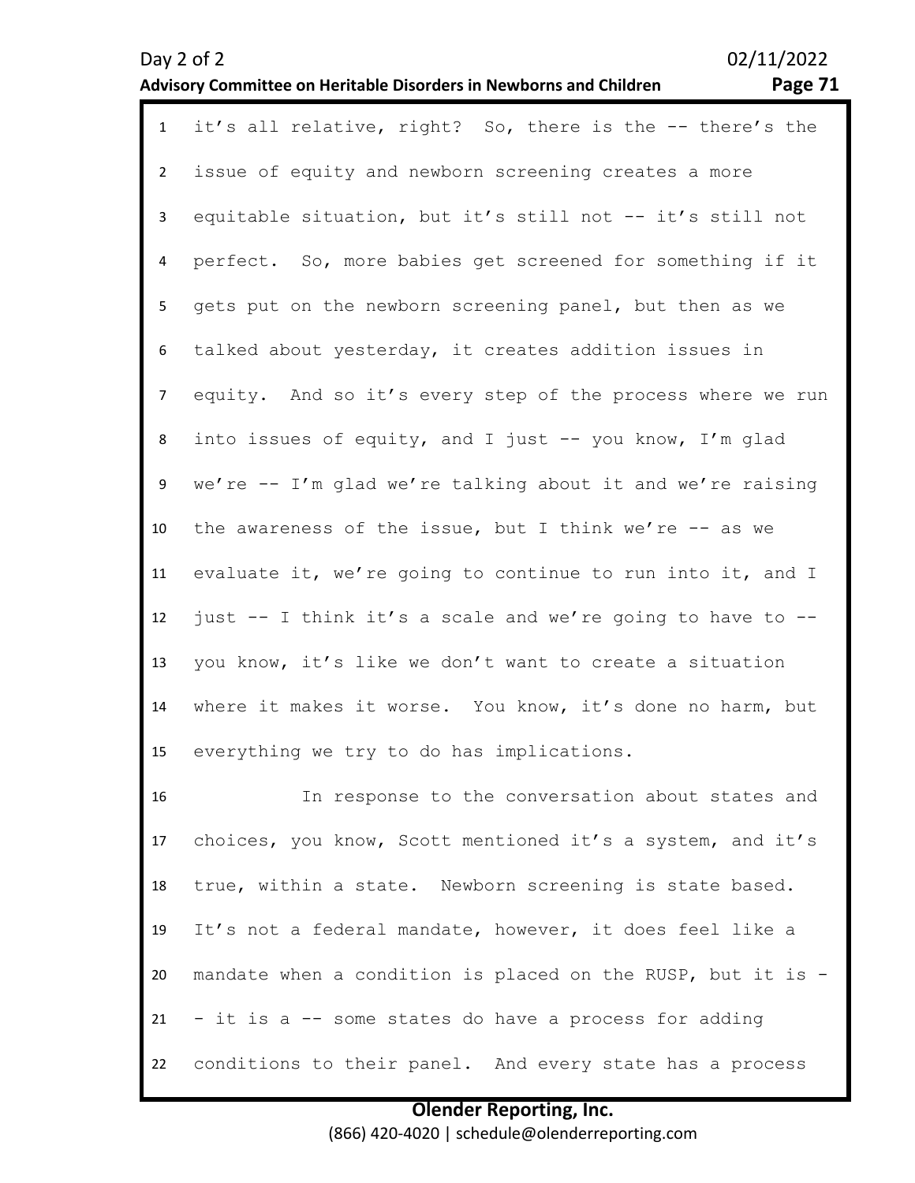1 it’s all relative, right? So, there is the -- there’s the
2 issue of equity and newborn screening creates a more
3 equitable situation, but it’s still not -- it’s still not
4 perfect. So, more babies get screened for something if it
5 gets put on the newborn screening panel, but then as we
6 talked about yesterday, it creates addition issues in
7 equity. And so it’s every step of the process where we run
8 into issues of equity, and I just -- you know, I’m glad
9 we’re -- I’m glad we’re talking about it and we’re raising
10 the awareness of the issue, but I think we’re -- as we
11 evaluate it, we’re going to continue to run into it, and I
12 just -- I think it’s a scale and we’re going to have to --
13 you know, it’s like we don’t want to create a situation
14 where it makes it worse. You know, it’s done no harm, but
15 everything we try to do has implications.
16 In response to the conversation about states and
17 choices, you know, Scott mentioned it’s a system, and it’s
18 true, within a state. Newborn screening is state based.
19 It’s not a federal mandate, however, it does feel like a
20 mandate when a condition is placed on the RUSP, but it is -
21 - it is a -- some states do have a process for adding
22 conditions to their panel. And every state has a process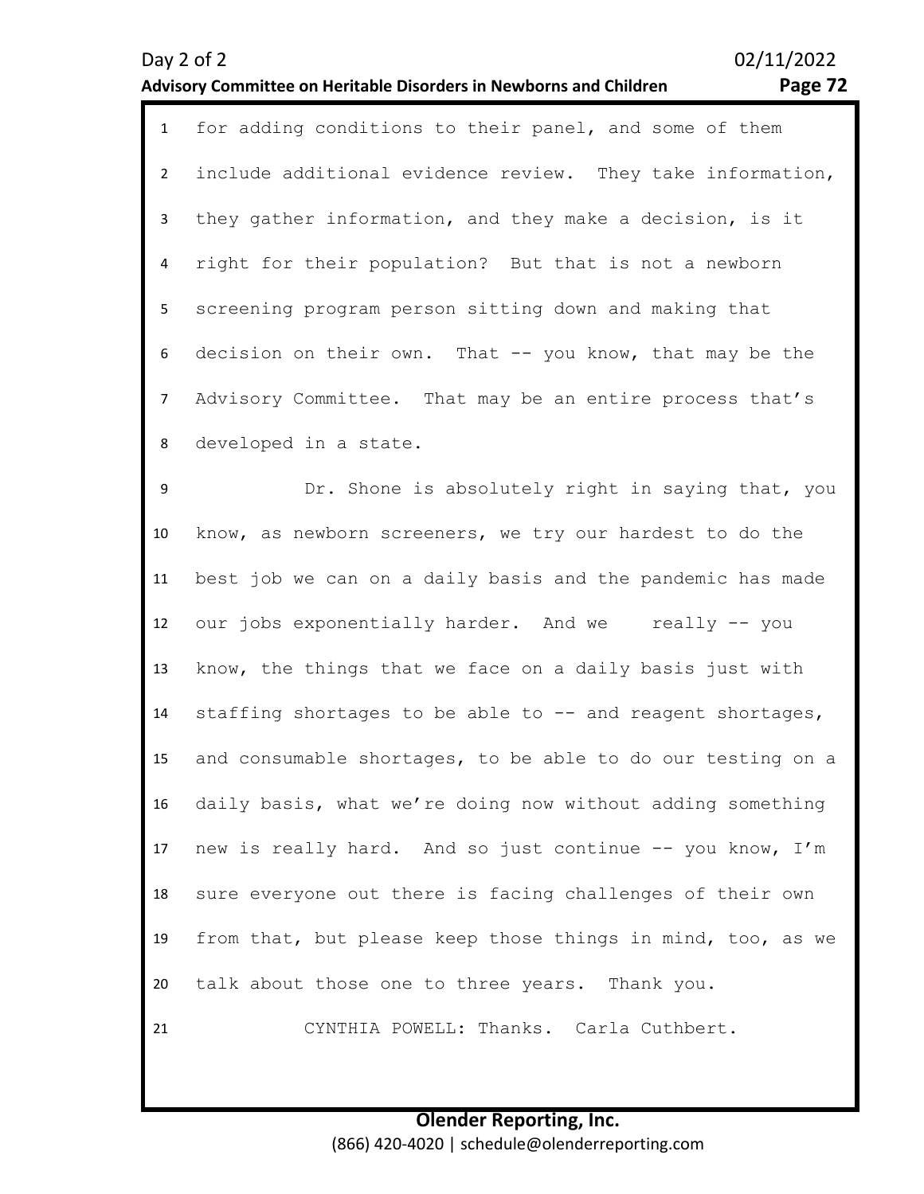for adding conditions to their panel, and some of them include additional evidence review. They take information, they gather information, and they make a decision, is it right for their population? But that is not a newborn screening program person sitting down and making that decision on their own. That -- you know, that may be the Advisory Committee. That may be an entire process that's developed in a state.

Dr. Shone is absolutely right in saying that, you know, as newborn screeners, we try our hardest to do the best job we can on a daily basis and the pandemic has made our jobs exponentially harder. And we really -- you know, the things that we face on a daily basis just with staffing shortages to be able to -- and reagent shortages, and consumable shortages, to be able to do our testing on a daily basis, what we're doing now without adding something new is really hard. And so just continue -- you know, I'm sure everyone out there is facing challenges of their own from that, but please keep those things in mind, too, as we talk about those one to three years. Thank you.

CYNTHIA POWELL: Thanks. Carla Cuthbert.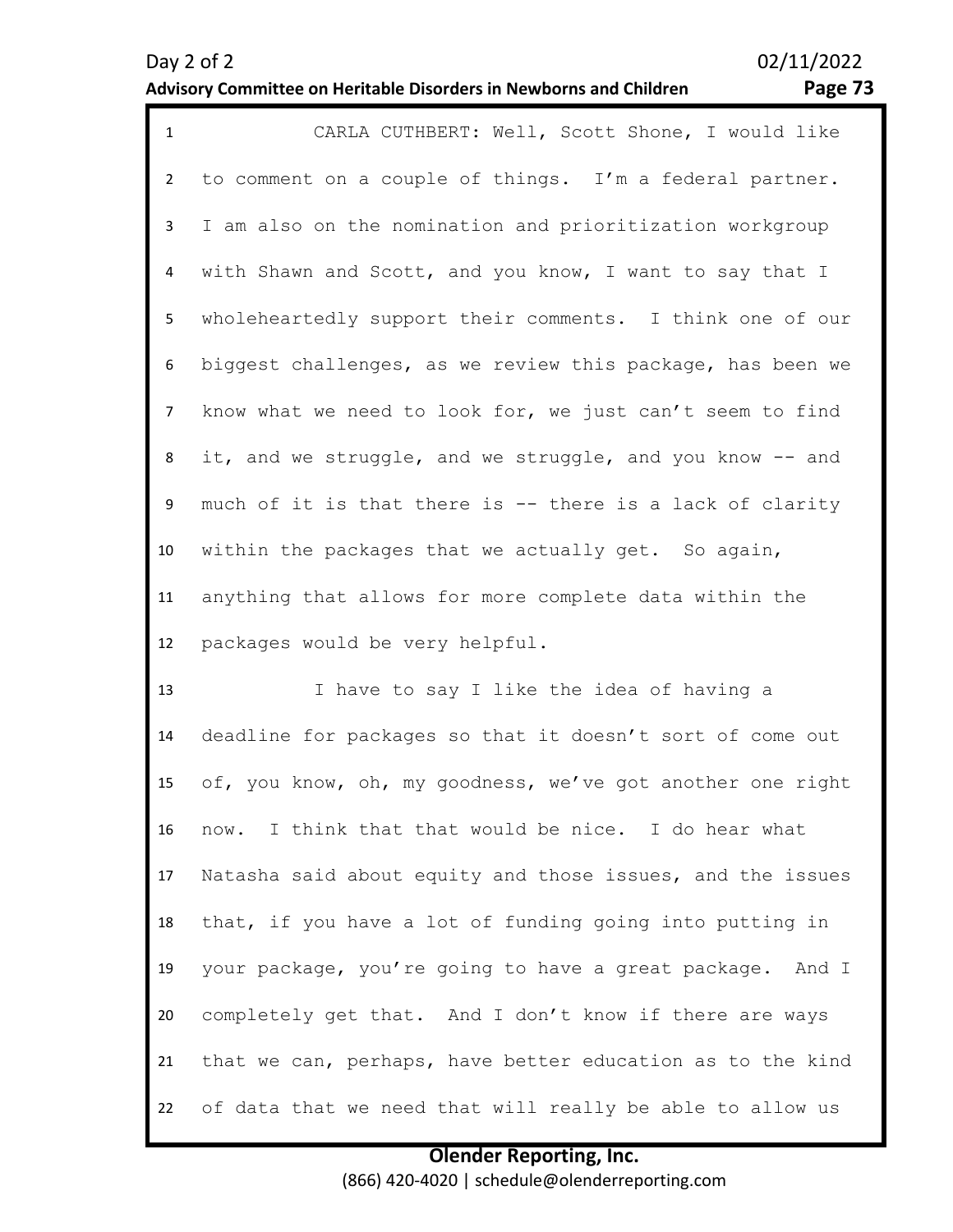CARLA CUTHBERT: Well, Scott Shone, I would like to comment on a couple of things. I'm a federal partner. I am also on the nomination and prioritization workgroup with Shawn and Scott, and you know, I want to say that I wholeheartedly support their comments. I think one of our biggest challenges, as we review this package, has been we know what we need to look for, we just can't seem to find it, and we struggle, and we struggle, and you know -- and much of it is that there is -- there is a lack of clarity within the packages that we actually get. So again, anything that allows for more complete data within the packages would be very helpful.

I have to say I like the idea of having a deadline for packages so that it doesn't sort of come out of, you know, oh, my goodness, we've got another one right now. I think that that would be nice. I do hear what Natasha said about equity and those issues, and the issues that, if you have a lot of funding going into putting in your package, you're going to have a great package. And I completely get that. And I don't know if there are ways that we can, perhaps, have better education as to the kind of data that we need that will really be able to allow us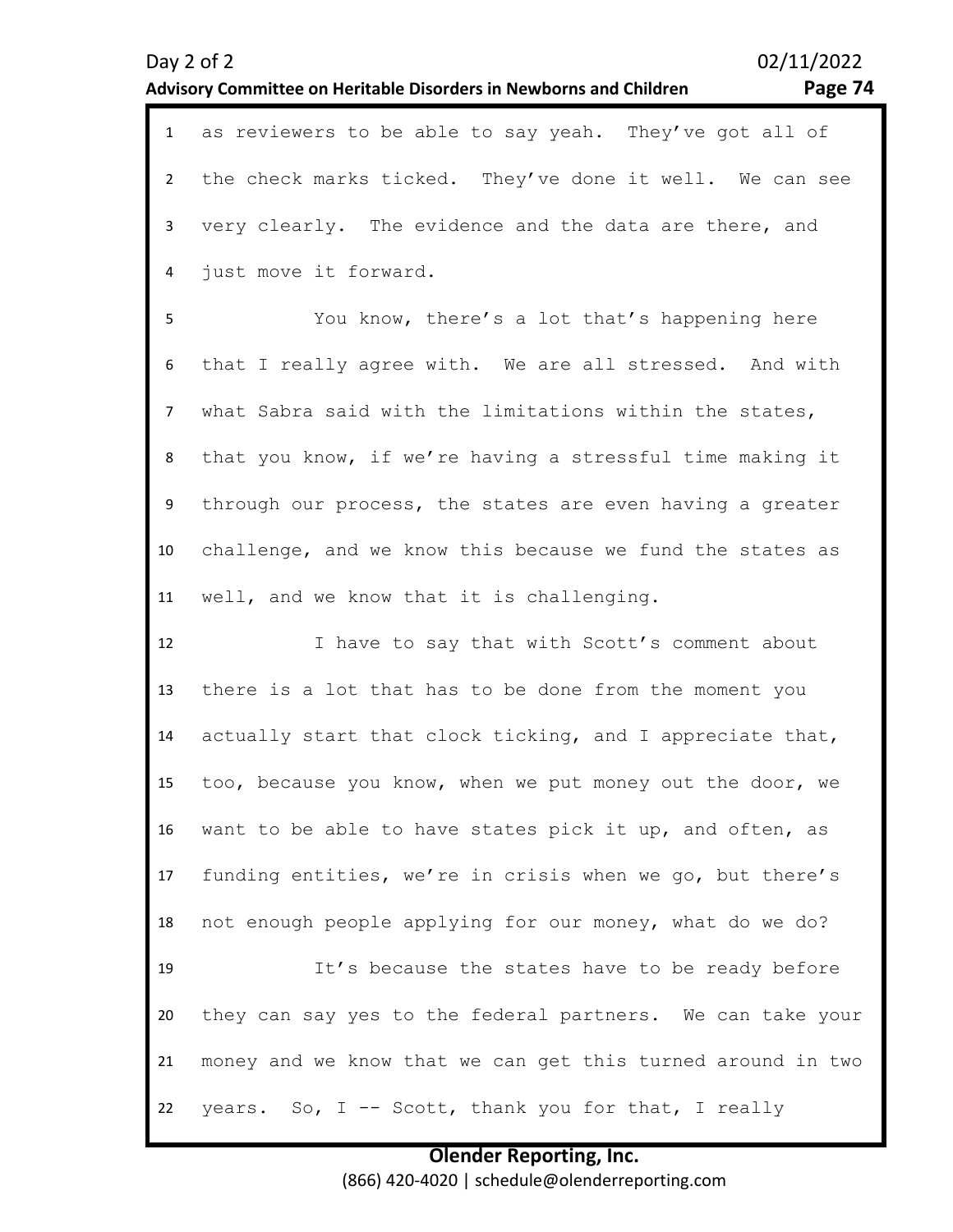as reviewers to be able to say yeah. They've got all of the check marks ticked. They've done it well. We can see very clearly. The evidence and the data are there, and just move it forward.

You know, there's a lot that's happening here that I really agree with. We are all stressed. And with what Sabra said with the limitations within the states, that you know, if we're having a stressful time making it through our process, the states are even having a greater challenge, and we know this because we fund the states as well, and we know that it is challenging.

I have to say that with Scott's comment about there is a lot that has to be done from the moment you actually start that clock ticking, and I appreciate that, too, because you know, when we put money out the door, we want to be able to have states pick it up, and often, as funding entities, we're in crisis when we go, but there's not enough people applying for our money, what do we do?

It's because the states have to be ready before they can say yes to the federal partners. We can take your money and we know that we can get this turned around in two years. So, I -- Scott, thank you for that, I really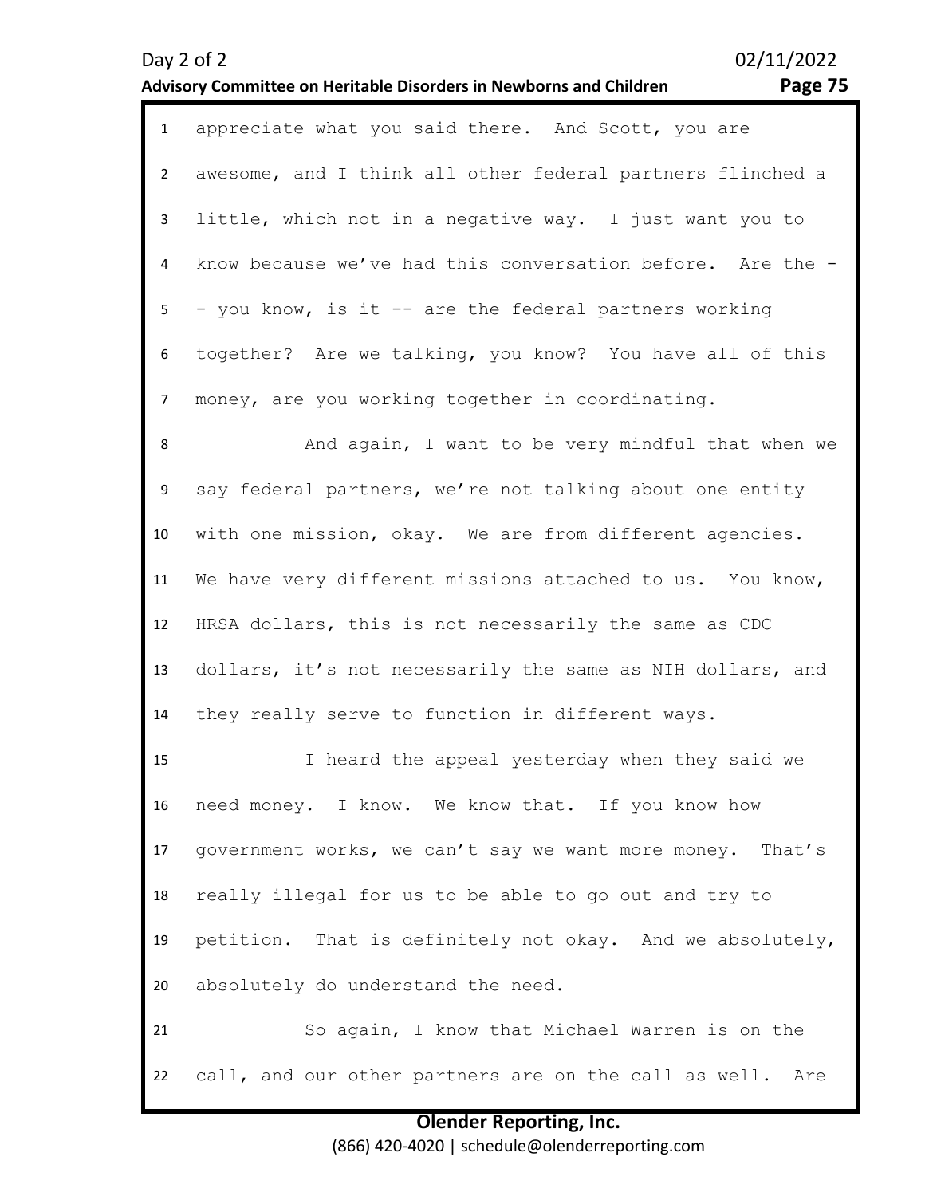appreciate what you said there. And Scott, you are awesome, and I think all other federal partners flinched a little, which not in a negative way. I just want you to know because we've had this conversation before. Are the -- you know, is it -- are the federal partners working together? Are we talking, you know? You have all of this money, are you working together in coordinating.

And again, I want to be very mindful that when we say federal partners, we're not talking about one entity with one mission, okay. We are from different agencies. We have very different missions attached to us. You know, HRSA dollars, this is not necessarily the same as CDC dollars, it's not necessarily the same as NIH dollars, and they really serve to function in different ways.

I heard the appeal yesterday when they said we need money. I know. We know that. If you know how government works, we can't say we want more money. That's really illegal for us to be able to go out and try to petition. That is definitely not okay. And we absolutely, absolutely do understand the need.

So again, I know that Michael Warren is on the call, and our other partners are on the call as well. Are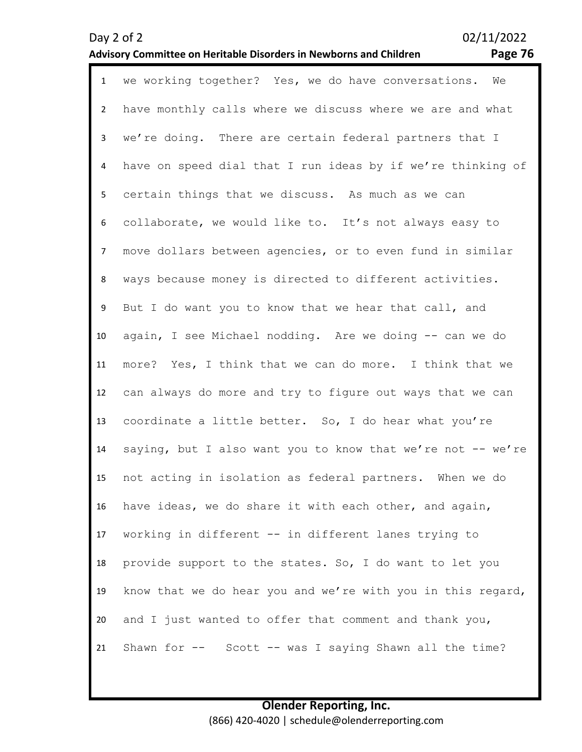we working together? Yes, we do have conversations. We have monthly calls where we discuss where we are and what we're doing. There are certain federal partners that I have on speed dial that I run ideas by if we're thinking of certain things that we discuss. As much as we can collaborate, we would like to. It's not always easy to move dollars between agencies, or to even fund in similar ways because money is directed to different activities. But I do want you to know that we hear that call, and again, I see Michael nodding. Are we doing -- can we do more? Yes, I think that we can do more. I think that we can always do more and try to figure out ways that we can coordinate a little better. So, I do hear what you're saying, but I also want you to know that we're not -- we're not acting in isolation as federal partners. When we do have ideas, we do share it with each other, and again, working in different -- in different lanes trying to provide support to the states. So, I do want to let you know that we do hear you and we're with you in this regard, and I just wanted to offer that comment and thank you, Shawn for -- Scott -- was I saying Shawn all the time?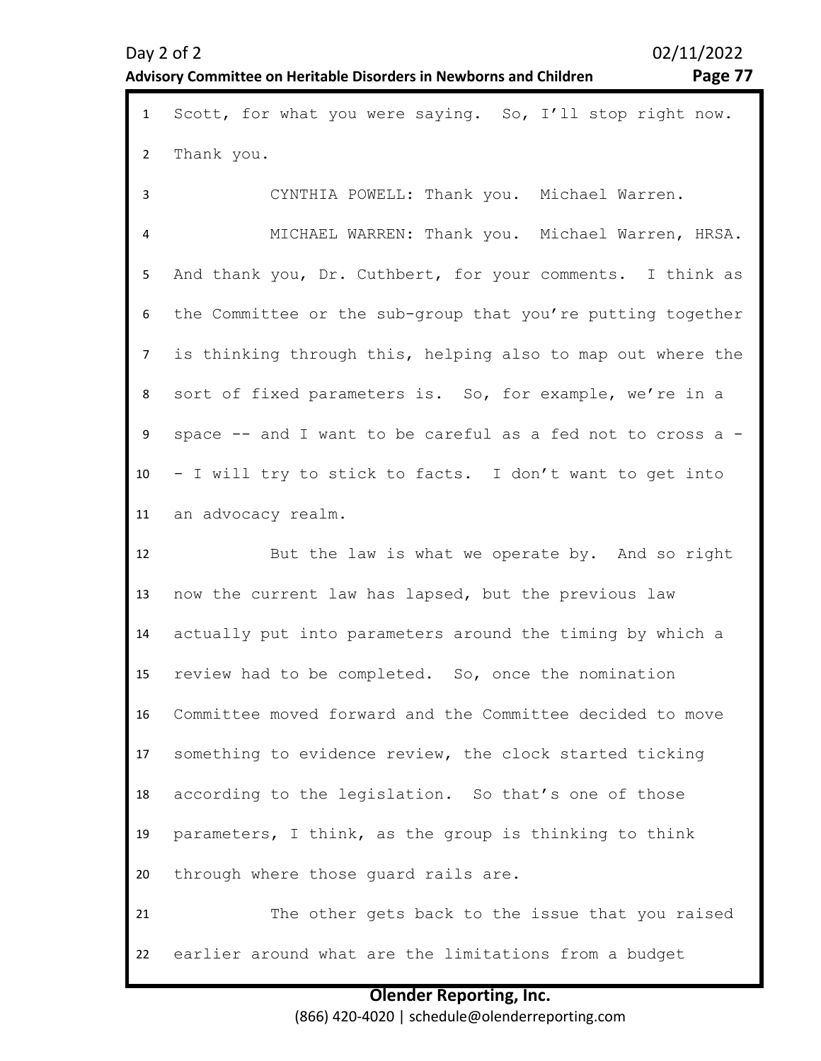Scott, for what you were saying. So, I'll stop right now. Thank you.

CYNTHIA POWELL: Thank you. Michael Warren.

MICHAEL WARREN: Thank you. Michael Warren, HRSA. And thank you, Dr. Cuthbert, for your comments. I think as the Committee or the sub-group that you're putting together is thinking through this, helping also to map out where the sort of fixed parameters is. So, for example, we're in a space -- and I want to be careful as a fed not to cross a -- I will try to stick to facts. I don't want to get into an advocacy realm.

But the law is what we operate by. And so right now the current law has lapsed, but the previous law actually put into parameters around the timing by which a review had to be completed. So, once the nomination Committee moved forward and the Committee decided to move something to evidence review, the clock started ticking according to the legislation. So that's one of those parameters, I think, as the group is thinking to think through where those guard rails are.

The other gets back to the issue that you raised earlier around what are the limitations from a budget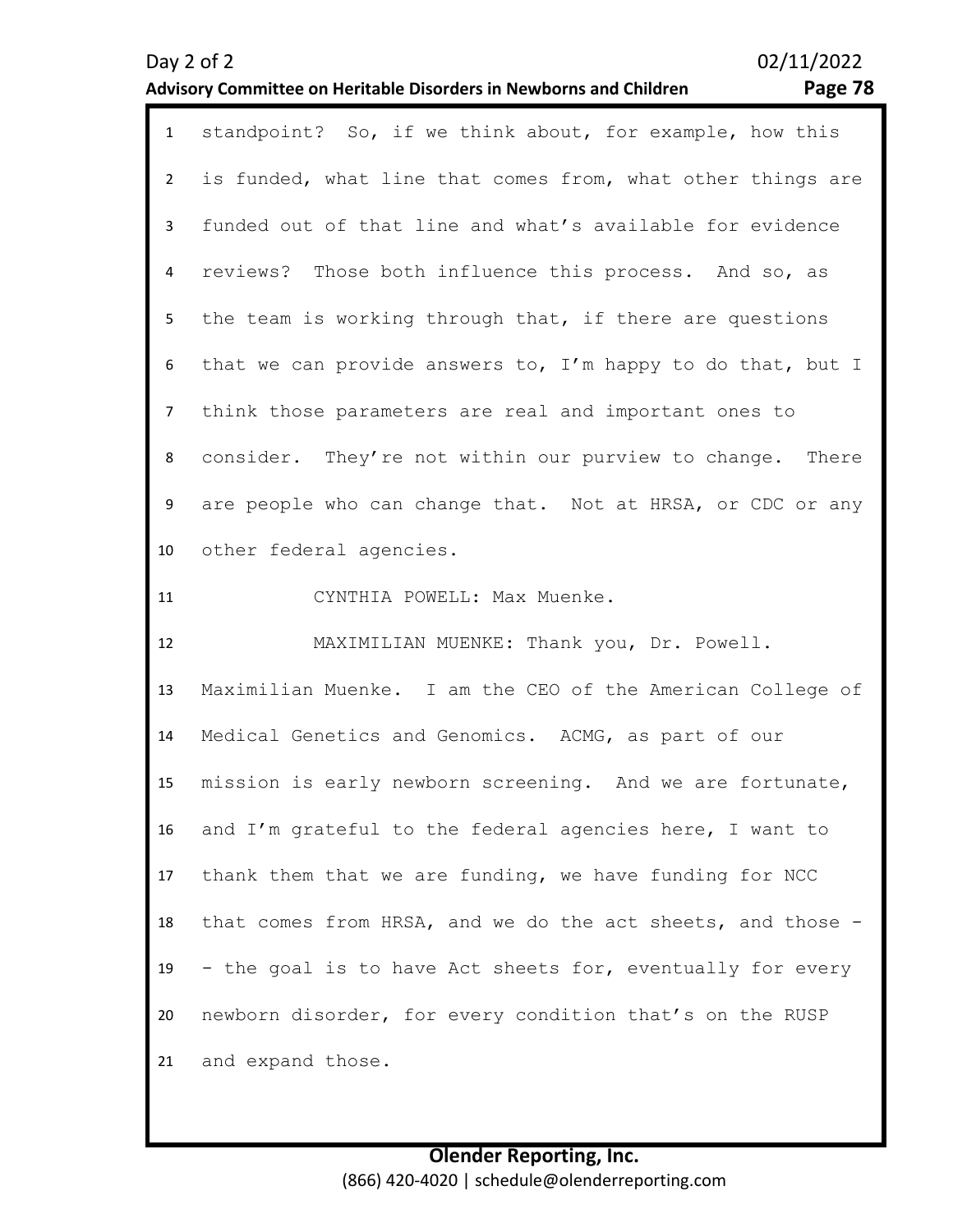standpoint? So, if we think about, for example, how this is funded, what line that comes from, what other things are funded out of that line and what's available for evidence reviews? Those both influence this process. And so, as the team is working through that, if there are questions that we can provide answers to, I'm happy to do that, but I think those parameters are real and important ones to consider. They're not within our purview to change. There are people who can change that. Not at HRSA, or CDC or any other federal agencies.

CYNTHIA POWELL: Max Muenke.

MAXIMILIAN MUENKE: Thank you, Dr. Powell. Maximilian Muenke. I am the CEO of the American College of Medical Genetics and Genomics. ACMG, as part of our mission is early newborn screening. And we are fortunate, and I'm grateful to the federal agencies here, I want to thank them that we are funding, we have funding for NCC that comes from HRSA, and we do the act sheets, and those -- the goal is to have Act sheets for, eventually for every newborn disorder, for every condition that's on the RUSP and expand those.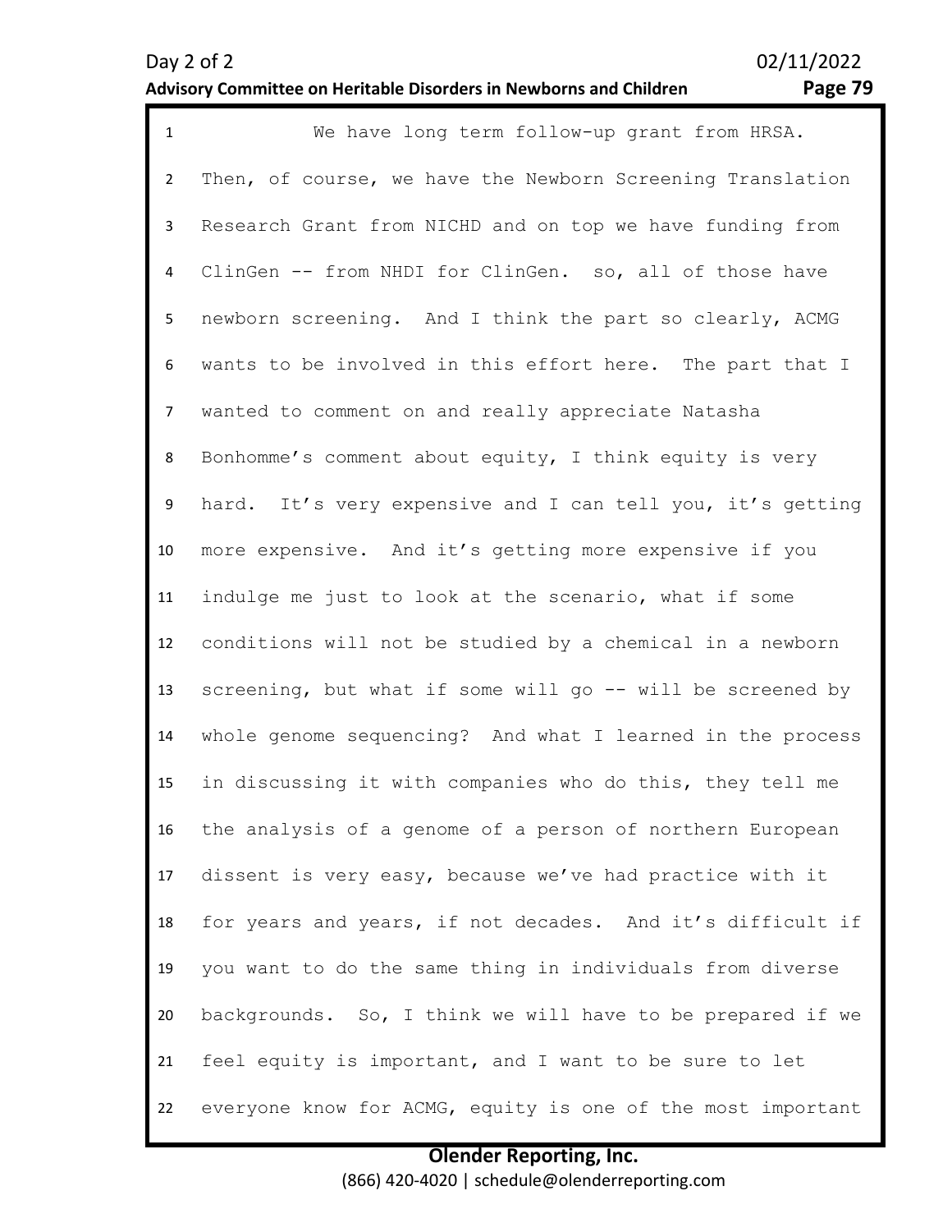We have long term follow-up grant from HRSA. Then, of course, we have the Newborn Screening Translation Research Grant from NICHD and on top we have funding from ClinGen -- from NHDI for ClinGen. so, all of those have newborn screening. And I think the part so clearly, ACMG wants to be involved in this effort here. The part that I wanted to comment on and really appreciate Natasha Bonhomme's comment about equity, I think equity is very hard. It's very expensive and I can tell you, it's getting more expensive. And it's getting more expensive if you indulge me just to look at the scenario, what if some conditions will not be studied by a chemical in a newborn screening, but what if some will go -- will be screened by whole genome sequencing? And what I learned in the process in discussing it with companies who do this, they tell me the analysis of a genome of a person of northern European dissent is very easy, because we've had practice with it for years and years, if not decades. And it's difficult if you want to do the same thing in individuals from diverse backgrounds. So, I think we will have to be prepared if we feel equity is important, and I want to be sure to let everyone know for ACMG, equity is one of the most important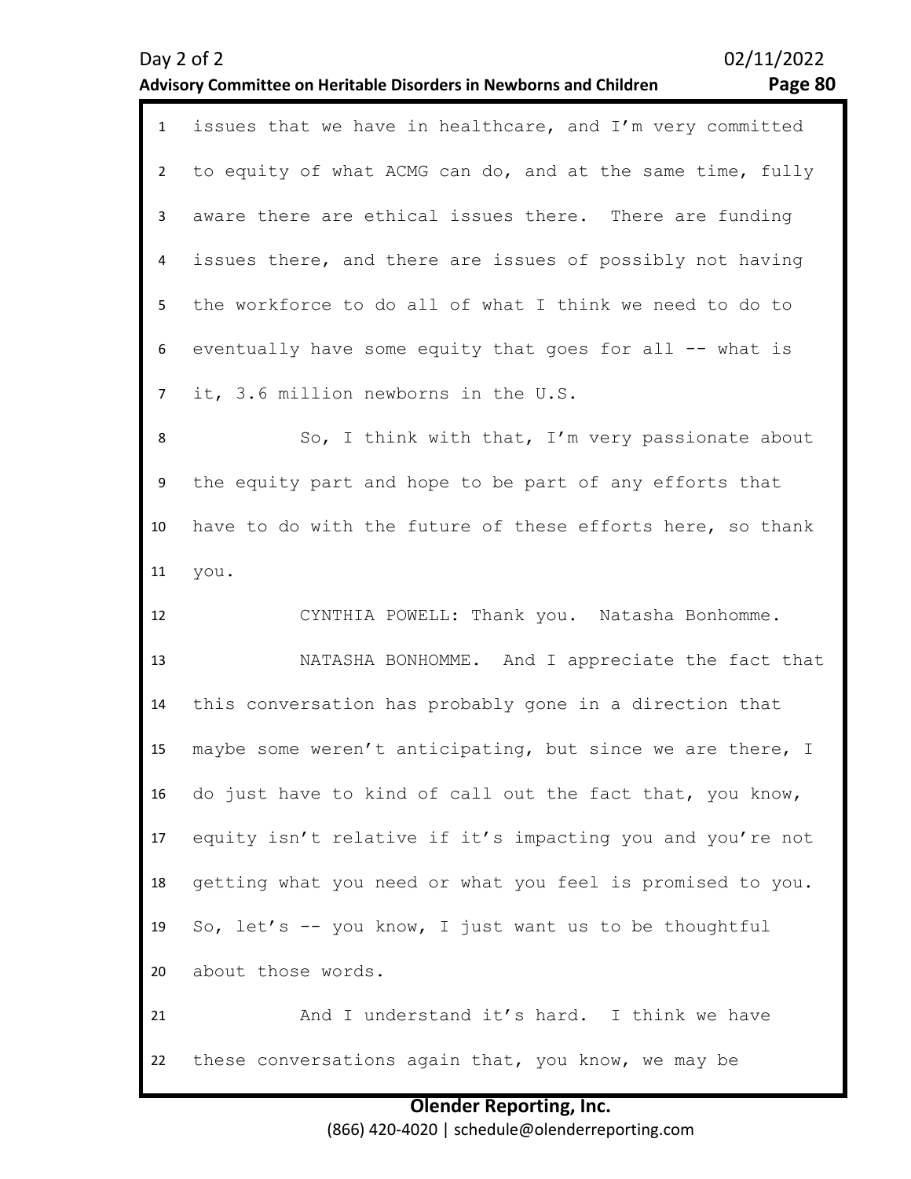issues that we have in healthcare, and I'm very committed to equity of what ACMG can do, and at the same time, fully aware there are ethical issues there. There are funding issues there, and there are issues of possibly not having the workforce to do all of what I think we need to do to eventually have some equity that goes for all -- what is it, 3.6 million newborns in the U.S.

So, I think with that, I'm very passionate about the equity part and hope to be part of any efforts that have to do with the future of these efforts here, so thank you.

CYNTHIA POWELL: Thank you. Natasha Bonhomme.

NATASHA BONHOMME. And I appreciate the fact that this conversation has probably gone in a direction that maybe some weren't anticipating, but since we are there, I do just have to kind of call out the fact that, you know, equity isn't relative if it's impacting you and you're not getting what you need or what you feel is promised to you. So, let's -- you know, I just want us to be thoughtful about those words.

And I understand it's hard. I think we have these conversations again that, you know, we may be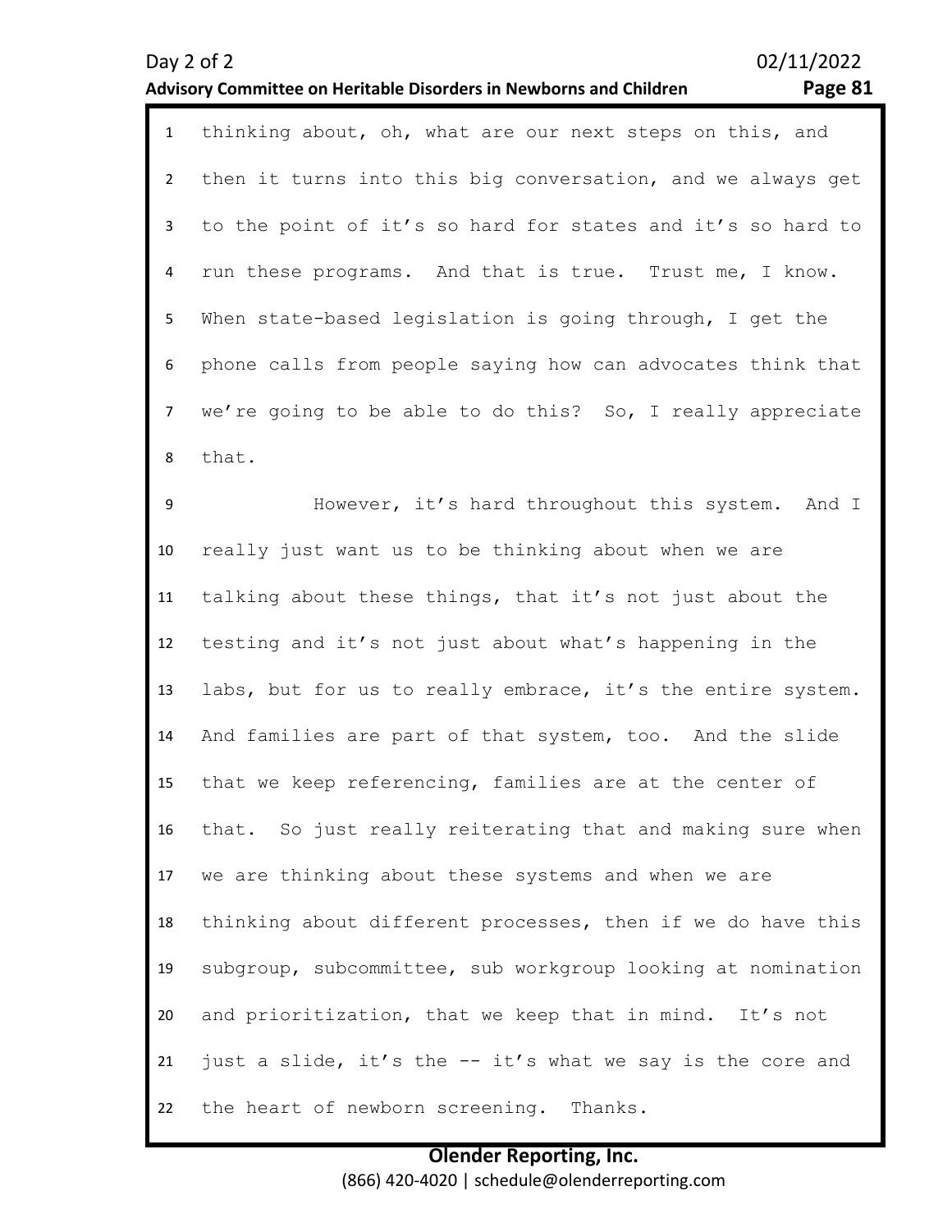thinking about, oh, what are our next steps on this, and then it turns into this big conversation, and we always get to the point of it's so hard for states and it's so hard to run these programs. And that is true. Trust me, I know. When state-based legislation is going through, I get the phone calls from people saying how can advocates think that we're going to be able to do this? So, I really appreciate that.

However, it's hard throughout this system. And I really just want us to be thinking about when we are talking about these things, that it's not just about the testing and it's not just about what's happening in the labs, but for us to really embrace, it's the entire system. And families are part of that system, too. And the slide that we keep referencing, families are at the center of that. So just really reiterating that and making sure when we are thinking about these systems and when we are thinking about different processes, then if we do have this subgroup, subcommittee, sub workgroup looking at nomination and prioritization, that we keep that in mind. It's not just a slide, it's the -- it's what we say is the core and the heart of newborn screening. Thanks.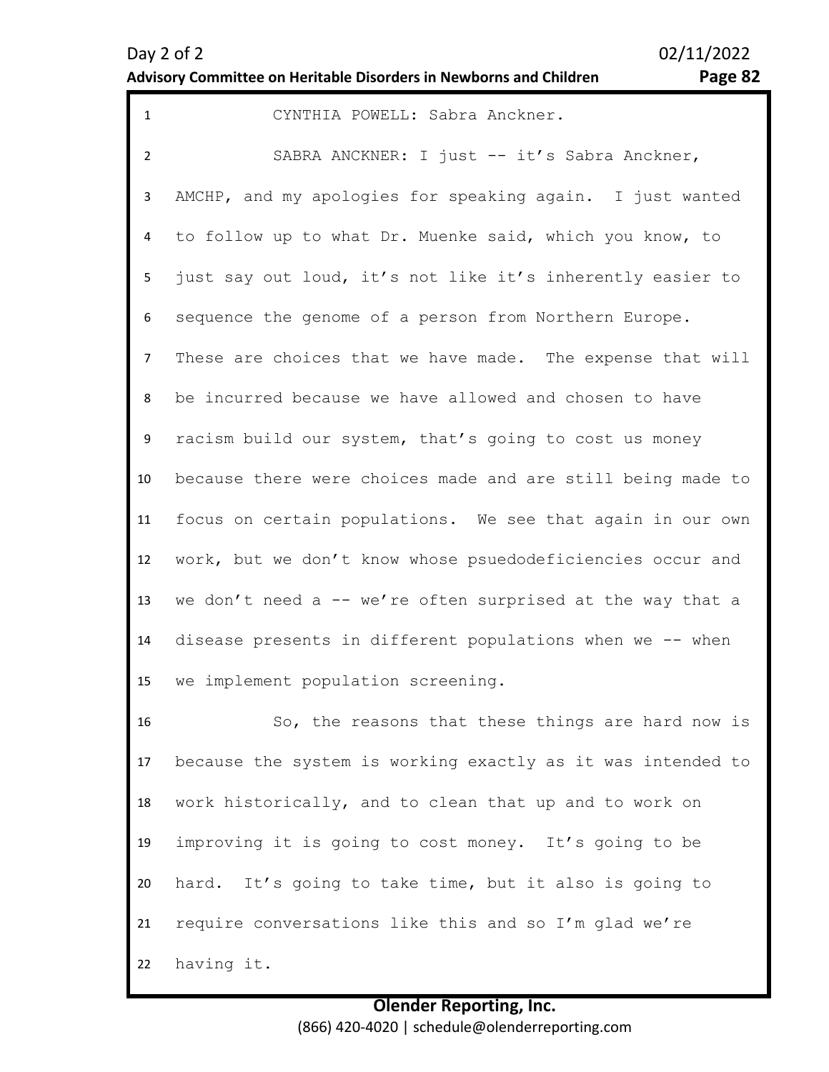CYNTHIA POWELL: Sabra Anckner.

SABRA ANCKNER: I just -- it's Sabra Anckner, AMCHP, and my apologies for speaking again. I just wanted to follow up to what Dr. Muenke said, which you know, to just say out loud, it's not like it's inherently easier to sequence the genome of a person from Northern Europe. These are choices that we have made. The expense that will be incurred because we have allowed and chosen to have racism build our system, that's going to cost us money because there were choices made and are still being made to focus on certain populations. We see that again in our own work, but we don't know whose psuedodeficiencies occur and we don't need a -- we're often surprised at the way that a disease presents in different populations when we -- when we implement population screening.

So, the reasons that these things are hard now is because the system is working exactly as it was intended to work historically, and to clean that up and to work on improving it is going to cost money. It's going to be hard. It's going to take time, but it also is going to require conversations like this and so I'm glad we're having it.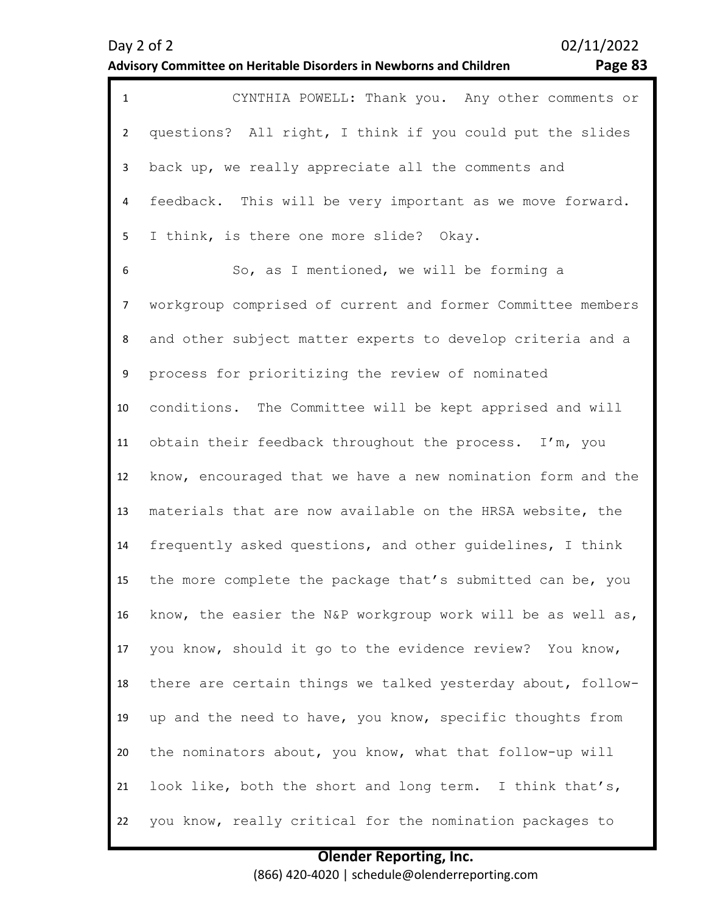CYNTHIA POWELL: Thank you. Any other comments or questions? All right, I think if you could put the slides back up, we really appreciate all the comments and feedback. This will be very important as we move forward. I think, is there one more slide? Okay.

So, as I mentioned, we will be forming a workgroup comprised of current and former Committee members and other subject matter experts to develop criteria and a process for prioritizing the review of nominated conditions. The Committee will be kept apprised and will obtain their feedback throughout the process. I'm, you know, encouraged that we have a new nomination form and the materials that are now available on the HRSA website, the frequently asked questions, and other guidelines, I think the more complete the package that's submitted can be, you know, the easier the N&P workgroup work will be as well as, you know, should it go to the evidence review? You know, there are certain things we talked yesterday about, follow-up and the need to have, you know, specific thoughts from the nominators about, you know, what that follow-up will look like, both the short and long term. I think that's, you know, really critical for the nomination packages to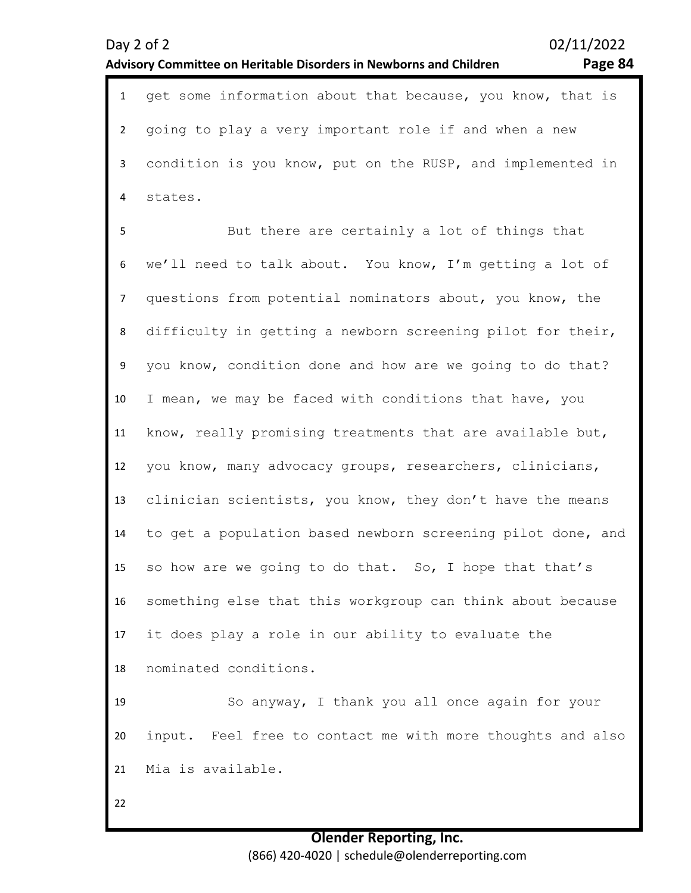get some information about that because, you know, that is going to play a very important role if and when a new condition is you know, put on the RUSP, and implemented in states.

But there are certainly a lot of things that we'll need to talk about. You know, I'm getting a lot of questions from potential nominators about, you know, the difficulty in getting a newborn screening pilot for their, you know, condition done and how are we going to do that? I mean, we may be faced with conditions that have, you know, really promising treatments that are available but, you know, many advocacy groups, researchers, clinicians, clinician scientists, you know, they don't have the means to get a population based newborn screening pilot done, and so how are we going to do that. So, I hope that that's something else that this workgroup can think about because it does play a role in our ability to evaluate the nominated conditions.

So anyway, I thank you all once again for your input. Feel free to contact me with more thoughts and also Mia is available.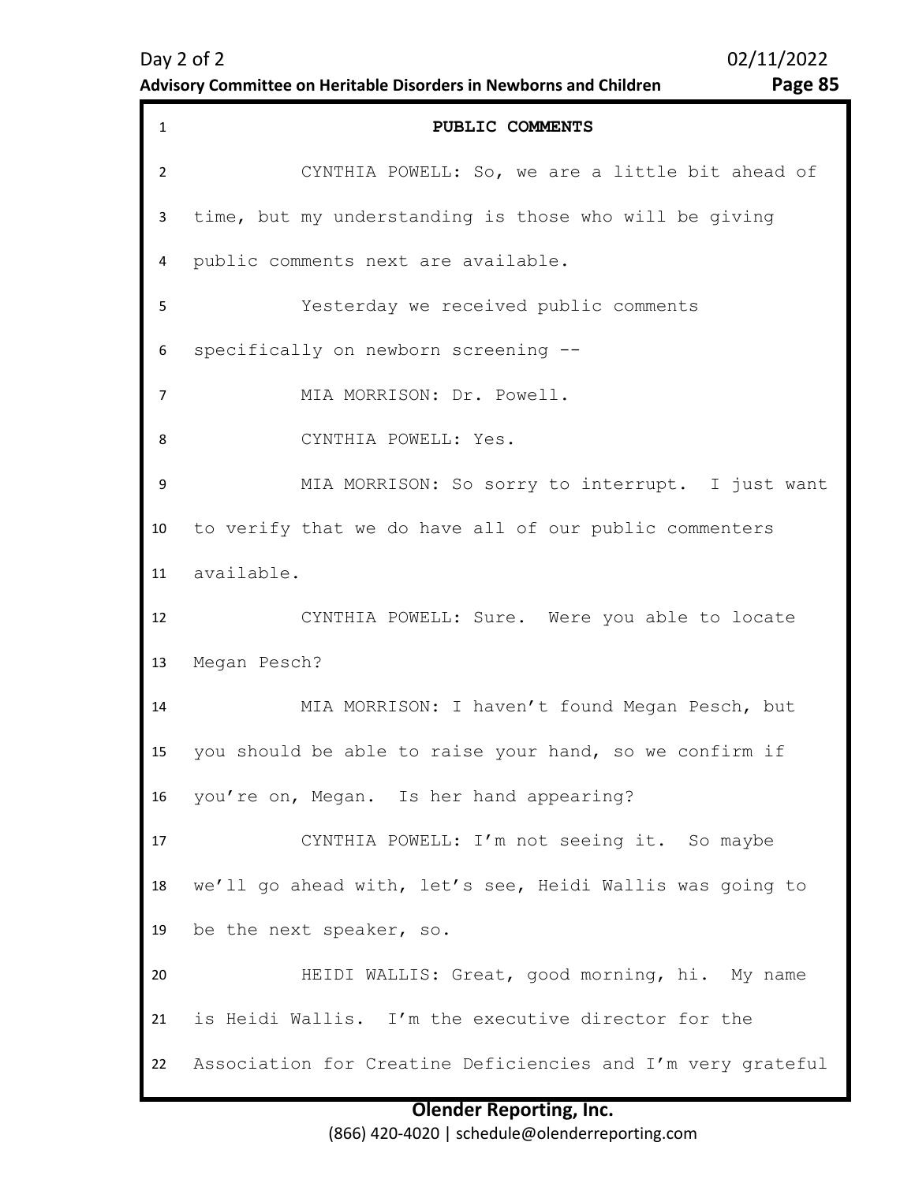**PUBLIC COMMENTS**

CYNTHIA POWELL: So, we are a little bit ahead of time, but my understanding is those who will be giving public comments next are available.

Yesterday we received public comments specifically on newborn screening --

MIA MORRISON: Dr. Powell.

CYNTHIA POWELL: Yes.

MIA MORRISON: So sorry to interrupt. I just want to verify that we do have all of our public commenters available.

CYNTHIA POWELL: Sure. Were you able to locate Megan Pesch?

MIA MORRISON: I haven't found Megan Pesch, but you should be able to raise your hand, so we confirm if you're on, Megan. Is her hand appearing?

CYNTHIA POWELL: I'm not seeing it. So maybe we'll go ahead with, let's see, Heidi Wallis was going to be the next speaker, so.

HEIDI WALLIS: Great, good morning, hi. My name is Heidi Wallis. I'm the executive director for the Association for Creatine Deficiencies and I'm very grateful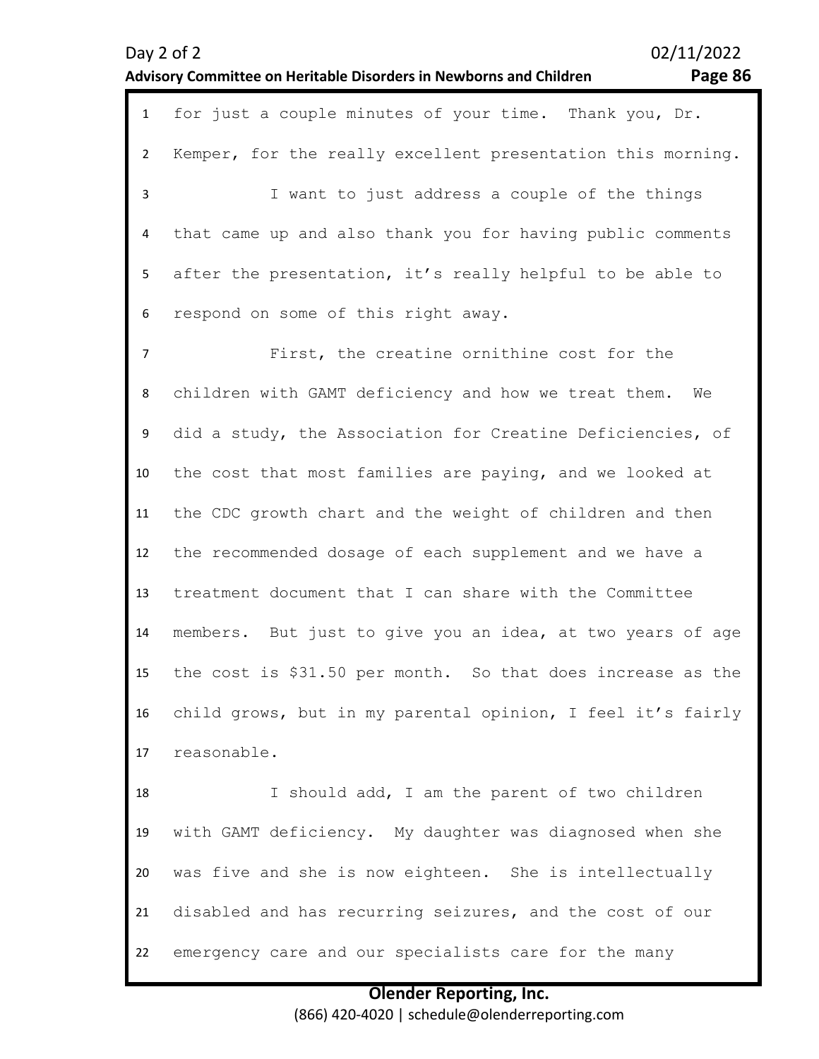for just a couple minutes of your time. Thank you, Dr. Kemper, for the really excellent presentation this morning.

I want to just address a couple of the things that came up and also thank you for having public comments after the presentation, it's really helpful to be able to respond on some of this right away.

First, the creatine ornithine cost for the children with GAMT deficiency and how we treat them. We did a study, the Association for Creatine Deficiencies, of the cost that most families are paying, and we looked at the CDC growth chart and the weight of children and then the recommended dosage of each supplement and we have a treatment document that I can share with the Committee members. But just to give you an idea, at two years of age the cost is $31.50 per month. So that does increase as the child grows, but in my parental opinion, I feel it's fairly reasonable.

I should add, I am the parent of two children with GAMT deficiency. My daughter was diagnosed when she was five and she is now eighteen. She is intellectually disabled and has recurring seizures, and the cost of our emergency care and our specialists care for the many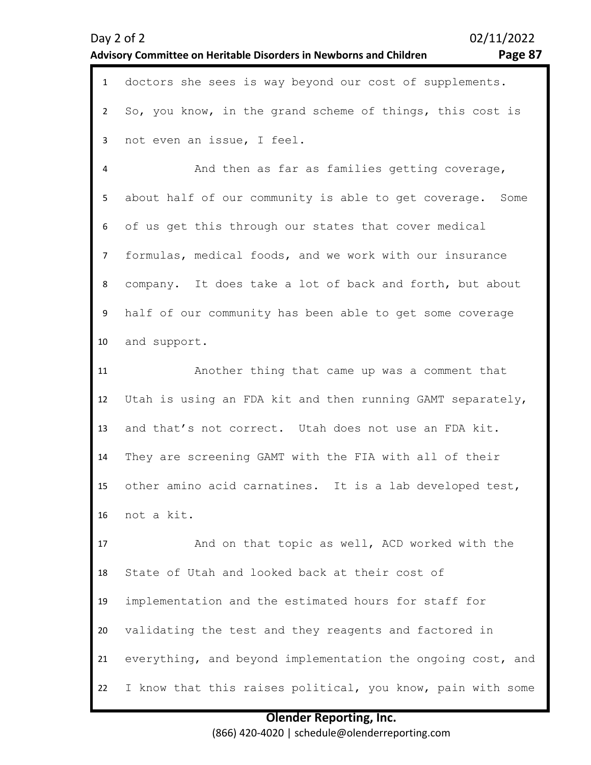doctors she sees is way beyond our cost of supplements. So, you know, in the grand scheme of things, this cost is not even an issue, I feel.

And then as far as families getting coverage, about half of our community is able to get coverage. Some of us get this through our states that cover medical formulas, medical foods, and we work with our insurance company. It does take a lot of back and forth, but about half of our community has been able to get some coverage and support.

Another thing that came up was a comment that Utah is using an FDA kit and then running GAMT separately, and that's not correct. Utah does not use an FDA kit. They are screening GAMT with the FIA with all of their other amino acid carnatines. It is a lab developed test, not a kit.

And on that topic as well, ACD worked with the State of Utah and looked back at their cost of implementation and the estimated hours for staff for validating the test and they reagents and factored in everything, and beyond implementation the ongoing cost, and I know that this raises political, you know, pain with some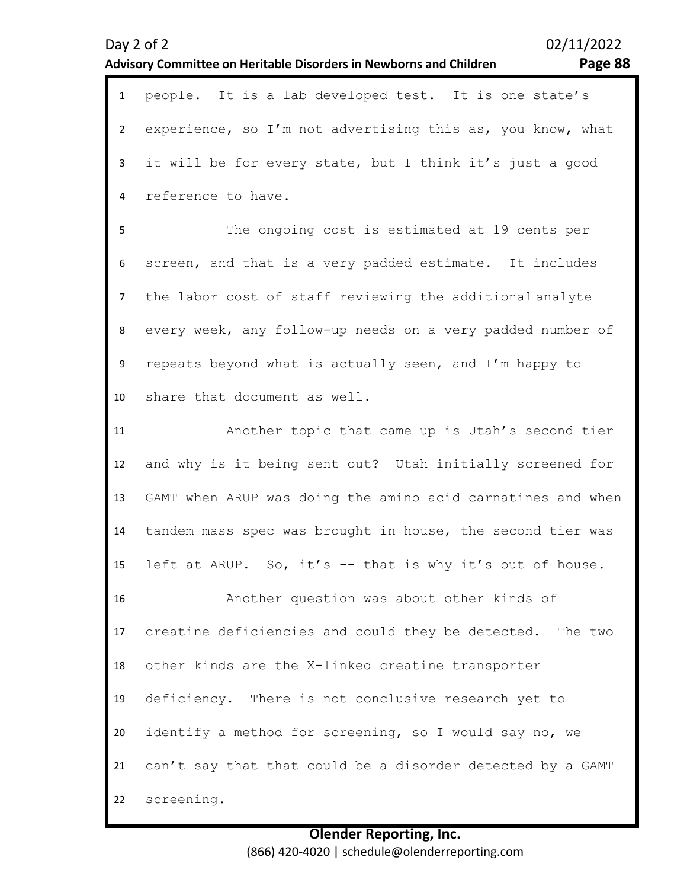people. It is a lab developed test. It is one state's experience, so I'm not advertising this as, you know, what it will be for every state, but I think it's just a good reference to have.

The ongoing cost is estimated at 19 cents per screen, and that is a very padded estimate. It includes the labor cost of staff reviewing the additional analyte every week, any follow-up needs on a very padded number of repeats beyond what is actually seen, and I'm happy to share that document as well.

Another topic that came up is Utah's second tier and why is it being sent out? Utah initially screened for GAMT when ARUP was doing the amino acid carnatines and when tandem mass spec was brought in house, the second tier was left at ARUP. So, it's -- that is why it's out of house.

Another question was about other kinds of creatine deficiencies and could they be detected. The two other kinds are the X-linked creatine transporter deficiency. There is not conclusive research yet to identify a method for screening, so I would say no, we can't say that that could be a disorder detected by a GAMT screening.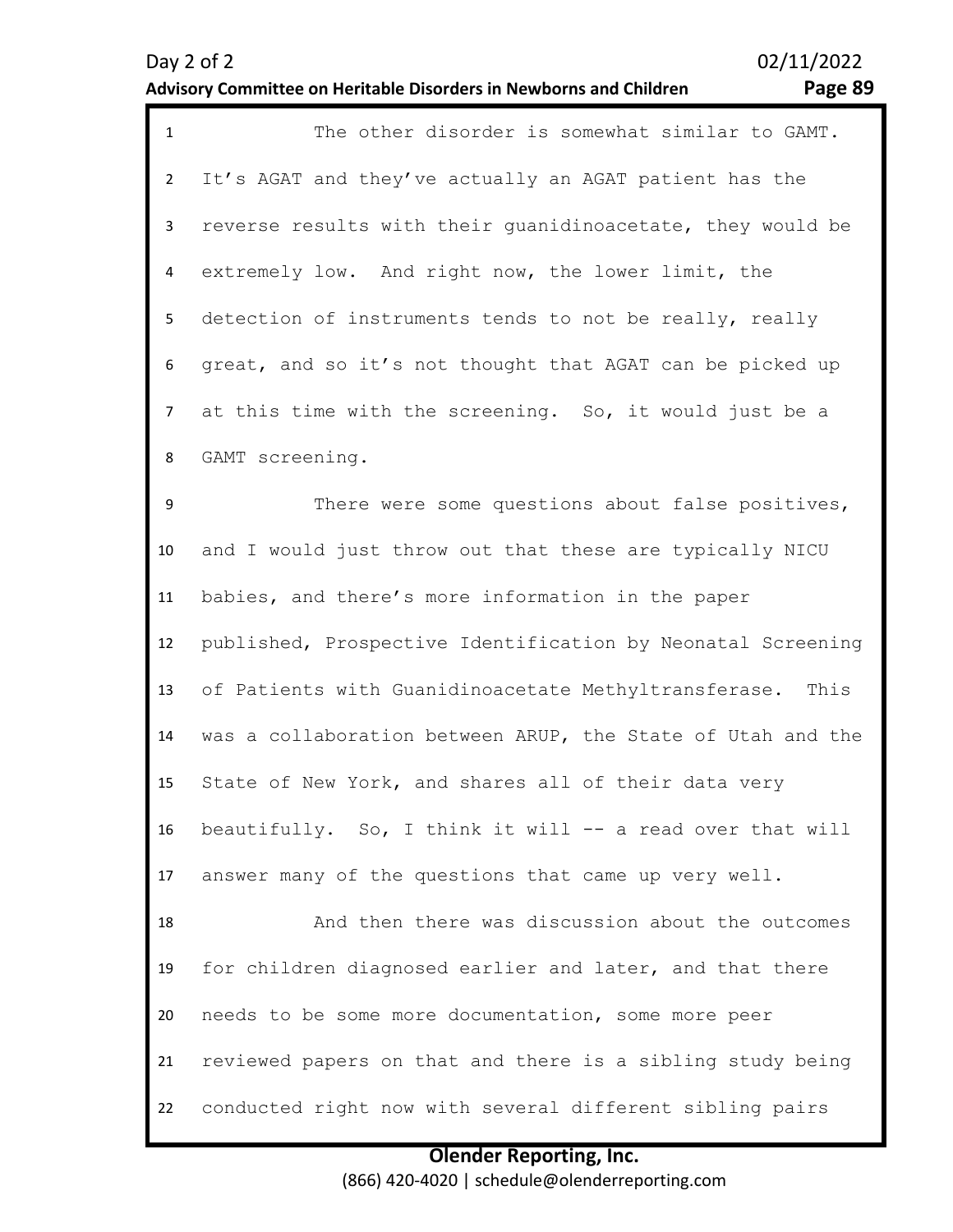The other disorder is somewhat similar to GAMT. It's AGAT and they've actually an AGAT patient has the reverse results with their guanidinoacetate, they would be extremely low. And right now, the lower limit, the detection of instruments tends to not be really, really great, and so it's not thought that AGAT can be picked up at this time with the screening. So, it would just be a GAMT screening.

There were some questions about false positives, and I would just throw out that these are typically NICU babies, and there's more information in the paper published, Prospective Identification by Neonatal Screening of Patients with Guanidinoacetate Methyltransferase. This was a collaboration between ARUP, the State of Utah and the State of New York, and shares all of their data very beautifully. So, I think it will -- a read over that will answer many of the questions that came up very well.

And then there was discussion about the outcomes for children diagnosed earlier and later, and that there needs to be some more documentation, some more peer reviewed papers on that and there is a sibling study being conducted right now with several different sibling pairs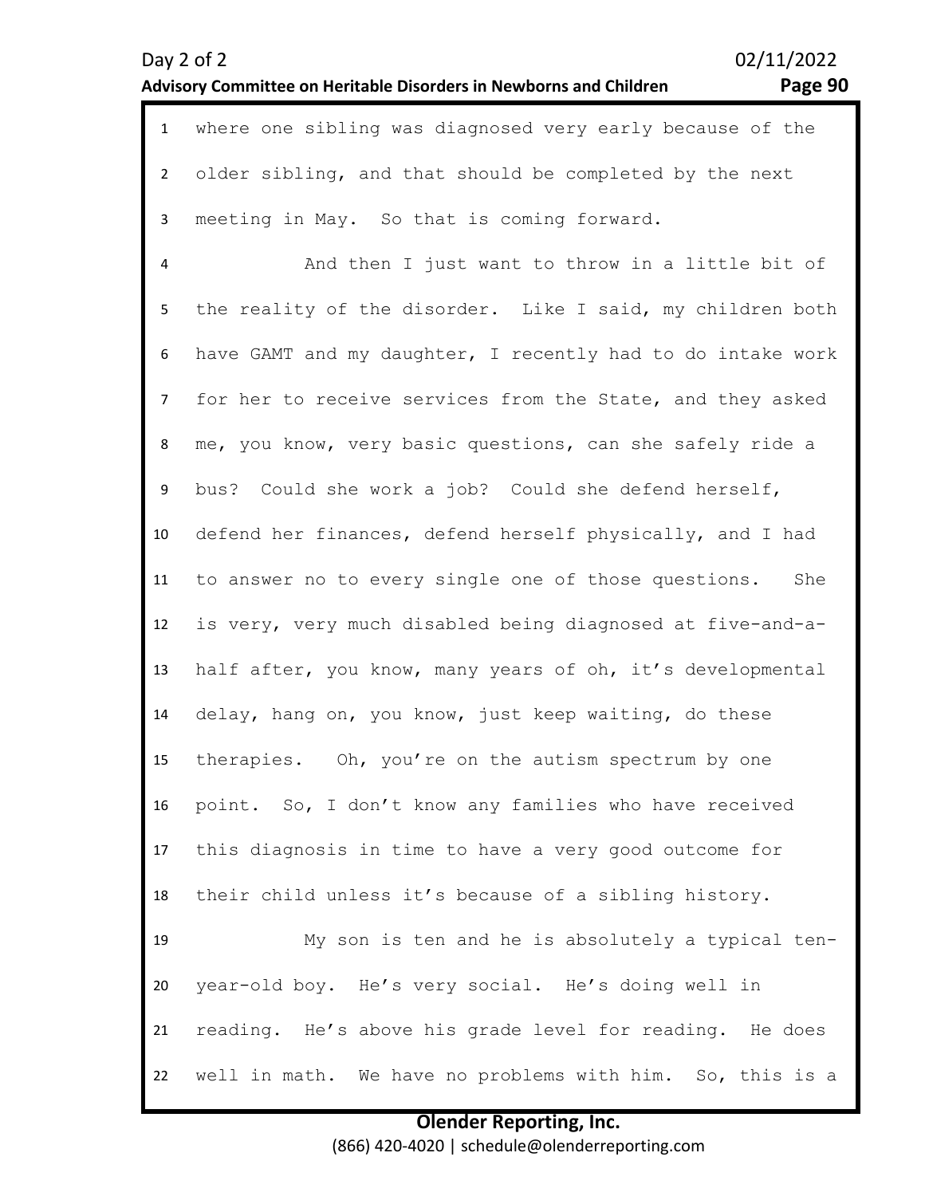where one sibling was diagnosed very early because of the older sibling, and that should be completed by the next meeting in May. So that is coming forward.

And then I just want to throw in a little bit of the reality of the disorder. Like I said, my children both have GAMT and my daughter, I recently had to do intake work for her to receive services from the State, and they asked me, you know, very basic questions, can she safely ride a bus? Could she work a job? Could she defend herself, defend her finances, defend herself physically, and I had to answer no to every single one of those questions. She is very, very much disabled being diagnosed at five-and-a-half after, you know, many years of oh, it's developmental delay, hang on, you know, just keep waiting, do these therapies. Oh, you're on the autism spectrum by one point. So, I don't know any families who have received this diagnosis in time to have a very good outcome for their child unless it's because of a sibling history.

My son is ten and he is absolutely a typical ten-year-old boy. He's very social. He's doing well in reading. He's above his grade level for reading. He does well in math. We have no problems with him. So, this is a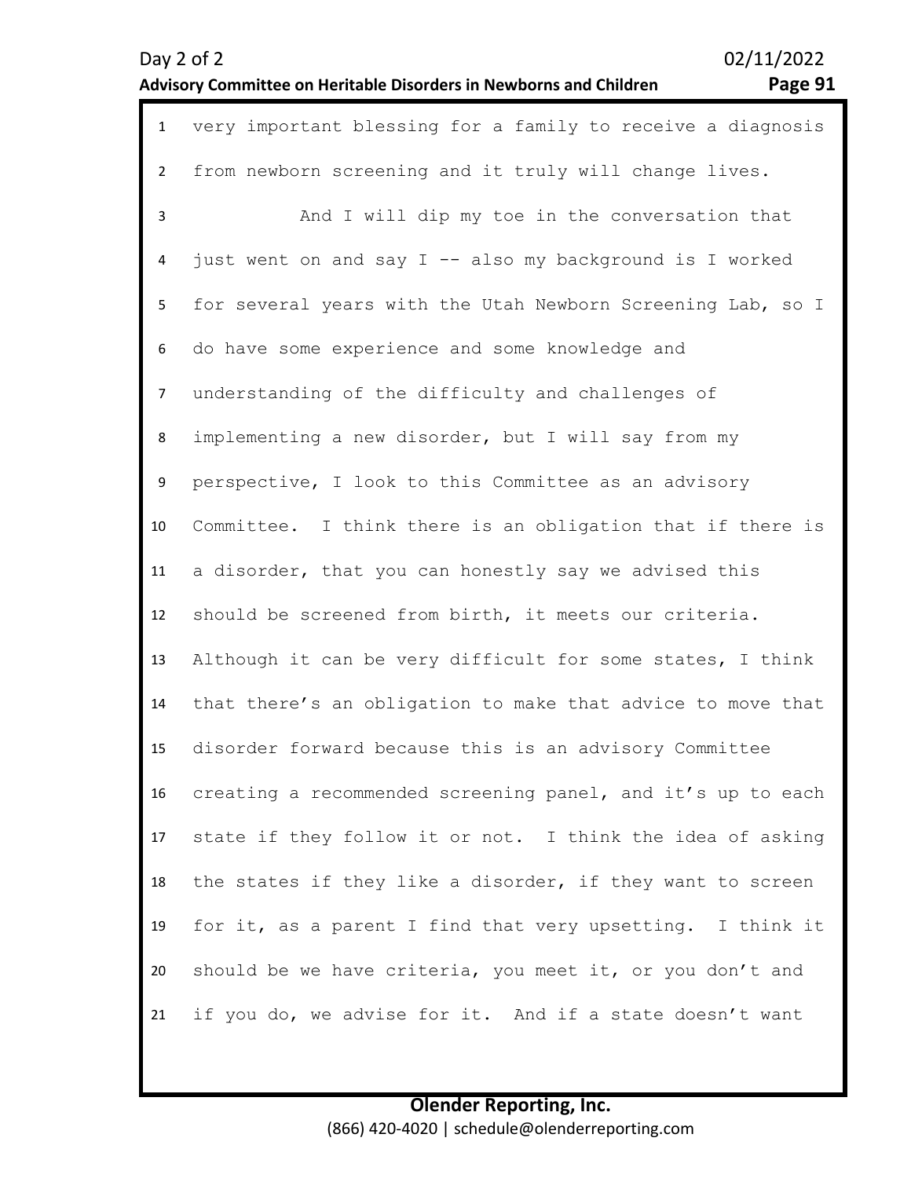very important blessing for a family to receive a diagnosis from newborn screening and it truly will change lives.

And I will dip my toe in the conversation that just went on and say I -- also my background is I worked for several years with the Utah Newborn Screening Lab, so I do have some experience and some knowledge and understanding of the difficulty and challenges of implementing a new disorder, but I will say from my perspective, I look to this Committee as an advisory Committee. I think there is an obligation that if there is a disorder, that you can honestly say we advised this should be screened from birth, it meets our criteria. Although it can be very difficult for some states, I think that there's an obligation to make that advice to move that disorder forward because this is an advisory Committee creating a recommended screening panel, and it's up to each state if they follow it or not. I think the idea of asking the states if they like a disorder, if they want to screen for it, as a parent I find that very upsetting. I think it should be we have criteria, you meet it, or you don't and if you do, we advise for it. And if a state doesn't want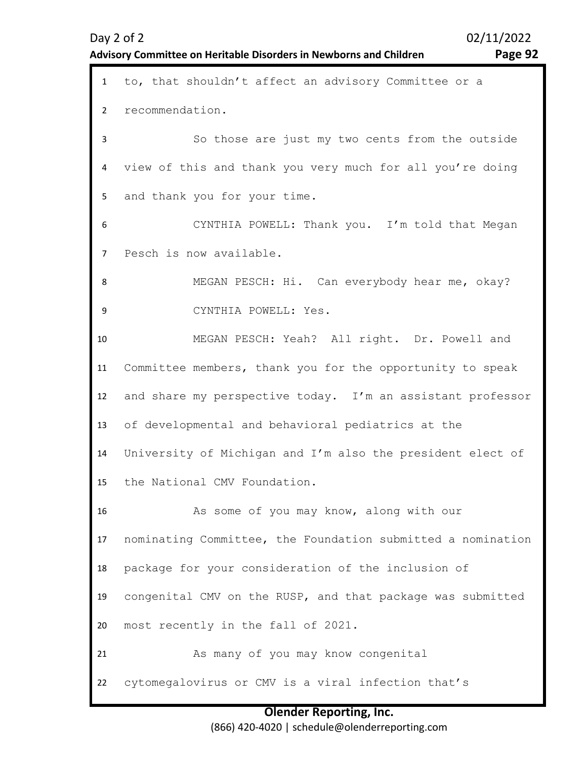to, that shouldn't affect an advisory Committee or a recommendation.

So those are just my two cents from the outside view of this and thank you very much for all you're doing and thank you for your time.

CYNTHIA POWELL: Thank you. I'm told that Megan Pesch is now available.

MEGAN PESCH: Hi. Can everybody hear me, okay?

CYNTHIA POWELL: Yes.

MEGAN PESCH: Yeah? All right. Dr. Powell and Committee members, thank you for the opportunity to speak and share my perspective today. I'm an assistant professor of developmental and behavioral pediatrics at the University of Michigan and I'm also the president elect of the National CMV Foundation.

As some of you may know, along with our nominating Committee, the Foundation submitted a nomination package for your consideration of the inclusion of congenital CMV on the RUSP, and that package was submitted most recently in the fall of 2021.

As many of you may know congenital cytomegalovirus or CMV is a viral infection that's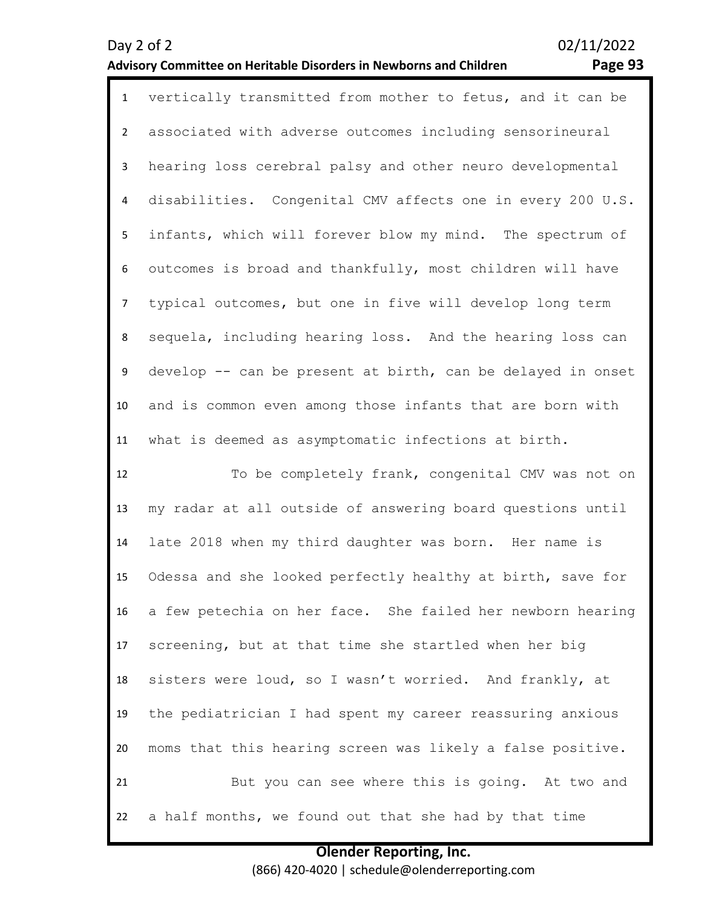vertically transmitted from mother to fetus, and it can be associated with adverse outcomes including sensorineural hearing loss cerebral palsy and other neuro developmental disabilities. Congenital CMV affects one in every 200 U.S. infants, which will forever blow my mind. The spectrum of outcomes is broad and thankfully, most children will have typical outcomes, but one in five will develop long term sequela, including hearing loss. And the hearing loss can develop -- can be present at birth, can be delayed in onset and is common even among those infants that are born with what is deemed as asymptomatic infections at birth.

To be completely frank, congenital CMV was not on my radar at all outside of answering board questions until late 2018 when my third daughter was born. Her name is Odessa and she looked perfectly healthy at birth, save for a few petechia on her face. She failed her newborn hearing screening, but at that time she startled when her big sisters were loud, so I wasn't worried. And frankly, at the pediatrician I had spent my career reassuring anxious moms that this hearing screen was likely a false positive.

But you can see where this is going. At two and a half months, we found out that she had by that time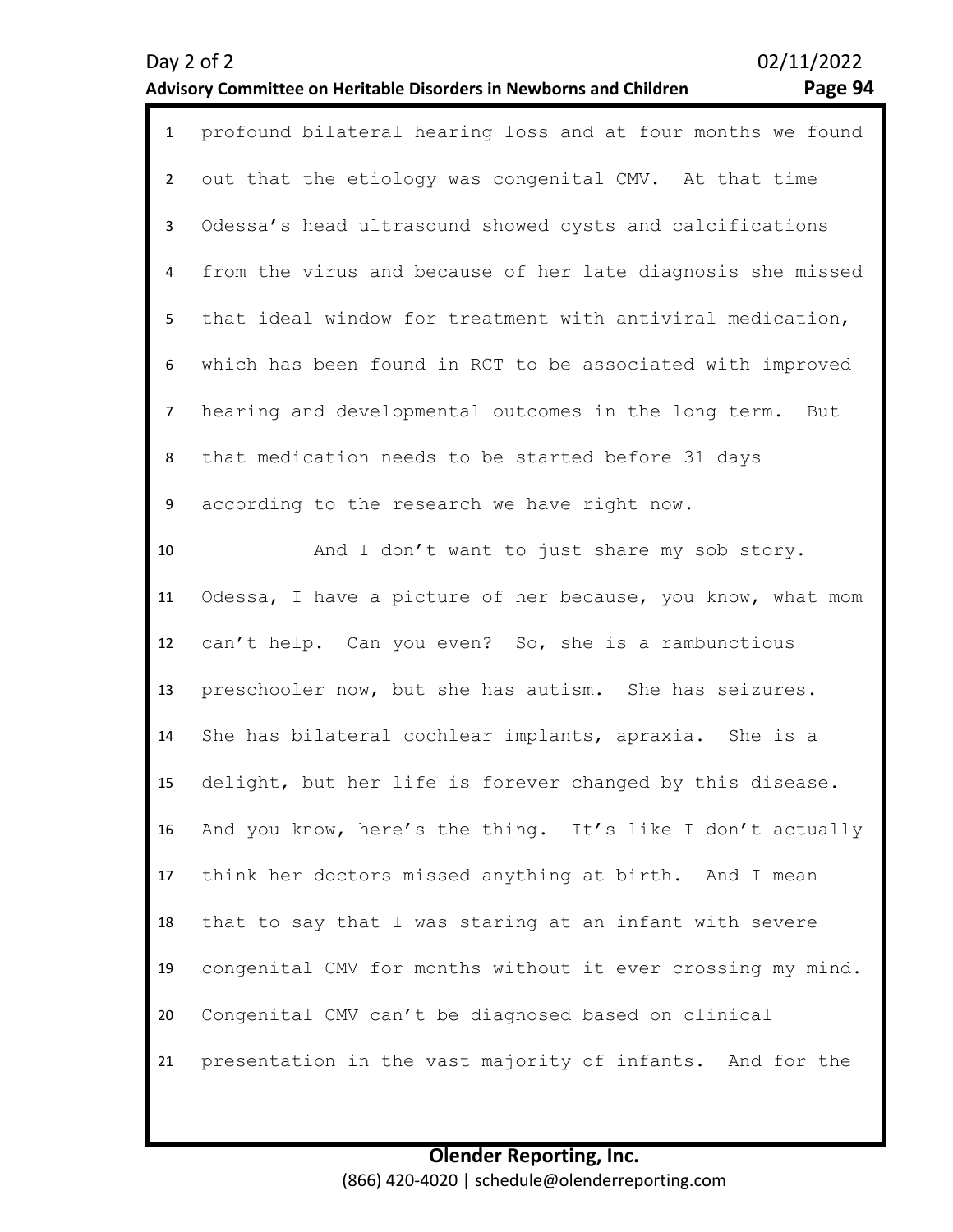profound bilateral hearing loss and at four months we found out that the etiology was congenital CMV. At that time Odessa's head ultrasound showed cysts and calcifications from the virus and because of her late diagnosis she missed that ideal window for treatment with antiviral medication, which has been found in RCT to be associated with improved hearing and developmental outcomes in the long term. But that medication needs to be started before 31 days according to the research we have right now.

And I don't want to just share my sob story. Odessa, I have a picture of her because, you know, what mom can't help. Can you even? So, she is a rambunctious preschooler now, but she has autism. She has seizures. She has bilateral cochlear implants, apraxia. She is a delight, but her life is forever changed by this disease. And you know, here's the thing. It's like I don't actually think her doctors missed anything at birth. And I mean that to say that I was staring at an infant with severe congenital CMV for months without it ever crossing my mind. Congenital CMV can't be diagnosed based on clinical presentation in the vast majority of infants. And for the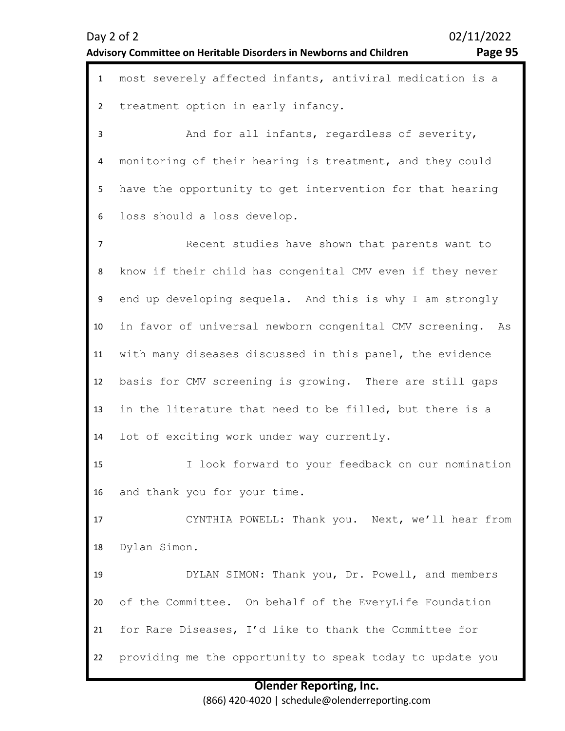most severely affected infants, antiviral medication is a treatment option in early infancy.

And for all infants, regardless of severity, monitoring of their hearing is treatment, and they could have the opportunity to get intervention for that hearing loss should a loss develop.

Recent studies have shown that parents want to know if their child has congenital CMV even if they never end up developing sequela. And this is why I am strongly in favor of universal newborn congenital CMV screening. As with many diseases discussed in this panel, the evidence basis for CMV screening is growing. There are still gaps in the literature that need to be filled, but there is a lot of exciting work under way currently.

I look forward to your feedback on our nomination and thank you for your time.

CYNTHIA POWELL: Thank you. Next, we'll hear from Dylan Simon.

DYLAN SIMON: Thank you, Dr. Powell, and members of the Committee. On behalf of the EveryLife Foundation for Rare Diseases, I'd like to thank the Committee for providing me the opportunity to speak today to update you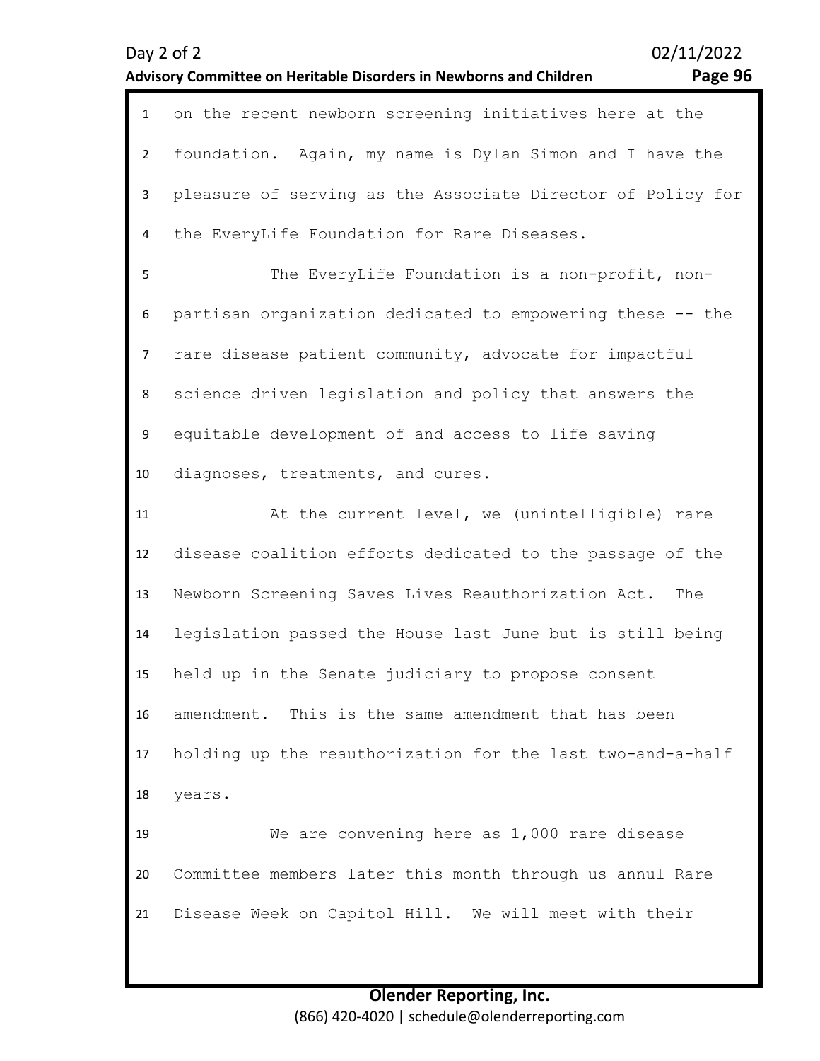on the recent newborn screening initiatives here at the foundation. Again, my name is Dylan Simon and I have the pleasure of serving as the Associate Director of Policy for the EveryLife Foundation for Rare Diseases.

The EveryLife Foundation is a non-profit, non-partisan organization dedicated to empowering these -- the rare disease patient community, advocate for impactful science driven legislation and policy that answers the equitable development of and access to life saving diagnoses, treatments, and cures.

At the current level, we (unintelligible) rare disease coalition efforts dedicated to the passage of the Newborn Screening Saves Lives Reauthorization Act. The legislation passed the House last June but is still being held up in the Senate judiciary to propose consent amendment. This is the same amendment that has been holding up the reauthorization for the last two-and-a-half years.

We are convening here as 1,000 rare disease Committee members later this month through us annul Rare Disease Week on Capitol Hill. We will meet with their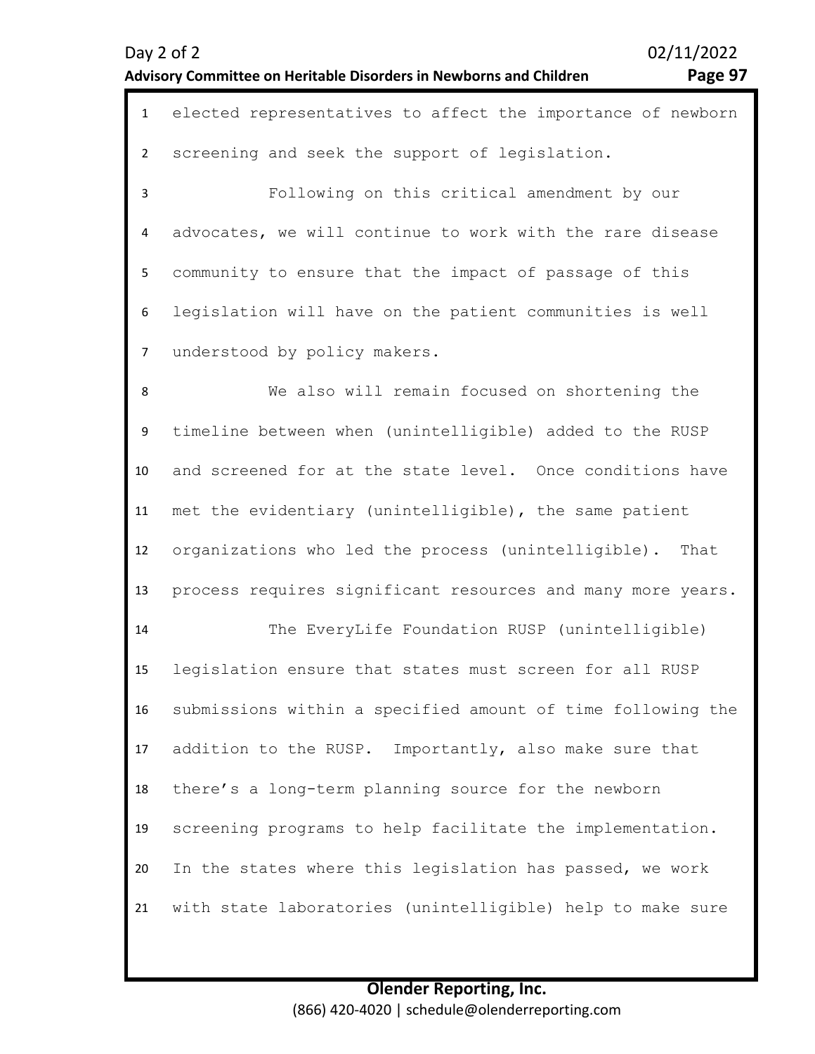elected representatives to affect the importance of newborn screening and seek the support of legislation.

Following on this critical amendment by our advocates, we will continue to work with the rare disease community to ensure that the impact of passage of this legislation will have on the patient communities is well understood by policy makers.

We also will remain focused on shortening the timeline between when (unintelligible) added to the RUSP and screened for at the state level. Once conditions have met the evidentiary (unintelligible), the same patient organizations who led the process (unintelligible). That process requires significant resources and many more years.

The EveryLife Foundation RUSP (unintelligible) legislation ensure that states must screen for all RUSP submissions within a specified amount of time following the addition to the RUSP. Importantly, also make sure that there's a long-term planning source for the newborn screening programs to help facilitate the implementation. In the states where this legislation has passed, we work with state laboratories (unintelligible) help to make sure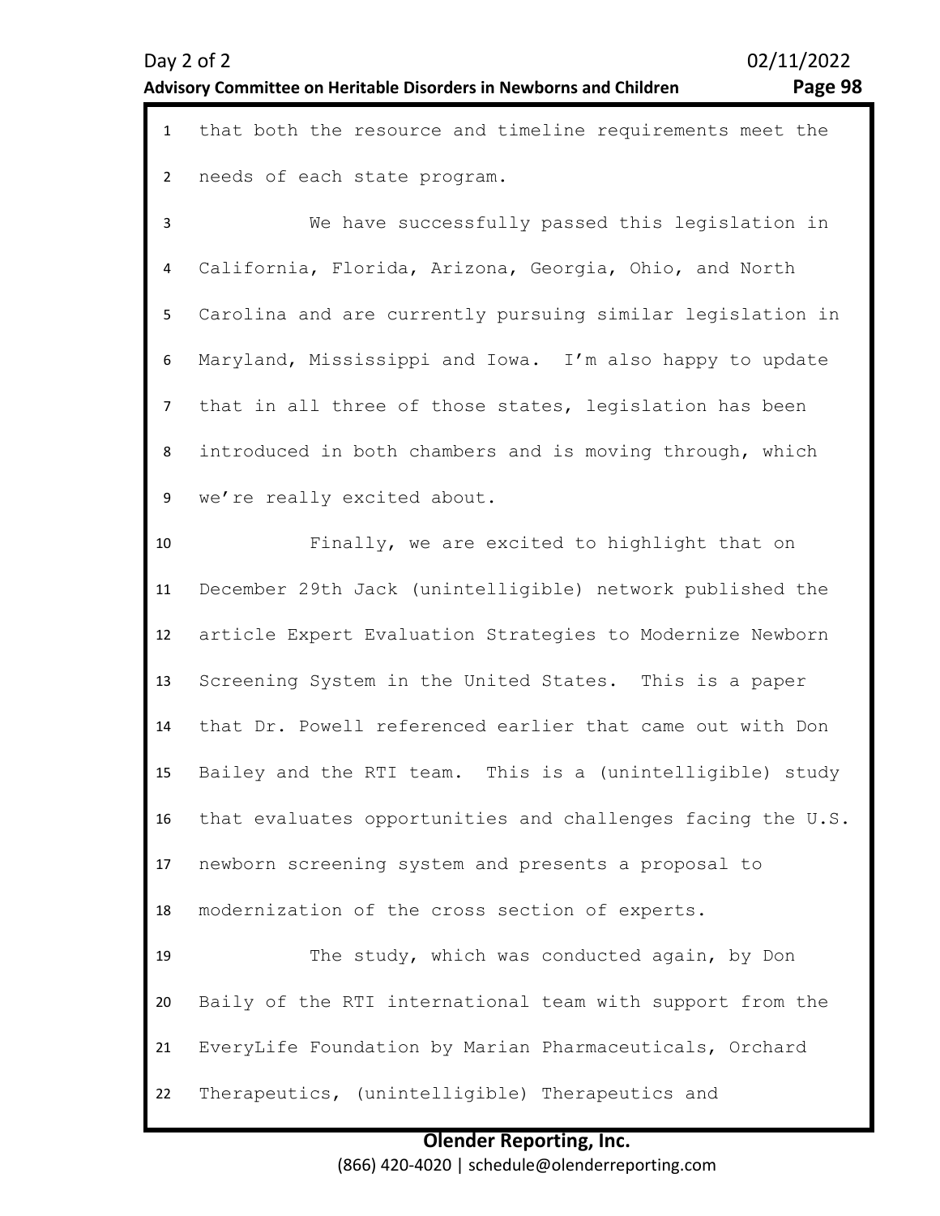that both the resource and timeline requirements meet the needs of each state program.

We have successfully passed this legislation in California, Florida, Arizona, Georgia, Ohio, and North Carolina and are currently pursuing similar legislation in Maryland, Mississippi and Iowa. I'm also happy to update that in all three of those states, legislation has been introduced in both chambers and is moving through, which we're really excited about.

Finally, we are excited to highlight that on December 29th Jack (unintelligible) network published the article Expert Evaluation Strategies to Modernize Newborn Screening System in the United States. This is a paper that Dr. Powell referenced earlier that came out with Don Bailey and the RTI team. This is a (unintelligible) study that evaluates opportunities and challenges facing the U.S. newborn screening system and presents a proposal to modernization of the cross section of experts.

The study, which was conducted again, by Don Baily of the RTI international team with support from the EveryLife Foundation by Marian Pharmaceuticals, Orchard Therapeutics, (unintelligible) Therapeutics and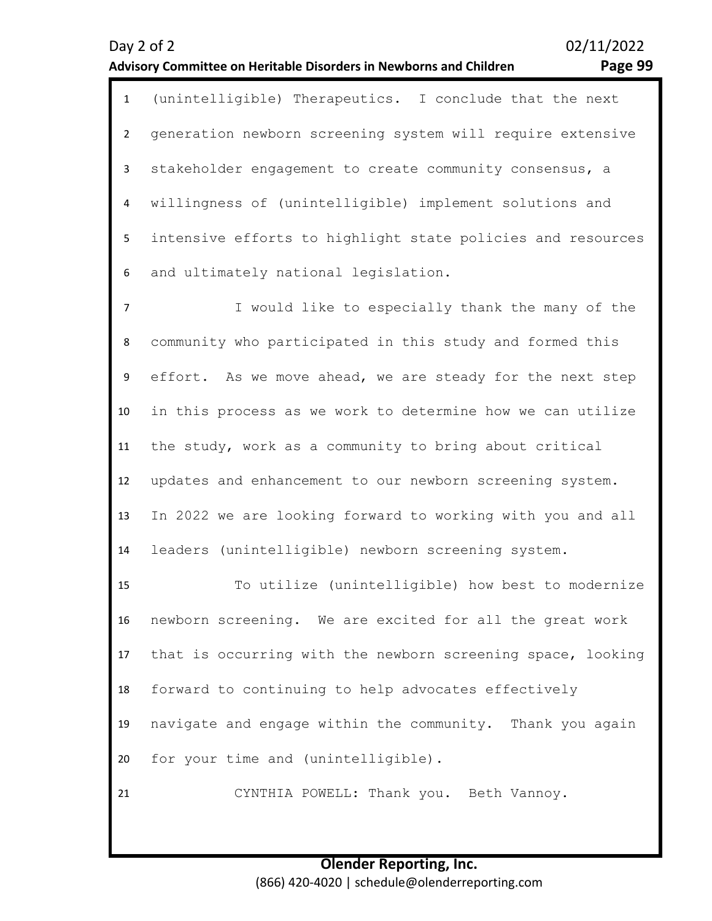(unintelligible) Therapeutics. I conclude that the next generation newborn screening system will require extensive stakeholder engagement to create community consensus, a willingness of (unintelligible) implement solutions and intensive efforts to highlight state policies and resources and ultimately national legislation.

I would like to especially thank the many of the community who participated in this study and formed this effort. As we move ahead, we are steady for the next step in this process as we work to determine how we can utilize the study, work as a community to bring about critical updates and enhancement to our newborn screening system. In 2022 we are looking forward to working with you and all leaders (unintelligible) newborn screening system.

To utilize (unintelligible) how best to modernize newborn screening. We are excited for all the great work that is occurring with the newborn screening space, looking forward to continuing to help advocates effectively navigate and engage within the community. Thank you again for your time and (unintelligible).

CYNTHIA POWELL: Thank you. Beth Vannoy.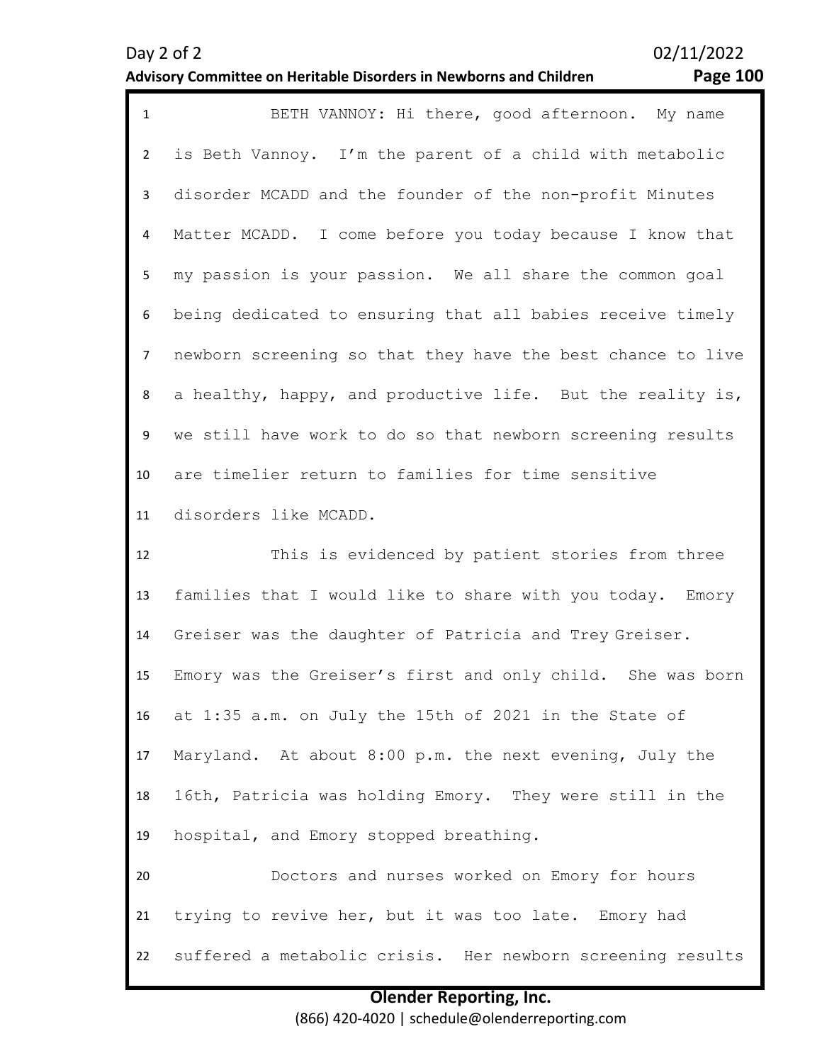BETH VANNOY: Hi there, good afternoon. My name is Beth Vannoy. I'm the parent of a child with metabolic disorder MCADD and the founder of the non-profit Minutes Matter MCADD. I come before you today because I know that my passion is your passion. We all share the common goal being dedicated to ensuring that all babies receive timely newborn screening so that they have the best chance to live a healthy, happy, and productive life. But the reality is, we still have work to do so that newborn screening results are timelier return to families for time sensitive disorders like MCADD.

This is evidenced by patient stories from three families that I would like to share with you today. Emory Greiser was the daughter of Patricia and Trey Greiser. Emory was the Greiser's first and only child. She was born at 1:35 a.m. on July the 15th of 2021 in the State of Maryland. At about 8:00 p.m. the next evening, July the 16th, Patricia was holding Emory. They were still in the hospital, and Emory stopped breathing.

Doctors and nurses worked on Emory for hours trying to revive her, but it was too late. Emory had suffered a metabolic crisis. Her newborn screening results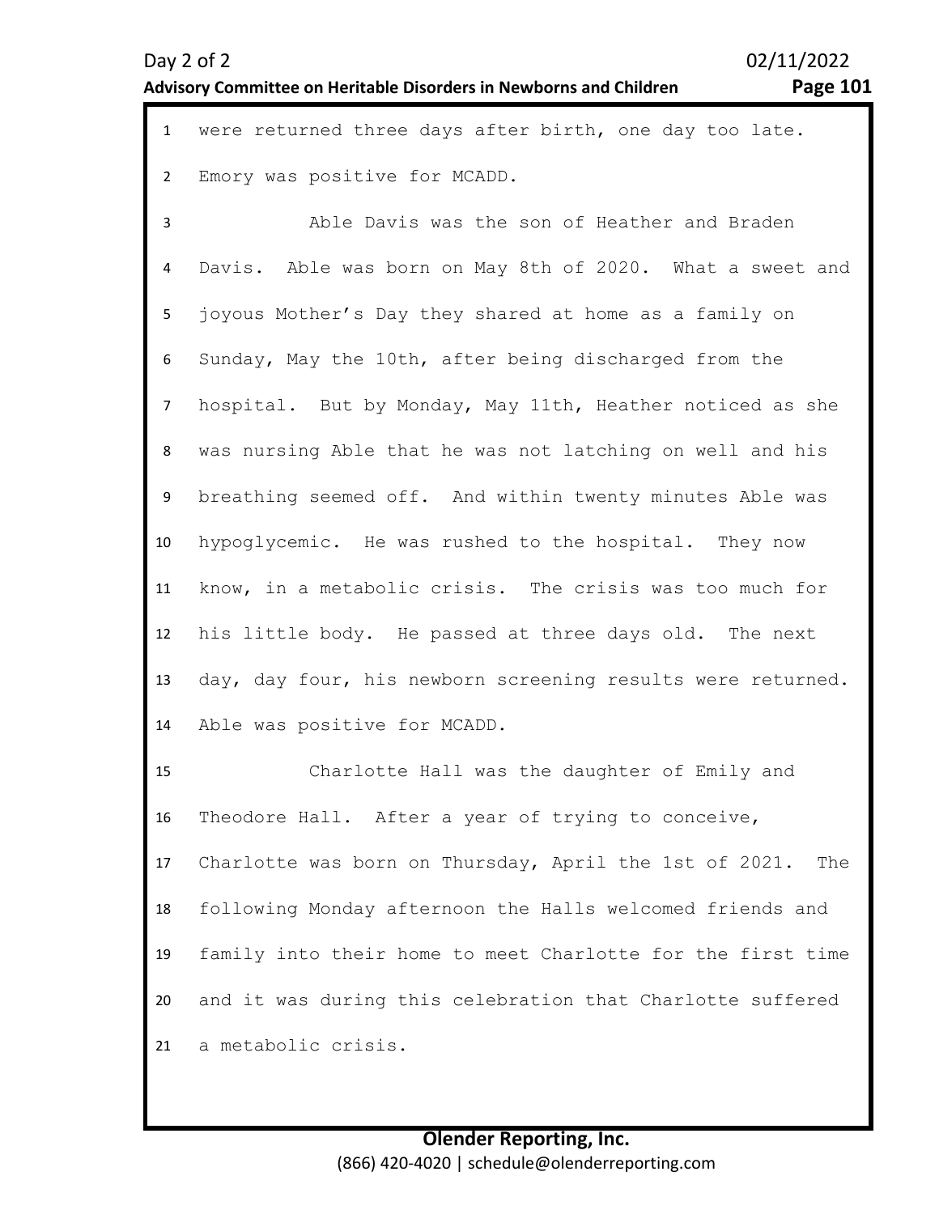were returned three days after birth, one day too late. Emory was positive for MCADD.

Able Davis was the son of Heather and Braden Davis. Able was born on May 8th of 2020. What a sweet and joyous Mother's Day they shared at home as a family on Sunday, May the 10th, after being discharged from the hospital. But by Monday, May 11th, Heather noticed as she was nursing Able that he was not latching on well and his breathing seemed off. And within twenty minutes Able was hypoglycemic. He was rushed to the hospital. They now know, in a metabolic crisis. The crisis was too much for his little body. He passed at three days old. The next day, day four, his newborn screening results were returned. Able was positive for MCADD.

Charlotte Hall was the daughter of Emily and Theodore Hall. After a year of trying to conceive, Charlotte was born on Thursday, April the 1st of 2021. The following Monday afternoon the Halls welcomed friends and family into their home to meet Charlotte for the first time and it was during this celebration that Charlotte suffered a metabolic crisis.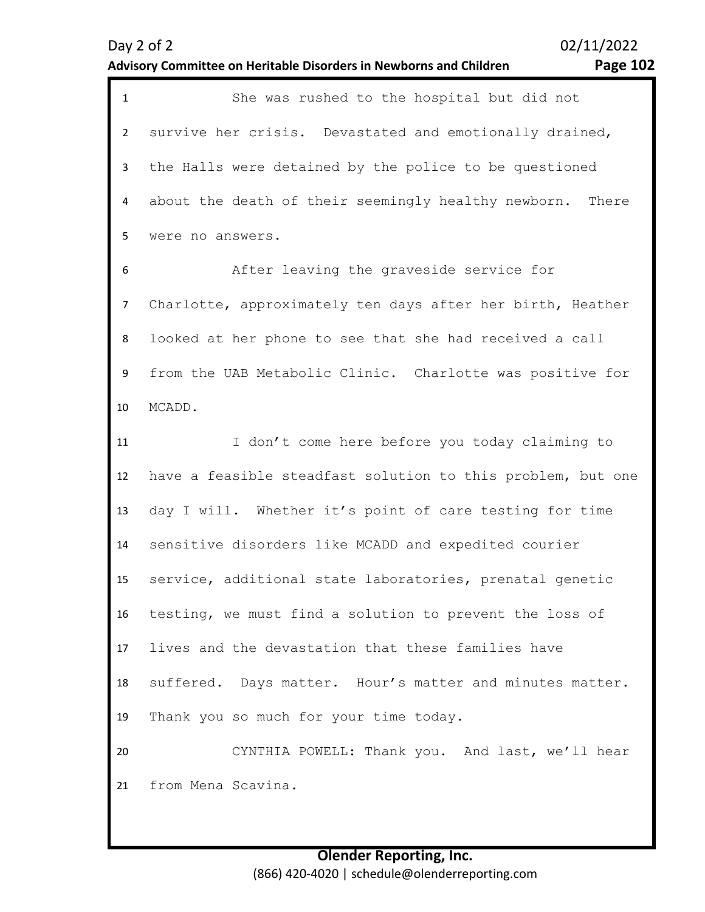She was rushed to the hospital but did not survive her crisis. Devastated and emotionally drained, the Halls were detained by the police to be questioned about the death of their seemingly healthy newborn. There were no answers.

After leaving the graveside service for Charlotte, approximately ten days after her birth, Heather looked at her phone to see that she had received a call from the UAB Metabolic Clinic. Charlotte was positive for MCADD.

I don't come here before you today claiming to have a feasible steadfast solution to this problem, but one day I will. Whether it's point of care testing for time sensitive disorders like MCADD and expedited courier service, additional state laboratories, prenatal genetic testing, we must find a solution to prevent the loss of lives and the devastation that these families have suffered. Days matter. Hour's matter and minutes matter. Thank you so much for your time today.

CYNTHIA POWELL: Thank you. And last, we'll hear from Mena Scavina.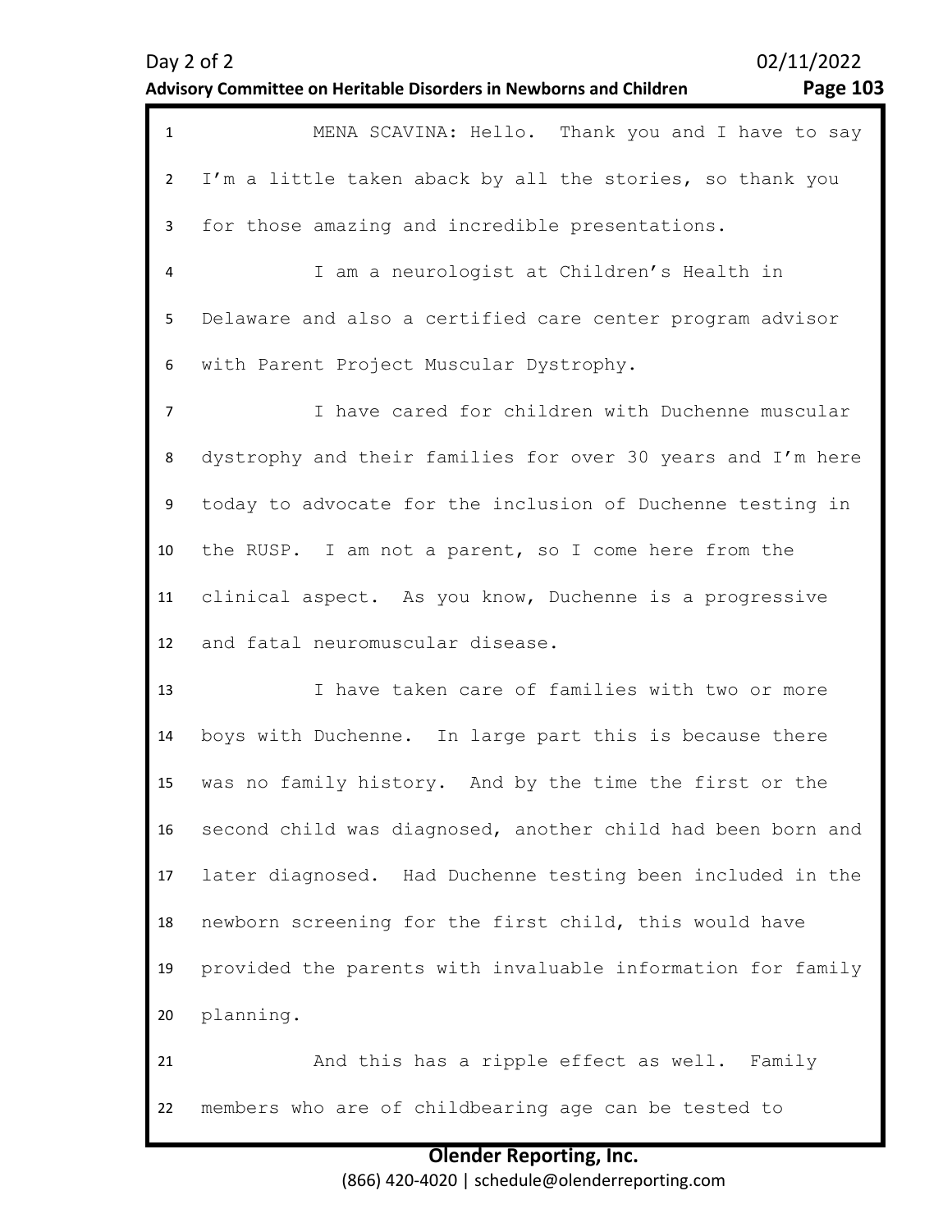MENA SCAVINA: Hello. Thank you and I have to say I'm a little taken aback by all the stories, so thank you for those amazing and incredible presentations.

I am a neurologist at Children's Health in Delaware and also a certified care center program advisor with Parent Project Muscular Dystrophy.

I have cared for children with Duchenne muscular dystrophy and their families for over 30 years and I'm here today to advocate for the inclusion of Duchenne testing in the RUSP. I am not a parent, so I come here from the clinical aspect. As you know, Duchenne is a progressive and fatal neuromuscular disease.

I have taken care of families with two or more boys with Duchenne. In large part this is because there was no family history. And by the time the first or the second child was diagnosed, another child had been born and later diagnosed. Had Duchenne testing been included in the newborn screening for the first child, this would have provided the parents with invaluable information for family planning.

And this has a ripple effect as well. Family members who are of childbearing age can be tested to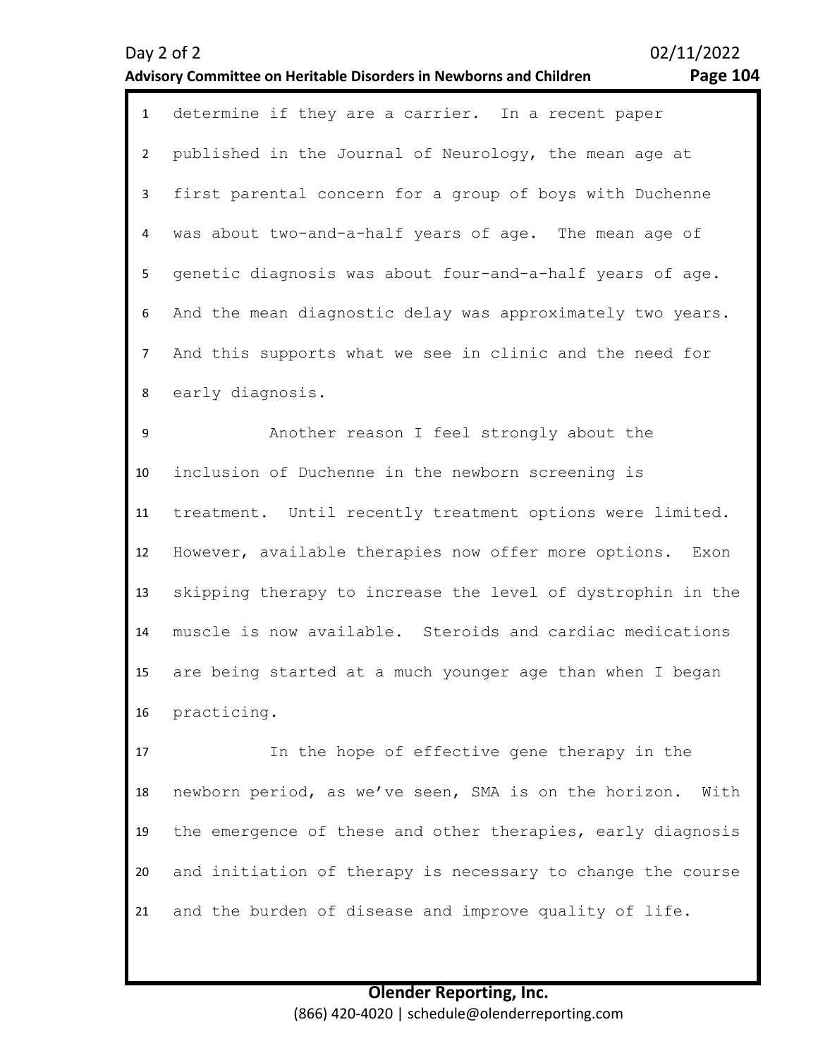determine if they are a carrier. In a recent paper published in the Journal of Neurology, the mean age at first parental concern for a group of boys with Duchenne was about two-and-a-half years of age. The mean age of genetic diagnosis was about four-and-a-half years of age. And the mean diagnostic delay was approximately two years. And this supports what we see in clinic and the need for early diagnosis.

Another reason I feel strongly about the inclusion of Duchenne in the newborn screening is treatment. Until recently treatment options were limited. However, available therapies now offer more options. Exon skipping therapy to increase the level of dystrophin in the muscle is now available. Steroids and cardiac medications are being started at a much younger age than when I began practicing.

In the hope of effective gene therapy in the newborn period, as we've seen, SMA is on the horizon. With the emergence of these and other therapies, early diagnosis and initiation of therapy is necessary to change the course and the burden of disease and improve quality of life.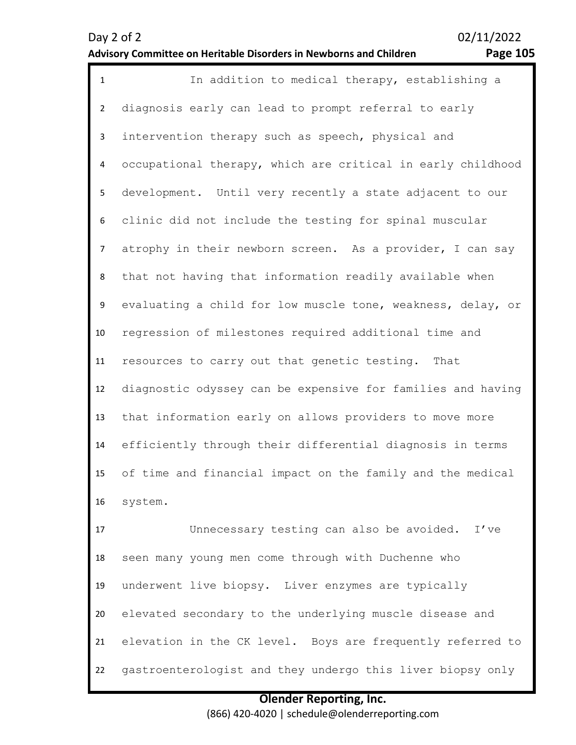In addition to medical therapy, establishing a diagnosis early can lead to prompt referral to early intervention therapy such as speech, physical and occupational therapy, which are critical in early childhood development. Until very recently a state adjacent to our clinic did not include the testing for spinal muscular atrophy in their newborn screen. As a provider, I can say that not having that information readily available when evaluating a child for low muscle tone, weakness, delay, or regression of milestones required additional time and resources to carry out that genetic testing. That diagnostic odyssey can be expensive for families and having that information early on allows providers to move more efficiently through their differential diagnosis in terms of time and financial impact on the family and the medical system.

Unnecessary testing can also be avoided. I've seen many young men come through with Duchenne who underwent live biopsy. Liver enzymes are typically elevated secondary to the underlying muscle disease and elevation in the CK level. Boys are frequently referred to gastroenterologist and they undergo this liver biopsy only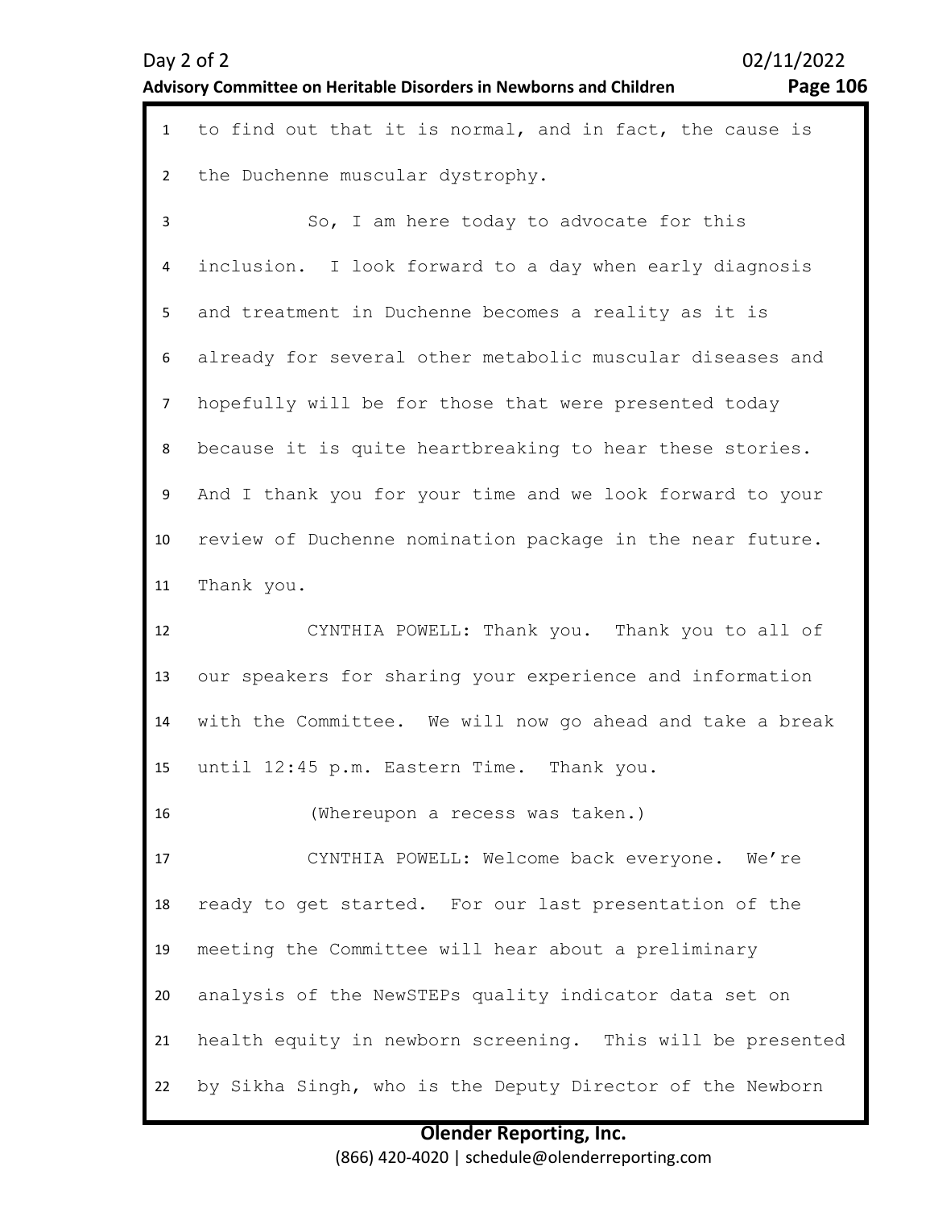to find out that it is normal, and in fact, the cause is the Duchenne muscular dystrophy.

So, I am here today to advocate for this inclusion. I look forward to a day when early diagnosis and treatment in Duchenne becomes a reality as it is already for several other metabolic muscular diseases and hopefully will be for those that were presented today because it is quite heartbreaking to hear these stories. And I thank you for your time and we look forward to your review of Duchenne nomination package in the near future. Thank you.

CYNTHIA POWELL: Thank you. Thank you to all of our speakers for sharing your experience and information with the Committee. We will now go ahead and take a break until 12:45 p.m. Eastern Time. Thank you.

(Whereupon a recess was taken.)

CYNTHIA POWELL: Welcome back everyone. We're ready to get started. For our last presentation of the meeting the Committee will hear about a preliminary analysis of the NewSTEPs quality indicator data set on health equity in newborn screening. This will be presented by Sikha Singh, who is the Deputy Director of the Newborn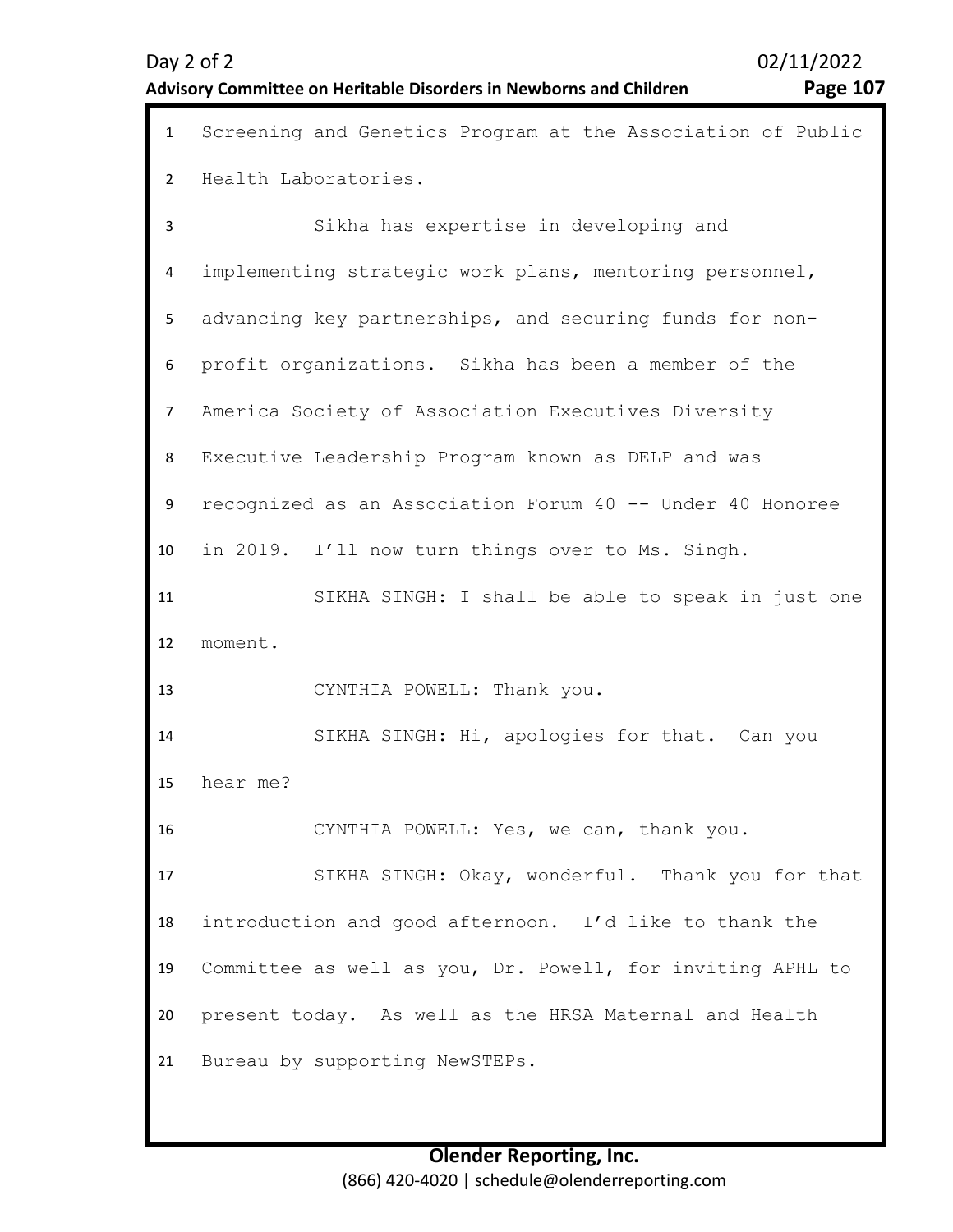Screening and Genetics Program at the Association of Public Health Laboratories.

Sikha has expertise in developing and implementing strategic work plans, mentoring personnel, advancing key partnerships, and securing funds for non-profit organizations. Sikha has been a member of the America Society of Association Executives Diversity Executive Leadership Program known as DELP and was recognized as an Association Forum 40 -- Under 40 Honoree in 2019. I'll now turn things over to Ms. Singh.

SIKHA SINGH: I shall be able to speak in just one moment.

CYNTHIA POWELL: Thank you.

SIKHA SINGH: Hi, apologies for that. Can you hear me?

CYNTHIA POWELL: Yes, we can, thank you.

SIKHA SINGH: Okay, wonderful. Thank you for that introduction and good afternoon. I'd like to thank the Committee as well as you, Dr. Powell, for inviting APHL to present today. As well as the HRSA Maternal and Health Bureau by supporting NewSTEPs.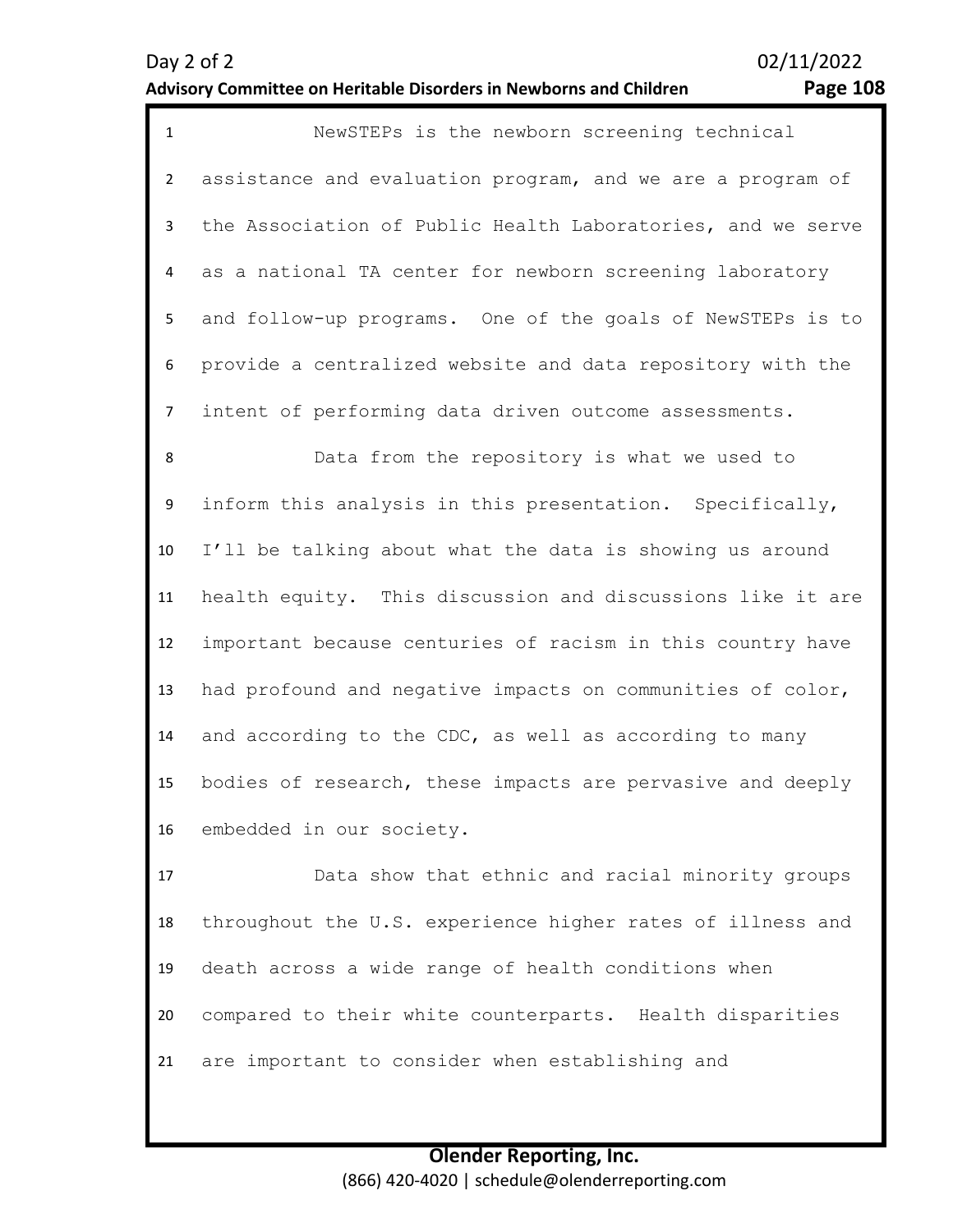NewSTEPs is the newborn screening technical assistance and evaluation program, and we are a program of the Association of Public Health Laboratories, and we serve as a national TA center for newborn screening laboratory and follow-up programs. One of the goals of NewSTEPs is to provide a centralized website and data repository with the intent of performing data driven outcome assessments.

Data from the repository is what we used to inform this analysis in this presentation. Specifically, I'll be talking about what the data is showing us around health equity. This discussion and discussions like it are important because centuries of racism in this country have had profound and negative impacts on communities of color, and according to the CDC, as well as according to many bodies of research, these impacts are pervasive and deeply embedded in our society.

Data show that ethnic and racial minority groups throughout the U.S. experience higher rates of illness and death across a wide range of health conditions when compared to their white counterparts. Health disparities are important to consider when establishing and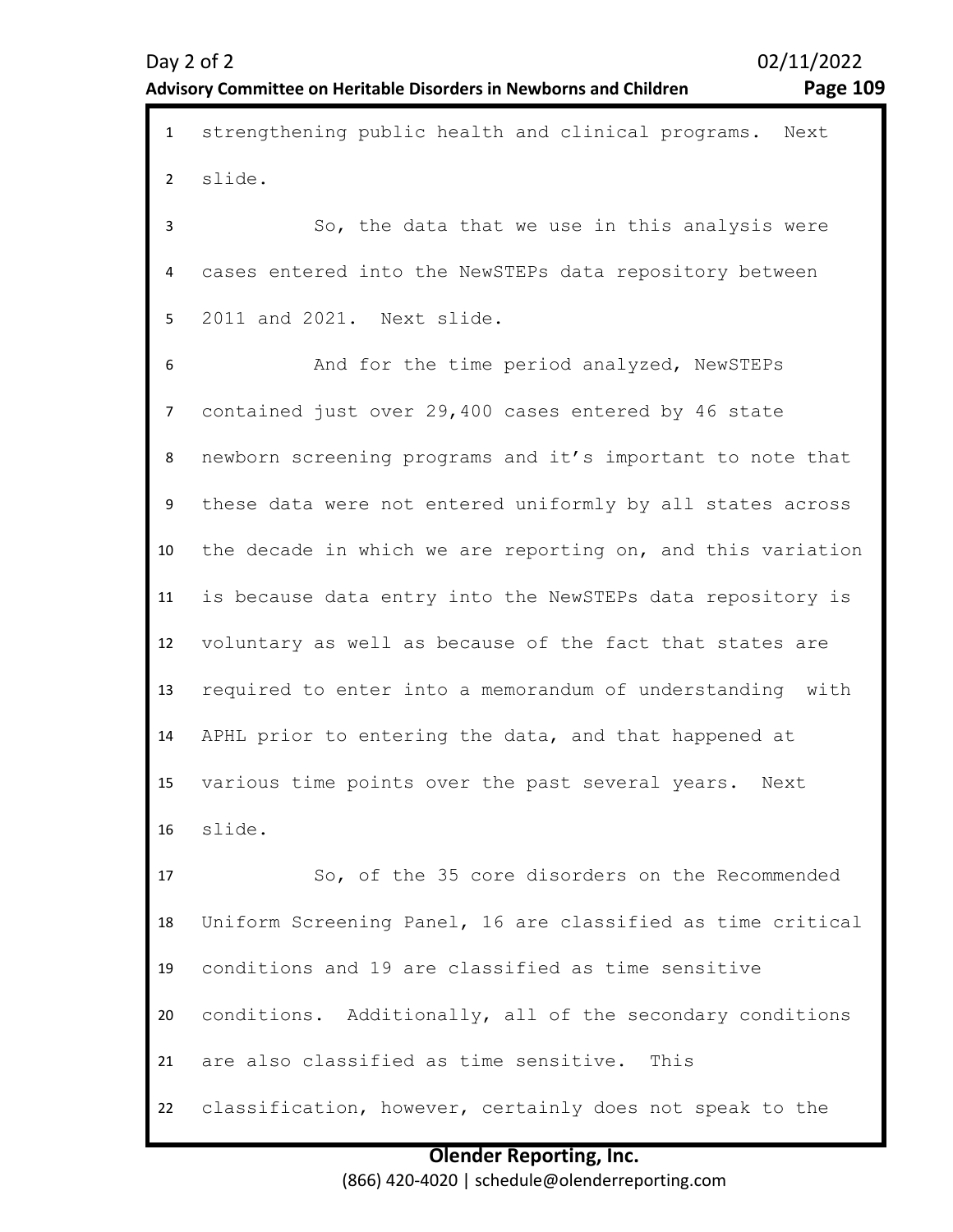strengthening public health and clinical programs. Next slide.

So, the data that we use in this analysis were cases entered into the NewSTEPs data repository between 2011 and 2021. Next slide.

And for the time period analyzed, NewSTEPs contained just over 29,400 cases entered by 46 state newborn screening programs and it’s important to note that these data were not entered uniformly by all states across the decade in which we are reporting on, and this variation is because data entry into the NewSTEPs data repository is voluntary as well as because of the fact that states are required to enter into a memorandum of understanding with APHL prior to entering the data, and that happened at various time points over the past several years. Next slide.

So, of the 35 core disorders on the Recommended Uniform Screening Panel, 16 are classified as time critical conditions and 19 are classified as time sensitive conditions. Additionally, all of the secondary conditions are also classified as time sensitive. This classification, however, certainly does not speak to the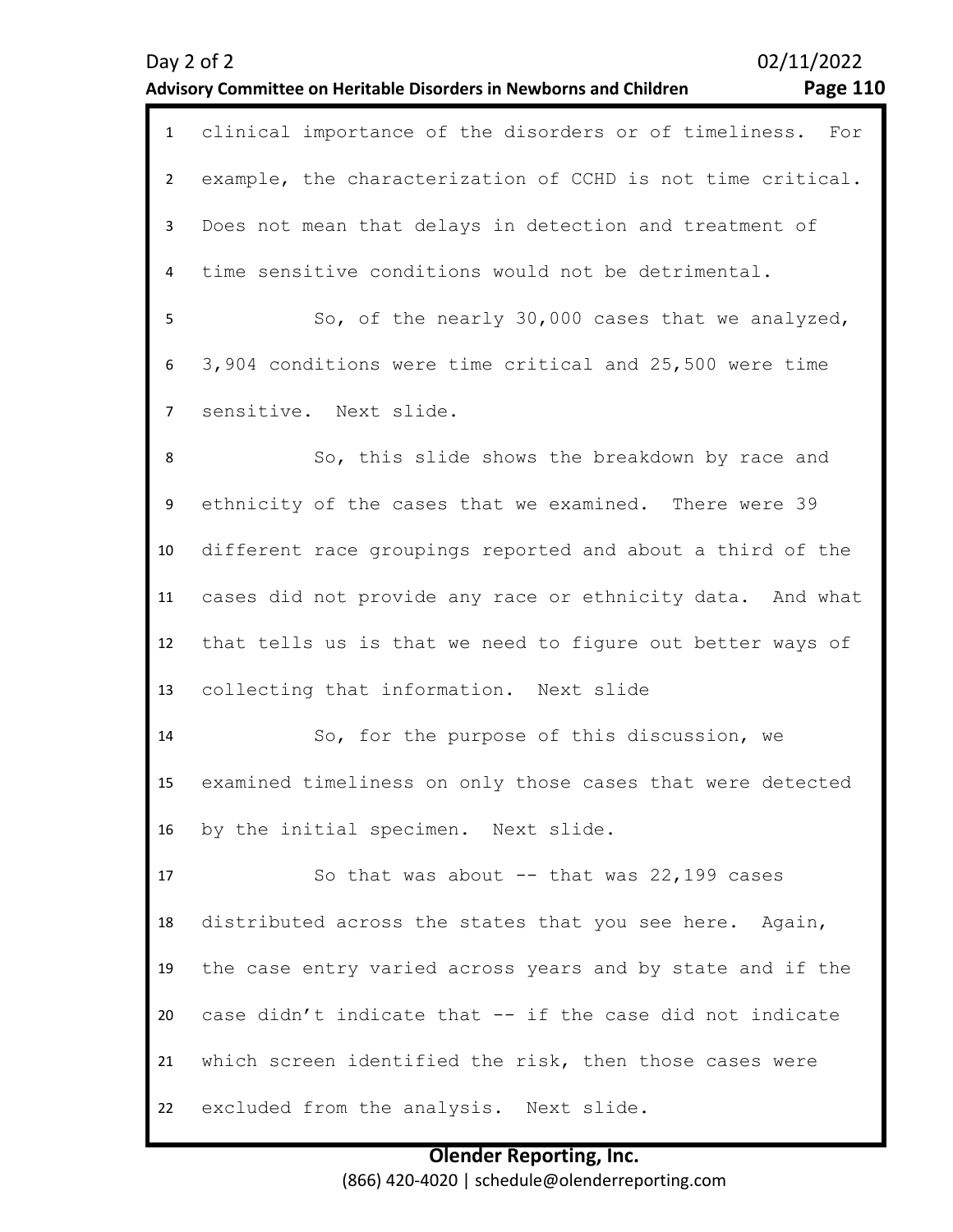clinical importance of the disorders or of timeliness. For example, the characterization of CCHD is not time critical. Does not mean that delays in detection and treatment of time sensitive conditions would not be detrimental.

So, of the nearly 30,000 cases that we analyzed, 3,904 conditions were time critical and 25,500 were time sensitive. Next slide.

So, this slide shows the breakdown by race and ethnicity of the cases that we examined. There were 39 different race groupings reported and about a third of the cases did not provide any race or ethnicity data. And what that tells us is that we need to figure out better ways of collecting that information. Next slide

So, for the purpose of this discussion, we examined timeliness on only those cases that were detected by the initial specimen. Next slide.

So that was about -- that was 22,199 cases distributed across the states that you see here. Again, the case entry varied across years and by state and if the case didn't indicate that -- if the case did not indicate which screen identified the risk, then those cases were excluded from the analysis. Next slide.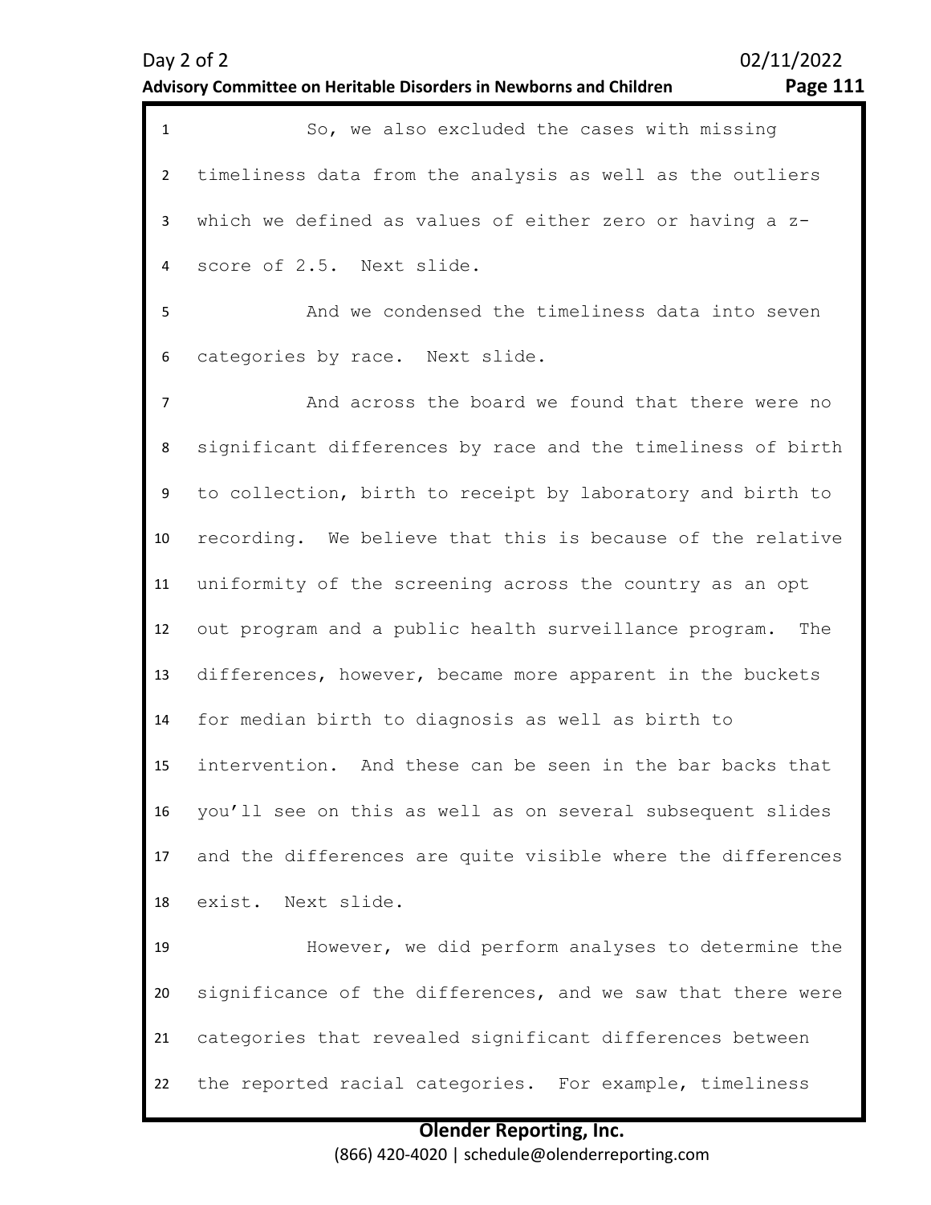So, we also excluded the cases with missing timeliness data from the analysis as well as the outliers which we defined as values of either zero or having a z-score of 2.5. Next slide.

And we condensed the timeliness data into seven categories by race. Next slide.

And across the board we found that there were no significant differences by race and the timeliness of birth to collection, birth to receipt by laboratory and birth to recording. We believe that this is because of the relative uniformity of the screening across the country as an opt out program and a public health surveillance program. The differences, however, became more apparent in the buckets for median birth to diagnosis as well as birth to intervention. And these can be seen in the bar backs that you'll see on this as well as on several subsequent slides and the differences are quite visible where the differences exist. Next slide.

However, we did perform analyses to determine the significance of the differences, and we saw that there were categories that revealed significant differences between the reported racial categories. For example, timeliness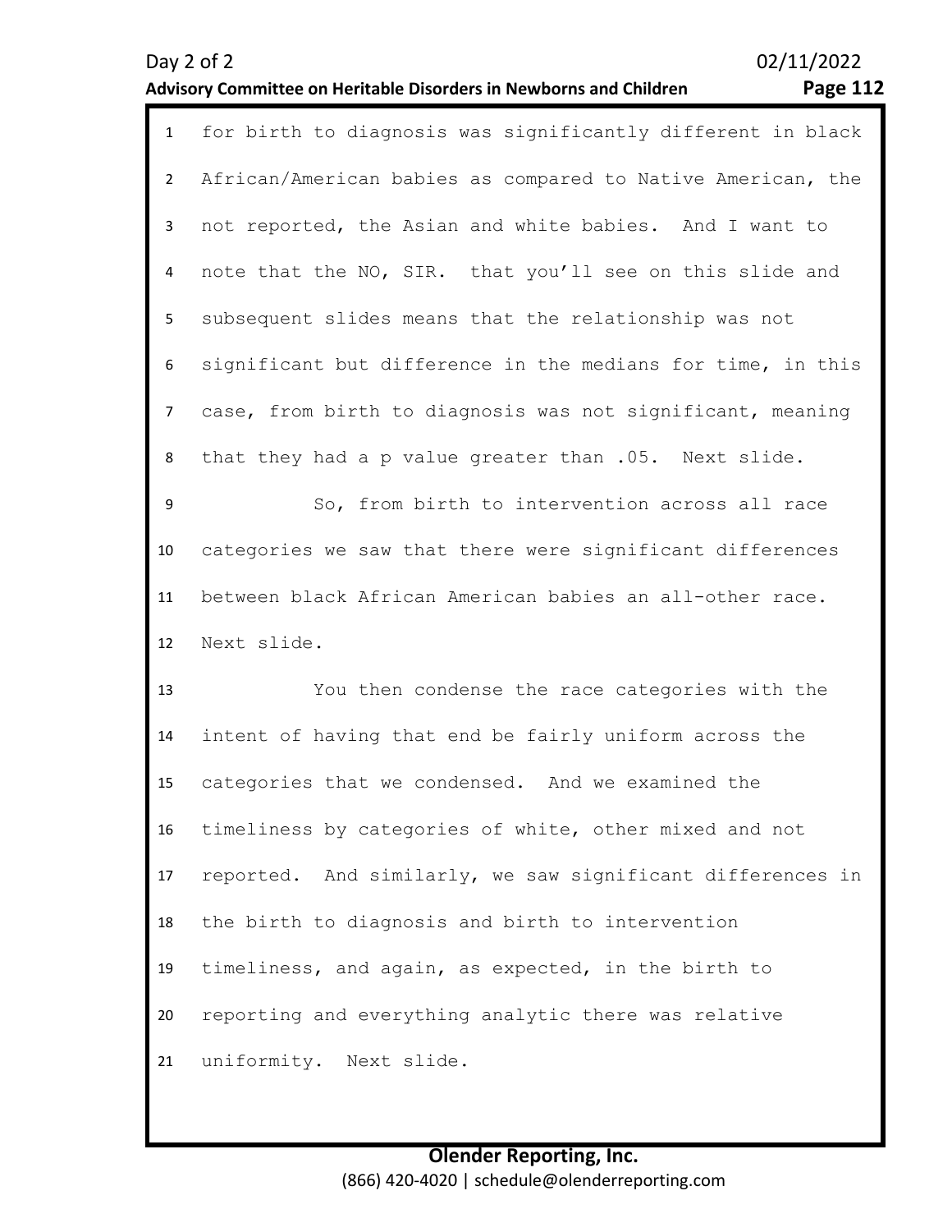for birth to diagnosis was significantly different in black African/American babies as compared to Native American, the not reported, the Asian and white babies. And I want to note that the NO, SIR. that you'll see on this slide and subsequent slides means that the relationship was not significant but difference in the medians for time, in this case, from birth to diagnosis was not significant, meaning that they had a p value greater than .05. Next slide.

So, from birth to intervention across all race categories we saw that there were significant differences between black African American babies an all-other race. Next slide.

You then condense the race categories with the intent of having that end be fairly uniform across the categories that we condensed. And we examined the timeliness by categories of white, other mixed and not reported. And similarly, we saw significant differences in the birth to diagnosis and birth to intervention timeliness, and again, as expected, in the birth to reporting and everything analytic there was relative uniformity. Next slide.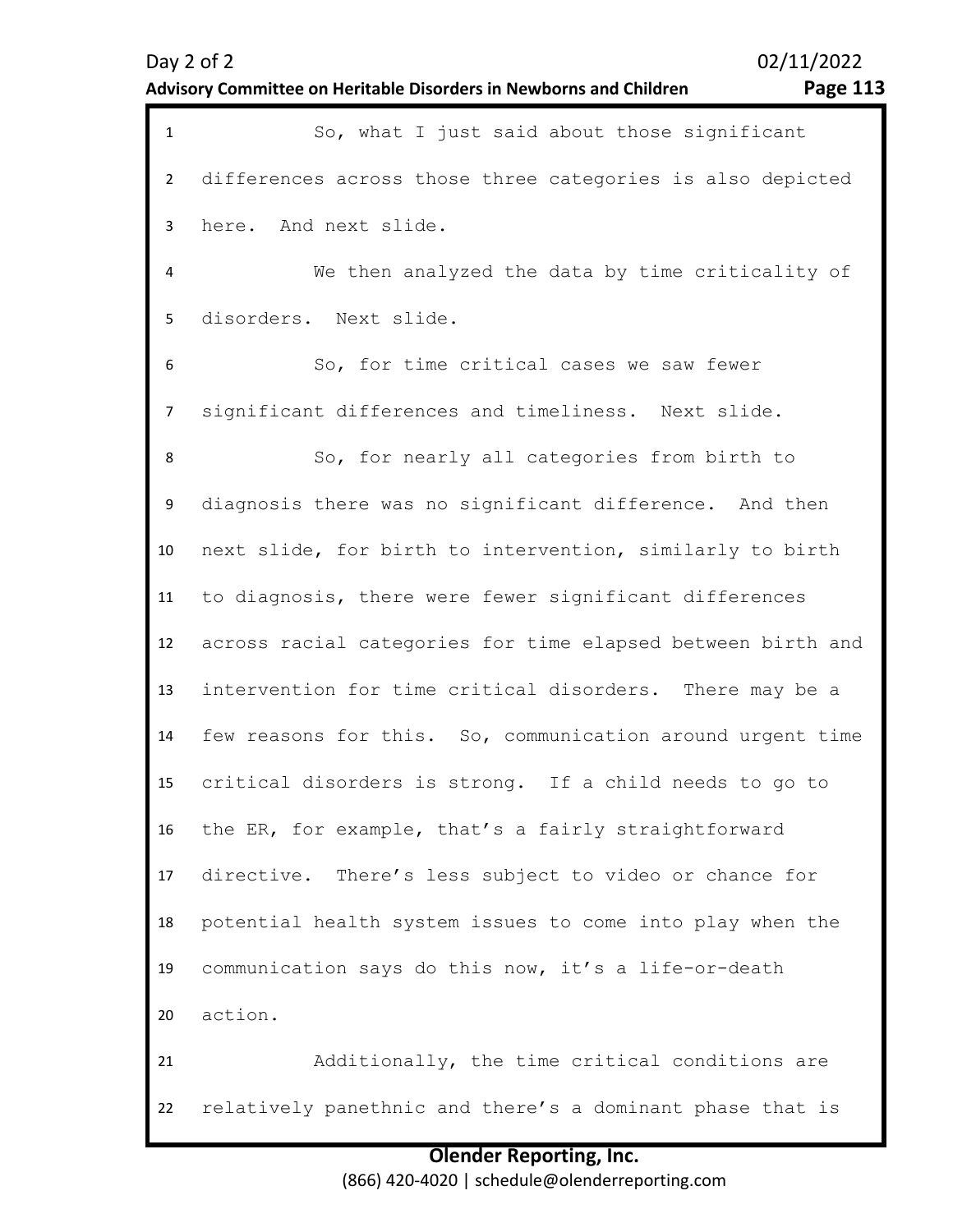So, what I just said about those significant differences across those three categories is also depicted here. And next slide.

We then analyzed the data by time criticality of disorders. Next slide.

So, for time critical cases we saw fewer significant differences and timeliness. Next slide.

So, for nearly all categories from birth to diagnosis there was no significant difference. And then next slide, for birth to intervention, similarly to birth to diagnosis, there were fewer significant differences across racial categories for time elapsed between birth and intervention for time critical disorders. There may be a few reasons for this. So, communication around urgent time critical disorders is strong. If a child needs to go to the ER, for example, that's a fairly straightforward directive. There's less subject to video or chance for potential health system issues to come into play when the communication says do this now, it's a life-or-death action.

Additionally, the time critical conditions are relatively panethnic and there's a dominant phase that is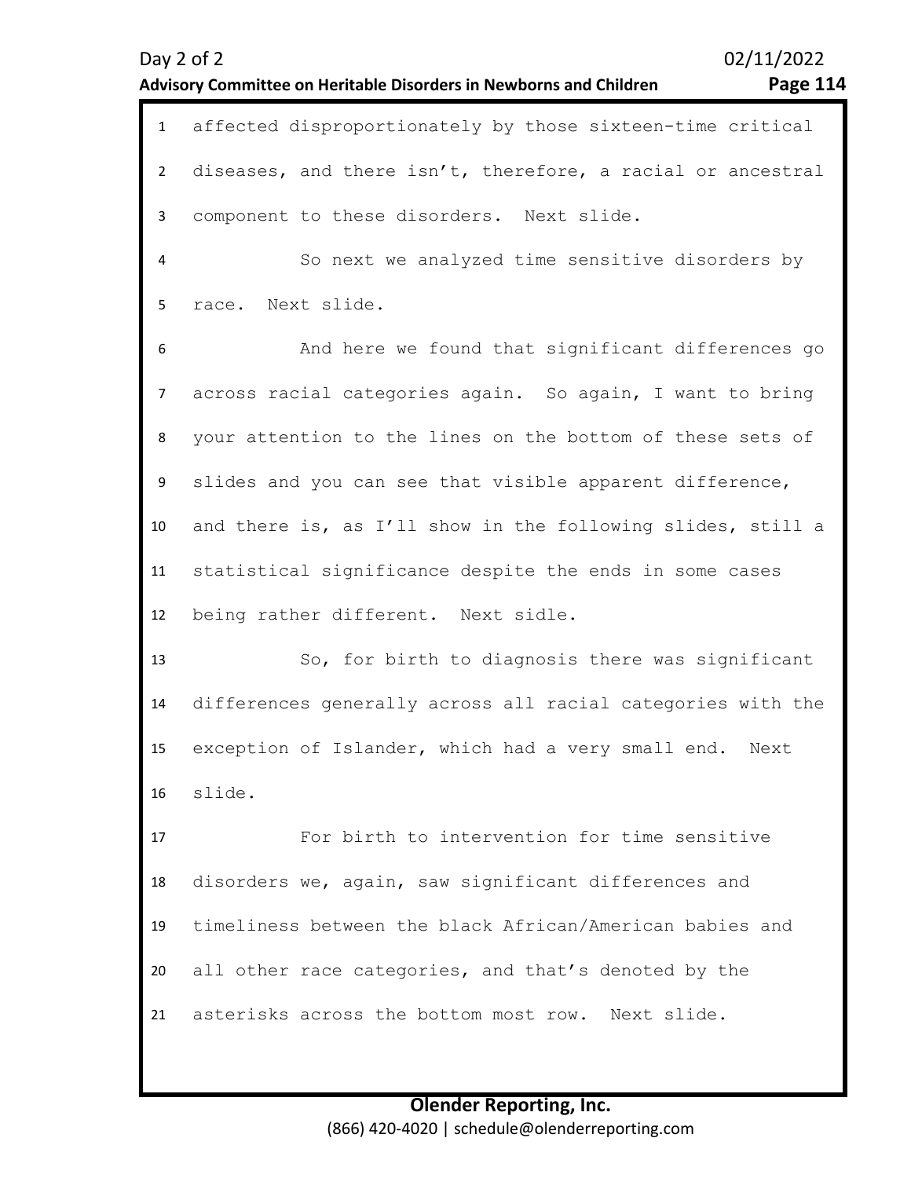affected disproportionately by those sixteen-time critical diseases, and there isn't, therefore, a racial or ancestral component to these disorders. Next slide.

So next we analyzed time sensitive disorders by race. Next slide.

And here we found that significant differences go across racial categories again. So again, I want to bring your attention to the lines on the bottom of these sets of slides and you can see that visible apparent difference, and there is, as I'll show in the following slides, still a statistical significance despite the ends in some cases being rather different. Next sidle.

So, for birth to diagnosis there was significant differences generally across all racial categories with the exception of Islander, which had a very small end. Next slide.

For birth to intervention for time sensitive disorders we, again, saw significant differences and timeliness between the black African/American babies and all other race categories, and that's denoted by the asterisks across the bottom most row. Next slide.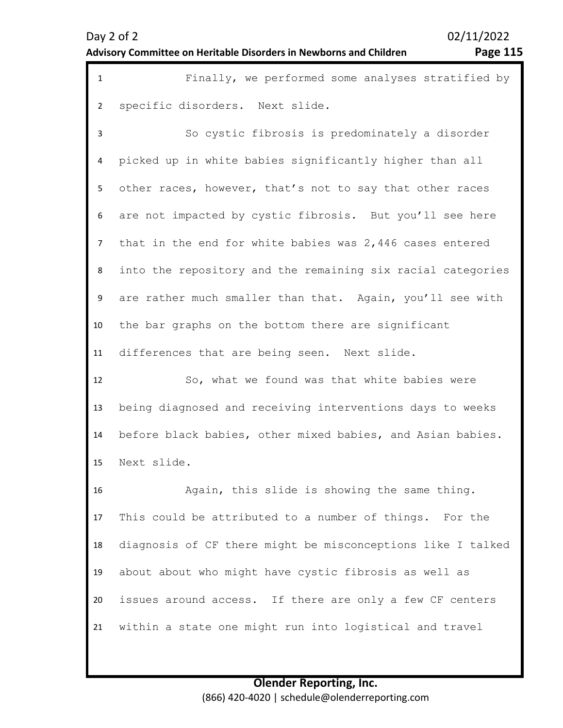Finally, we performed some analyses stratified by specific disorders. Next slide.

So cystic fibrosis is predominately a disorder picked up in white babies significantly higher than all other races, however, that's not to say that other races are not impacted by cystic fibrosis. But you'll see here that in the end for white babies was 2,446 cases entered into the repository and the remaining six racial categories are rather much smaller than that. Again, you'll see with the bar graphs on the bottom there are significant differences that are being seen. Next slide.

So, what we found was that white babies were being diagnosed and receiving interventions days to weeks before black babies, other mixed babies, and Asian babies. Next slide.

Again, this slide is showing the same thing. This could be attributed to a number of things. For the diagnosis of CF there might be misconceptions like I talked about about who might have cystic fibrosis as well as issues around access. If there are only a few CF centers within a state one might run into logistical and travel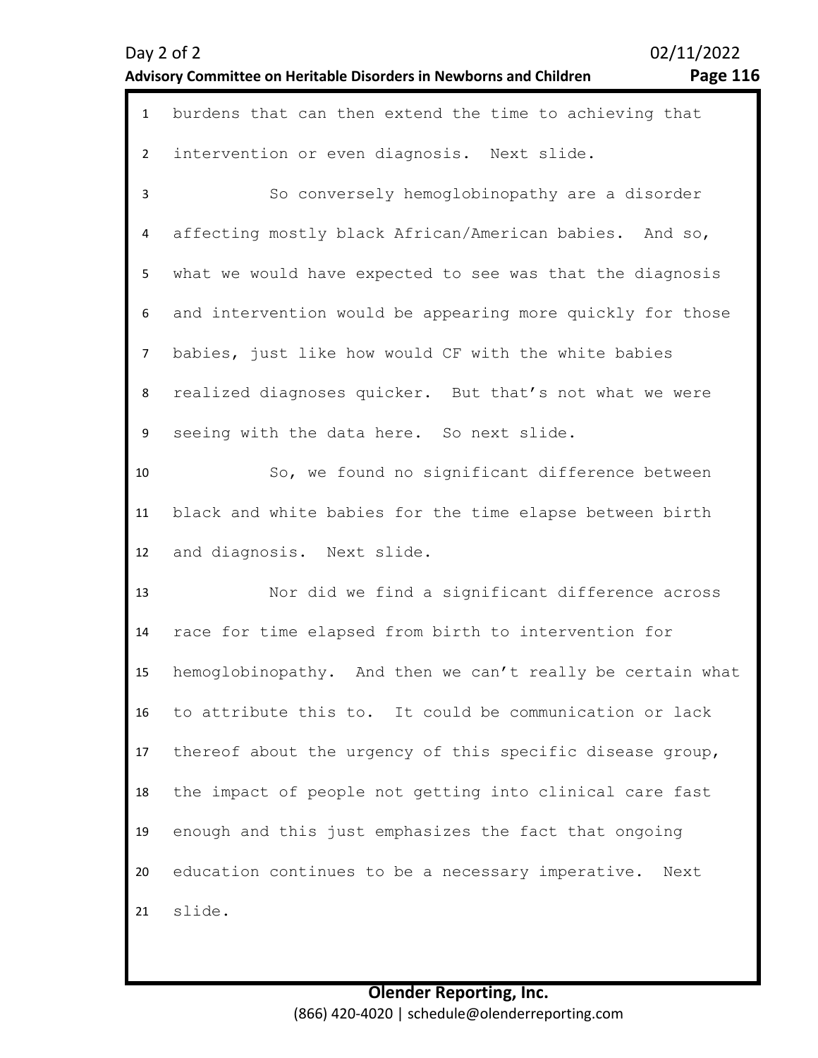burdens that can then extend the time to achieving that intervention or even diagnosis. Next slide.

So conversely hemoglobinopathy are a disorder affecting mostly black African/American babies. And so, what we would have expected to see was that the diagnosis and intervention would be appearing more quickly for those babies, just like how would CF with the white babies realized diagnoses quicker. But that's not what we were seeing with the data here. So next slide.

So, we found no significant difference between black and white babies for the time elapse between birth and diagnosis. Next slide.

Nor did we find a significant difference across race for time elapsed from birth to intervention for hemoglobinopathy. And then we can't really be certain what to attribute this to. It could be communication or lack thereof about the urgency of this specific disease group, the impact of people not getting into clinical care fast enough and this just emphasizes the fact that ongoing education continues to be a necessary imperative. Next slide.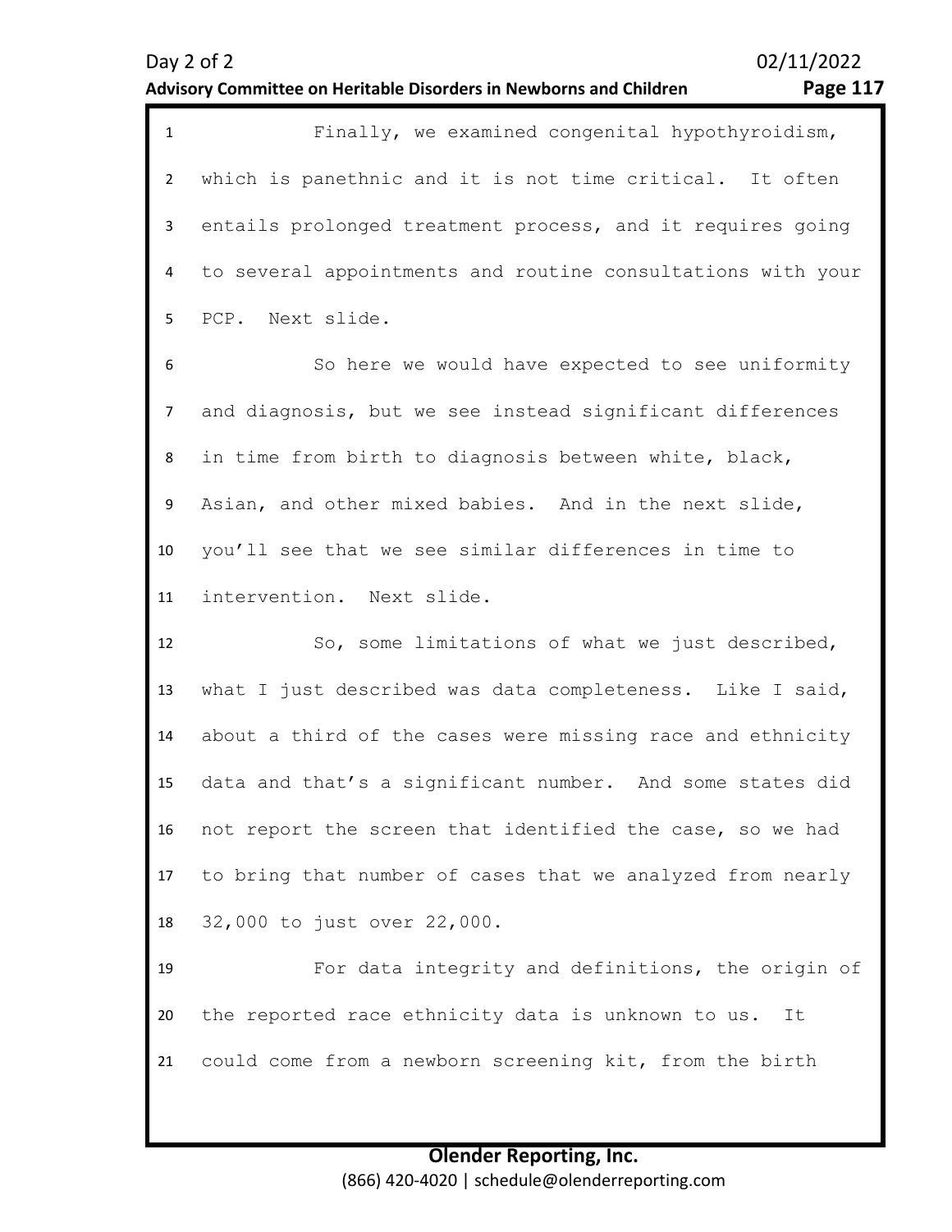Finally, we examined congenital hypothyroidism, which is panethnic and it is not time critical. It often entails prolonged treatment process, and it requires going to several appointments and routine consultations with your PCP. Next slide.

So here we would have expected to see uniformity and diagnosis, but we see instead significant differences in time from birth to diagnosis between white, black, Asian, and other mixed babies. And in the next slide, you'll see that we see similar differences in time to intervention. Next slide.

So, some limitations of what we just described, what I just described was data completeness. Like I said, about a third of the cases were missing race and ethnicity data and that's a significant number. And some states did not report the screen that identified the case, so we had to bring that number of cases that we analyzed from nearly 32,000 to just over 22,000.

For data integrity and definitions, the origin of the reported race ethnicity data is unknown to us. It could come from a newborn screening kit, from the birth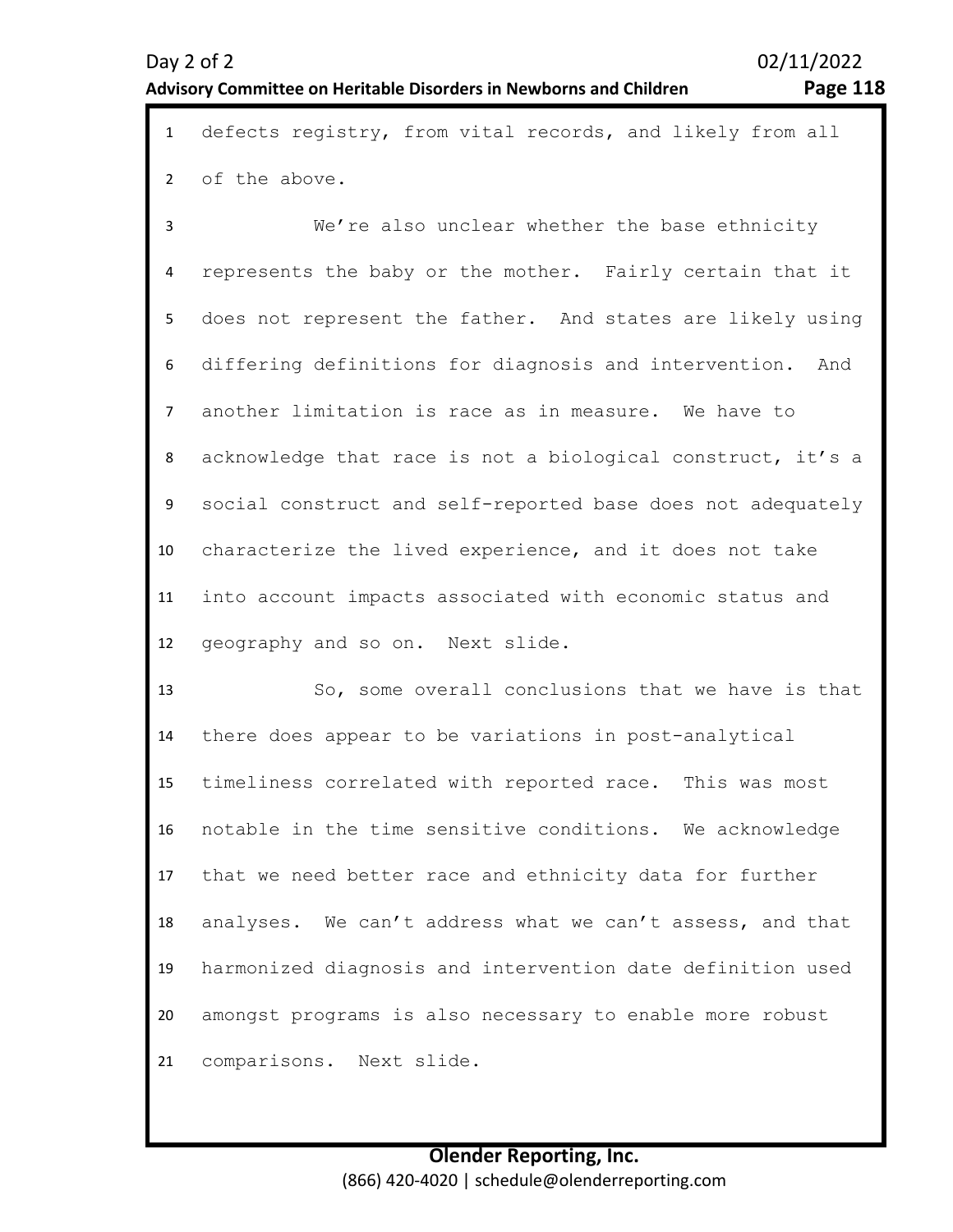defects registry, from vital records, and likely from all of the above.

We're also unclear whether the base ethnicity represents the baby or the mother. Fairly certain that it does not represent the father. And states are likely using differing definitions for diagnosis and intervention. And another limitation is race as in measure. We have to acknowledge that race is not a biological construct, it's a social construct and self-reported base does not adequately characterize the lived experience, and it does not take into account impacts associated with economic status and geography and so on. Next slide.

So, some overall conclusions that we have is that there does appear to be variations in post-analytical timeliness correlated with reported race. This was most notable in the time sensitive conditions. We acknowledge that we need better race and ethnicity data for further analyses. We can't address what we can't assess, and that harmonized diagnosis and intervention date definition used amongst programs is also necessary to enable more robust comparisons. Next slide.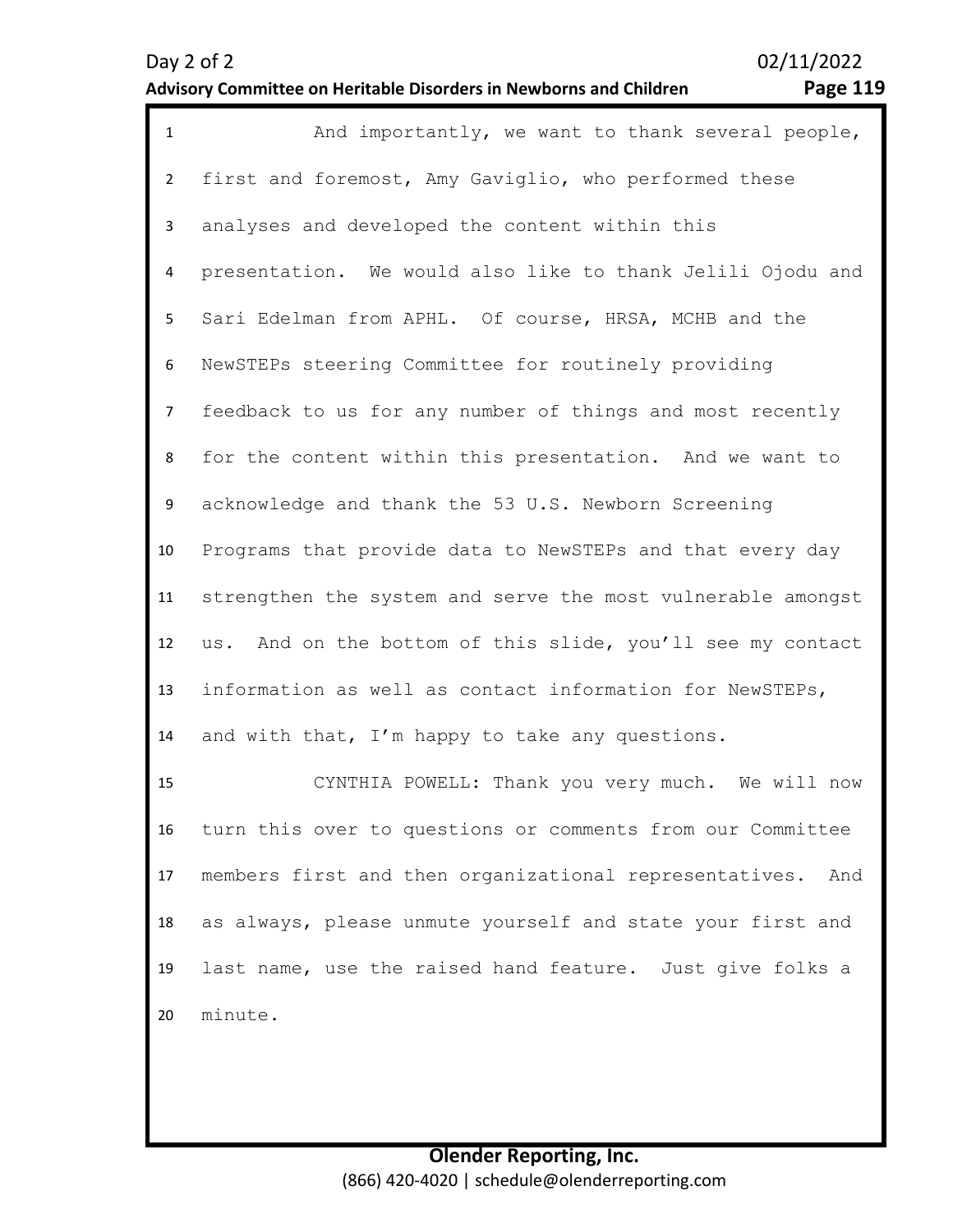And importantly, we want to thank several people, first and foremost, Amy Gaviglio, who performed these analyses and developed the content within this presentation. We would also like to thank Jelili Ojodu and Sari Edelman from APHL. Of course, HRSA, MCHB and the NewSTEPs steering Committee for routinely providing feedback to us for any number of things and most recently for the content within this presentation. And we want to acknowledge and thank the 53 U.S. Newborn Screening Programs that provide data to NewSTEPs and that every day strengthen the system and serve the most vulnerable amongst us. And on the bottom of this slide, you'll see my contact information as well as contact information for NewSTEPs, and with that, I'm happy to take any questions.

CYNTHIA POWELL: Thank you very much. We will now turn this over to questions or comments from our Committee members first and then organizational representatives. And as always, please unmute yourself and state your first and last name, use the raised hand feature. Just give folks a minute.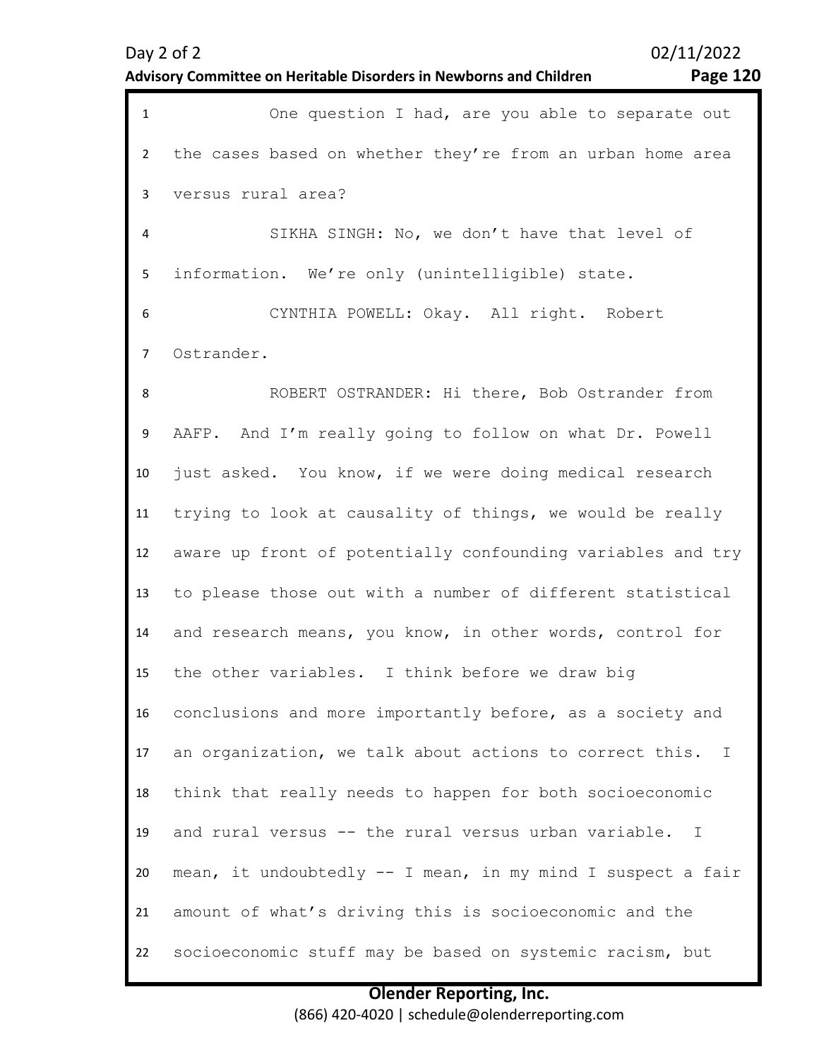One question I had, are you able to separate out the cases based on whether they're from an urban home area versus rural area?

SIKHA SINGH: No, we don't have that level of information. We're only (unintelligible) state.

CYNTHIA POWELL: Okay. All right. Robert Ostrander.

ROBERT OSTRANDER: Hi there, Bob Ostrander from AAFP. And I'm really going to follow on what Dr. Powell just asked. You know, if we were doing medical research trying to look at causality of things, we would be really aware up front of potentially confounding variables and try to please those out with a number of different statistical and research means, you know, in other words, control for the other variables. I think before we draw big conclusions and more importantly before, as a society and an organization, we talk about actions to correct this. I think that really needs to happen for both socioeconomic and rural versus -- the rural versus urban variable. I mean, it undoubtedly -- I mean, in my mind I suspect a fair amount of what's driving this is socioeconomic and the socioeconomic stuff may be based on systemic racism, but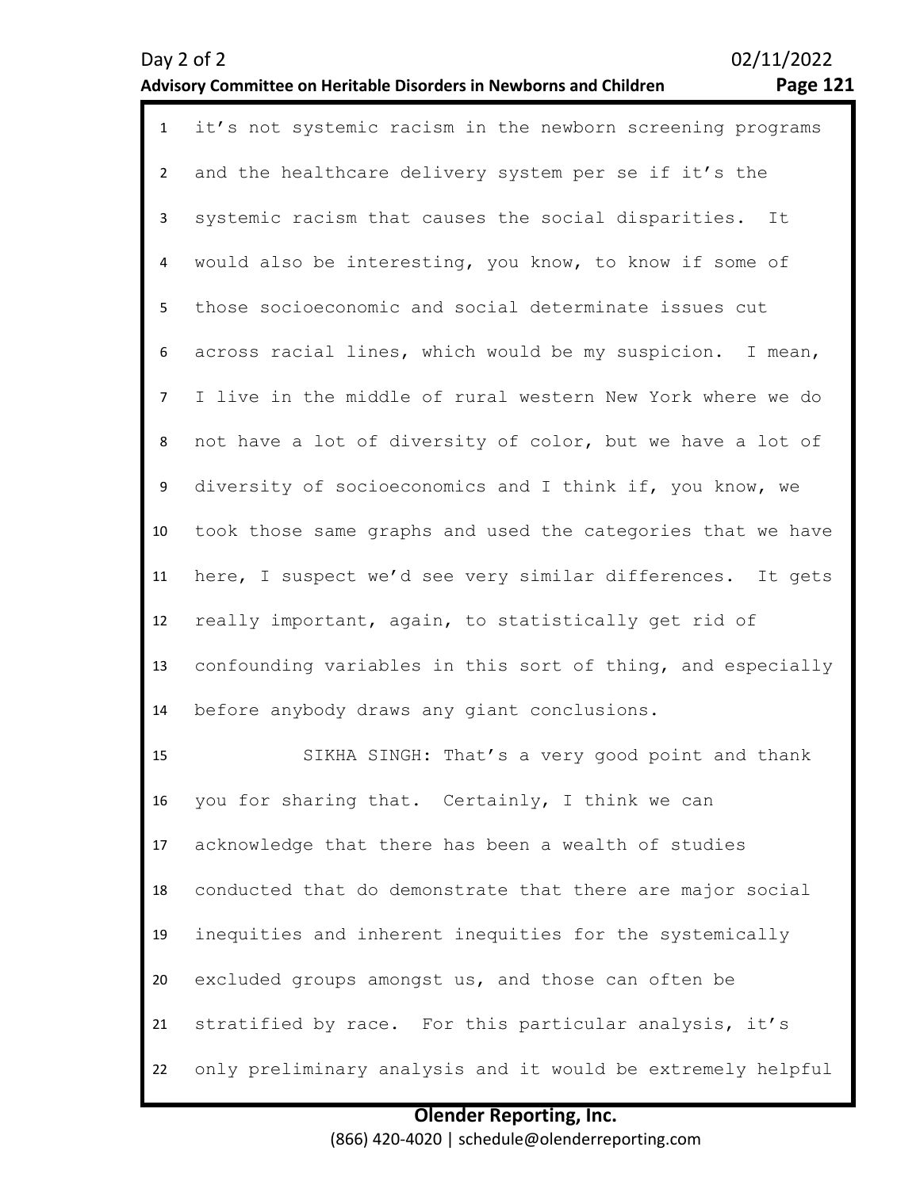it's not systemic racism in the newborn screening programs and the healthcare delivery system per se if it's the systemic racism that causes the social disparities. It would also be interesting, you know, to know if some of those socioeconomic and social determinate issues cut across racial lines, which would be my suspicion. I mean, I live in the middle of rural western New York where we do not have a lot of diversity of color, but we have a lot of diversity of socioeconomics and I think if, you know, we took those same graphs and used the categories that we have here, I suspect we'd see very similar differences. It gets really important, again, to statistically get rid of confounding variables in this sort of thing, and especially before anybody draws any giant conclusions.

SIKHA SINGH: That's a very good point and thank you for sharing that. Certainly, I think we can acknowledge that there has been a wealth of studies conducted that do demonstrate that there are major social inequities and inherent inequities for the systemically excluded groups amongst us, and those can often be stratified by race. For this particular analysis, it's only preliminary analysis and it would be extremely helpful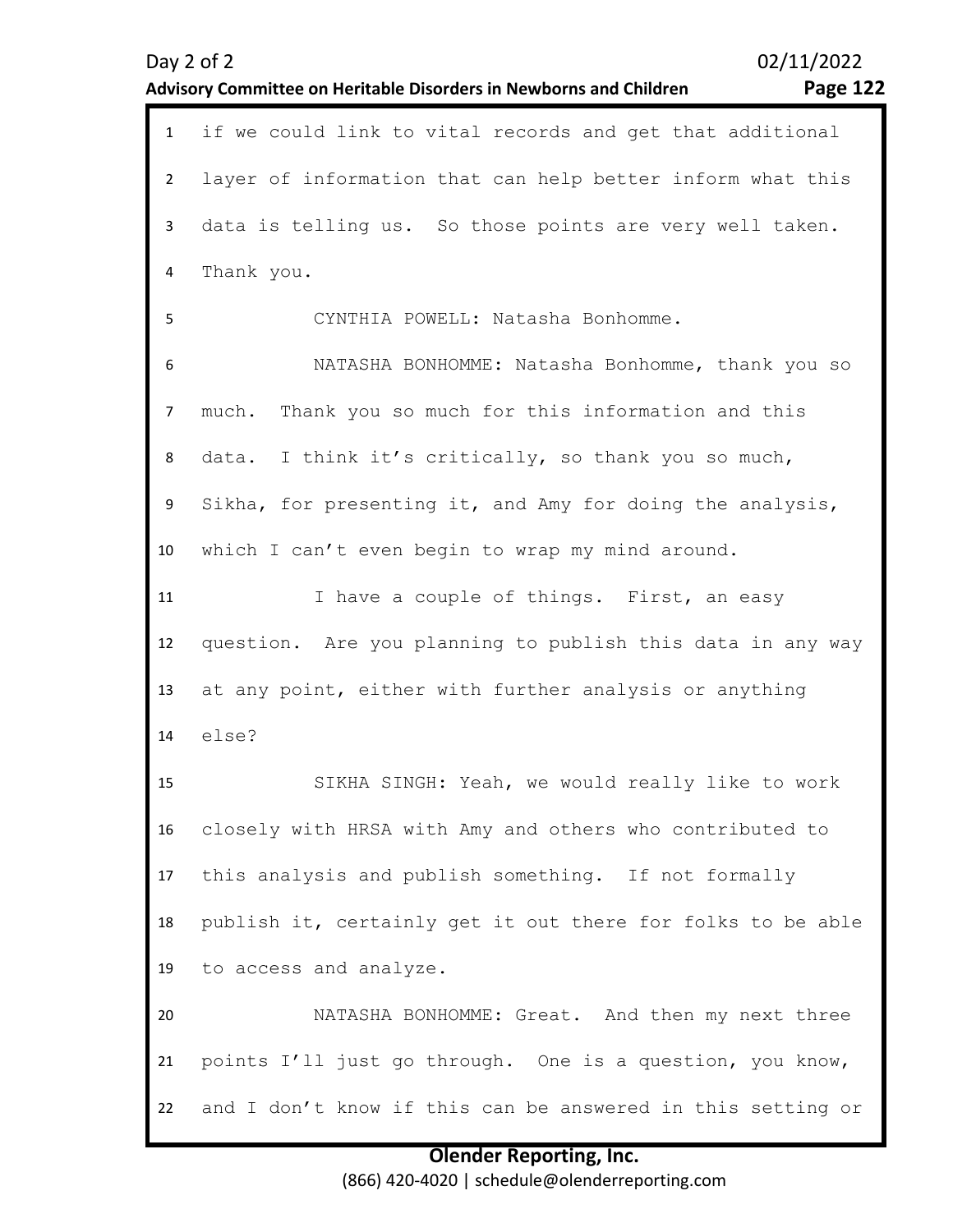if we could link to vital records and get that additional layer of information that can help better inform what this data is telling us. So those points are very well taken. Thank you.

CYNTHIA POWELL: Natasha Bonhomme.

NATASHA BONHOMME: Natasha Bonhomme, thank you so much. Thank you so much for this information and this data. I think it's critically, so thank you so much, Sikha, for presenting it, and Amy for doing the analysis, which I can't even begin to wrap my mind around.

I have a couple of things. First, an easy question. Are you planning to publish this data in any way at any point, either with further analysis or anything else?

SIKHA SINGH: Yeah, we would really like to work closely with HRSA with Amy and others who contributed to this analysis and publish something. If not formally publish it, certainly get it out there for folks to be able to access and analyze.

NATASHA BONHOMME: Great. And then my next three points I'll just go through. One is a question, you know, and I don't know if this can be answered in this setting or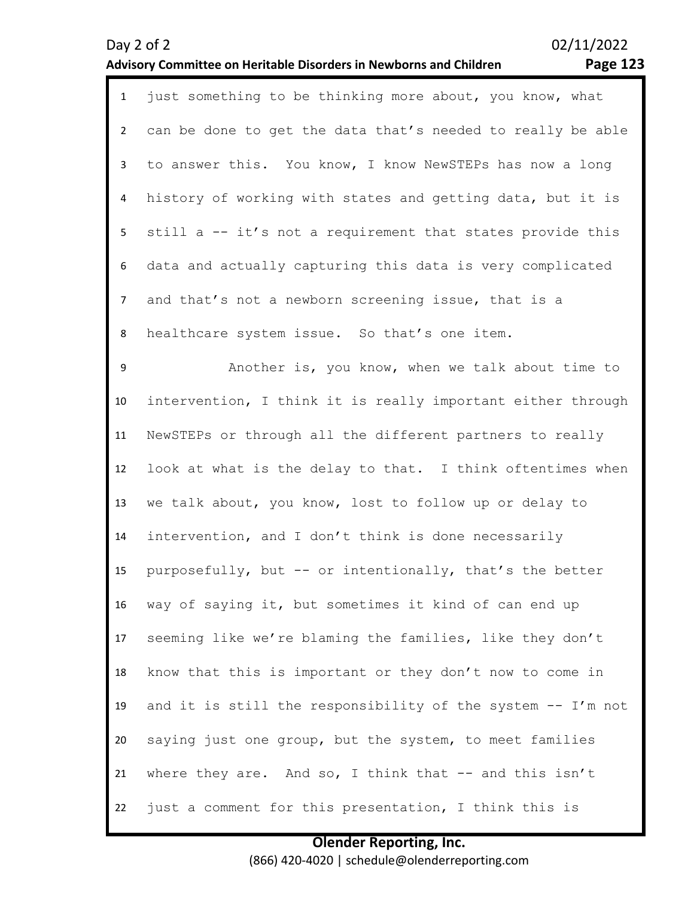just something to be thinking more about, you know, what can be done to get the data that's needed to really be able to answer this. You know, I know NewSTEPs has now a long history of working with states and getting data, but it is still a -- it's not a requirement that states provide this data and actually capturing this data is very complicated and that's not a newborn screening issue, that is a healthcare system issue. So that's one item.

Another is, you know, when we talk about time to intervention, I think it is really important either through NewSTEPs or through all the different partners to really look at what is the delay to that. I think oftentimes when we talk about, you know, lost to follow up or delay to intervention, and I don't think is done necessarily purposefully, but -- or intentionally, that's the better way of saying it, but sometimes it kind of can end up seeming like we're blaming the families, like they don't know that this is important or they don't now to come in and it is still the responsibility of the system -- I'm not saying just one group, but the system, to meet families where they are. And so, I think that -- and this isn't just a comment for this presentation, I think this is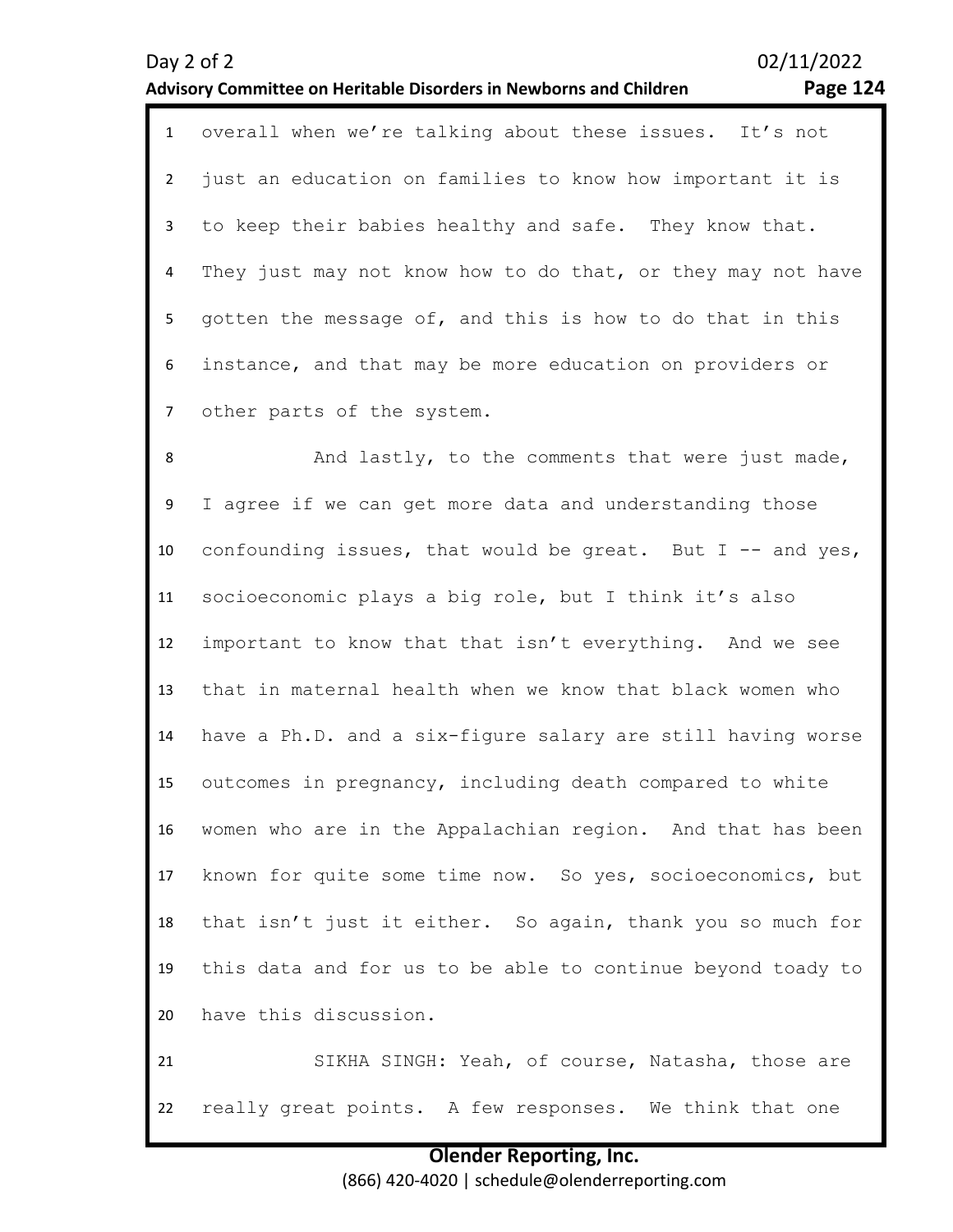overall when we're talking about these issues. It's not just an education on families to know how important it is to keep their babies healthy and safe. They know that. They just may not know how to do that, or they may not have gotten the message of, and this is how to do that in this instance, and that may be more education on providers or other parts of the system.

And lastly, to the comments that were just made, I agree if we can get more data and understanding those confounding issues, that would be great. But I -- and yes, socioeconomic plays a big role, but I think it's also important to know that that isn't everything. And we see that in maternal health when we know that black women who have a Ph.D. and a six-figure salary are still having worse outcomes in pregnancy, including death compared to white women who are in the Appalachian region. And that has been known for quite some time now. So yes, socioeconomics, but that isn't just it either. So again, thank you so much for this data and for us to be able to continue beyond toady to have this discussion.

SIKHA SINGH: Yeah, of course, Natasha, those are really great points. A few responses. We think that one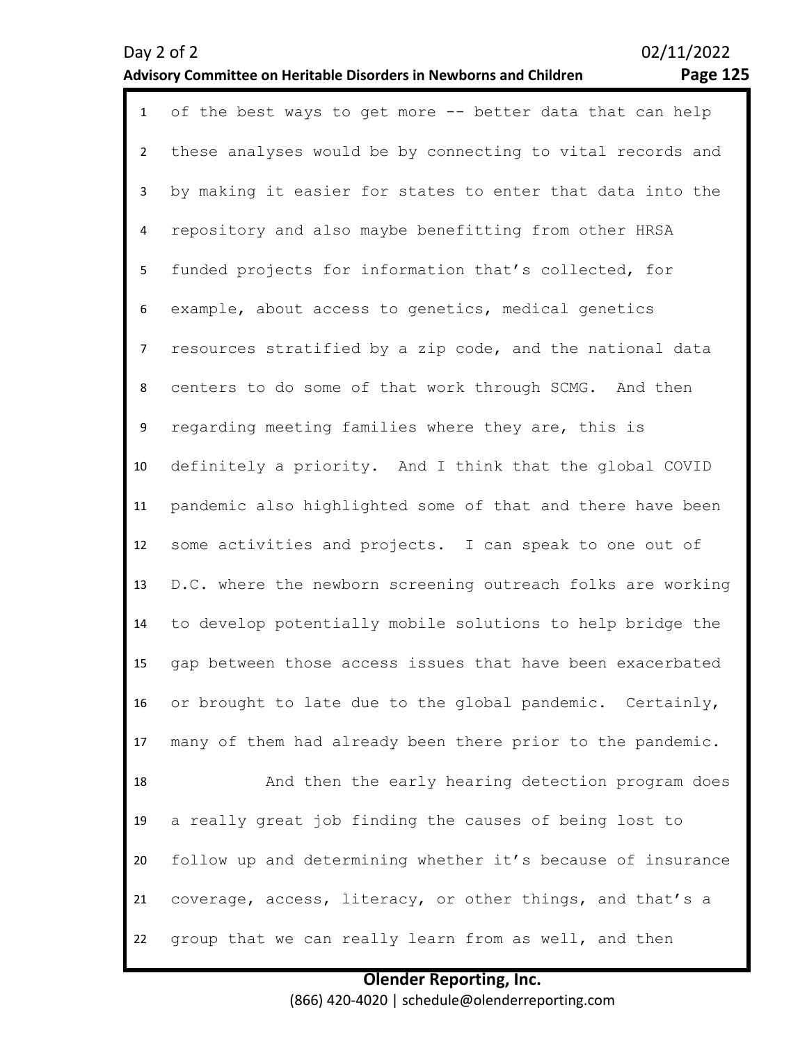of the best ways to get more -- better data that can help these analyses would be by connecting to vital records and by making it easier for states to enter that data into the repository and also maybe benefitting from other HRSA funded projects for information that's collected, for example, about access to genetics, medical genetics resources stratified by a zip code, and the national data centers to do some of that work through SCMG. And then regarding meeting families where they are, this is definitely a priority. And I think that the global COVID pandemic also highlighted some of that and there have been some activities and projects. I can speak to one out of D.C. where the newborn screening outreach folks are working to develop potentially mobile solutions to help bridge the gap between those access issues that have been exacerbated or brought to late due to the global pandemic. Certainly, many of them had already been there prior to the pandemic.

And then the early hearing detection program does a really great job finding the causes of being lost to follow up and determining whether it's because of insurance coverage, access, literacy, or other things, and that's a group that we can really learn from as well, and then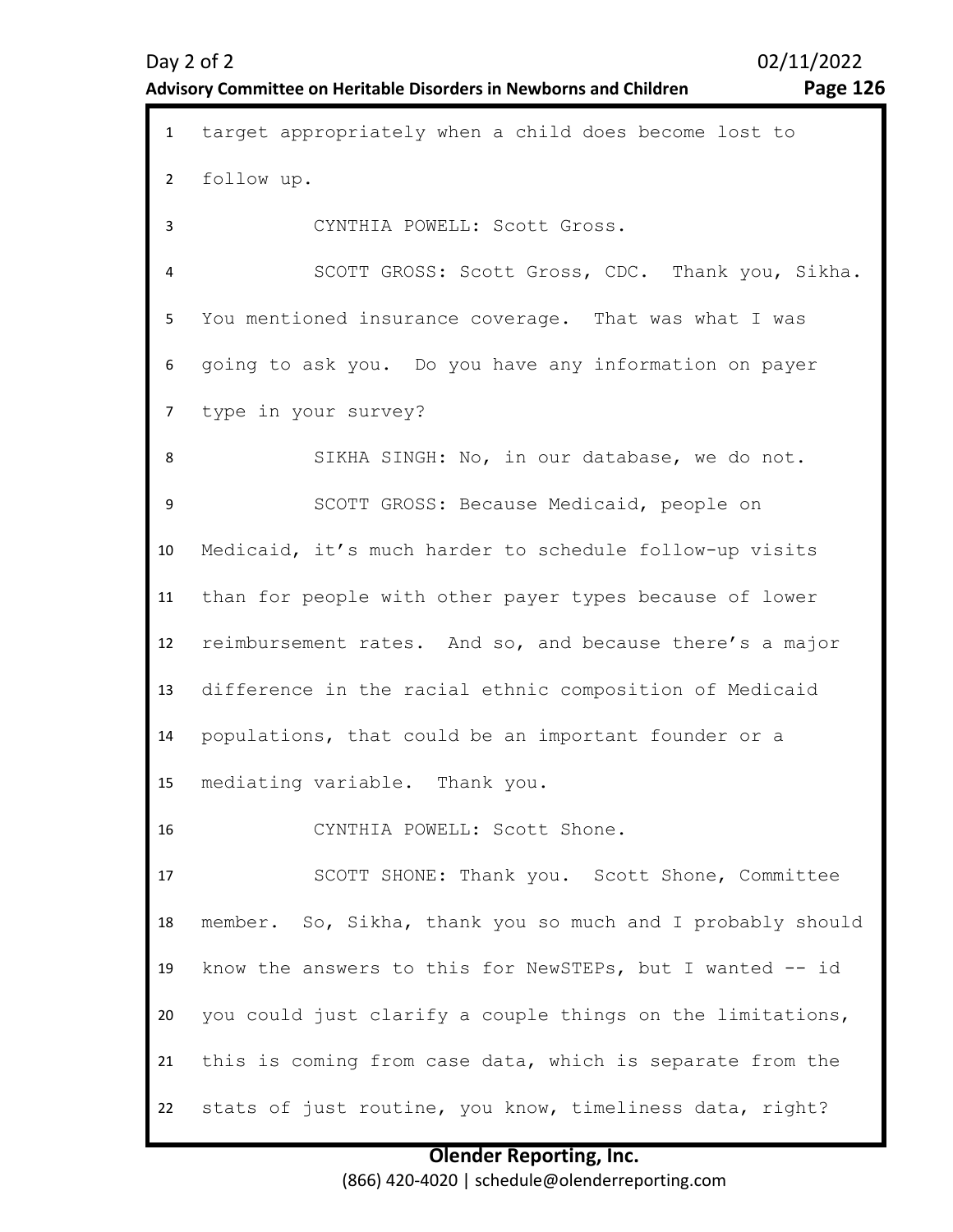target appropriately when a child does become lost to follow up.

CYNTHIA POWELL: Scott Gross.

SCOTT GROSS: Scott Gross, CDC. Thank you, Sikha. You mentioned insurance coverage. That was what I was going to ask you. Do you have any information on payer type in your survey?

SIKHA SINGH: No, in our database, we do not.

SCOTT GROSS: Because Medicaid, people on Medicaid, it's much harder to schedule follow-up visits than for people with other payer types because of lower reimbursement rates. And so, and because there's a major difference in the racial ethnic composition of Medicaid populations, that could be an important founder or a mediating variable. Thank you.

CYNTHIA POWELL: Scott Shone.

SCOTT SHONE: Thank you. Scott Shone, Committee member. So, Sikha, thank you so much and I probably should know the answers to this for NewSTEPs, but I wanted -- id you could just clarify a couple things on the limitations, this is coming from case data, which is separate from the stats of just routine, you know, timeliness data, right?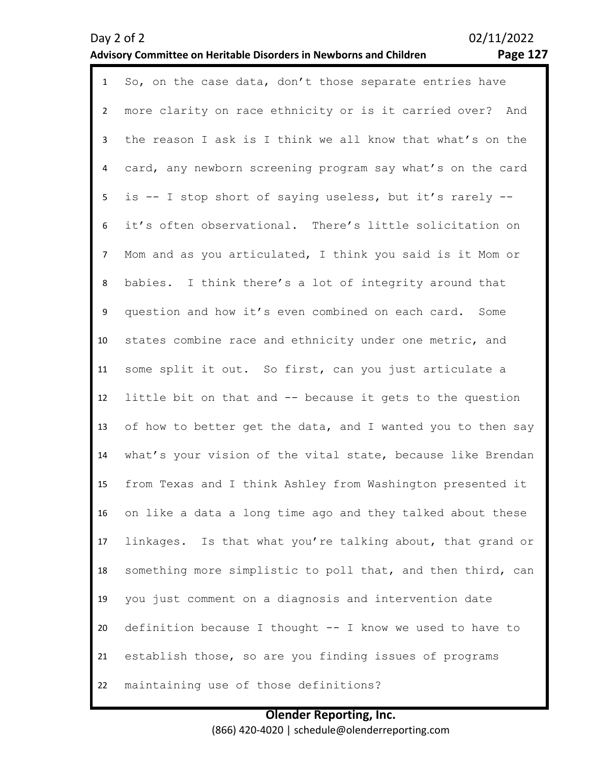So, on the case data, don't those separate entries have more clarity on race ethnicity or is it carried over? And the reason I ask is I think we all know that what's on the card, any newborn screening program say what's on the card is -- I stop short of saying useless, but it's rarely -- it's often observational. There's little solicitation on Mom and as you articulated, I think you said is it Mom or babies. I think there's a lot of integrity around that question and how it's even combined on each card. Some states combine race and ethnicity under one metric, and some split it out. So first, can you just articulate a little bit on that and -- because it gets to the question of how to better get the data, and I wanted you to then say what's your vision of the vital state, because like Brendan from Texas and I think Ashley from Washington presented it on like a data a long time ago and they talked about these linkages. Is that what you're talking about, that grand or something more simplistic to poll that, and then third, can you just comment on a diagnosis and intervention date definition because I thought -- I know we used to have to establish those, so are you finding issues of programs maintaining use of those definitions?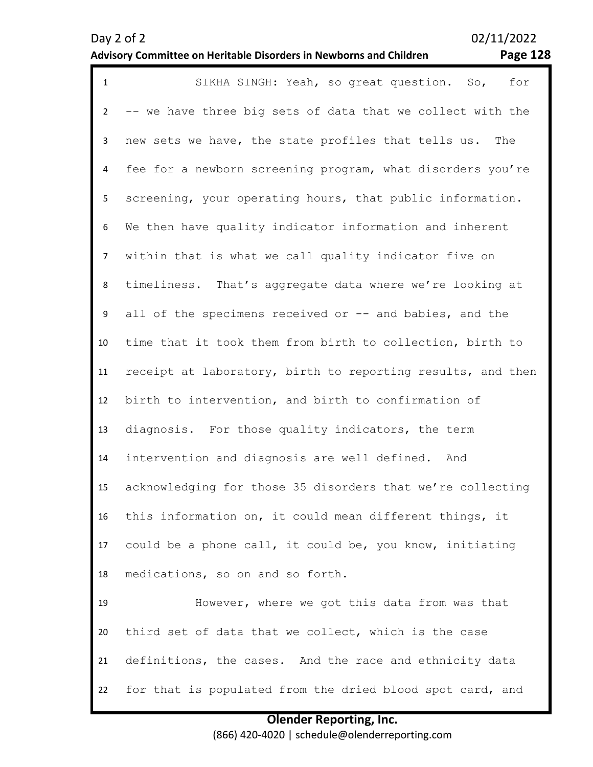SIKHA SINGH: Yeah, so great question. So, for -- we have three big sets of data that we collect with the new sets we have, the state profiles that tells us. The fee for a newborn screening program, what disorders you're screening, your operating hours, that public information. We then have quality indicator information and inherent within that is what we call quality indicator five on timeliness. That's aggregate data where we're looking at all of the specimens received or -- and babies, and the time that it took them from birth to collection, birth to receipt at laboratory, birth to reporting results, and then birth to intervention, and birth to confirmation of diagnosis. For those quality indicators, the term intervention and diagnosis are well defined. And acknowledging for those 35 disorders that we're collecting this information on, it could mean different things, it could be a phone call, it could be, you know, initiating medications, so on and so forth.

However, where we got this data from was that third set of data that we collect, which is the case definitions, the cases. And the race and ethnicity data for that is populated from the dried blood spot card, and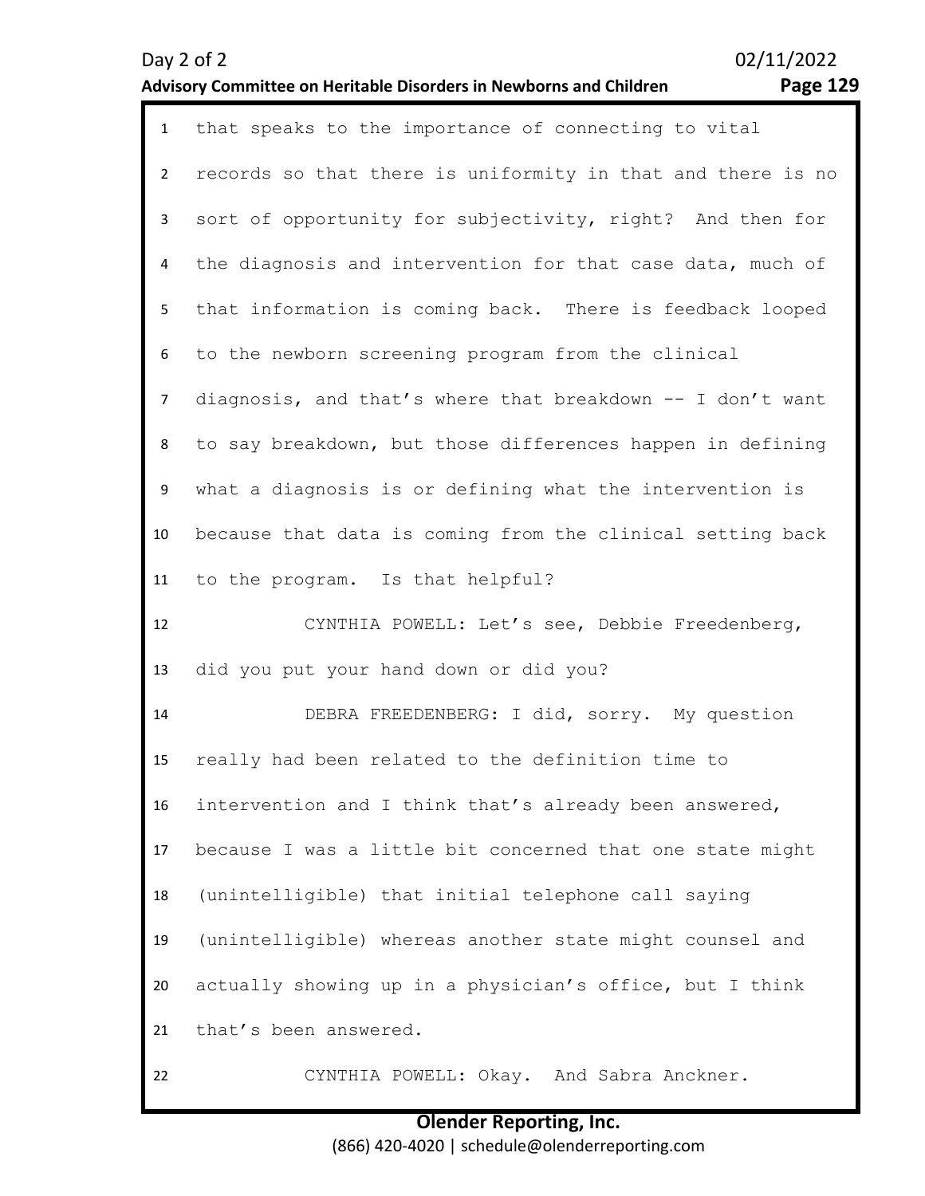that speaks to the importance of connecting to vital records so that there is uniformity in that and there is no sort of opportunity for subjectivity, right? And then for the diagnosis and intervention for that case data, much of that information is coming back. There is feedback looped to the newborn screening program from the clinical diagnosis, and that's where that breakdown -- I don't want to say breakdown, but those differences happen in defining what a diagnosis is or defining what the intervention is because that data is coming from the clinical setting back to the program. Is that helpful?

CYNTHIA POWELL: Let's see, Debbie Freedenberg, did you put your hand down or did you?

DEBRA FREEDENBERG: I did, sorry. My question really had been related to the definition time to intervention and I think that's already been answered, because I was a little bit concerned that one state might (unintelligible) that initial telephone call saying (unintelligible) whereas another state might counsel and actually showing up in a physician's office, but I think that's been answered.

CYNTHIA POWELL: Okay. And Sabra Anckner.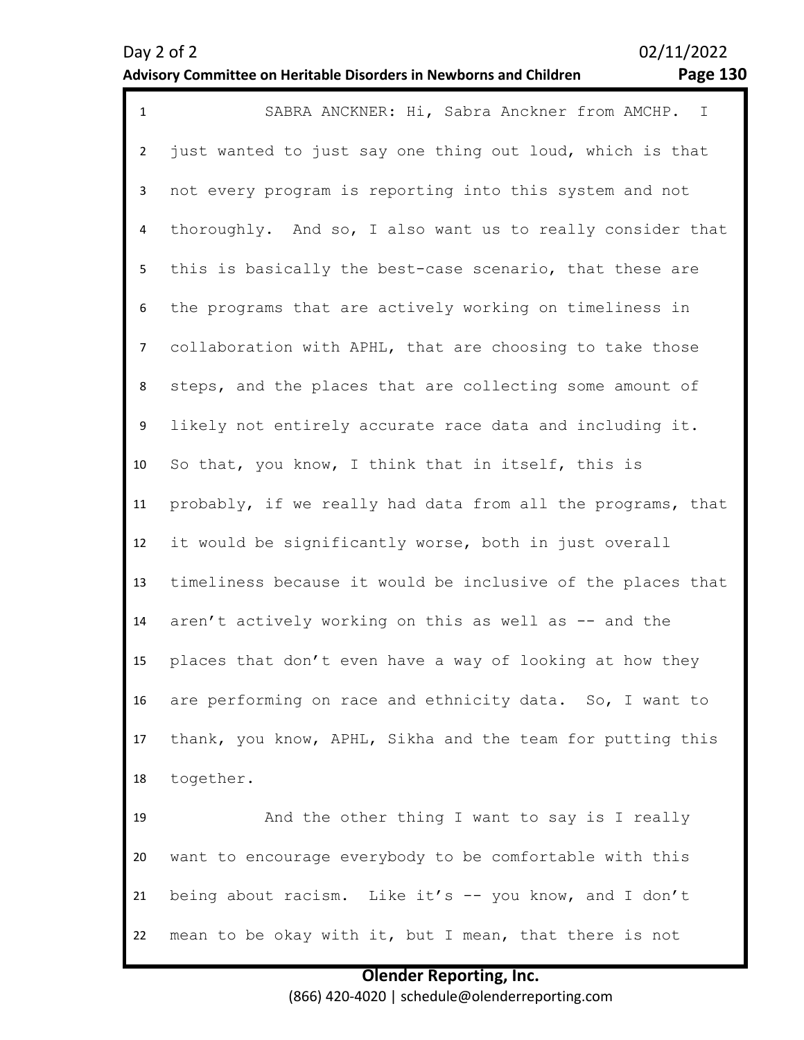SABRA ANCKNER: Hi, Sabra Anckner from AMCHP. I just wanted to just say one thing out loud, which is that not every program is reporting into this system and not thoroughly. And so, I also want us to really consider that this is basically the best-case scenario, that these are the programs that are actively working on timeliness in collaboration with APHL, that are choosing to take those steps, and the places that are collecting some amount of likely not entirely accurate race data and including it. So that, you know, I think that in itself, this is probably, if we really had data from all the programs, that it would be significantly worse, both in just overall timeliness because it would be inclusive of the places that aren't actively working on this as well as -- and the places that don't even have a way of looking at how they are performing on race and ethnicity data. So, I want to thank, you know, APHL, Sikha and the team for putting this together.

And the other thing I want to say is I really want to encourage everybody to be comfortable with this being about racism. Like it's -- you know, and I don't mean to be okay with it, but I mean, that there is not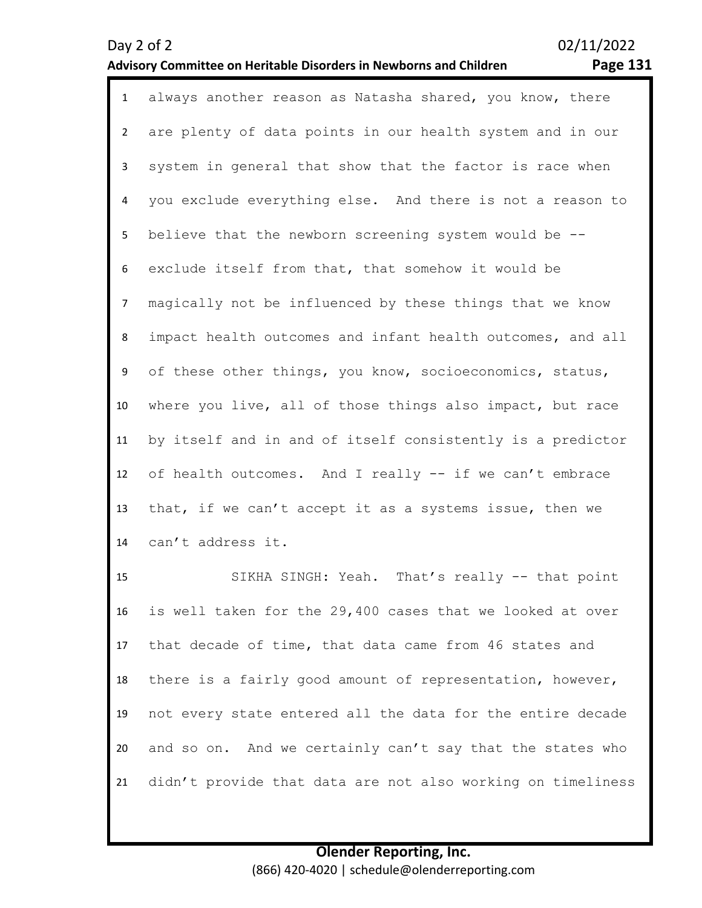always another reason as Natasha shared, you know, there are plenty of data points in our health system and in our system in general that show that the factor is race when you exclude everything else. And there is not a reason to believe that the newborn screening system would be -- exclude itself from that, that somehow it would be magically not be influenced by these things that we know impact health outcomes and infant health outcomes, and all of these other things, you know, socioeconomics, status, where you live, all of those things also impact, but race by itself and in and of itself consistently is a predictor of health outcomes. And I really -- if we can't embrace that, if we can't accept it as a systems issue, then we can't address it.

SIKHA SINGH: Yeah. That's really -- that point is well taken for the 29,400 cases that we looked at over that decade of time, that data came from 46 states and there is a fairly good amount of representation, however, not every state entered all the data for the entire decade and so on. And we certainly can't say that the states who didn't provide that data are not also working on timeliness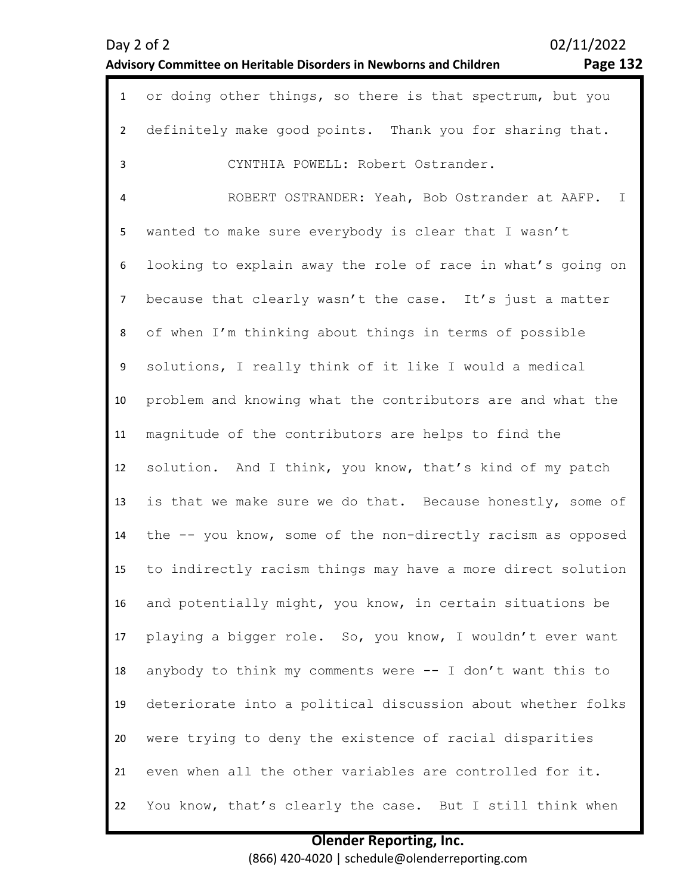or doing other things, so there is that spectrum, but you definitely make good points. Thank you for sharing that.

CYNTHIA POWELL: Robert Ostrander.

ROBERT OSTRANDER: Yeah, Bob Ostrander at AAFP. I wanted to make sure everybody is clear that I wasn't looking to explain away the role of race in what's going on because that clearly wasn't the case. It's just a matter of when I'm thinking about things in terms of possible solutions, I really think of it like I would a medical problem and knowing what the contributors are and what the magnitude of the contributors are helps to find the solution. And I think, you know, that's kind of my patch is that we make sure we do that. Because honestly, some of the -- you know, some of the non-directly racism as opposed to indirectly racism things may have a more direct solution and potentially might, you know, in certain situations be playing a bigger role. So, you know, I wouldn't ever want anybody to think my comments were -- I don't want this to deteriorate into a political discussion about whether folks were trying to deny the existence of racial disparities even when all the other variables are controlled for it. You know, that's clearly the case. But I still think when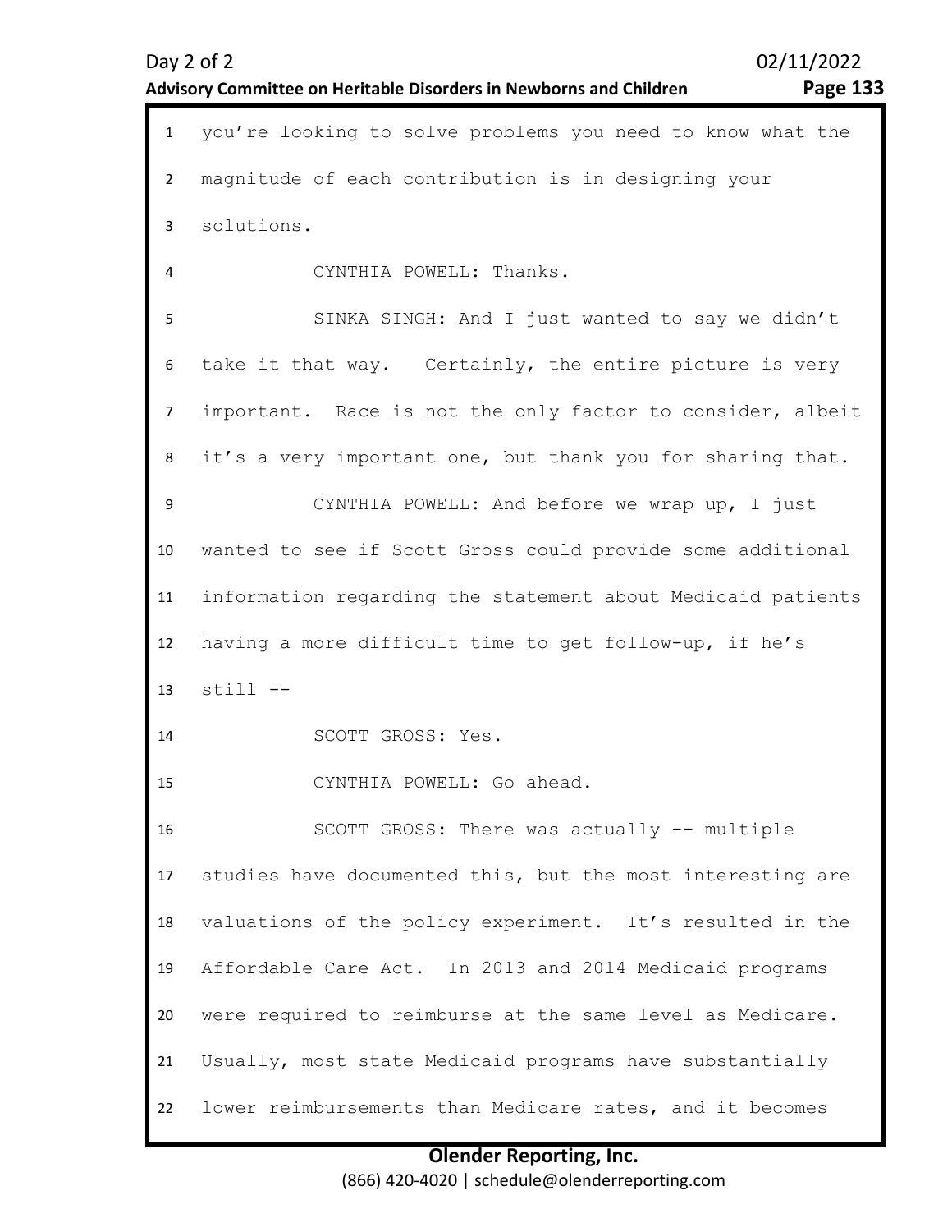you're looking to solve problems you need to know what the magnitude of each contribution is in designing your solutions.

CYNTHIA POWELL: Thanks.

SINKA SINGH: And I just wanted to say we didn't take it that way. Certainly, the entire picture is very important. Race is not the only factor to consider, albeit it's a very important one, but thank you for sharing that.

CYNTHIA POWELL: And before we wrap up, I just wanted to see if Scott Gross could provide some additional information regarding the statement about Medicaid patients having a more difficult time to get follow-up, if he's still --

SCOTT GROSS: Yes.

CYNTHIA POWELL: Go ahead.

SCOTT GROSS: There was actually -- multiple studies have documented this, but the most interesting are valuations of the policy experiment. It's resulted in the Affordable Care Act. In 2013 and 2014 Medicaid programs were required to reimburse at the same level as Medicare. Usually, most state Medicaid programs have substantially lower reimbursements than Medicare rates, and it becomes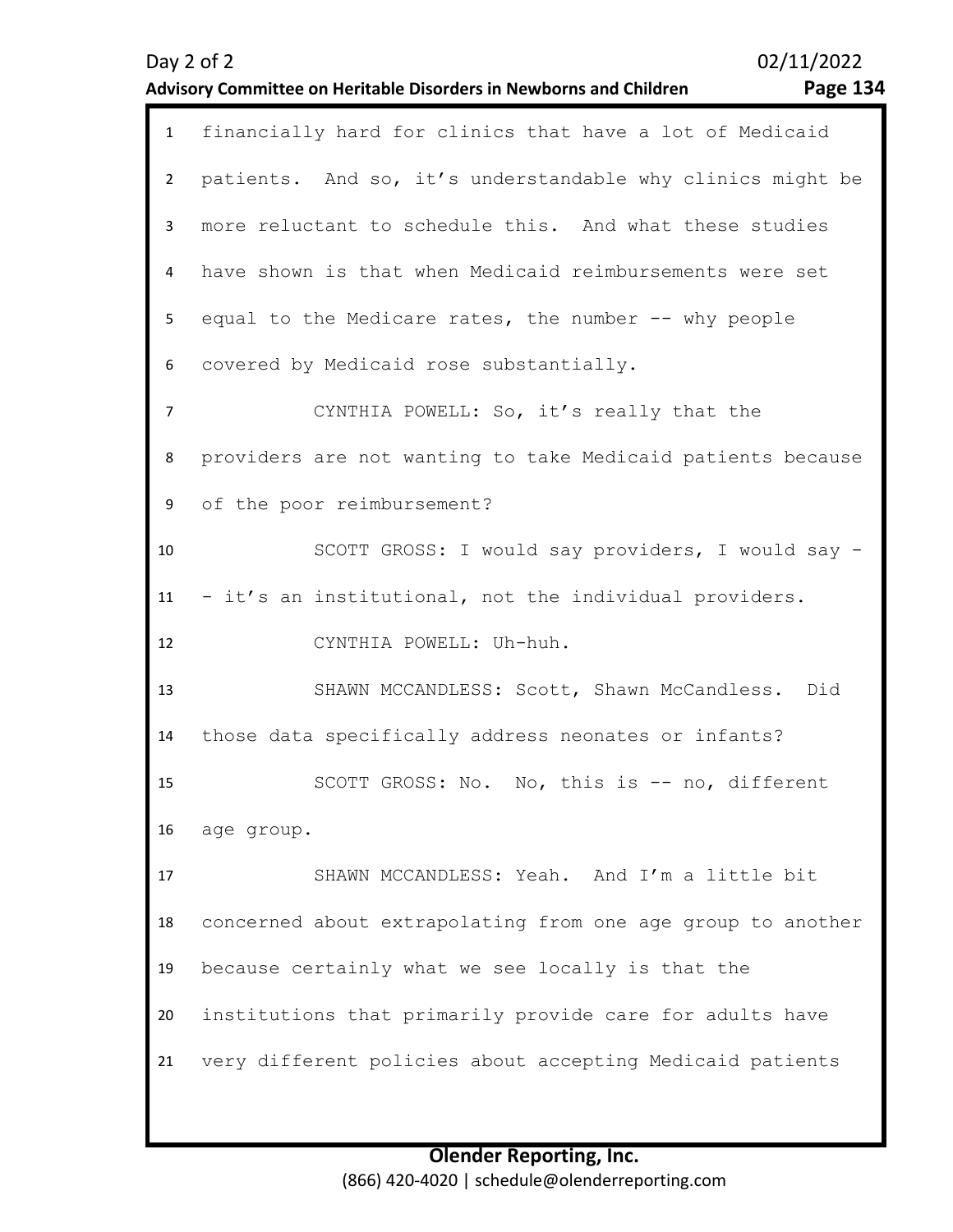financially hard for clinics that have a lot of Medicaid patients. And so, it's understandable why clinics might be more reluctant to schedule this. And what these studies have shown is that when Medicaid reimbursements were set equal to the Medicare rates, the number -- why people covered by Medicaid rose substantially.

CYNTHIA POWELL: So, it's really that the providers are not wanting to take Medicaid patients because of the poor reimbursement?

SCOTT GROSS: I would say providers, I would say -- it's an institutional, not the individual providers.

CYNTHIA POWELL: Uh-huh.

SHAWN MCCANDLESS: Scott, Shawn McCandless. Did those data specifically address neonates or infants?

SCOTT GROSS: No. No, this is -- no, different age group.

SHAWN MCCANDLESS: Yeah. And I'm a little bit concerned about extrapolating from one age group to another because certainly what we see locally is that the institutions that primarily provide care for adults have very different policies about accepting Medicaid patients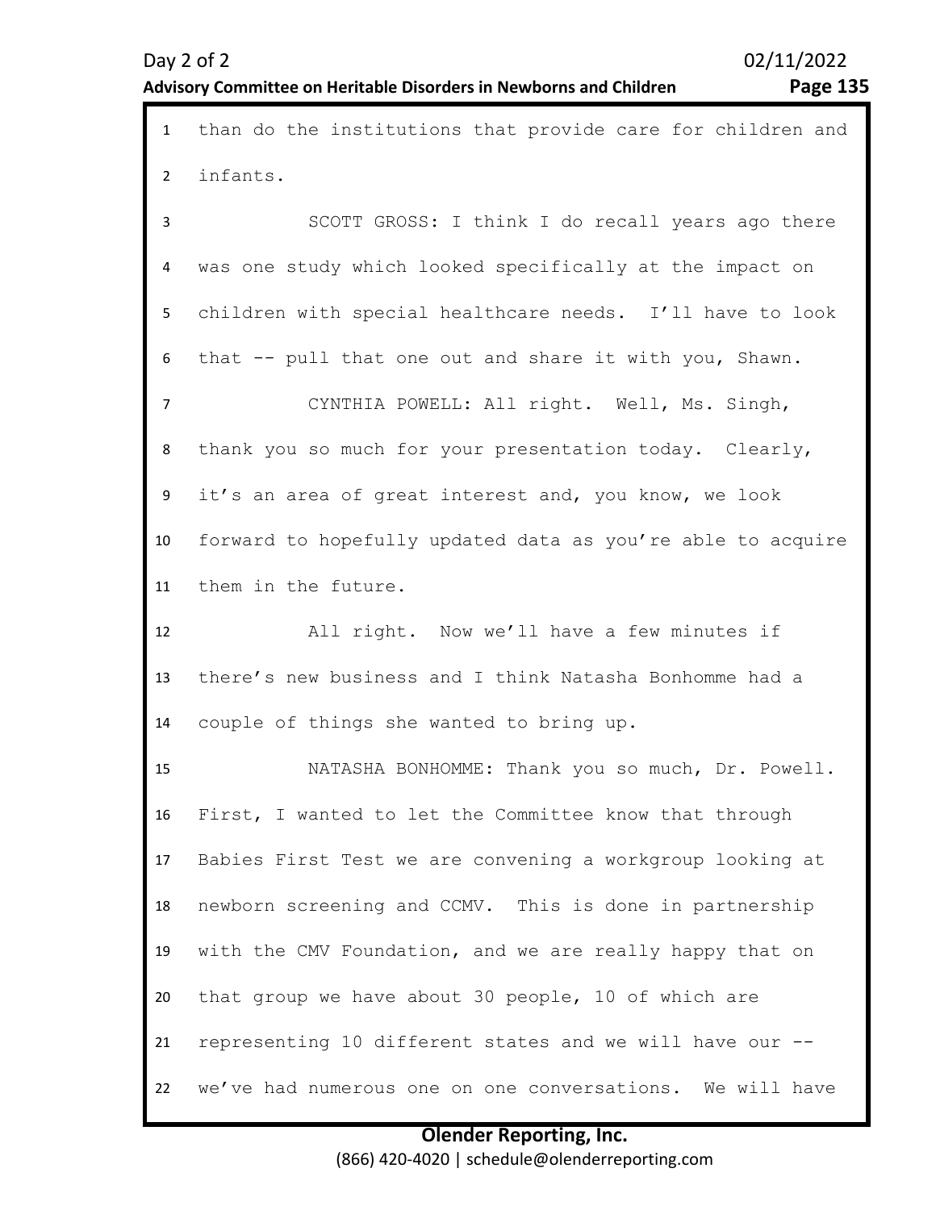than do the institutions that provide care for children and infants.

SCOTT GROSS: I think I do recall years ago there was one study which looked specifically at the impact on children with special healthcare needs. I'll have to look that -- pull that one out and share it with you, Shawn.

CYNTHIA POWELL: All right. Well, Ms. Singh, thank you so much for your presentation today. Clearly, it's an area of great interest and, you know, we look forward to hopefully updated data as you're able to acquire them in the future.

All right. Now we'll have a few minutes if there's new business and I think Natasha Bonhomme had a couple of things she wanted to bring up.

NATASHA BONHOMME: Thank you so much, Dr. Powell. First, I wanted to let the Committee know that through Babies First Test we are convening a workgroup looking at newborn screening and CCMV. This is done in partnership with the CMV Foundation, and we are really happy that on that group we have about 30 people, 10 of which are representing 10 different states and we will have our -- we've had numerous one on one conversations. We will have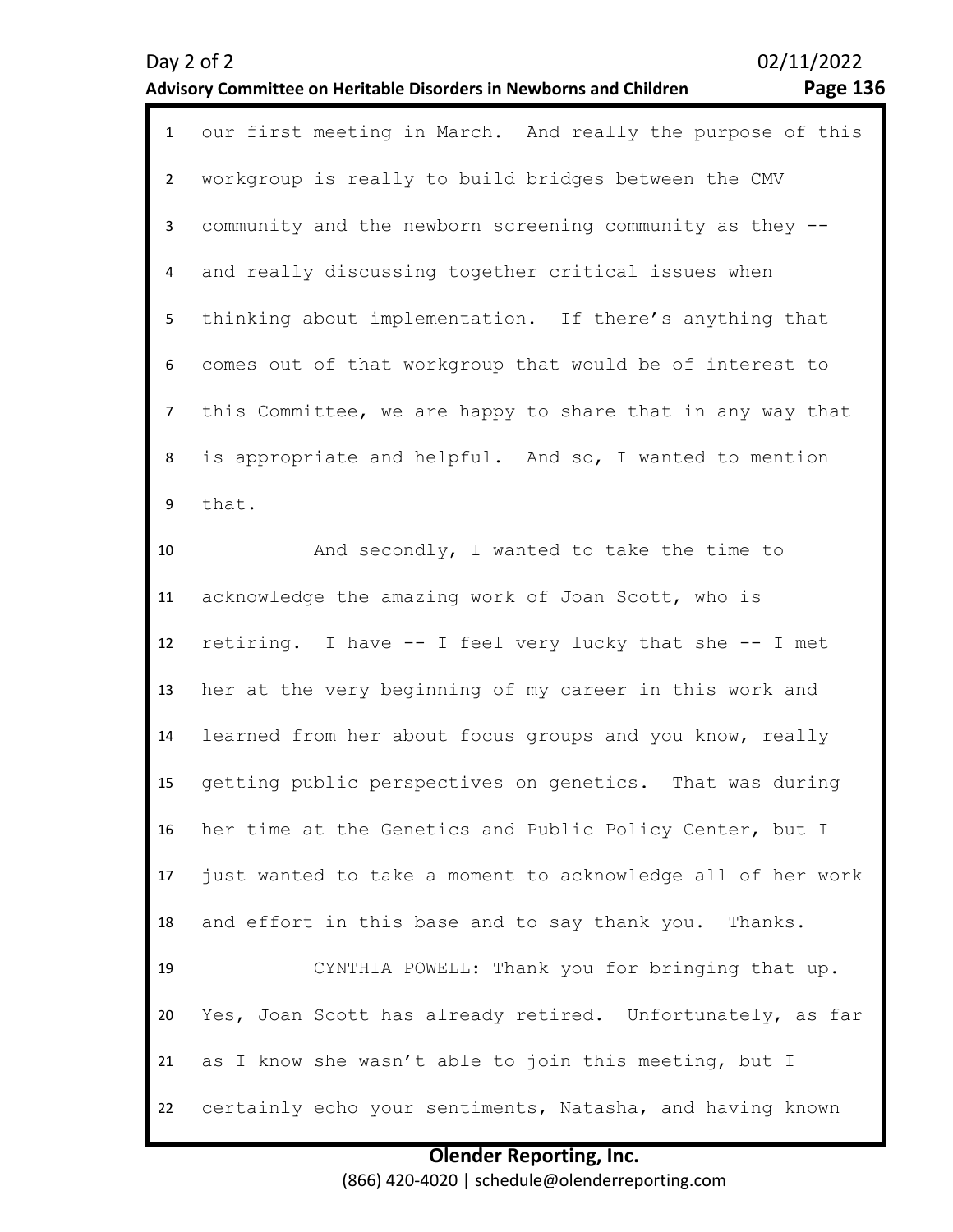our first meeting in March. And really the purpose of this workgroup is really to build bridges between the CMV community and the newborn screening community as they -- and really discussing together critical issues when thinking about implementation. If there's anything that comes out of that workgroup that would be of interest to this Committee, we are happy to share that in any way that is appropriate and helpful. And so, I wanted to mention that.

And secondly, I wanted to take the time to acknowledge the amazing work of Joan Scott, who is retiring. I have -- I feel very lucky that she -- I met her at the very beginning of my career in this work and learned from her about focus groups and you know, really getting public perspectives on genetics. That was during her time at the Genetics and Public Policy Center, but I just wanted to take a moment to acknowledge all of her work and effort in this base and to say thank you. Thanks.

CYNTHIA POWELL: Thank you for bringing that up. Yes, Joan Scott has already retired. Unfortunately, as far as I know she wasn't able to join this meeting, but I certainly echo your sentiments, Natasha, and having known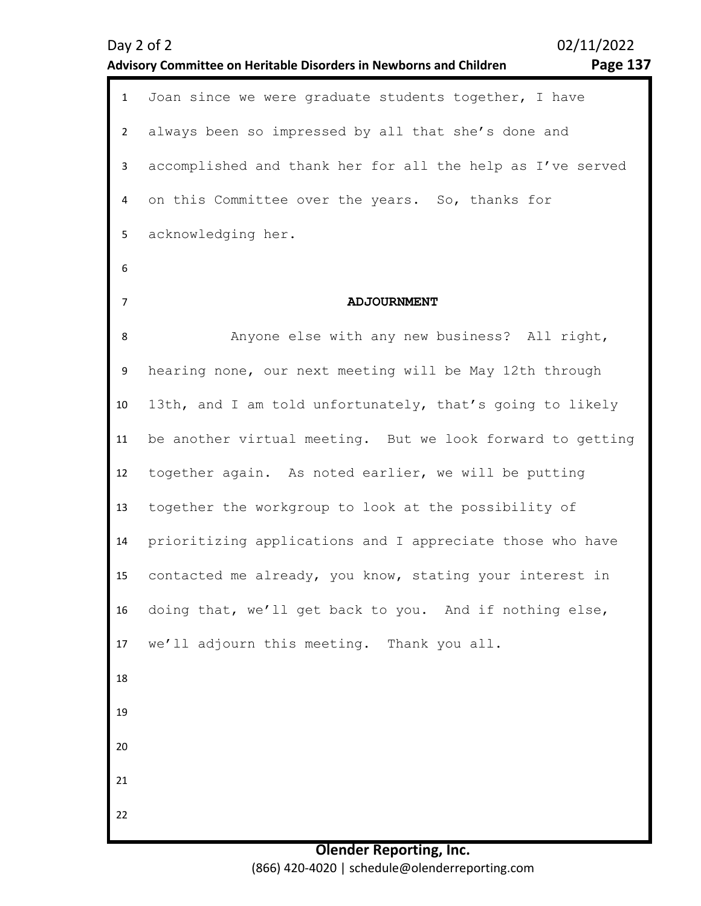Joan since we were graduate students together, I have always been so impressed by all that she's done and accomplished and thank her for all the help as I've served on this Committee over the years. So, thanks for acknowledging her.

## ADJOURNMENT

Anyone else with any new business? All right, hearing none, our next meeting will be May 12th through 13th, and I am told unfortunately, that's going to likely be another virtual meeting. But we look forward to getting together again. As noted earlier, we will be putting together the workgroup to look at the possibility of prioritizing applications and I appreciate those who have contacted me already, you know, stating your interest in doing that, we'll get back to you. And if nothing else, we'll adjourn this meeting. Thank you all.